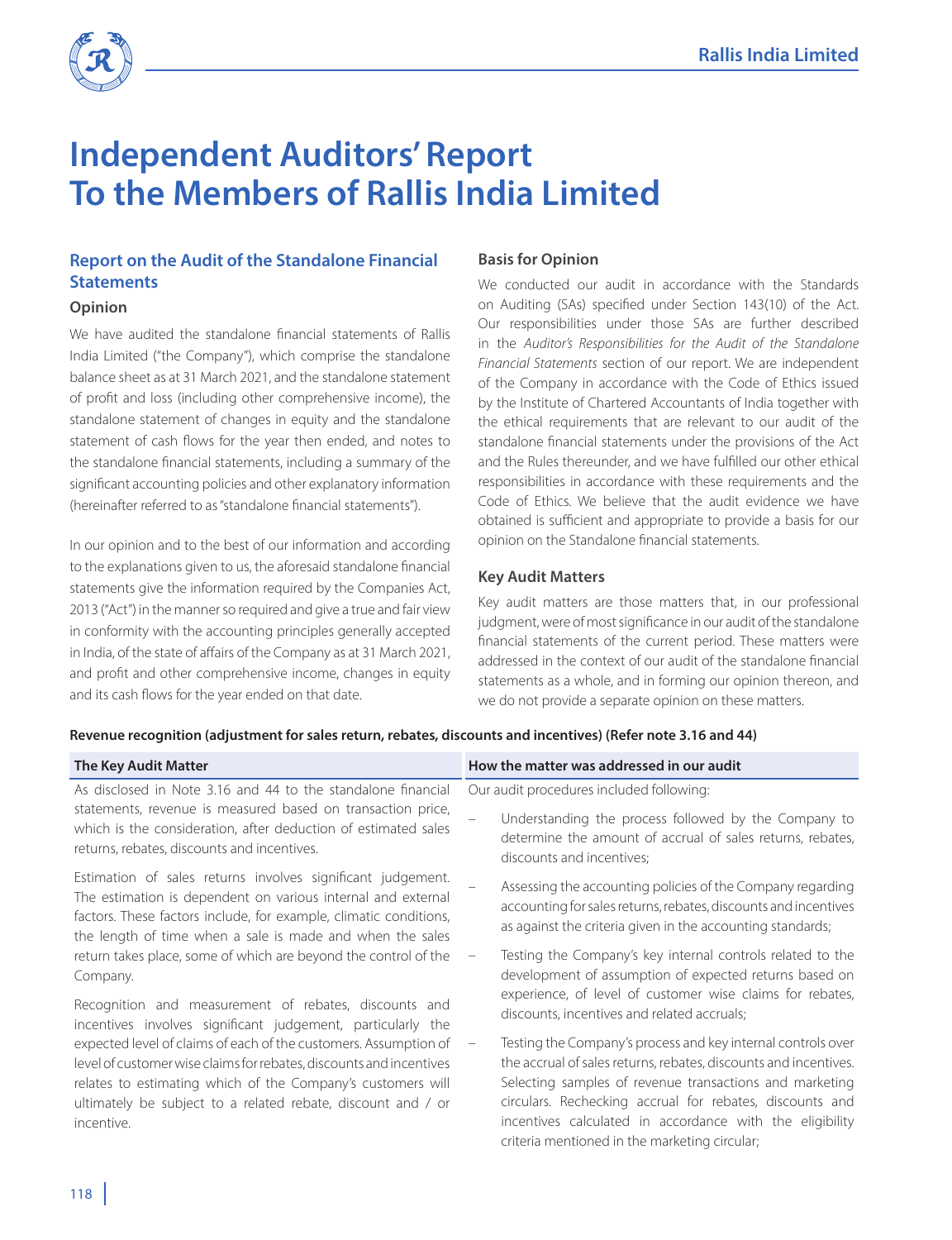# Independent Auditors' Report
# To the Members of Rallis India Limited

## Report on the Audit of the Standalone Financial Statements

### Opinion

We have audited the standalone financial statements of Rallis India Limited ("the Company"), which comprise the standalone balance sheet as at 31 March 2021, and the standalone statement of profit and loss (including other comprehensive income), the standalone statement of changes in equity and the standalone statement of cash flows for the year then ended, and notes to the standalone financial statements, including a summary of the significant accounting policies and other explanatory information (hereinafter referred to as "standalone financial statements").

In our opinion and to the best of our information and according to the explanations given to us, the aforesaid standalone financial statements give the information required by the Companies Act, 2013 ("Act") in the manner so required and give a true and fair view in conformity with the accounting principles generally accepted in India, of the state of affairs of the Company as at 31 March 2021, and profit and other comprehensive income, changes in equity and its cash flows for the year ended on that date.

### Basis for Opinion

We conducted our audit in accordance with the Standards on Auditing (SAs) specified under Section 143(10) of the Act. Our responsibilities under those SAs are further described in the *Auditor's Responsibilities for the Audit of the Standalone Financial Statements* section of our report. We are independent of the Company in accordance with the Code of Ethics issued by the Institute of Chartered Accountants of India together with the ethical requirements that are relevant to our audit of the standalone financial statements under the provisions of the Act and the Rules thereunder, and we have fulfilled our other ethical responsibilities in accordance with these requirements and the Code of Ethics. We believe that the audit evidence we have obtained is sufficient and appropriate to provide a basis for our opinion on the Standalone financial statements.

### Key Audit Matters

Key audit matters are those matters that, in our professional judgment, were of most significance in our audit of the standalone financial statements of the current period. These matters were addressed in the context of our audit of the standalone financial statements as a whole, and in forming our opinion thereon, and we do not provide a separate opinion on these matters.

**Revenue recognition (adjustment for sales return, rebates, discounts and incentives) (Refer note 3.16 and 44)**

| The Key Audit Matter | How the matter was addressed in our audit |
|---|---|
| As disclosed in Note 3.16 and 44 to the standalone financial statements, revenue is measured based on transaction price, which is the consideration, after deduction of estimated sales returns, rebates, discounts and incentives.<br><br>Estimation of sales returns involves significant judgement. The estimation is dependent on various internal and external factors. These factors include, for example, climatic conditions, the length of time when a sale is made and when the sales return takes place, some of which are beyond the control of the Company.<br><br>Recognition and measurement of rebates, discounts and incentives involves significant judgement, particularly the expected level of claims of each of the customers. Assumption of level of customer wise claims for rebates, discounts and incentives relates to estimating which of the Company's customers will ultimately be subject to a related rebate, discount and / or incentive. | Our audit procedures included following:<br><br>– Understanding the process followed by the Company to determine the amount of accrual of sales returns, rebates, discounts and incentives;<br><br>– Assessing the accounting policies of the Company regarding accounting for sales returns, rebates, discounts and incentives as against the criteria given in the accounting standards;<br><br>– Testing the Company's key internal controls related to the development of assumption of expected returns based on experience, of level of customer wise claims for rebates, discounts, incentives and related accruals;<br><br>– Testing the Company's process and key internal controls over the accrual of sales returns, rebates, discounts and incentives. Selecting samples of revenue transactions and marketing circulars. Rechecking accrual for rebates, discounts and incentives calculated in accordance with the eligibility criteria mentioned in the marketing circular; |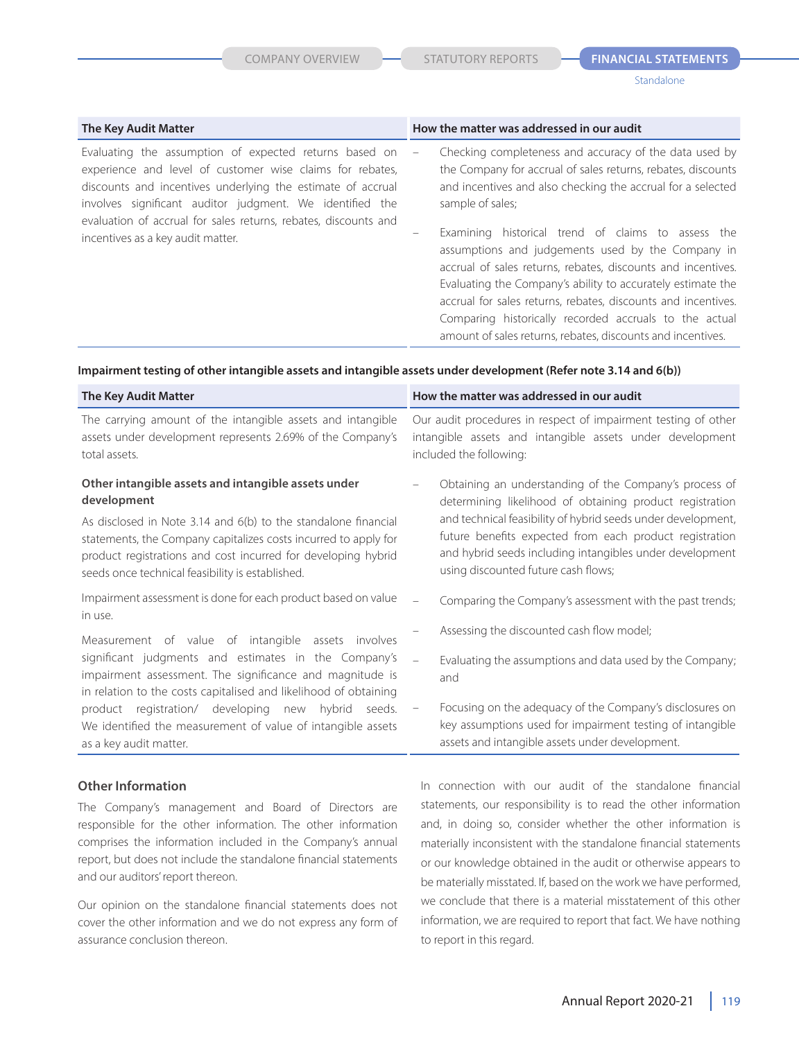| The Key Audit Matter | How the matter was addressed in our audit |
|---|---|
| Evaluating the assumption of expected returns based on experience and level of customer wise claims for rebates, discounts and incentives underlying the estimate of accrual involves significant auditor judgment. We identified the evaluation of accrual for sales returns, rebates, discounts and incentives as a key audit matter. | – Checking completeness and accuracy of the data used by the Company for accrual of sales returns, rebates, discounts and incentives and also checking the accrual for a selected sample of sales;<br>– Examining historical trend of claims to assess the assumptions and judgements used by the Company in accrual of sales returns, rebates, discounts and incentives. Evaluating the Company's ability to accurately estimate the accrual for sales returns, rebates, discounts and incentives. Comparing historically recorded accruals to the actual amount of sales returns, rebates, discounts and incentives. |

**Impairment testing of other intangible assets and intangible assets under development (Refer note 3.14 and 6(b))**

| The Key Audit Matter | How the matter was addressed in our audit |
|---|---|
| The carrying amount of the intangible assets and intangible assets under development represents 2.69% of the Company's total assets.<br>**Other intangible assets and intangible assets under development**<br>As disclosed in Note 3.14 and 6(b) to the standalone financial statements, the Company capitalizes costs incurred to apply for product registrations and cost incurred for developing hybrid seeds once technical feasibility is established.<br>Impairment assessment is done for each product based on value in use.<br>Measurement of value of intangible assets involves significant judgments and estimates in the Company's impairment assessment. The significance and magnitude is in relation to the costs capitalised and likelihood of obtaining product registration/ developing new hybrid seeds. We identified the measurement of value of intangible assets as a key audit matter. | Our audit procedures in respect of impairment testing of other intangible assets and intangible assets under development included the following:<br>– Obtaining an understanding of the Company's process of determining likelihood of obtaining product registration and technical feasibility of hybrid seeds under development, future benefits expected from each product registration and hybrid seeds including intangibles under development using discounted future cash flows;<br>– Comparing the Company's assessment with the past trends;<br>– Assessing the discounted cash flow model;<br>– Evaluating the assumptions and data used by the Company; and<br>– Focusing on the adequacy of the Company's disclosures on key assumptions used for impairment testing of intangible assets and intangible assets under development. |

### Other Information

The Company's management and Board of Directors are responsible for the other information. The other information comprises the information included in the Company's annual report, but does not include the standalone financial statements and our auditors' report thereon.

Our opinion on the standalone financial statements does not cover the other information and we do not express any form of assurance conclusion thereon.

In connection with our audit of the standalone financial statements, our responsibility is to read the other information and, in doing so, consider whether the other information is materially inconsistent with the standalone financial statements or our knowledge obtained in the audit or otherwise appears to be materially misstated. If, based on the work we have performed, we conclude that there is a material misstatement of this other information, we are required to report that fact. We have nothing to report in this regard.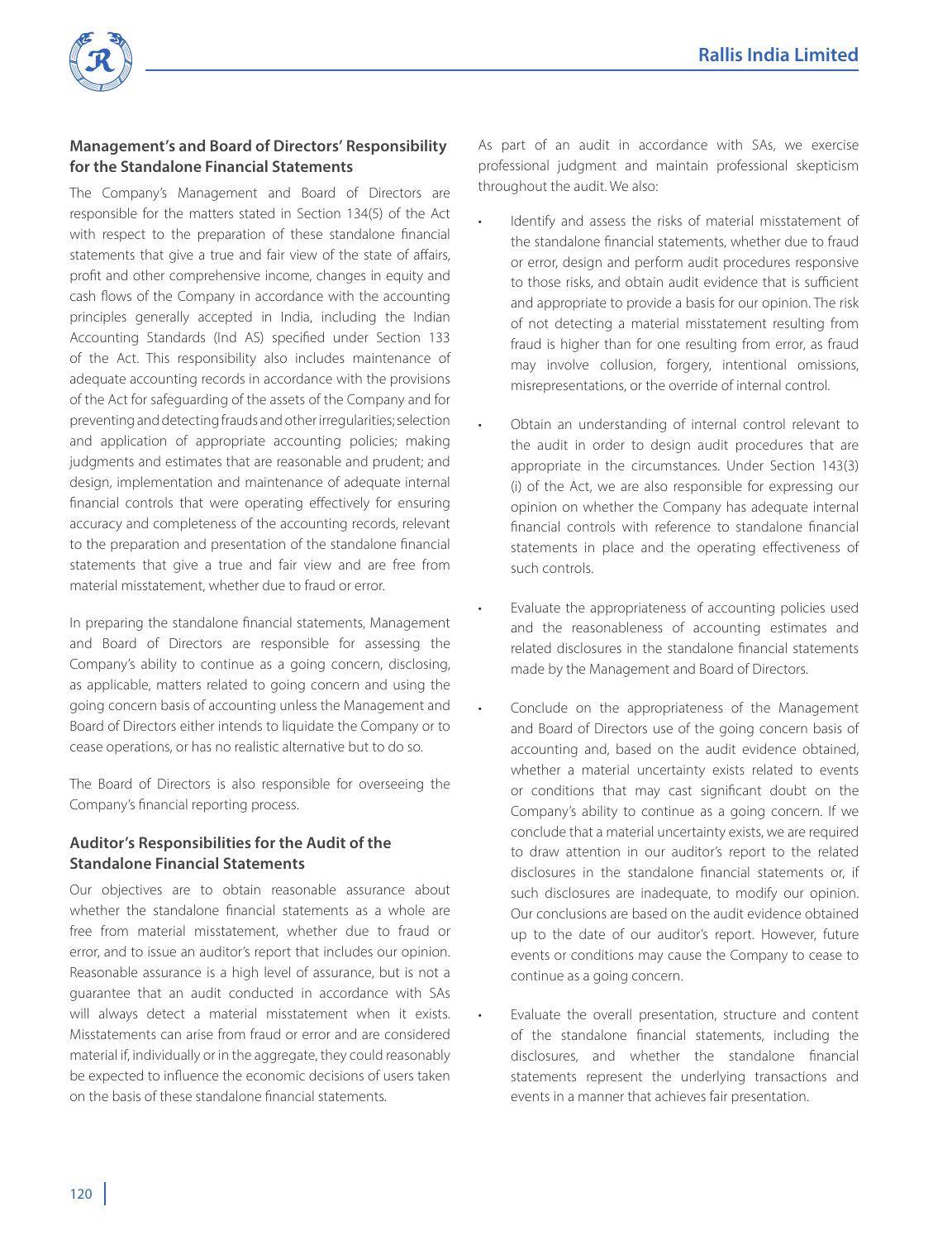### Management's and Board of Directors' Responsibility for the Standalone Financial Statements

The Company's Management and Board of Directors are responsible for the matters stated in Section 134(5) of the Act with respect to the preparation of these standalone financial statements that give a true and fair view of the state of affairs, profit and other comprehensive income, changes in equity and cash flows of the Company in accordance with the accounting principles generally accepted in India, including the Indian Accounting Standards (Ind AS) specified under Section 133 of the Act. This responsibility also includes maintenance of adequate accounting records in accordance with the provisions of the Act for safeguarding of the assets of the Company and for preventing and detecting frauds and other irregularities; selection and application of appropriate accounting policies; making judgments and estimates that are reasonable and prudent; and design, implementation and maintenance of adequate internal financial controls that were operating effectively for ensuring accuracy and completeness of the accounting records, relevant to the preparation and presentation of the standalone financial statements that give a true and fair view and are free from material misstatement, whether due to fraud or error.

In preparing the standalone financial statements, Management and Board of Directors are responsible for assessing the Company's ability to continue as a going concern, disclosing, as applicable, matters related to going concern and using the going concern basis of accounting unless the Management and Board of Directors either intends to liquidate the Company or to cease operations, or has no realistic alternative but to do so.

The Board of Directors is also responsible for overseeing the Company's financial reporting process.

### Auditor's Responsibilities for the Audit of the Standalone Financial Statements

Our objectives are to obtain reasonable assurance about whether the standalone financial statements as a whole are free from material misstatement, whether due to fraud or error, and to issue an auditor's report that includes our opinion. Reasonable assurance is a high level of assurance, but is not a guarantee that an audit conducted in accordance with SAs will always detect a material misstatement when it exists. Misstatements can arise from fraud or error and are considered material if, individually or in the aggregate, they could reasonably be expected to influence the economic decisions of users taken on the basis of these standalone financial statements.

As part of an audit in accordance with SAs, we exercise professional judgment and maintain professional skepticism throughout the audit. We also:

- Identify and assess the risks of material misstatement of the standalone financial statements, whether due to fraud or error, design and perform audit procedures responsive to those risks, and obtain audit evidence that is sufficient and appropriate to provide a basis for our opinion. The risk of not detecting a material misstatement resulting from fraud is higher than for one resulting from error, as fraud may involve collusion, forgery, intentional omissions, misrepresentations, or the override of internal control.

- Obtain an understanding of internal control relevant to the audit in order to design audit procedures that are appropriate in the circumstances. Under Section 143(3)(i) of the Act, we are also responsible for expressing our opinion on whether the Company has adequate internal financial controls with reference to standalone financial statements in place and the operating effectiveness of such controls.

- Evaluate the appropriateness of accounting policies used and the reasonableness of accounting estimates and related disclosures in the standalone financial statements made by the Management and Board of Directors.

- Conclude on the appropriateness of the Management and Board of Directors use of the going concern basis of accounting and, based on the audit evidence obtained, whether a material uncertainty exists related to events or conditions that may cast significant doubt on the Company's ability to continue as a going concern. If we conclude that a material uncertainty exists, we are required to draw attention in our auditor's report to the related disclosures in the standalone financial statements or, if such disclosures are inadequate, to modify our opinion. Our conclusions are based on the audit evidence obtained up to the date of our auditor's report. However, future events or conditions may cause the Company to cease to continue as a going concern.

- Evaluate the overall presentation, structure and content of the standalone financial statements, including the disclosures, and whether the standalone financial statements represent the underlying transactions and events in a manner that achieves fair presentation.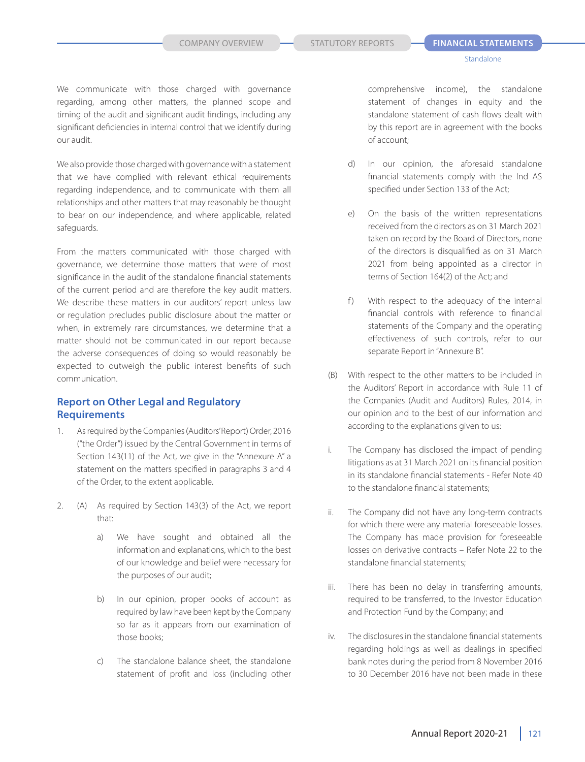We communicate with those charged with governance regarding, among other matters, the planned scope and timing of the audit and significant audit findings, including any significant deficiencies in internal control that we identify during our audit.

We also provide those charged with governance with a statement that we have complied with relevant ethical requirements regarding independence, and to communicate with them all relationships and other matters that may reasonably be thought to bear on our independence, and where applicable, related safeguards.

From the matters communicated with those charged with governance, we determine those matters that were of most significance in the audit of the standalone financial statements of the current period and are therefore the key audit matters. We describe these matters in our auditors' report unless law or regulation precludes public disclosure about the matter or when, in extremely rare circumstances, we determine that a matter should not be communicated in our report because the adverse consequences of doing so would reasonably be expected to outweigh the public interest benefits of such communication.

## Report on Other Legal and Regulatory Requirements

1. As required by the Companies (Auditors' Report) Order, 2016 ("the Order") issued by the Central Government in terms of Section 143(11) of the Act, we give in the "Annexure A" a statement on the matters specified in paragraphs 3 and 4 of the Order, to the extent applicable.

2. (A) As required by Section 143(3) of the Act, we report that:

   a) We have sought and obtained all the information and explanations, which to the best of our knowledge and belief were necessary for the purposes of our audit;

   b) In our opinion, proper books of account as required by law have been kept by the Company so far as it appears from our examination of those books;

   c) The standalone balance sheet, the standalone statement of profit and loss (including other comprehensive income), the standalone statement of changes in equity and the standalone statement of cash flows dealt with by this report are in agreement with the books of account;

   d) In our opinion, the aforesaid standalone financial statements comply with the Ind AS specified under Section 133 of the Act;

   e) On the basis of the written representations received from the directors as on 31 March 2021 taken on record by the Board of Directors, none of the directors is disqualified as on 31 March 2021 from being appointed as a director in terms of Section 164(2) of the Act; and

   f) With respect to the adequacy of the internal financial controls with reference to financial statements of the Company and the operating effectiveness of such controls, refer to our separate Report in "Annexure B".

   (B) With respect to the other matters to be included in the Auditors' Report in accordance with Rule 11 of the Companies (Audit and Auditors) Rules, 2014, in our opinion and to the best of our information and according to the explanations given to us:

   i. The Company has disclosed the impact of pending litigations as at 31 March 2021 on its financial position in its standalone financial statements - Refer Note 40 to the standalone financial statements;

   ii. The Company did not have any long-term contracts for which there were any material foreseeable losses. The Company has made provision for foreseeable losses on derivative contracts – Refer Note 22 to the standalone financial statements;

   iii. There has been no delay in transferring amounts, required to be transferred, to the Investor Education and Protection Fund by the Company; and

   iv. The disclosures in the standalone financial statements regarding holdings as well as dealings in specified bank notes during the period from 8 November 2016 to 30 December 2016 have not been made in these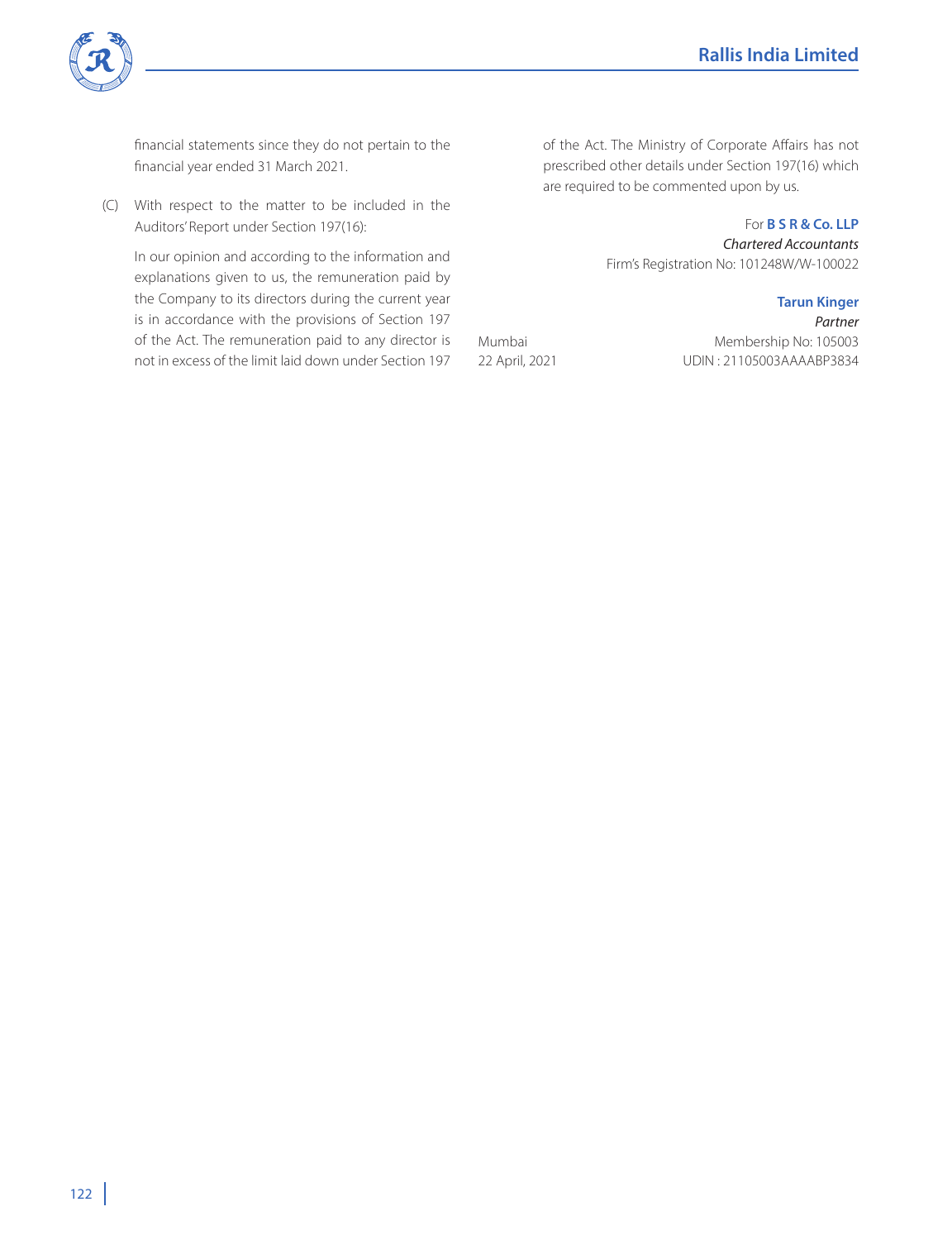financial statements since they do not pertain to the financial year ended 31 March 2021.

(C) With respect to the matter to be included in the Auditors' Report under Section 197(16):

In our opinion and according to the information and explanations given to us, the remuneration paid by the Company to its directors during the current year is in accordance with the provisions of Section 197 of the Act. The remuneration paid to any director is not in excess of the limit laid down under Section 197 of the Act. The Ministry of Corporate Affairs has not prescribed other details under Section 197(16) which are required to be commented upon by us.

For **B S R & Co. LLP**
*Chartered Accountants*
Firm's Registration No: 101248W/W-100022

**Tarun Kinger**
*Partner*
Membership No: 105003
UDIN : 21105003AAAABP3834

Mumbai
22 April, 2021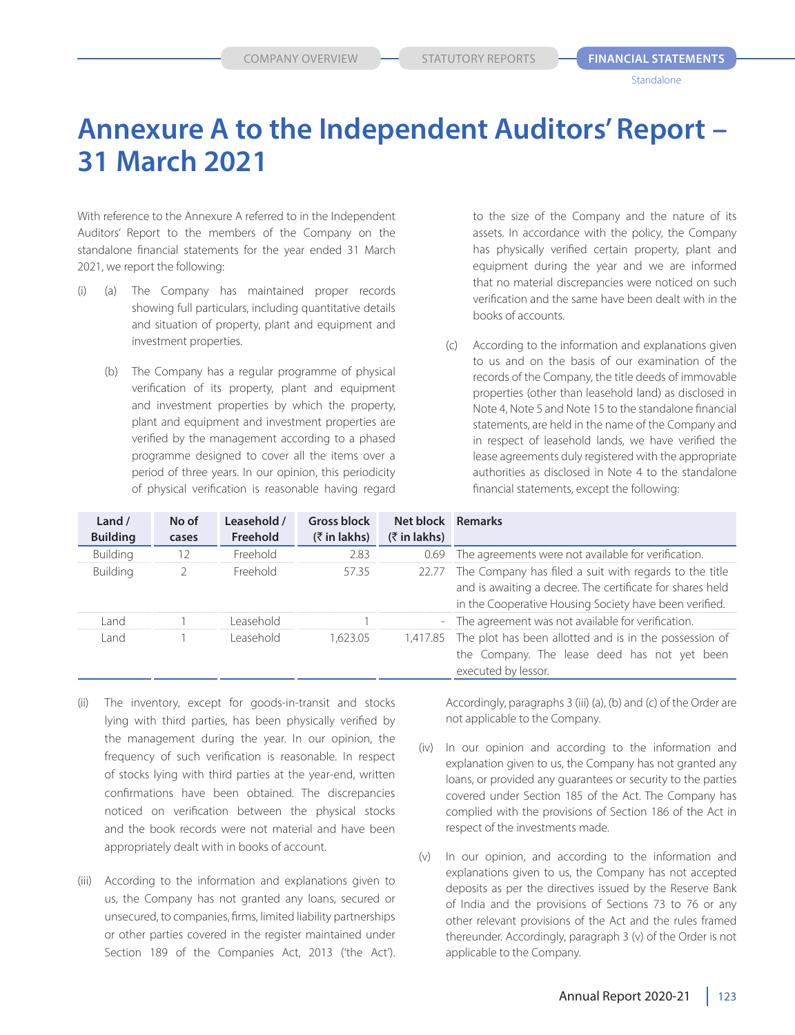# Annexure A to the Independent Auditors' Report – 31 March 2021

With reference to the Annexure A referred to in the Independent Auditors' Report to the members of the Company on the standalone financial statements for the year ended 31 March 2021, we report the following:

(i) (a) The Company has maintained proper records showing full particulars, including quantitative details and situation of property, plant and equipment and investment properties.

(b) The Company has a regular programme of physical verification of its property, plant and equipment and investment properties by which the property, plant and equipment and investment properties are verified by the management according to a phased programme designed to cover all the items over a period of three years. In our opinion, this periodicity of physical verification is reasonable having regard to the size of the Company and the nature of its assets. In accordance with the policy, the Company has physically verified certain property, plant and equipment during the year and we are informed that no material discrepancies were noticed on such verification and the same have been dealt with in the books of accounts.

(c) According to the information and explanations given to us and on the basis of our examination of the records of the Company, the title deeds of immovable properties (other than leasehold land) as disclosed in Note 4, Note 5 and Note 15 to the standalone financial statements, are held in the name of the Company and in respect of leasehold lands, we have verified the lease agreements duly registered with the appropriate authorities as disclosed in Note 4 to the standalone financial statements, except the following:

| Land / Building | No of cases | Leasehold / Freehold | Gross block (₹ in lakhs) | Net block (₹ in lakhs) | Remarks |
|---|---|---|---|---|---|
| Building | 12 | Freehold | 2.83 | 0.69 | The agreements were not available for verification. |
| Building | 2 | Freehold | 57.35 | 22.77 | The Company has filed a suit with regards to the title and is awaiting a decree. The certificate for shares held in the Cooperative Housing Society have been verified. |
| Land | 1 | Leasehold | 1 | - | The agreement was not available for verification. |
| Land | 1 | Leasehold | 1,623.05 | 1,417.85 | The plot has been allotted and is in the possession of the Company. The lease deed has not yet been executed by lessor. |

(ii) The inventory, except for goods-in-transit and stocks lying with third parties, has been physically verified by the management during the year. In our opinion, the frequency of such verification is reasonable. In respect of stocks lying with third parties at the year-end, written confirmations have been obtained. The discrepancies noticed on verification between the physical stocks and the book records were not material and have been appropriately dealt with in books of account.

(iii) According to the information and explanations given to us, the Company has not granted any loans, secured or unsecured, to companies, firms, limited liability partnerships or other parties covered in the register maintained under Section 189 of the Companies Act, 2013 ('the Act'). Accordingly, paragraphs 3 (iii) (a), (b) and (c) of the Order are not applicable to the Company.

(iv) In our opinion and according to the information and explanation given to us, the Company has not granted any loans, or provided any guarantees or security to the parties covered under Section 185 of the Act. The Company has complied with the provisions of Section 186 of the Act in respect of the investments made.

(v) In our opinion, and according to the information and explanations given to us, the Company has not accepted deposits as per the directives issued by the Reserve Bank of India and the provisions of Sections 73 to 76 or any other relevant provisions of the Act and the rules framed thereunder. Accordingly, paragraph 3 (v) of the Order is not applicable to the Company.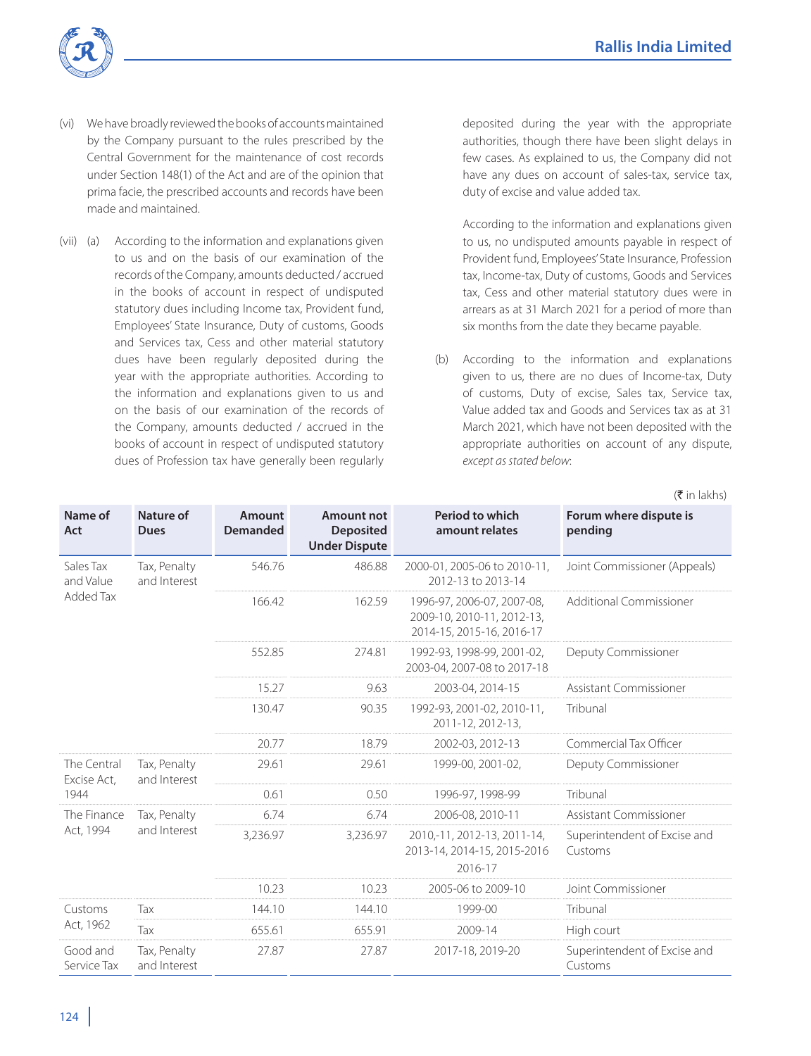(vi) We have broadly reviewed the books of accounts maintained by the Company pursuant to the rules prescribed by the Central Government for the maintenance of cost records under Section 148(1) of the Act and are of the opinion that prima facie, the prescribed accounts and records have been made and maintained.

(vii) (a) According to the information and explanations given to us and on the basis of our examination of the records of the Company, amounts deducted / accrued in the books of account in respect of undisputed statutory dues including Income tax, Provident fund, Employees' State Insurance, Duty of customs, Goods and Services tax, Cess and other material statutory dues have been regularly deposited during the year with the appropriate authorities. According to the information and explanations given to us and on the basis of our examination of the records of the Company, amounts deducted / accrued in the books of account in respect of undisputed statutory dues of Profession tax have generally been regularly deposited during the year with the appropriate authorities, though there have been slight delays in few cases. As explained to us, the Company did not have any dues on account of sales-tax, service tax, duty of excise and value added tax.

According to the information and explanations given to us, no undisputed amounts payable in respect of Provident fund, Employees' State Insurance, Profession tax, Income-tax, Duty of customs, Goods and Services tax, Cess and other material statutory dues were in arrears as at 31 March 2021 for a period of more than six months from the date they became payable.

(b) According to the information and explanations given to us, there are no dues of Income-tax, Duty of customs, Duty of excise, Sales tax, Service tax, Value added tax and Goods and Services tax as at 31 March 2021, which have not been deposited with the appropriate authorities on account of any dispute, *except as stated below*:

(₹ in lakhs)

| Name of Act | Nature of Dues | Amount Demanded | Amount not Deposited Under Dispute | Period to which amount relates | Forum where dispute is pending |
|---|---|---|---|---|---|
| Sales Tax and Value Added Tax | Tax, Penalty and Interest | 546.76 | 486.88 | 2000-01, 2005-06 to 2010-11, 2012-13 to 2013-14 | Joint Commissioner (Appeals) |
| | | 166.42 | 162.59 | 1996-97, 2006-07, 2007-08, 2009-10, 2010-11, 2012-13, 2014-15, 2015-16, 2016-17 | Additional Commissioner |
| | | 552.85 | 274.81 | 1992-93, 1998-99, 2001-02, 2003-04, 2007-08 to 2017-18 | Deputy Commissioner |
| | | 15.27 | 9.63 | 2003-04, 2014-15 | Assistant Commissioner |
| | | 130.47 | 90.35 | 1992-93, 2001-02, 2010-11, 2011-12, 2012-13, | Tribunal |
| | | 20.77 | 18.79 | 2002-03, 2012-13 | Commercial Tax Officer |
| The Central Excise Act, 1944 | Tax, Penalty and Interest | 29.61 | 29.61 | 1999-00, 2001-02, | Deputy Commissioner |
| | | 0.61 | 0.50 | 1996-97, 1998-99 | Tribunal |
| The Finance Act, 1994 | Tax, Penalty and Interest | 6.74 | 6.74 | 2006-08, 2010-11 | Assistant Commissioner |
| | | 3,236.97 | 3,236.97 | 2010,-11, 2012-13, 2011-14, 2013-14, 2014-15, 2015-2016 2016-17 | Superintendent of Excise and Customs |
| | | 10.23 | 10.23 | 2005-06 to 2009-10 | Joint Commissioner |
| Customs Act, 1962 | Tax | 144.10 | 144.10 | 1999-00 | Tribunal |
| | Tax | 655.61 | 655.91 | 2009-14 | High court |
| Good and Service Tax | Tax, Penalty and Interest | 27.87 | 27.87 | 2017-18, 2019-20 | Superintendent of Excise and Customs |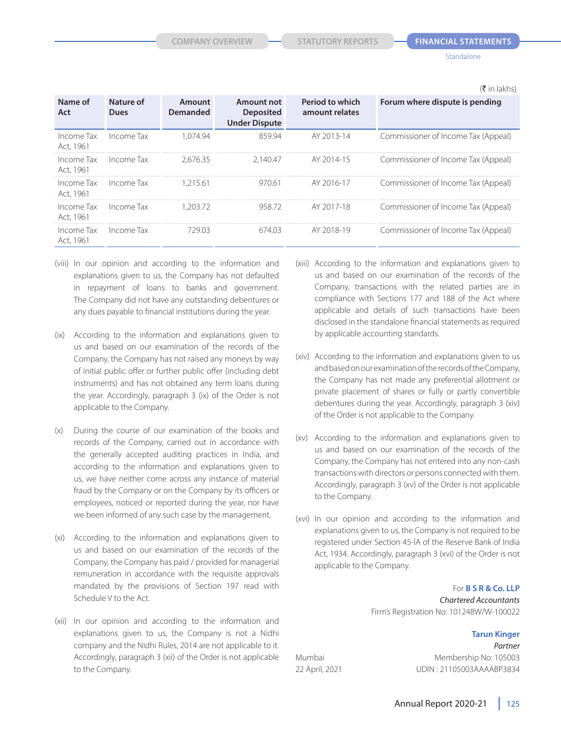(₹ in lakhs)

| Name of Act | Nature of Dues | Amount Demanded | Amount not Deposited Under Dispute | Period to which amount relates | Forum where dispute is pending |
|---|---|---|---|---|---|
| Income Tax Act, 1961 | Income Tax | 1,074.94 | 859.94 | AY 2013-14 | Commissioner of Income Tax (Appeal) |
| Income Tax Act, 1961 | Income Tax | 2,676.35 | 2,140.47 | AY 2014-15 | Commissioner of Income Tax (Appeal) |
| Income Tax Act, 1961 | Income Tax | 1,215.61 | 970.61 | AY 2016-17 | Commissioner of Income Tax (Appeal) |
| Income Tax Act, 1961 | Income Tax | 1,203.72 | 958.72 | AY 2017-18 | Commissioner of Income Tax (Appeal) |
| Income Tax Act, 1961 | Income Tax | 729.03 | 674.03 | AY 2018-19 | Commissioner of Income Tax (Appeal) |

(viii) In our opinion and according to the information and explanations given to us, the Company has not defaulted in repayment of loans to banks and government. The Company did not have any outstanding debentures or any dues payable to financial institutions during the year.

(ix) According to the information and explanations given to us and based on our examination of the records of the Company, the Company has not raised any moneys by way of initial public offer or further public offer (including debt instruments) and has not obtained any term loans during the year. Accordingly, paragraph 3 (ix) of the Order is not applicable to the Company.

(x) During the course of our examination of the books and records of the Company, carried out in accordance with the generally accepted auditing practices in India, and according to the information and explanations given to us, we have neither come across any instance of material fraud by the Company or on the Company by its officers or employees, noticed or reported during the year, nor have we been informed of any such case by the management.

(xi) According to the information and explanations given to us and based on our examination of the records of the Company, the Company has paid / provided for managerial remuneration in accordance with the requisite approvals mandated by the provisions of Section 197 read with Schedule V to the Act.

(xii) In our opinion and according to the information and explanations given to us, the Company is not a Nidhi company and the Nidhi Rules, 2014 are not applicable to it. Accordingly, paragraph 3 (xii) of the Order is not applicable to the Company.

(xiii) According to the information and explanations given to us and based on our examination of the records of the Company, transactions with the related parties are in compliance with Sections 177 and 188 of the Act where applicable and details of such transactions have been disclosed in the standalone financial statements as required by applicable accounting standards.

(xiv) According to the information and explanations given to us and based on our examination of the records of the Company, the Company has not made any preferential allotment or private placement of shares or fully or partly convertible debentures during the year. Accordingly, paragraph 3 (xiv) of the Order is not applicable to the Company.

(xv) According to the information and explanations given to us and based on our examination of the records of the Company, the Company has not entered into any non-cash transactions with directors or persons connected with them. Accordingly, paragraph 3 (xv) of the Order is not applicable to the Company.

(xvi) In our opinion and according to the information and explanations given to us, the Company is not required to be registered under Section 45-IA of the Reserve Bank of India Act, 1934. Accordingly, paragraph 3 (xvi) of the Order is not applicable to the Company.

For **B S R & Co. LLP**
*Chartered Accountants*
Firm's Registration No: 101248W/W-100022

**Tarun Kinger**
*Partner*
Membership No: 105003
UDIN : 21105003AAAABP3834

Mumbai
22 April, 2021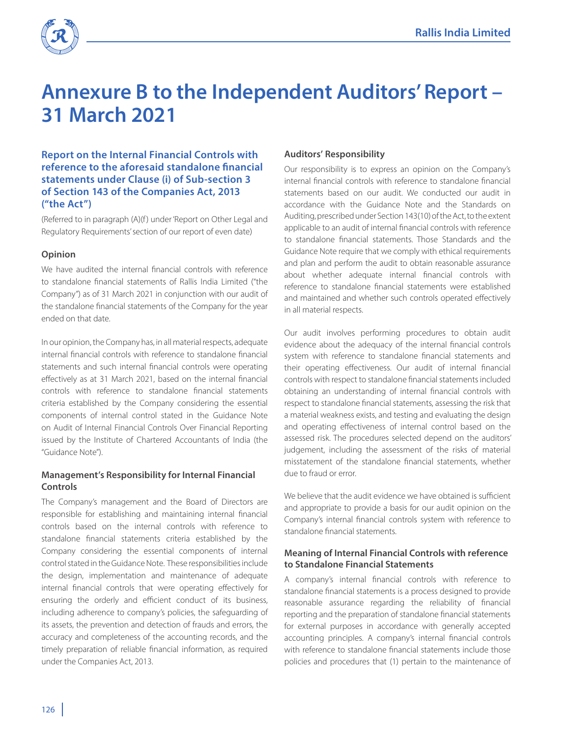# Annexure B to the Independent Auditors' Report – 31 March 2021

### Report on the Internal Financial Controls with reference to the aforesaid standalone financial statements under Clause (i) of Sub-section 3 of Section 143 of the Companies Act, 2013 ("the Act")

(Referred to in paragraph (A)(f) under 'Report on Other Legal and Regulatory Requirements' section of our report of even date)

#### Opinion

We have audited the internal financial controls with reference to standalone financial statements of Rallis India Limited ("the Company") as of 31 March 2021 in conjunction with our audit of the standalone financial statements of the Company for the year ended on that date.

In our opinion, the Company has, in all material respects, adequate internal financial controls with reference to standalone financial statements and such internal financial controls were operating effectively as at 31 March 2021, based on the internal financial controls with reference to standalone financial statements criteria established by the Company considering the essential components of internal control stated in the Guidance Note on Audit of Internal Financial Controls Over Financial Reporting issued by the Institute of Chartered Accountants of India (the "Guidance Note").

#### Management's Responsibility for Internal Financial Controls

The Company's management and the Board of Directors are responsible for establishing and maintaining internal financial controls based on the internal controls with reference to standalone financial statements criteria established by the Company considering the essential components of internal control stated in the Guidance Note. These responsibilities include the design, implementation and maintenance of adequate internal financial controls that were operating effectively for ensuring the orderly and efficient conduct of its business, including adherence to company's policies, the safeguarding of its assets, the prevention and detection of frauds and errors, the accuracy and completeness of the accounting records, and the timely preparation of reliable financial information, as required under the Companies Act, 2013.

#### Auditors' Responsibility

Our responsibility is to express an opinion on the Company's internal financial controls with reference to standalone financial statements based on our audit. We conducted our audit in accordance with the Guidance Note and the Standards on Auditing, prescribed under Section 143(10) of the Act, to the extent applicable to an audit of internal financial controls with reference to standalone financial statements. Those Standards and the Guidance Note require that we comply with ethical requirements and plan and perform the audit to obtain reasonable assurance about whether adequate internal financial controls with reference to standalone financial statements were established and maintained and whether such controls operated effectively in all material respects.

Our audit involves performing procedures to obtain audit evidence about the adequacy of the internal financial controls system with reference to standalone financial statements and their operating effectiveness. Our audit of internal financial controls with respect to standalone financial statements included obtaining an understanding of internal financial controls with respect to standalone financial statements, assessing the risk that a material weakness exists, and testing and evaluating the design and operating effectiveness of internal control based on the assessed risk. The procedures selected depend on the auditors' judgement, including the assessment of the risks of material misstatement of the standalone financial statements, whether due to fraud or error.

We believe that the audit evidence we have obtained is sufficient and appropriate to provide a basis for our audit opinion on the Company's internal financial controls system with reference to standalone financial statements.

#### Meaning of Internal Financial Controls with reference to Standalone Financial Statements

A company's internal financial controls with reference to standalone financial statements is a process designed to provide reasonable assurance regarding the reliability of financial reporting and the preparation of standalone financial statements for external purposes in accordance with generally accepted accounting principles. A company's internal financial controls with reference to standalone financial statements include those policies and procedures that (1) pertain to the maintenance of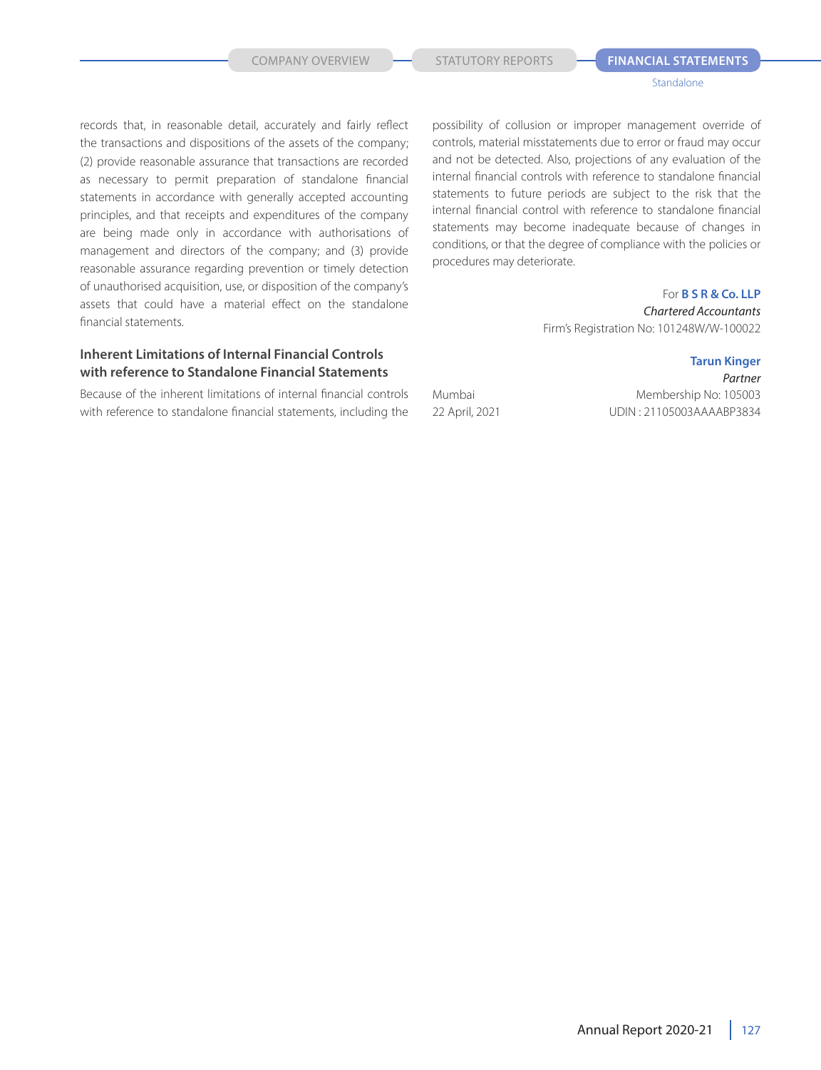records that, in reasonable detail, accurately and fairly reflect the transactions and dispositions of the assets of the company; (2) provide reasonable assurance that transactions are recorded as necessary to permit preparation of standalone financial statements in accordance with generally accepted accounting principles, and that receipts and expenditures of the company are being made only in accordance with authorisations of management and directors of the company; and (3) provide reasonable assurance regarding prevention or timely detection of unauthorised acquisition, use, or disposition of the company's assets that could have a material effect on the standalone financial statements.

### Inherent Limitations of Internal Financial Controls with reference to Standalone Financial Statements

Because of the inherent limitations of internal financial controls with reference to standalone financial statements, including the possibility of collusion or improper management override of controls, material misstatements due to error or fraud may occur and not be detected. Also, projections of any evaluation of the internal financial controls with reference to standalone financial statements to future periods are subject to the risk that the internal financial control with reference to standalone financial statements may become inadequate because of changes in conditions, or that the degree of compliance with the policies or procedures may deteriorate.

For **B S R & Co. LLP**
*Chartered Accountants*
Firm's Registration No: 101248W/W-100022

**Tarun Kinger**
*Partner*
Membership No: 105003
UDIN : 21105003AAAABP3834

Mumbai
22 April, 2021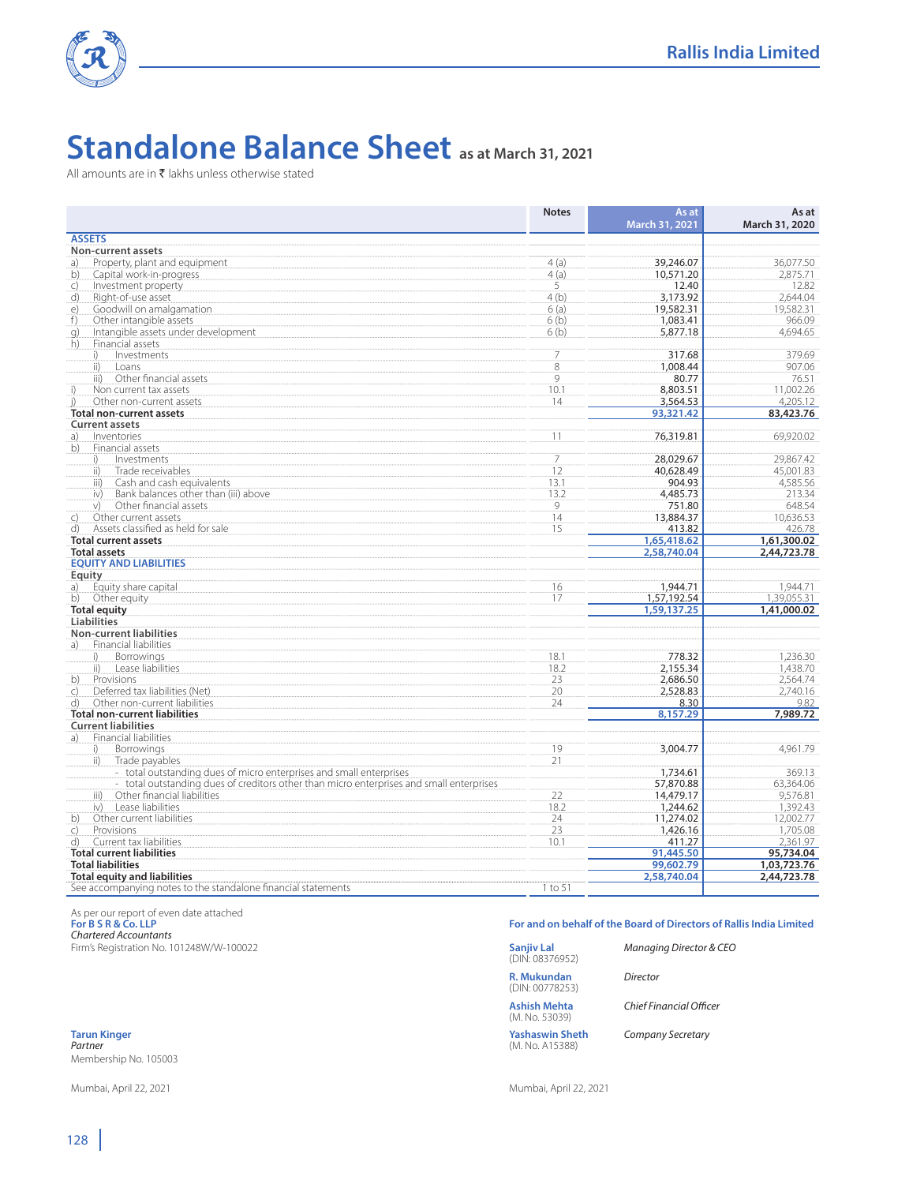# Standalone Balance Sheet as at March 31, 2021

All amounts are in ₹ lakhs unless otherwise stated

| | Notes | As at March 31, 2021 | As at March 31, 2020 |
|---|---|---|---|
| **ASSETS** | | | |
| **Non-current assets** | | | |
| a) Property, plant and equipment | 4 (a) | 39,246.07 | 36,077.50 |
| b) Capital work-in-progress | 4 (a) | 10,571.20 | 2,875.71 |
| c) Investment property | 5 | 12.40 | 12.82 |
| d) Right-of-use asset | 4 (b) | 3,173.92 | 2,644.04 |
| e) Goodwill on amalgamation | 6 (a) | 19,582.31 | 19,582.31 |
| f) Other intangible assets | 6 (b) | 1,083.41 | 966.09 |
| g) Intangible assets under development | 6 (b) | 5,877.18 | 4,694.65 |
| h) Financial assets | | | |
| i) Investments | 7 | 317.68 | 379.69 |
| ii) Loans | 8 | 1,008.44 | 907.06 |
| iii) Other financial assets | 9 | 80.77 | 76.51 |
| i) Non current tax assets | 10.1 | 8,803.51 | 11,002.26 |
| j) Other non-current assets | 14 | 3,564.53 | 4,205.12 |
| **Total non-current assets** | | **93,321.42** | **83,423.76** |
| **Current assets** | | | |
| a) Inventories | 11 | 76,319.81 | 69,920.02 |
| b) Financial assets | | | |
| i) Investments | 7 | 28,029.67 | 29,867.42 |
| ii) Trade receivables | 12 | 40,628.49 | 45,001.83 |
| iii) Cash and cash equivalents | 13.1 | 904.93 | 4,585.56 |
| iv) Bank balances other than (iii) above | 13.2 | 4,485.73 | 213.34 |
| v) Other financial assets | 9 | 751.80 | 648.54 |
| c) Other current assets | 14 | 13,884.37 | 10,636.53 |
| d) Assets classified as held for sale | 15 | 413.82 | 426.78 |
| **Total current assets** | | **1,65,418.62** | **1,61,300.02** |
| **Total assets** | | **2,58,740.04** | **2,44,723.78** |
| **EQUITY AND LIABILITIES** | | | |
| **Equity** | | | |
| a) Equity share capital | 16 | 1,944.71 | 1,944.71 |
| b) Other equity | 17 | 1,57,192.54 | 1,39,055.31 |
| **Total equity** | | **1,59,137.25** | **1,41,000.02** |
| **Liabilities** | | | |
| **Non-current liabilities** | | | |
| a) Financial liabilities | | | |
| i) Borrowings | 18.1 | 778.32 | 1,236.30 |
| ii) Lease liabilities | 18.2 | 2,155.34 | 1,438.70 |
| b) Provisions | 23 | 2,686.50 | 2,564.74 |
| c) Deferred tax liabilities (Net) | 20 | 2,528.83 | 2,740.16 |
| d) Other non-current liabilities | 24 | 8.30 | 9.82 |
| **Total non-current liabilities** | | **8,157.29** | **7,989.72** |
| **Current liabilities** | | | |
| a) Financial liabilities | | | |
| i) Borrowings | 19 | 3,004.77 | 4,961.79 |
| ii) Trade payables | 21 | | |
| - total outstanding dues of micro enterprises and small enterprises | | 1,734.61 | 369.13 |
| - total outstanding dues of creditors other than micro enterprises and small enterprises | | 57,870.88 | 63,364.06 |
| iii) Other financial liabilities | 22 | 14,479.17 | 9,576.81 |
| iv) Lease liabilities | 18.2 | 1,244.62 | 1,392.43 |
| b) Other current liabilities | 24 | 11,274.02 | 12,002.77 |
| c) Provisions | 23 | 1,426.16 | 1,705.08 |
| d) Current tax liabilities | 10.1 | 411.27 | 2,361.97 |
| **Total current liabilities** | | **91,445.50** | **95,734.04** |
| **Total liabilities** | | **99,602.79** | **1,03,723.76** |
| **Total equity and liabilities** | | **2,58,740.04** | **2,44,723.78** |
| See accompanying notes to the standalone financial statements | 1 to 51 | | |

As per our report of even date attached
**For B S R & Co. LLP**
*Chartered Accountants*
Firm's Registration No. 101248W/W-100022

**Tarun Kinger**
*Partner*
Membership No. 105003

Mumbai, April 22, 2021

**For and on behalf of the Board of Directors of Rallis India Limited**

**Sanjiv Lal** (DIN: 08376952) — *Managing Director & CEO*

**R. Mukundan** (DIN: 00778253) — *Director*

**Ashish Mehta** (M. No. 53039) — *Chief Financial Officer*

**Yashaswin Sheth** (M. No. A15388) — *Company Secretary*

Mumbai, April 22, 2021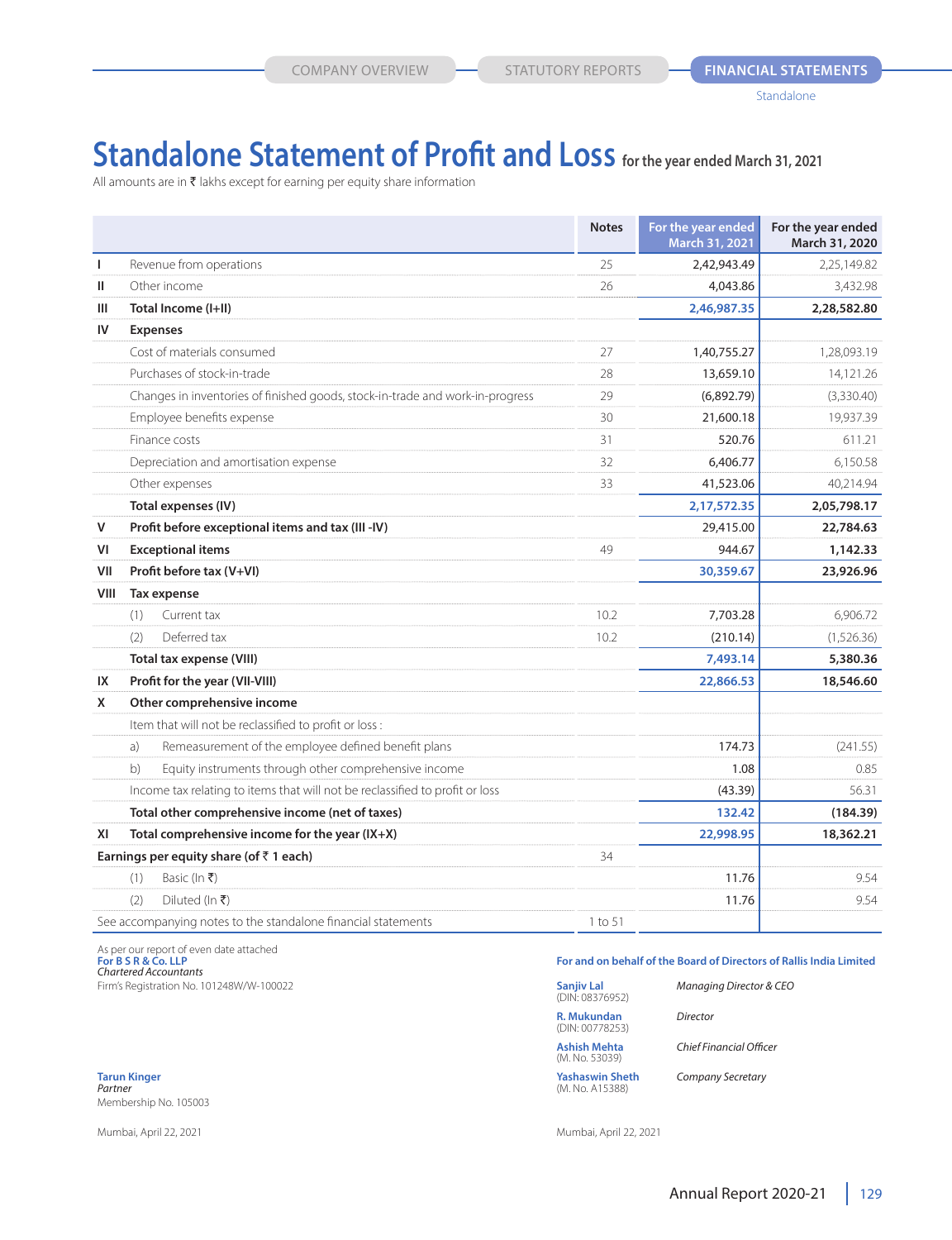# Standalone Statement of Profit and Loss for the year ended March 31, 2021

All amounts are in ₹ lakhs except for earning per equity share information

| | | Notes | For the year ended March 31, 2021 | For the year ended March 31, 2020 |
|---|---|---|---|---|
| I | Revenue from operations | 25 | 2,42,943.49 | 2,25,149.82 |
| II | Other income | 26 | 4,043.86 | 3,432.98 |
| III | **Total Income (I+II)** | | **2,46,987.35** | **2,28,582.80** |
| IV | **Expenses** | | | |
| | Cost of materials consumed | 27 | 1,40,755.27 | 1,28,093.19 |
| | Purchases of stock-in-trade | 28 | 13,659.10 | 14,121.26 |
| | Changes in inventories of finished goods, stock-in-trade and work-in-progress | 29 | (6,892.79) | (3,330.40) |
| | Employee benefits expense | 30 | 21,600.18 | 19,937.39 |
| | Finance costs | 31 | 520.76 | 611.21 |
| | Depreciation and amortisation expense | 32 | 6,406.77 | 6,150.58 |
| | Other expenses | 33 | 41,523.06 | 40,214.94 |
| | **Total expenses (IV)** | | **2,17,572.35** | **2,05,798.17** |
| V | **Profit before exceptional items and tax (III -IV)** | | 29,415.00 | **22,784.63** |
| VI | **Exceptional items** | 49 | 944.67 | **1,142.33** |
| VII | **Profit before tax (V+VI)** | | **30,359.67** | **23,926.96** |
| VIII | **Tax expense** | | | |
| | (1) Current tax | 10.2 | 7,703.28 | 6,906.72 |
| | (2) Deferred tax | 10.2 | (210.14) | (1,526.36) |
| | **Total tax expense (VIII)** | | **7,493.14** | **5,380.36** |
| IX | **Profit for the year (VII-VIII)** | | **22,866.53** | **18,546.60** |
| X | **Other comprehensive income** | | | |
| | Item that will not be reclassified to profit or loss : | | | |
| | a) Remeasurement of the employee defined benefit plans | | 174.73 | (241.55) |
| | b) Equity instruments through other comprehensive income | | 1.08 | 0.85 |
| | Income tax relating to items that will not be reclassified to profit or loss | | (43.39) | 56.31 |
| | **Total other comprehensive income (net of taxes)** | | **132.42** | **(184.39)** |
| XI | **Total comprehensive income for the year (IX+X)** | | **22,998.95** | **18,362.21** |
| **Earnings per equity share (of ₹ 1 each)** | | 34 | | |
| | (1) Basic (In ₹) | | 11.76 | 9.54 |
| | (2) Diluted (In ₹) | | 11.76 | 9.54 |
| See accompanying notes to the standalone financial statements | | 1 to 51 | | |

As per our report of even date attached
**For B S R & Co. LLP**
*Chartered Accountants*
Firm's Registration No. 101248W/W-100022

**Tarun Kinger**
*Partner*
Membership No. 105003

Mumbai, April 22, 2021

**For and on behalf of the Board of Directors of Rallis India Limited**

**Sanjiv Lal** (DIN: 08376952) — *Managing Director & CEO*

**R. Mukundan** (DIN: 00778253) — *Director*

**Ashish Mehta** (M. No. 53039) — *Chief Financial Officer*

**Yashaswin Sheth** (M. No. A15388) — *Company Secretary*

Mumbai, April 22, 2021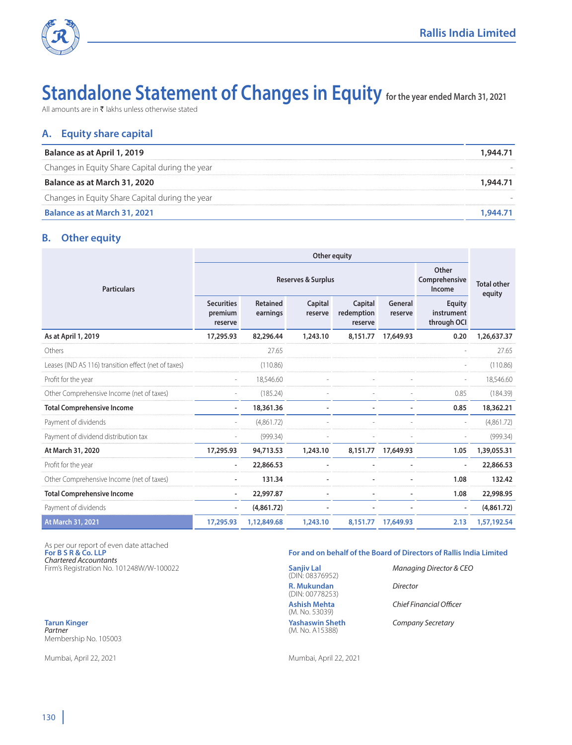# Standalone Statement of Changes in Equity for the year ended March 31, 2021

All amounts are in ₹ lakhs unless otherwise stated

## A. Equity share capital

| | |
|---|---|
| **Balance as at April 1, 2019** | **1,944.71** |
| Changes in Equity Share Capital during the year | - |
| **Balance as at March 31, 2020** | **1,944.71** |
| Changes in Equity Share Capital during the year | - |
| **Balance as at March 31, 2021** | **1,944.71** |

## B. Other equity

| Particulars | Other equity | | | | | | Total other equity |
|---|---|---|---|---|---|---|---|
| | Reserves & Surplus | | | | | Other Comprehensive Income | |
| | Securities premium reserve | Retained earnings | Capital reserve | Capital redemption reserve | General reserve | Equity instrument through OCI | |
| **As at April 1, 2019** | **17,295.93** | **82,296.44** | **1,243.10** | **8,151.77** | **17,649.93** | **0.20** | **1,26,637.37** |
| Others | | 27.65 | | | | - | 27.65 |
| Leases (IND AS 116) transition effect (net of taxes) | | (110.86) | | | | - | (110.86) |
| Profit for the year | - | 18,546.60 | - | - | - | - | 18,546.60 |
| Other Comprehensive Income (net of taxes) | - | (185.24) | - | - | - | 0.85 | (184.39) |
| **Total Comprehensive Income** | **-** | **18,361.36** | **-** | **-** | **-** | **0.85** | **18,362.21** |
| Payment of dividends | - | (4,861.72) | - | - | - | - | (4,861.72) |
| Payment of dividend distribution tax | - | (999.34) | - | - | - | - | (999.34) |
| **At March 31, 2020** | **17,295.93** | **94,713.53** | **1,243.10** | **8,151.77** | **17,649.93** | **1.05** | **1,39,055.31** |
| Profit for the year | **-** | **22,866.53** | **-** | **-** | **-** | **-** | **22,866.53** |
| Other Comprehensive Income (net of taxes) | **-** | **131.34** | **-** | **-** | **-** | **1.08** | **132.42** |
| **Total Comprehensive Income** | **-** | **22,997.87** | **-** | **-** | **-** | **1.08** | **22,998.95** |
| Payment of dividends | **-** | **(4,861.72)** | **-** | **-** | **-** | **-** | **(4,861.72)** |
| **At March 31, 2021** | **17,295.93** | **1,12,849.68** | **1,243.10** | **8,151.77** | **17,649.93** | **2.13** | **1,57,192.54** |

As per our report of even date attached
**For B S R & Co. LLP**
*Chartered Accountants*
Firm's Registration No. 101248W/W-100022

**Tarun Kinger**
*Partner*
Membership No. 105003

Mumbai, April 22, 2021

**For and on behalf of the Board of Directors of Rallis India Limited**

**Sanjiv Lal** (DIN: 08376952) — *Managing Director & CEO*

**R. Mukundan** (DIN: 00778253) — *Director*

**Ashish Mehta** (M. No. 53039) — *Chief Financial Officer*

**Yashaswin Sheth** (M. No. A15388) — *Company Secretary*

Mumbai, April 22, 2021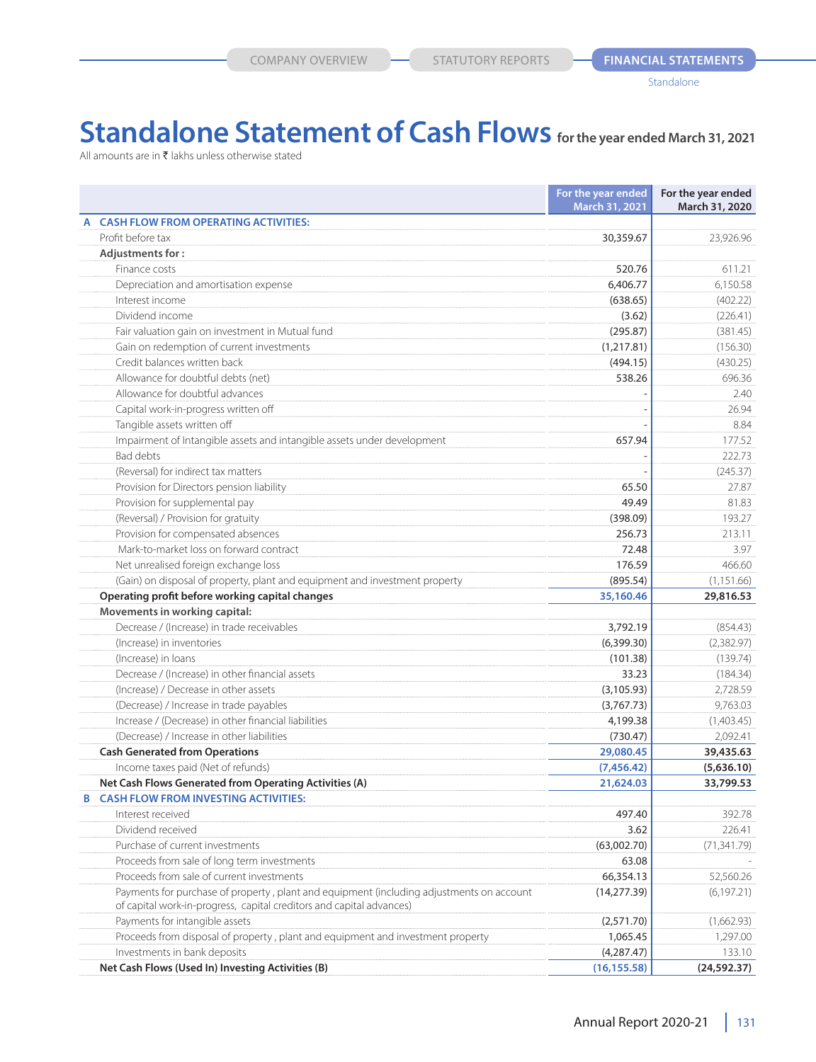# Standalone Statement of Cash Flows for the year ended March 31, 2021

All amounts are in ₹ lakhs unless otherwise stated

| | | For the year ended March 31, 2021 | For the year ended March 31, 2020 |
|---|---|---|---|
| **A** | **CASH FLOW FROM OPERATING ACTIVITIES:** | | |
| | Profit before tax | 30,359.67 | 23,926.96 |
| | **Adjustments for :** | | |
| | Finance costs | 520.76 | 611.21 |
| | Depreciation and amortisation expense | 6,406.77 | 6,150.58 |
| | Interest income | (638.65) | (402.22) |
| | Dividend income | (3.62) | (226.41) |
| | Fair valuation gain on investment in Mutual fund | (295.87) | (381.45) |
| | Gain on redemption of current investments | (1,217.81) | (156.30) |
| | Credit balances written back | (494.15) | (430.25) |
| | Allowance for doubtful debts (net) | 538.26 | 696.36 |
| | Allowance for doubtful advances | - | 2.40 |
| | Capital work-in-progress written off | - | 26.94 |
| | Tangible assets written off | - | 8.84 |
| | Impairment of Intangible assets and intangible assets under development | 657.94 | 177.52 |
| | Bad debts | - | 222.73 |
| | (Reversal) for indirect tax matters | - | (245.37) |
| | Provision for Directors pension liability | 65.50 | 27.87 |
| | Provision for supplemental pay | 49.49 | 81.83 |
| | (Reversal) / Provision for gratuity | (398.09) | 193.27 |
| | Provision for compensated absences | 256.73 | 213.11 |
| | Mark-to-market loss on forward contract | 72.48 | 3.97 |
| | Net unrealised foreign exchange loss | 176.59 | 466.60 |
| | (Gain) on disposal of property, plant and equipment and investment property | (895.54) | (1,151.66) |
| | **Operating profit before working capital changes** | **35,160.46** | **29,816.53** |
| | **Movements in working capital:** | | |
| | Decrease / (Increase) in trade receivables | 3,792.19 | (854.43) |
| | (Increase) in inventories | (6,399.30) | (2,382.97) |
| | (Increase) in loans | (101.38) | (139.74) |
| | Decrease / (Increase) in other financial assets | 33.23 | (184.34) |
| | (Increase) / Decrease in other assets | (3,105.93) | 2,728.59 |
| | (Decrease) / Increase in trade payables | (3,767.73) | 9,763.03 |
| | Increase / (Decrease) in other financial liabilities | 4,199.38 | (1,403.45) |
| | (Decrease) / Increase in other liabilities | (730.47) | 2,092.41 |
| | **Cash Generated from Operations** | **29,080.45** | **39,435.63** |
| | Income taxes paid (Net of refunds) | **(7,456.42)** | **(5,636.10)** |
| | **Net Cash Flows Generated from Operating Activities (A)** | **21,624.03** | **33,799.53** |
| **B** | **CASH FLOW FROM INVESTING ACTIVITIES:** | | |
| | Interest received | 497.40 | 392.78 |
| | Dividend received | 3.62 | 226.41 |
| | Purchase of current investments | (63,002.70) | (71,341.79) |
| | Proceeds from sale of long term investments | 63.08 | - |
| | Proceeds from sale of current investments | 66,354.13 | 52,560.26 |
| | Payments for purchase of property , plant and equipment (including adjustments on account of capital work-in-progress, capital creditors and capital advances) | (14,277.39) | (6,197.21) |
| | Payments for intangible assets | (2,571.70) | (1,662.93) |
| | Proceeds from disposal of property , plant and equipment and investment property | 1,065.45 | 1,297.00 |
| | Investments in bank deposits | (4,287.47) | 133.10 |
| | **Net Cash Flows (Used In) Investing Activities (B)** | **(16,155.58)** | **(24,592.37)** |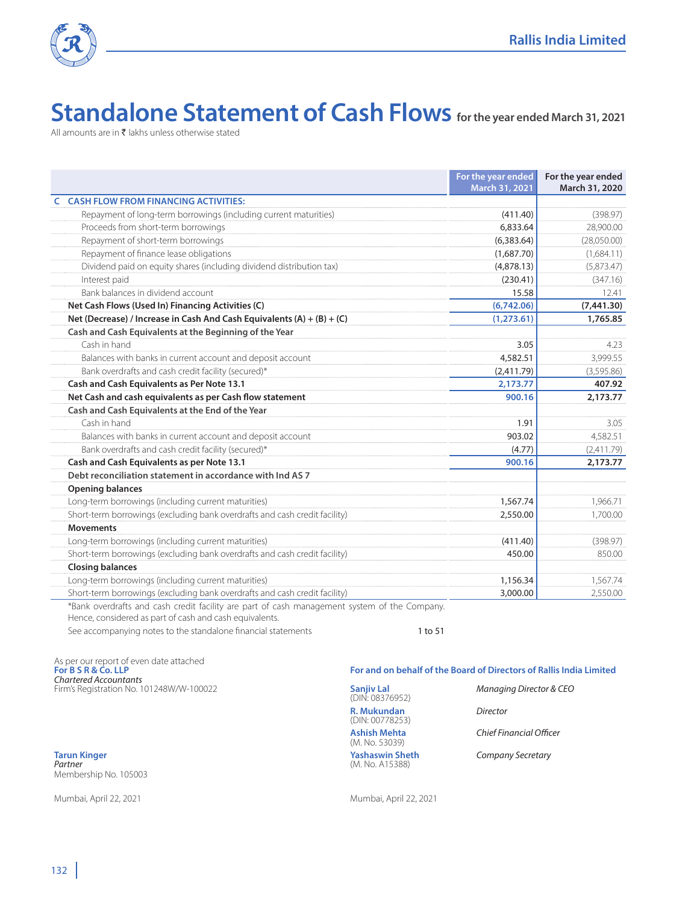# Standalone Statement of Cash Flows for the year ended March 31, 2021

All amounts are in ₹ lakhs unless otherwise stated

| | For the year ended March 31, 2021 | For the year ended March 31, 2020 |
|---|---|---|
| **C CASH FLOW FROM FINANCING ACTIVITIES:** | | |
| Repayment of long-term borrowings (including current maturities) | (411.40) | (398.97) |
| Proceeds from short-term borrowings | 6,833.64 | 28,900.00 |
| Repayment of short-term borrowings | (6,383.64) | (28,050.00) |
| Repayment of finance lease obligations | (1,687.70) | (1,684.11) |
| Dividend paid on equity shares (including dividend distribution tax) | (4,878.13) | (5,873.47) |
| Interest paid | (230.41) | (347.16) |
| Bank balances in dividend account | 15.58 | 12.41 |
| **Net Cash Flows (Used In) Financing Activities (C)** | **(6,742.06)** | **(7,441.30)** |
| **Net (Decrease) / Increase in Cash And Cash Equivalents (A) + (B) + (C)** | **(1,273.61)** | **1,765.85** |
| **Cash and Cash Equivalents at the Beginning of the Year** | | |
| Cash in hand | 3.05 | 4.23 |
| Balances with banks in current account and deposit account | 4,582.51 | 3,999.55 |
| Bank overdrafts and cash credit facility (secured)* | (2,411.79) | (3,595.86) |
| **Cash and Cash Equivalents as Per Note 13.1** | **2,173.77** | **407.92** |
| **Net Cash and cash equivalents as per Cash flow statement** | **900.16** | **2,173.77** |
| **Cash and Cash Equivalents at the End of the Year** | | |
| Cash in hand | 1.91 | 3.05 |
| Balances with banks in current account and deposit account | 903.02 | 4,582.51 |
| Bank overdrafts and cash credit facility (secured)* | (4.77) | (2,411.79) |
| **Cash and Cash Equivalents as per Note 13.1** | **900.16** | **2,173.77** |
| **Debt reconciliation statement in accordance with Ind AS 7** | | |
| **Opening balances** | | |
| Long-term borrowings (including current maturities) | 1,567.74 | 1,966.71 |
| Short-term borrowings (excluding bank overdrafts and cash credit facility) | 2,550.00 | 1,700.00 |
| **Movements** | | |
| Long-term borrowings (including current maturities) | (411.40) | (398.97) |
| Short-term borrowings (excluding bank overdrafts and cash credit facility) | 450.00 | 850.00 |
| **Closing balances** | | |
| Long-term borrowings (including current maturities) | 1,156.34 | 1,567.74 |
| Short-term borrowings (excluding bank overdrafts and cash credit facility) | 3,000.00 | 2,550.00 |

*Bank overdrafts and cash credit facility are part of cash management system of the Company. Hence, considered as part of cash and cash equivalents.

See accompanying notes to the standalone financial statements 1 to 51

As per our report of even date attached
**For B S R & Co. LLP**
*Chartered Accountants*
Firm's Registration No. 101248W/W-100022

**Tarun Kinger**
*Partner*
Membership No. 105003

Mumbai, April 22, 2021

**For and on behalf of the Board of Directors of Rallis India Limited**

**Sanjiv Lal** (DIN: 08376952) — *Managing Director & CEO*

**R. Mukundan** (DIN: 00778253) — *Director*

**Ashish Mehta** (M. No. 53039) — *Chief Financial Officer*

**Yashaswin Sheth** (M. No. A15388) — *Company Secretary*

Mumbai, April 22, 2021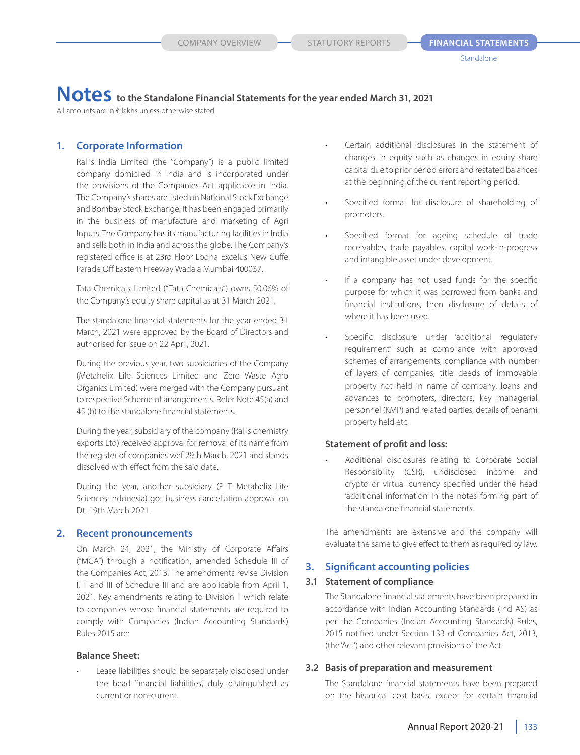# Notes to the Standalone Financial Statements for the year ended March 31, 2021

All amounts are in ₹ lakhs unless otherwise stated

## 1. Corporate Information

Rallis India Limited (the "Company") is a public limited company domiciled in India and is incorporated under the provisions of the Companies Act applicable in India. The Company's shares are listed on National Stock Exchange and Bombay Stock Exchange. It has been engaged primarily in the business of manufacture and marketing of Agri Inputs. The Company has its manufacturing facilities in India and sells both in India and across the globe. The Company's registered office is at 23rd Floor Lodha Excelus New Cuffe Parade Off Eastern Freeway Wadala Mumbai 400037.

Tata Chemicals Limited ("Tata Chemicals") owns 50.06% of the Company's equity share capital as at 31 March 2021.

The standalone financial statements for the year ended 31 March, 2021 were approved by the Board of Directors and authorised for issue on 22 April, 2021.

During the previous year, two subsidiaries of the Company (Metahelix Life Sciences Limited and Zero Waste Agro Organics Limited) were merged with the Company pursuant to respective Scheme of arrangements. Refer Note 45(a) and 45 (b) to the standalone financial statements.

During the year, subsidiary of the company (Rallis chemistry exports Ltd) received approval for removal of its name from the register of companies wef 29th March, 2021 and stands dissolved with effect from the said date.

During the year, another subsidiary (P T Metahelix Life Sciences Indonesia) got business cancellation approval on Dt. 19th March 2021.

## 2. Recent pronouncements

On March 24, 2021, the Ministry of Corporate Affairs ("MCA") through a notification, amended Schedule III of the Companies Act, 2013. The amendments revise Division I, II and III of Schedule III and are applicable from April 1, 2021. Key amendments relating to Division II which relate to companies whose financial statements are required to comply with Companies (Indian Accounting Standards) Rules 2015 are:

**Balance Sheet:**

- Lease liabilities should be separately disclosed under the head 'financial liabilities', duly distinguished as current or non-current.
- Certain additional disclosures in the statement of changes in equity such as changes in equity share capital due to prior period errors and restated balances at the beginning of the current reporting period.
- Specified format for disclosure of shareholding of promoters.
- Specified format for ageing schedule of trade receivables, trade payables, capital work-in-progress and intangible asset under development.
- If a company has not used funds for the specific purpose for which it was borrowed from banks and financial institutions, then disclosure of details of where it has been used.
- Specific disclosure under 'additional regulatory requirement' such as compliance with approved schemes of arrangements, compliance with number of layers of companies, title deeds of immovable property not held in name of company, loans and advances to promoters, directors, key managerial personnel (KMP) and related parties, details of benami property held etc.

**Statement of profit and loss:**

- Additional disclosures relating to Corporate Social Responsibility (CSR), undisclosed income and crypto or virtual currency specified under the head 'additional information' in the notes forming part of the standalone financial statements.

The amendments are extensive and the company will evaluate the same to give effect to them as required by law.

## 3. Significant accounting policies

### 3.1 Statement of compliance

The Standalone financial statements have been prepared in accordance with Indian Accounting Standards (Ind AS) as per the Companies (Indian Accounting Standards) Rules, 2015 notified under Section 133 of Companies Act, 2013, (the 'Act') and other relevant provisions of the Act.

### 3.2 Basis of preparation and measurement

The Standalone financial statements have been prepared on the historical cost basis, except for certain financial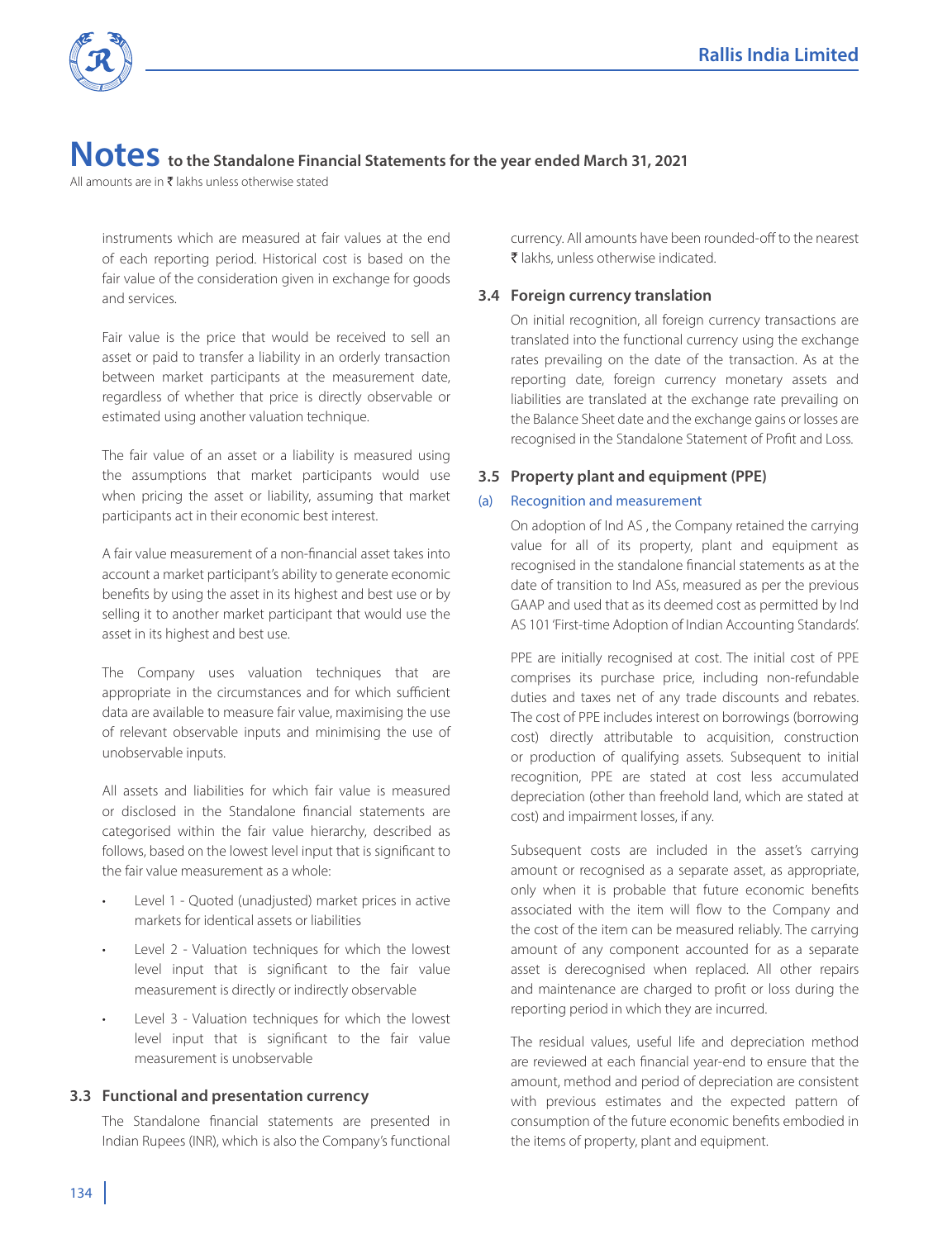instruments which are measured at fair values at the end of each reporting period. Historical cost is based on the fair value of the consideration given in exchange for goods and services.

Fair value is the price that would be received to sell an asset or paid to transfer a liability in an orderly transaction between market participants at the measurement date, regardless of whether that price is directly observable or estimated using another valuation technique.

The fair value of an asset or a liability is measured using the assumptions that market participants would use when pricing the asset or liability, assuming that market participants act in their economic best interest.

A fair value measurement of a non-financial asset takes into account a market participant's ability to generate economic benefits by using the asset in its highest and best use or by selling it to another market participant that would use the asset in its highest and best use.

The Company uses valuation techniques that are appropriate in the circumstances and for which sufficient data are available to measure fair value, maximising the use of relevant observable inputs and minimising the use of unobservable inputs.

All assets and liabilities for which fair value is measured or disclosed in the Standalone financial statements are categorised within the fair value hierarchy, described as follows, based on the lowest level input that is significant to the fair value measurement as a whole:

- Level 1 - Quoted (unadjusted) market prices in active markets for identical assets or liabilities
- Level 2 - Valuation techniques for which the lowest level input that is significant to the fair value measurement is directly or indirectly observable
- Level 3 - Valuation techniques for which the lowest level input that is significant to the fair value measurement is unobservable

### 3.3 Functional and presentation currency

The Standalone financial statements are presented in Indian Rupees (INR), which is also the Company's functional currency. All amounts have been rounded-off to the nearest ₹ lakhs, unless otherwise indicated.

### 3.4 Foreign currency translation

On initial recognition, all foreign currency transactions are translated into the functional currency using the exchange rates prevailing on the date of the transaction. As at the reporting date, foreign currency monetary assets and liabilities are translated at the exchange rate prevailing on the Balance Sheet date and the exchange gains or losses are recognised in the Standalone Statement of Profit and Loss.

### 3.5 Property plant and equipment (PPE)

#### (a) Recognition and measurement

On adoption of Ind AS , the Company retained the carrying value for all of its property, plant and equipment as recognised in the standalone financial statements as at the date of transition to Ind ASs, measured as per the previous GAAP and used that as its deemed cost as permitted by Ind AS 101 'First-time Adoption of Indian Accounting Standards'.

PPE are initially recognised at cost. The initial cost of PPE comprises its purchase price, including non-refundable duties and taxes net of any trade discounts and rebates. The cost of PPE includes interest on borrowings (borrowing cost) directly attributable to acquisition, construction or production of qualifying assets. Subsequent to initial recognition, PPE are stated at cost less accumulated depreciation (other than freehold land, which are stated at cost) and impairment losses, if any.

Subsequent costs are included in the asset's carrying amount or recognised as a separate asset, as appropriate, only when it is probable that future economic benefits associated with the item will flow to the Company and the cost of the item can be measured reliably. The carrying amount of any component accounted for as a separate asset is derecognised when replaced. All other repairs and maintenance are charged to profit or loss during the reporting period in which they are incurred.

The residual values, useful life and depreciation method are reviewed at each financial year-end to ensure that the amount, method and period of depreciation are consistent with previous estimates and the expected pattern of consumption of the future economic benefits embodied in the items of property, plant and equipment.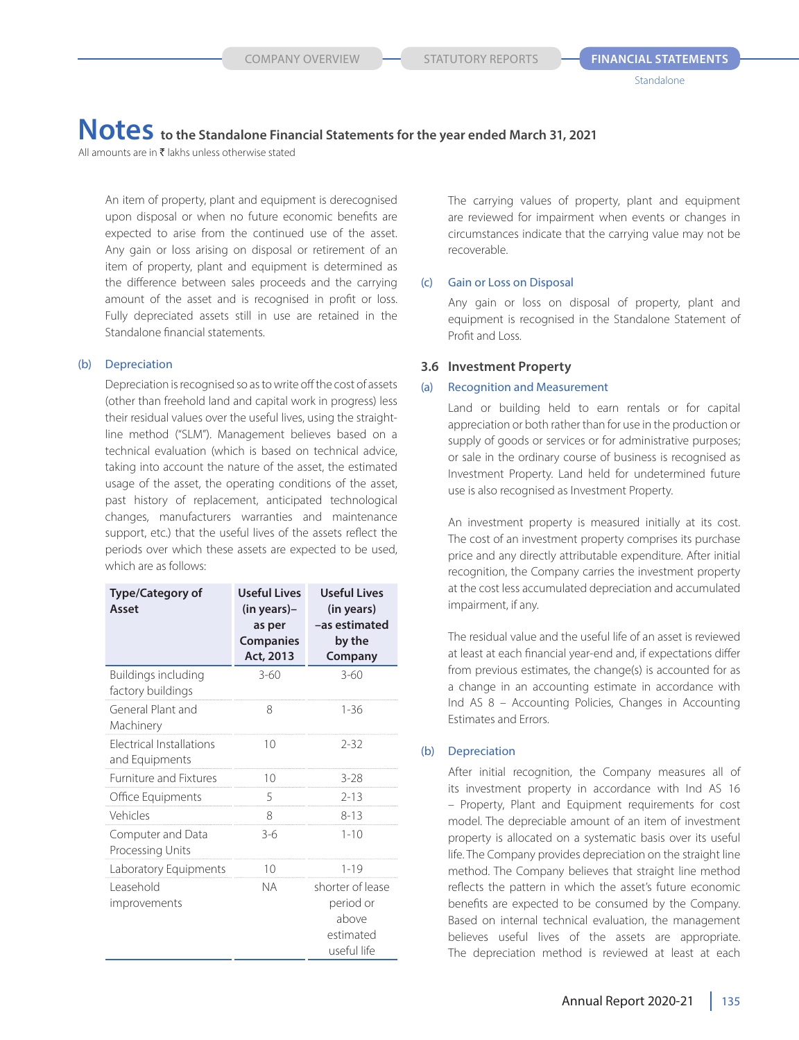# Notes to the Standalone Financial Statements for the year ended March 31, 2021

All amounts are in ₹ lakhs unless otherwise stated

An item of property, plant and equipment is derecognised upon disposal or when no future economic benefits are expected to arise from the continued use of the asset. Any gain or loss arising on disposal or retirement of an item of property, plant and equipment is determined as the difference between sales proceeds and the carrying amount of the asset and is recognised in profit or loss. Fully depreciated assets still in use are retained in the Standalone financial statements.

### (b) Depreciation

Depreciation is recognised so as to write off the cost of assets (other than freehold land and capital work in progress) less their residual values over the useful lives, using the straight-line method ("SLM"). Management believes based on a technical evaluation (which is based on technical advice, taking into account the nature of the asset, the estimated usage of the asset, the operating conditions of the asset, past history of replacement, anticipated technological changes, manufacturers warranties and maintenance support, etc.) that the useful lives of the assets reflect the periods over which these assets are expected to be used, which are as follows:

| Type/Category of Asset | Useful Lives (in years)– as per Companies Act, 2013 | Useful Lives (in years) –as estimated by the Company |
|---|---|---|
| Buildings including factory buildings | 3-60 | 3-60 |
| General Plant and Machinery | 8 | 1-36 |
| Electrical Installations and Equipments | 10 | 2-32 |
| Furniture and Fixtures | 10 | 3-28 |
| Office Equipments | 5 | 2-13 |
| Vehicles | 8 | 8-13 |
| Computer and Data Processing Units | 3-6 | 1-10 |
| Laboratory Equipments | 10 | 1-19 |
| Leasehold improvements | NA | shorter of lease period or above estimated useful life |

The carrying values of property, plant and equipment are reviewed for impairment when events or changes in circumstances indicate that the carrying value may not be recoverable.

### (c) Gain or Loss on Disposal

Any gain or loss on disposal of property, plant and equipment is recognised in the Standalone Statement of Profit and Loss.

## 3.6 Investment Property

### (a) Recognition and Measurement

Land or building held to earn rentals or for capital appreciation or both rather than for use in the production or supply of goods or services or for administrative purposes; or sale in the ordinary course of business is recognised as Investment Property. Land held for undetermined future use is also recognised as Investment Property.

An investment property is measured initially at its cost. The cost of an investment property comprises its purchase price and any directly attributable expenditure. After initial recognition, the Company carries the investment property at the cost less accumulated depreciation and accumulated impairment, if any.

The residual value and the useful life of an asset is reviewed at least at each financial year-end and, if expectations differ from previous estimates, the change(s) is accounted for as a change in an accounting estimate in accordance with Ind AS 8 – Accounting Policies, Changes in Accounting Estimates and Errors.

### (b) Depreciation

After initial recognition, the Company measures all of its investment property in accordance with Ind AS 16 – Property, Plant and Equipment requirements for cost model. The depreciable amount of an item of investment property is allocated on a systematic basis over its useful life. The Company provides depreciation on the straight line method. The Company believes that straight line method reflects the pattern in which the asset's future economic benefits are expected to be consumed by the Company. Based on internal technical evaluation, the management believes useful lives of the assets are appropriate. The depreciation method is reviewed at least at each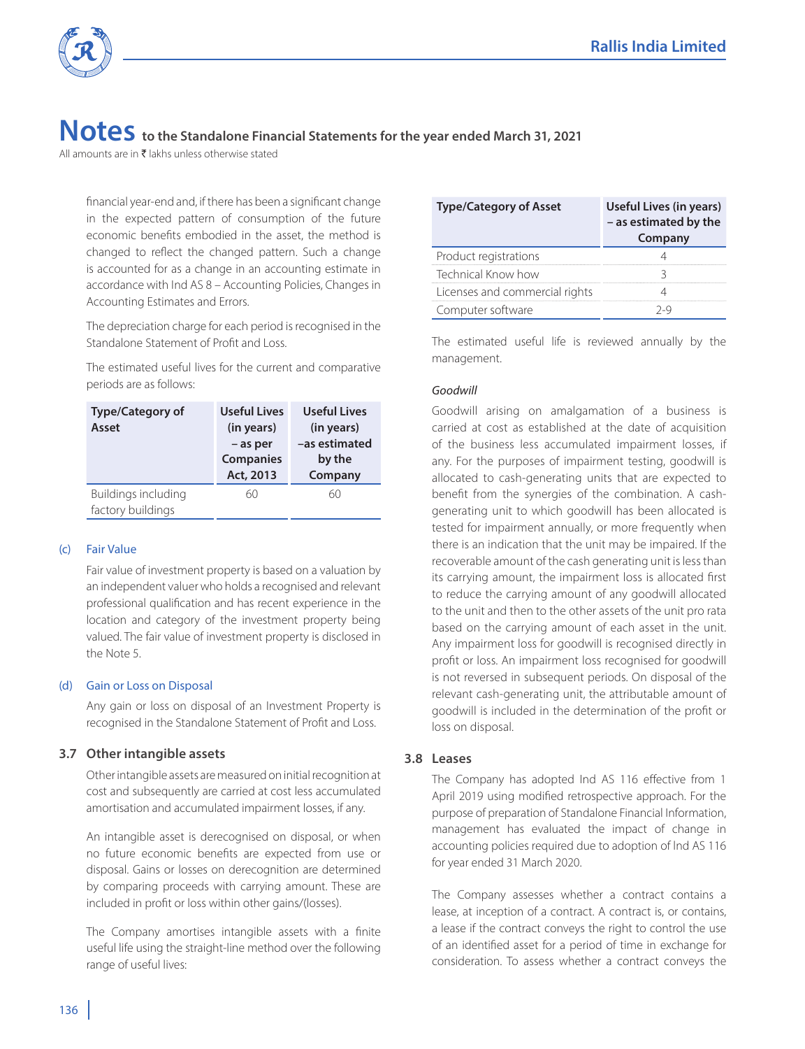# Notes to the Standalone Financial Statements for the year ended March 31, 2021

All amounts are in ₹ lakhs unless otherwise stated

financial year-end and, if there has been a significant change in the expected pattern of consumption of the future economic benefits embodied in the asset, the method is changed to reflect the changed pattern. Such a change is accounted for as a change in an accounting estimate in accordance with Ind AS 8 – Accounting Policies, Changes in Accounting Estimates and Errors.

The depreciation charge for each period is recognised in the Standalone Statement of Profit and Loss.

The estimated useful lives for the current and comparative periods are as follows:

| Type/Category of Asset | Useful Lives (in years) – as per Companies Act, 2013 | Useful Lives (in years) –as estimated by the Company |
|---|---|---|
| Buildings including factory buildings | 60 | 60 |

(c) Fair Value

Fair value of investment property is based on a valuation by an independent valuer who holds a recognised and relevant professional qualification and has recent experience in the location and category of the investment property being valued. The fair value of investment property is disclosed in the Note 5.

(d) Gain or Loss on Disposal

Any gain or loss on disposal of an Investment Property is recognised in the Standalone Statement of Profit and Loss.

### 3.7 Other intangible assets

Other intangible assets are measured on initial recognition at cost and subsequently are carried at cost less accumulated amortisation and accumulated impairment losses, if any.

An intangible asset is derecognised on disposal, or when no future economic benefits are expected from use or disposal. Gains or losses on derecognition are determined by comparing proceeds with carrying amount. These are included in profit or loss within other gains/(losses).

The Company amortises intangible assets with a finite useful life using the straight-line method over the following range of useful lives:

| Type/Category of Asset | Useful Lives (in years) – as estimated by the Company |
|---|---|
| Product registrations | 4 |
| Technical Know how | 3 |
| Licenses and commercial rights | 4 |
| Computer software | 2-9 |

The estimated useful life is reviewed annually by the management.

*Goodwill*

Goodwill arising on amalgamation of a business is carried at cost as established at the date of acquisition of the business less accumulated impairment losses, if any. For the purposes of impairment testing, goodwill is allocated to cash-generating units that are expected to benefit from the synergies of the combination. A cash-generating unit to which goodwill has been allocated is tested for impairment annually, or more frequently when there is an indication that the unit may be impaired. If the recoverable amount of the cash generating unit is less than its carrying amount, the impairment loss is allocated first to reduce the carrying amount of any goodwill allocated to the unit and then to the other assets of the unit pro rata based on the carrying amount of each asset in the unit. Any impairment loss for goodwill is recognised directly in profit or loss. An impairment loss recognised for goodwill is not reversed in subsequent periods. On disposal of the relevant cash-generating unit, the attributable amount of goodwill is included in the determination of the profit or loss on disposal.

### 3.8 Leases

The Company has adopted Ind AS 116 effective from 1 April 2019 using modified retrospective approach. For the purpose of preparation of Standalone Financial Information, management has evaluated the impact of change in accounting policies required due to adoption of Ind AS 116 for year ended 31 March 2020.

The Company assesses whether a contract contains a lease, at inception of a contract. A contract is, or contains, a lease if the contract conveys the right to control the use of an identified asset for a period of time in exchange for consideration. To assess whether a contract conveys the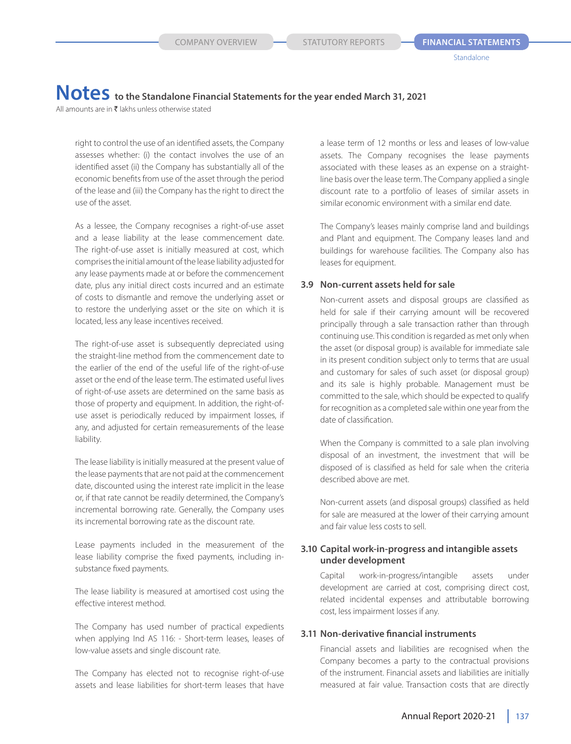# Notes to the Standalone Financial Statements for the year ended March 31, 2021

All amounts are in ₹ lakhs unless otherwise stated

right to control the use of an identified assets, the Company assesses whether: (i) the contact involves the use of an identified asset (ii) the Company has substantially all of the economic benefits from use of the asset through the period of the lease and (iii) the Company has the right to direct the use of the asset.

As a lessee, the Company recognises a right-of-use asset and a lease liability at the lease commencement date. The right-of-use asset is initially measured at cost, which comprises the initial amount of the lease liability adjusted for any lease payments made at or before the commencement date, plus any initial direct costs incurred and an estimate of costs to dismantle and remove the underlying asset or to restore the underlying asset or the site on which it is located, less any lease incentives received.

The right-of-use asset is subsequently depreciated using the straight-line method from the commencement date to the earlier of the end of the useful life of the right-of-use asset or the end of the lease term. The estimated useful lives of right-of-use assets are determined on the same basis as those of property and equipment. In addition, the right-of-use asset is periodically reduced by impairment losses, if any, and adjusted for certain remeasurements of the lease liability.

The lease liability is initially measured at the present value of the lease payments that are not paid at the commencement date, discounted using the interest rate implicit in the lease or, if that rate cannot be readily determined, the Company's incremental borrowing rate. Generally, the Company uses its incremental borrowing rate as the discount rate.

Lease payments included in the measurement of the lease liability comprise the fixed payments, including in-substance fixed payments.

The lease liability is measured at amortised cost using the effective interest method.

The Company has used number of practical expedients when applying Ind AS 116: - Short-term leases, leases of low-value assets and single discount rate.

The Company has elected not to recognise right-of-use assets and lease liabilities for short-term leases that have a lease term of 12 months or less and leases of low-value assets. The Company recognises the lease payments associated with these leases as an expense on a straight-line basis over the lease term. The Company applied a single discount rate to a portfolio of leases of similar assets in similar economic environment with a similar end date.

The Company's leases mainly comprise land and buildings and Plant and equipment. The Company leases land and buildings for warehouse facilities. The Company also has leases for equipment.

### 3.9 Non-current assets held for sale

Non-current assets and disposal groups are classified as held for sale if their carrying amount will be recovered principally through a sale transaction rather than through continuing use. This condition is regarded as met only when the asset (or disposal group) is available for immediate sale in its present condition subject only to terms that are usual and customary for sales of such asset (or disposal group) and its sale is highly probable. Management must be committed to the sale, which should be expected to qualify for recognition as a completed sale within one year from the date of classification.

When the Company is committed to a sale plan involving disposal of an investment, the investment that will be disposed of is classified as held for sale when the criteria described above are met.

Non-current assets (and disposal groups) classified as held for sale are measured at the lower of their carrying amount and fair value less costs to sell.

### 3.10 Capital work-in-progress and intangible assets under development

Capital work-in-progress/intangible assets under development are carried at cost, comprising direct cost, related incidental expenses and attributable borrowing cost, less impairment losses if any.

### 3.11 Non-derivative financial instruments

Financial assets and liabilities are recognised when the Company becomes a party to the contractual provisions of the instrument. Financial assets and liabilities are initially measured at fair value. Transaction costs that are directly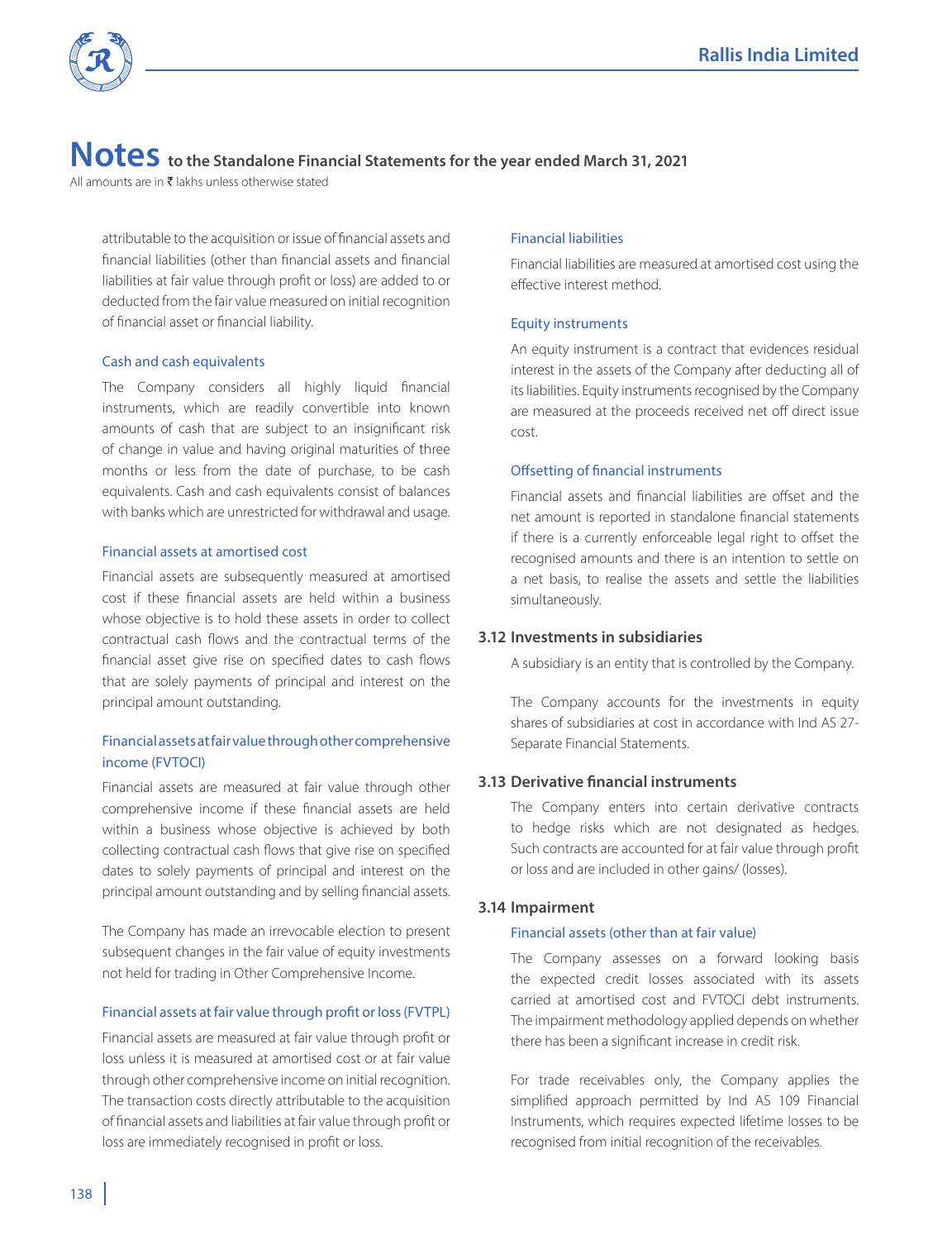# Notes to the Standalone Financial Statements for the year ended March 31, 2021

All amounts are in ₹ lakhs unless otherwise stated

attributable to the acquisition or issue of financial assets and financial liabilities (other than financial assets and financial liabilities at fair value through profit or loss) are added to or deducted from the fair value measured on initial recognition of financial asset or financial liability.

#### Cash and cash equivalents

The Company considers all highly liquid financial instruments, which are readily convertible into known amounts of cash that are subject to an insignificant risk of change in value and having original maturities of three months or less from the date of purchase, to be cash equivalents. Cash and cash equivalents consist of balances with banks which are unrestricted for withdrawal and usage.

#### Financial assets at amortised cost

Financial assets are subsequently measured at amortised cost if these financial assets are held within a business whose objective is to hold these assets in order to collect contractual cash flows and the contractual terms of the financial asset give rise on specified dates to cash flows that are solely payments of principal and interest on the principal amount outstanding.

#### Financial assets at fair value through other comprehensive income (FVTOCI)

Financial assets are measured at fair value through other comprehensive income if these financial assets are held within a business whose objective is achieved by both collecting contractual cash flows that give rise on specified dates to solely payments of principal and interest on the principal amount outstanding and by selling financial assets.

The Company has made an irrevocable election to present subsequent changes in the fair value of equity investments not held for trading in Other Comprehensive Income.

#### Financial assets at fair value through profit or loss (FVTPL)

Financial assets are measured at fair value through profit or loss unless it is measured at amortised cost or at fair value through other comprehensive income on initial recognition. The transaction costs directly attributable to the acquisition of financial assets and liabilities at fair value through profit or loss are immediately recognised in profit or loss.

#### Financial liabilities

Financial liabilities are measured at amortised cost using the effective interest method.

#### Equity instruments

An equity instrument is a contract that evidences residual interest in the assets of the Company after deducting all of its liabilities. Equity instruments recognised by the Company are measured at the proceeds received net off direct issue cost.

#### Offsetting of financial instruments

Financial assets and financial liabilities are offset and the net amount is reported in standalone financial statements if there is a currently enforceable legal right to offset the recognised amounts and there is an intention to settle on a net basis, to realise the assets and settle the liabilities simultaneously.

### 3.12 Investments in subsidiaries

A subsidiary is an entity that is controlled by the Company.

The Company accounts for the investments in equity shares of subsidiaries at cost in accordance with Ind AS 27-Separate Financial Statements.

### 3.13 Derivative financial instruments

The Company enters into certain derivative contracts to hedge risks which are not designated as hedges. Such contracts are accounted for at fair value through profit or loss and are included in other gains/ (losses).

### 3.14 Impairment

#### Financial assets (other than at fair value)

The Company assesses on a forward looking basis the expected credit losses associated with its assets carried at amortised cost and FVTOCI debt instruments. The impairment methodology applied depends on whether there has been a significant increase in credit risk.

For trade receivables only, the Company applies the simplified approach permitted by Ind AS 109 Financial Instruments, which requires expected lifetime losses to be recognised from initial recognition of the receivables.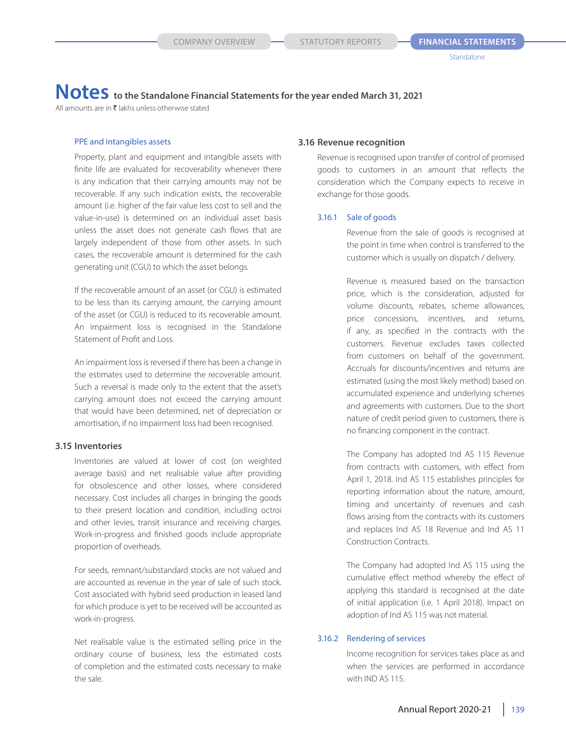# Notes to the Standalone Financial Statements for the year ended March 31, 2021

All amounts are in ₹ lakhs unless otherwise stated

### PPE and intangibles assets

Property, plant and equipment and intangible assets with finite life are evaluated for recoverability whenever there is any indication that their carrying amounts may not be recoverable. If any such indication exists, the recoverable amount (i.e. higher of the fair value less cost to sell and the value-in-use) is determined on an individual asset basis unless the asset does not generate cash flows that are largely independent of those from other assets. In such cases, the recoverable amount is determined for the cash generating unit (CGU) to which the asset belongs.

If the recoverable amount of an asset (or CGU) is estimated to be less than its carrying amount, the carrying amount of the asset (or CGU) is reduced to its recoverable amount. An impairment loss is recognised in the Standalone Statement of Profit and Loss.

An impairment loss is reversed if there has been a change in the estimates used to determine the recoverable amount. Such a reversal is made only to the extent that the asset's carrying amount does not exceed the carrying amount that would have been determined, net of depreciation or amortisation, if no impairment loss had been recognised.

## 3.15 Inventories

Inventories are valued at lower of cost (on weighted average basis) and net realisable value after providing for obsolescence and other losses, where considered necessary. Cost includes all charges in bringing the goods to their present location and condition, including octroi and other levies, transit insurance and receiving charges. Work-in-progress and finished goods include appropriate proportion of overheads.

For seeds, remnant/substandard stocks are not valued and are accounted as revenue in the year of sale of such stock. Cost associated with hybrid seed production in leased land for which produce is yet to be received will be accounted as work-in-progress.

Net realisable value is the estimated selling price in the ordinary course of business, less the estimated costs of completion and the estimated costs necessary to make the sale.

## 3.16 Revenue recognition

Revenue is recognised upon transfer of control of promised goods to customers in an amount that reflects the consideration which the Company expects to receive in exchange for those goods.

### 3.16.1 Sale of goods

Revenue from the sale of goods is recognised at the point in time when control is transferred to the customer which is usually on dispatch / delivery.

Revenue is measured based on the transaction price, which is the consideration, adjusted for volume discounts, rebates, scheme allowances, price concessions, incentives, and returns, if any, as specified in the contracts with the customers. Revenue excludes taxes collected from customers on behalf of the government. Accruals for discounts/incentives and returns are estimated (using the most likely method) based on accumulated experience and underlying schemes and agreements with customers. Due to the short nature of credit period given to customers, there is no financing component in the contract.

The Company has adopted Ind AS 115 Revenue from contracts with customers, with effect from April 1, 2018. Ind AS 115 establishes principles for reporting information about the nature, amount, timing and uncertainty of revenues and cash flows arising from the contracts with its customers and replaces Ind AS 18 Revenue and Ind AS 11 Construction Contracts.

The Company had adopted Ind AS 115 using the cumulative effect method whereby the effect of applying this standard is recognised at the date of initial application (i.e. 1 April 2018). Impact on adoption of Ind AS 115 was not material.

### 3.16.2 Rendering of services

Income recognition for services takes place as and when the services are performed in accordance with IND AS 115.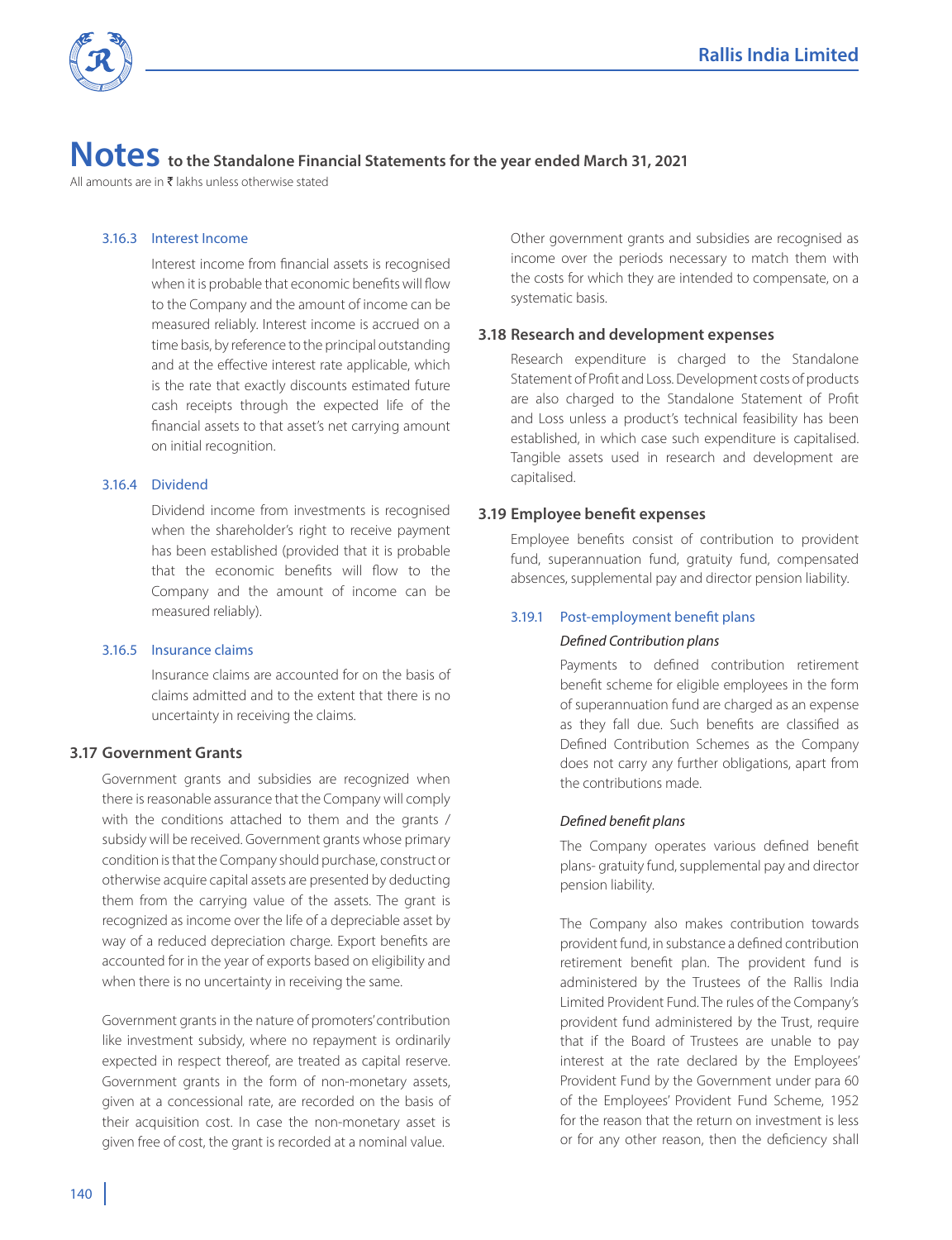# Notes to the Standalone Financial Statements for the year ended March 31, 2021

All amounts are in ₹ lakhs unless otherwise stated

#### 3.16.3 Interest Income

Interest income from financial assets is recognised when it is probable that economic benefits will flow to the Company and the amount of income can be measured reliably. Interest income is accrued on a time basis, by reference to the principal outstanding and at the effective interest rate applicable, which is the rate that exactly discounts estimated future cash receipts through the expected life of the financial assets to that asset's net carrying amount on initial recognition.

#### 3.16.4 Dividend

Dividend income from investments is recognised when the shareholder's right to receive payment has been established (provided that it is probable that the economic benefits will flow to the Company and the amount of income can be measured reliably).

#### 3.16.5 Insurance claims

Insurance claims are accounted for on the basis of claims admitted and to the extent that there is no uncertainty in receiving the claims.

### 3.17 Government Grants

Government grants and subsidies are recognized when there is reasonable assurance that the Company will comply with the conditions attached to them and the grants / subsidy will be received. Government grants whose primary condition is that the Company should purchase, construct or otherwise acquire capital assets are presented by deducting them from the carrying value of the assets. The grant is recognized as income over the life of a depreciable asset by way of a reduced depreciation charge. Export benefits are accounted for in the year of exports based on eligibility and when there is no uncertainty in receiving the same.

Government grants in the nature of promoters' contribution like investment subsidy, where no repayment is ordinarily expected in respect thereof, are treated as capital reserve. Government grants in the form of non-monetary assets, given at a concessional rate, are recorded on the basis of their acquisition cost. In case the non-monetary asset is given free of cost, the grant is recorded at a nominal value.

Other government grants and subsidies are recognised as income over the periods necessary to match them with the costs for which they are intended to compensate, on a systematic basis.

### 3.18 Research and development expenses

Research expenditure is charged to the Standalone Statement of Profit and Loss. Development costs of products are also charged to the Standalone Statement of Profit and Loss unless a product's technical feasibility has been established, in which case such expenditure is capitalised. Tangible assets used in research and development are capitalised.

### 3.19 Employee benefit expenses

Employee benefits consist of contribution to provident fund, superannuation fund, gratuity fund, compensated absences, supplemental pay and director pension liability.

#### 3.19.1 Post-employment benefit plans

*Defined Contribution plans*

Payments to defined contribution retirement benefit scheme for eligible employees in the form of superannuation fund are charged as an expense as they fall due. Such benefits are classified as Defined Contribution Schemes as the Company does not carry any further obligations, apart from the contributions made.

*Defined benefit plans*

The Company operates various defined benefit plans- gratuity fund, supplemental pay and director pension liability.

The Company also makes contribution towards provident fund, in substance a defined contribution retirement benefit plan. The provident fund is administered by the Trustees of the Rallis India Limited Provident Fund. The rules of the Company's provident fund administered by the Trust, require that if the Board of Trustees are unable to pay interest at the rate declared by the Employees' Provident Fund by the Government under para 60 of the Employees' Provident Fund Scheme, 1952 for the reason that the return on investment is less or for any other reason, then the deficiency shall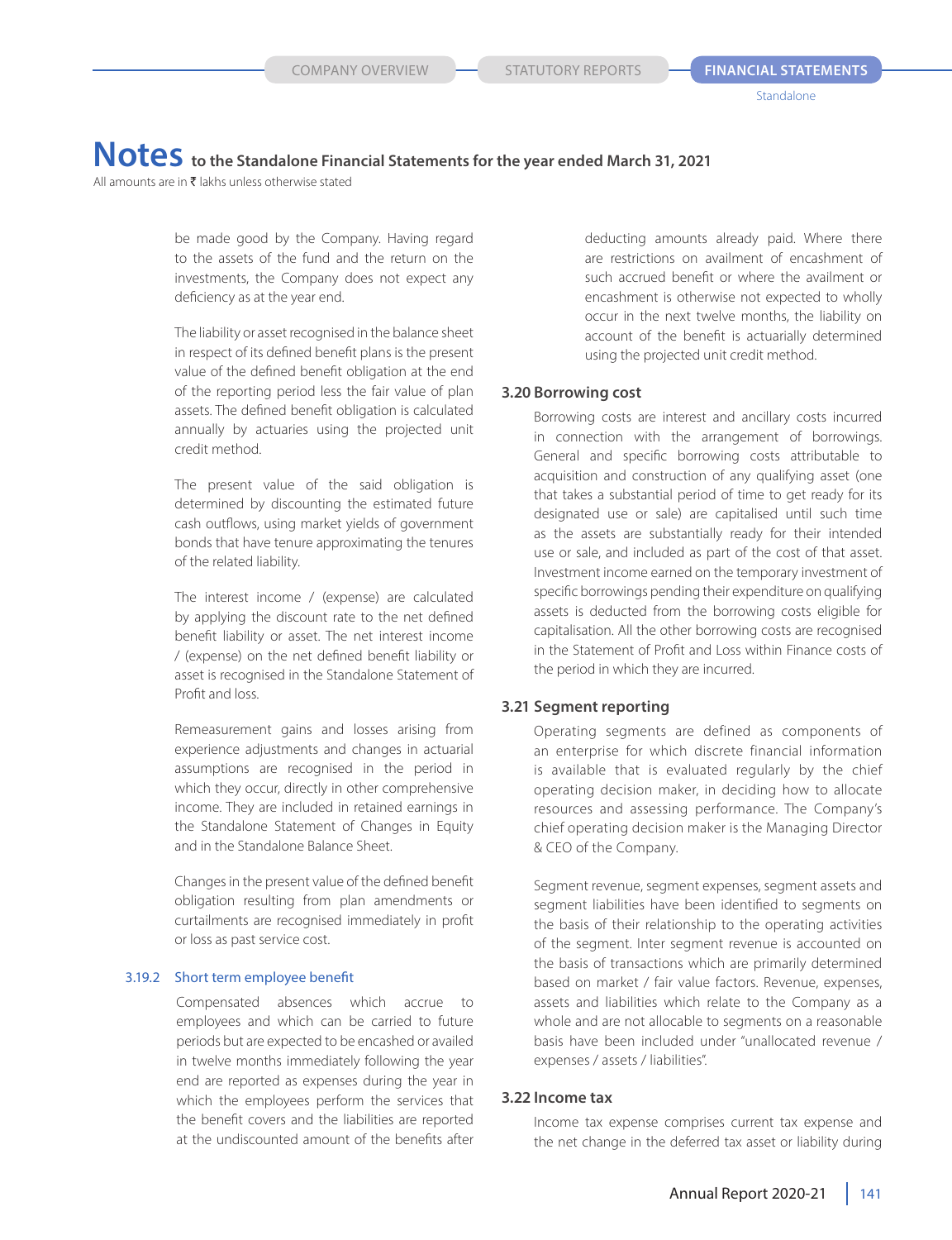be made good by the Company. Having regard to the assets of the fund and the return on the investments, the Company does not expect any deficiency as at the year end.

The liability or asset recognised in the balance sheet in respect of its defined benefit plans is the present value of the defined benefit obligation at the end of the reporting period less the fair value of plan assets. The defined benefit obligation is calculated annually by actuaries using the projected unit credit method.

The present value of the said obligation is determined by discounting the estimated future cash outflows, using market yields of government bonds that have tenure approximating the tenures of the related liability.

The interest income / (expense) are calculated by applying the discount rate to the net defined benefit liability or asset. The net interest income / (expense) on the net defined benefit liability or asset is recognised in the Standalone Statement of Profit and loss.

Remeasurement gains and losses arising from experience adjustments and changes in actuarial assumptions are recognised in the period in which they occur, directly in other comprehensive income. They are included in retained earnings in the Standalone Statement of Changes in Equity and in the Standalone Balance Sheet.

Changes in the present value of the defined benefit obligation resulting from plan amendments or curtailments are recognised immediately in profit or loss as past service cost.

#### 3.19.2 Short term employee benefit

Compensated absences which accrue to employees and which can be carried to future periods but are expected to be encashed or availed in twelve months immediately following the year end are reported as expenses during the year in which the employees perform the services that the benefit covers and the liabilities are reported at the undiscounted amount of the benefits after deducting amounts already paid. Where there are restrictions on availment of encashment of such accrued benefit or where the availment or encashment is otherwise not expected to wholly occur in the next twelve months, the liability on account of the benefit is actuarially determined using the projected unit credit method.

### 3.20 Borrowing cost

Borrowing costs are interest and ancillary costs incurred in connection with the arrangement of borrowings. General and specific borrowing costs attributable to acquisition and construction of any qualifying asset (one that takes a substantial period of time to get ready for its designated use or sale) are capitalised until such time as the assets are substantially ready for their intended use or sale, and included as part of the cost of that asset. Investment income earned on the temporary investment of specific borrowings pending their expenditure on qualifying assets is deducted from the borrowing costs eligible for capitalisation. All the other borrowing costs are recognised in the Statement of Profit and Loss within Finance costs of the period in which they are incurred.

### 3.21 Segment reporting

Operating segments are defined as components of an enterprise for which discrete financial information is available that is evaluated regularly by the chief operating decision maker, in deciding how to allocate resources and assessing performance. The Company's chief operating decision maker is the Managing Director & CEO of the Company.

Segment revenue, segment expenses, segment assets and segment liabilities have been identified to segments on the basis of their relationship to the operating activities of the segment. Inter segment revenue is accounted on the basis of transactions which are primarily determined based on market / fair value factors. Revenue, expenses, assets and liabilities which relate to the Company as a whole and are not allocable to segments on a reasonable basis have been included under "unallocated revenue / expenses / assets / liabilities".

### 3.22 Income tax

Income tax expense comprises current tax expense and the net change in the deferred tax asset or liability during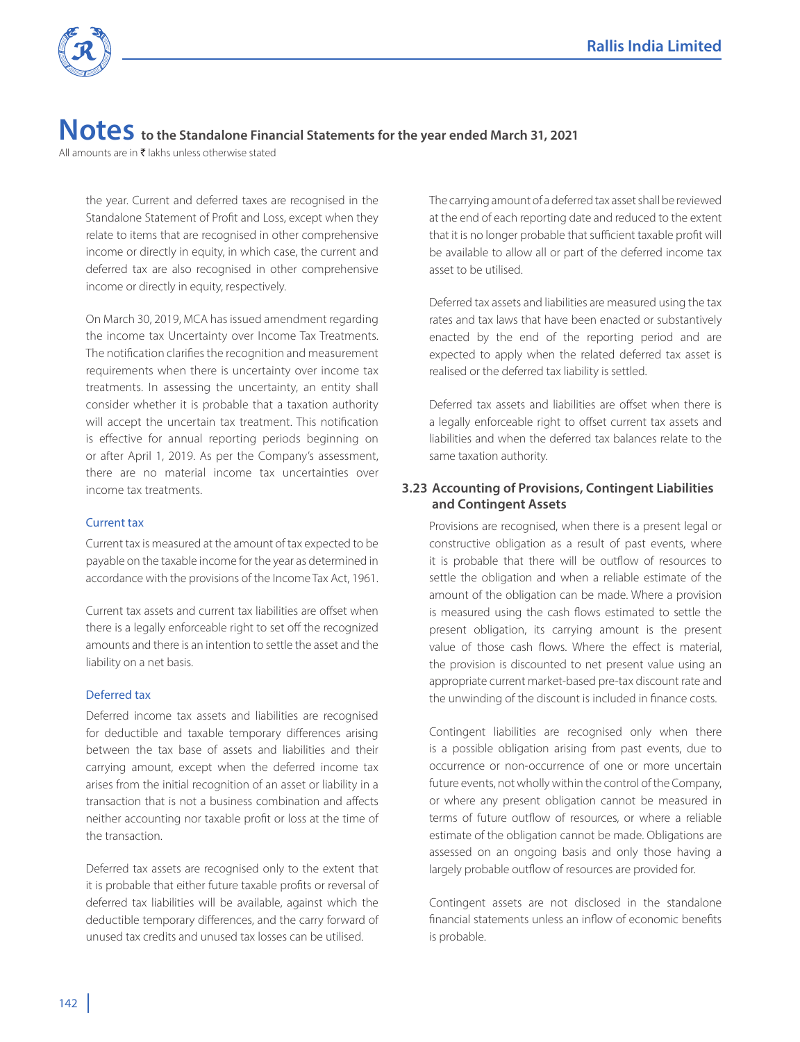the year. Current and deferred taxes are recognised in the Standalone Statement of Profit and Loss, except when they relate to items that are recognised in other comprehensive income or directly in equity, in which case, the current and deferred tax are also recognised in other comprehensive income or directly in equity, respectively.

On March 30, 2019, MCA has issued amendment regarding the income tax Uncertainty over Income Tax Treatments. The notification clarifies the recognition and measurement requirements when there is uncertainty over income tax treatments. In assessing the uncertainty, an entity shall consider whether it is probable that a taxation authority will accept the uncertain tax treatment. This notification is effective for annual reporting periods beginning on or after April 1, 2019. As per the Company's assessment, there are no material income tax uncertainties over income tax treatments.

#### Current tax

Current tax is measured at the amount of tax expected to be payable on the taxable income for the year as determined in accordance with the provisions of the Income Tax Act, 1961.

Current tax assets and current tax liabilities are offset when there is a legally enforceable right to set off the recognized amounts and there is an intention to settle the asset and the liability on a net basis.

#### Deferred tax

Deferred income tax assets and liabilities are recognised for deductible and taxable temporary differences arising between the tax base of assets and liabilities and their carrying amount, except when the deferred income tax arises from the initial recognition of an asset or liability in a transaction that is not a business combination and affects neither accounting nor taxable profit or loss at the time of the transaction.

Deferred tax assets are recognised only to the extent that it is probable that either future taxable profits or reversal of deferred tax liabilities will be available, against which the deductible temporary differences, and the carry forward of unused tax credits and unused tax losses can be utilised.

The carrying amount of a deferred tax asset shall be reviewed at the end of each reporting date and reduced to the extent that it is no longer probable that sufficient taxable profit will be available to allow all or part of the deferred income tax asset to be utilised.

Deferred tax assets and liabilities are measured using the tax rates and tax laws that have been enacted or substantively enacted by the end of the reporting period and are expected to apply when the related deferred tax asset is realised or the deferred tax liability is settled.

Deferred tax assets and liabilities are offset when there is a legally enforceable right to offset current tax assets and liabilities and when the deferred tax balances relate to the same taxation authority.

### 3.23 Accounting of Provisions, Contingent Liabilities and Contingent Assets

Provisions are recognised, when there is a present legal or constructive obligation as a result of past events, where it is probable that there will be outflow of resources to settle the obligation and when a reliable estimate of the amount of the obligation can be made. Where a provision is measured using the cash flows estimated to settle the present obligation, its carrying amount is the present value of those cash flows. Where the effect is material, the provision is discounted to net present value using an appropriate current market-based pre-tax discount rate and the unwinding of the discount is included in finance costs.

Contingent liabilities are recognised only when there is a possible obligation arising from past events, due to occurrence or non-occurrence of one or more uncertain future events, not wholly within the control of the Company, or where any present obligation cannot be measured in terms of future outflow of resources, or where a reliable estimate of the obligation cannot be made. Obligations are assessed on an ongoing basis and only those having a largely probable outflow of resources are provided for.

Contingent assets are not disclosed in the standalone financial statements unless an inflow of economic benefits is probable.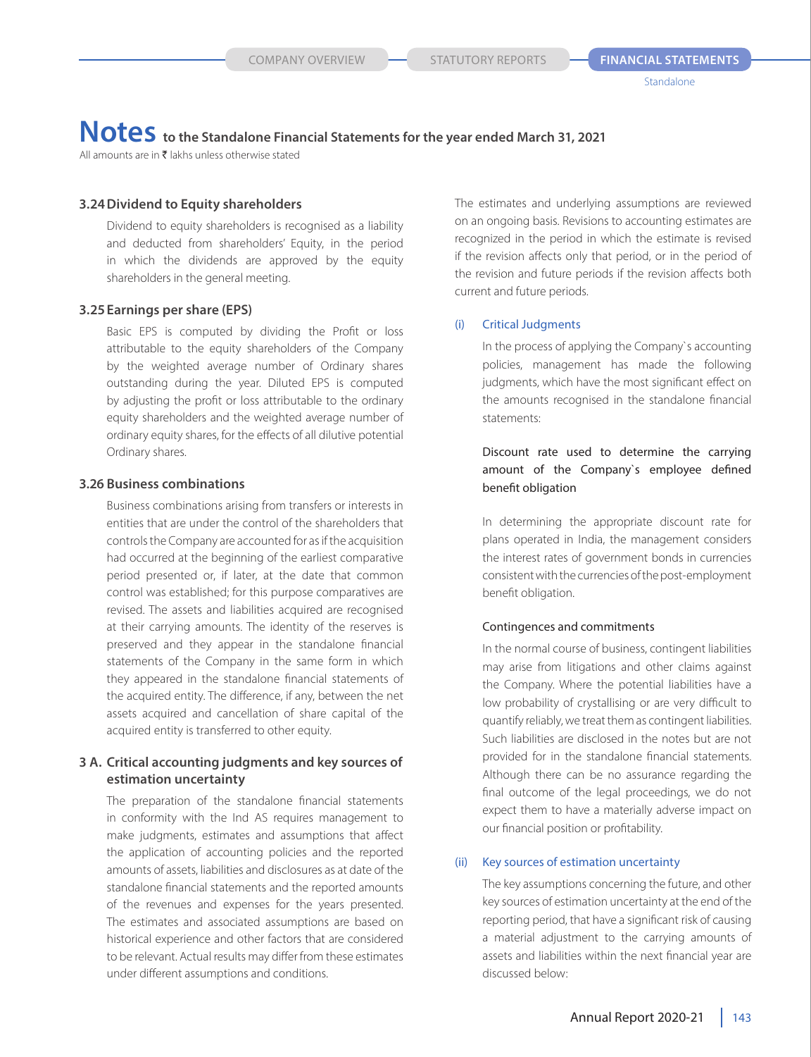# Notes to the Standalone Financial Statements for the year ended March 31, 2021

All amounts are in ₹ lakhs unless otherwise stated

### 3.24 Dividend to Equity shareholders

Dividend to equity shareholders is recognised as a liability and deducted from shareholders' Equity, in the period in which the dividends are approved by the equity shareholders in the general meeting.

### 3.25 Earnings per share (EPS)

Basic EPS is computed by dividing the Profit or loss attributable to the equity shareholders of the Company by the weighted average number of Ordinary shares outstanding during the year. Diluted EPS is computed by adjusting the profit or loss attributable to the ordinary equity shareholders and the weighted average number of ordinary equity shares, for the effects of all dilutive potential Ordinary shares.

### 3.26 Business combinations

Business combinations arising from transfers or interests in entities that are under the control of the shareholders that controls the Company are accounted for as if the acquisition had occurred at the beginning of the earliest comparative period presented or, if later, at the date that common control was established; for this purpose comparatives are revised. The assets and liabilities acquired are recognised at their carrying amounts. The identity of the reserves is preserved and they appear in the standalone financial statements of the Company in the same form in which they appeared in the standalone financial statements of the acquired entity. The difference, if any, between the net assets acquired and cancellation of share capital of the acquired entity is transferred to other equity.

### 3 A. Critical accounting judgments and key sources of estimation uncertainty

The preparation of the standalone financial statements in conformity with the Ind AS requires management to make judgments, estimates and assumptions that affect the application of accounting policies and the reported amounts of assets, liabilities and disclosures as at date of the standalone financial statements and the reported amounts of the revenues and expenses for the years presented. The estimates and associated assumptions are based on historical experience and other factors that are considered to be relevant. Actual results may differ from these estimates under different assumptions and conditions.

The estimates and underlying assumptions are reviewed on an ongoing basis. Revisions to accounting estimates are recognized in the period in which the estimate is revised if the revision affects only that period, or in the period of the revision and future periods if the revision affects both current and future periods.

#### (i) Critical Judgments

In the process of applying the Company`s accounting policies, management has made the following judgments, which have the most significant effect on the amounts recognised in the standalone financial statements:

Discount rate used to determine the carrying amount of the Company`s employee defined benefit obligation

In determining the appropriate discount rate for plans operated in India, the management considers the interest rates of government bonds in currencies consistent with the currencies of the post-employment benefit obligation.

Contingences and commitments

In the normal course of business, contingent liabilities may arise from litigations and other claims against the Company. Where the potential liabilities have a low probability of crystallising or are very difficult to quantify reliably, we treat them as contingent liabilities. Such liabilities are disclosed in the notes but are not provided for in the standalone financial statements. Although there can be no assurance regarding the final outcome of the legal proceedings, we do not expect them to have a materially adverse impact on our financial position or profitability.

#### (ii) Key sources of estimation uncertainty

The key assumptions concerning the future, and other key sources of estimation uncertainty at the end of the reporting period, that have a significant risk of causing a material adjustment to the carrying amounts of assets and liabilities within the next financial year are discussed below: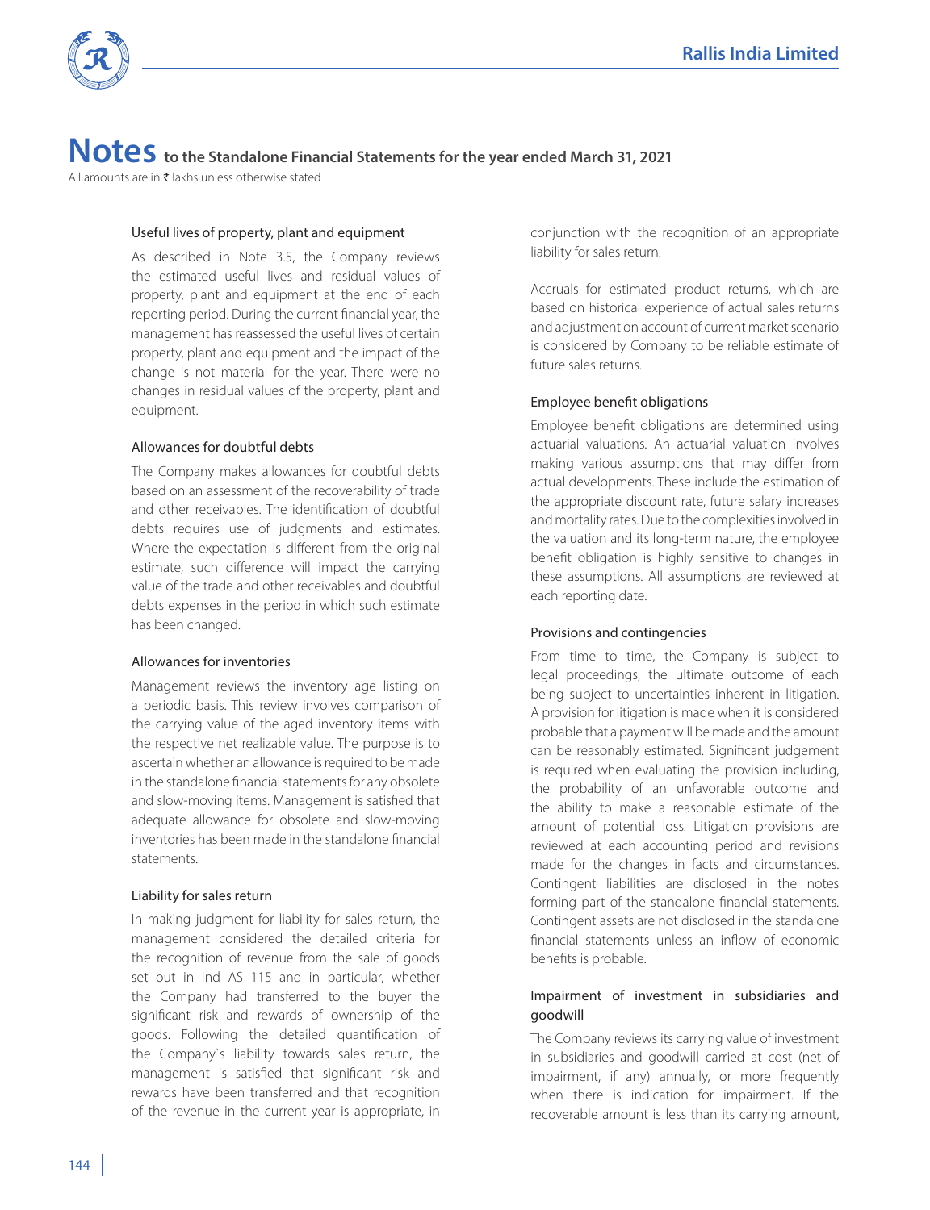# Notes to the Standalone Financial Statements for the year ended March 31, 2021

All amounts are in ₹ lakhs unless otherwise stated

### Useful lives of property, plant and equipment

As described in Note 3.5, the Company reviews the estimated useful lives and residual values of property, plant and equipment at the end of each reporting period. During the current financial year, the management has reassessed the useful lives of certain property, plant and equipment and the impact of the change is not material for the year. There were no changes in residual values of the property, plant and equipment.

### Allowances for doubtful debts

The Company makes allowances for doubtful debts based on an assessment of the recoverability of trade and other receivables. The identification of doubtful debts requires use of judgments and estimates. Where the expectation is different from the original estimate, such difference will impact the carrying value of the trade and other receivables and doubtful debts expenses in the period in which such estimate has been changed.

### Allowances for inventories

Management reviews the inventory age listing on a periodic basis. This review involves comparison of the carrying value of the aged inventory items with the respective net realizable value. The purpose is to ascertain whether an allowance is required to be made in the standalone financial statements for any obsolete and slow-moving items. Management is satisfied that adequate allowance for obsolete and slow-moving inventories has been made in the standalone financial statements.

### Liability for sales return

In making judgment for liability for sales return, the management considered the detailed criteria for the recognition of revenue from the sale of goods set out in Ind AS 115 and in particular, whether the Company had transferred to the buyer the significant risk and rewards of ownership of the goods. Following the detailed quantification of the Company`s liability towards sales return, the management is satisfied that significant risk and rewards have been transferred and that recognition of the revenue in the current year is appropriate, in conjunction with the recognition of an appropriate liability for sales return.

Accruals for estimated product returns, which are based on historical experience of actual sales returns and adjustment on account of current market scenario is considered by Company to be reliable estimate of future sales returns.

### Employee benefit obligations

Employee benefit obligations are determined using actuarial valuations. An actuarial valuation involves making various assumptions that may differ from actual developments. These include the estimation of the appropriate discount rate, future salary increases and mortality rates. Due to the complexities involved in the valuation and its long-term nature, the employee benefit obligation is highly sensitive to changes in these assumptions. All assumptions are reviewed at each reporting date.

### Provisions and contingencies

From time to time, the Company is subject to legal proceedings, the ultimate outcome of each being subject to uncertainties inherent in litigation. A provision for litigation is made when it is considered probable that a payment will be made and the amount can be reasonably estimated. Significant judgement is required when evaluating the provision including, the probability of an unfavorable outcome and the ability to make a reasonable estimate of the amount of potential loss. Litigation provisions are reviewed at each accounting period and revisions made for the changes in facts and circumstances. Contingent liabilities are disclosed in the notes forming part of the standalone financial statements. Contingent assets are not disclosed in the standalone financial statements unless an inflow of economic benefits is probable.

### Impairment of investment in subsidiaries and goodwill

The Company reviews its carrying value of investment in subsidiaries and goodwill carried at cost (net of impairment, if any) annually, or more frequently when there is indication for impairment. If the recoverable amount is less than its carrying amount,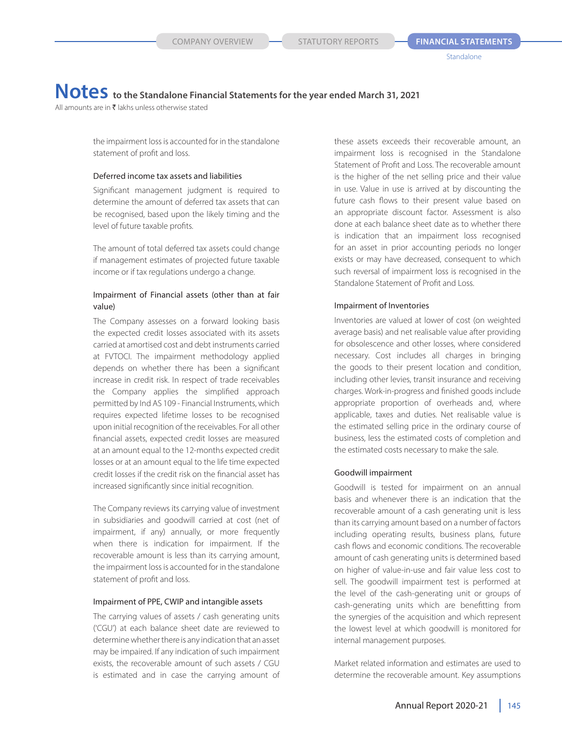the impairment loss is accounted for in the standalone statement of profit and loss.

### Deferred income tax assets and liabilities

Significant management judgment is required to determine the amount of deferred tax assets that can be recognised, based upon the likely timing and the level of future taxable profits.

The amount of total deferred tax assets could change if management estimates of projected future taxable income or if tax regulations undergo a change.

### Impairment of Financial assets (other than at fair value)

The Company assesses on a forward looking basis the expected credit losses associated with its assets carried at amortised cost and debt instruments carried at FVTOCI. The impairment methodology applied depends on whether there has been a significant increase in credit risk. In respect of trade receivables the Company applies the simplified approach permitted by Ind AS 109 - Financial Instruments, which requires expected lifetime losses to be recognised upon initial recognition of the receivables. For all other financial assets, expected credit losses are measured at an amount equal to the 12-months expected credit losses or at an amount equal to the life time expected credit losses if the credit risk on the financial asset has increased significantly since initial recognition.

The Company reviews its carrying value of investment in subsidiaries and goodwill carried at cost (net of impairment, if any) annually, or more frequently when there is indication for impairment. If the recoverable amount is less than its carrying amount, the impairment loss is accounted for in the standalone statement of profit and loss.

### Impairment of PPE, CWIP and intangible assets

The carrying values of assets / cash generating units ('CGU') at each balance sheet date are reviewed to determine whether there is any indication that an asset may be impaired. If any indication of such impairment exists, the recoverable amount of such assets / CGU is estimated and in case the carrying amount of these assets exceeds their recoverable amount, an impairment loss is recognised in the Standalone Statement of Profit and Loss. The recoverable amount is the higher of the net selling price and their value in use. Value in use is arrived at by discounting the future cash flows to their present value based on an appropriate discount factor. Assessment is also done at each balance sheet date as to whether there is indication that an impairment loss recognised for an asset in prior accounting periods no longer exists or may have decreased, consequent to which such reversal of impairment loss is recognised in the Standalone Statement of Profit and Loss.

### Impairment of Inventories

Inventories are valued at lower of cost (on weighted average basis) and net realisable value after providing for obsolescence and other losses, where considered necessary. Cost includes all charges in bringing the goods to their present location and condition, including other levies, transit insurance and receiving charges. Work-in-progress and finished goods include appropriate proportion of overheads and, where applicable, taxes and duties. Net realisable value is the estimated selling price in the ordinary course of business, less the estimated costs of completion and the estimated costs necessary to make the sale.

### Goodwill impairment

Goodwill is tested for impairment on an annual basis and whenever there is an indication that the recoverable amount of a cash generating unit is less than its carrying amount based on a number of factors including operating results, business plans, future cash flows and economic conditions. The recoverable amount of cash generating units is determined based on higher of value-in-use and fair value less cost to sell. The goodwill impairment test is performed at the level of the cash-generating unit or groups of cash-generating units which are benefitting from the synergies of the acquisition and which represent the lowest level at which goodwill is monitored for internal management purposes.

Market related information and estimates are used to determine the recoverable amount. Key assumptions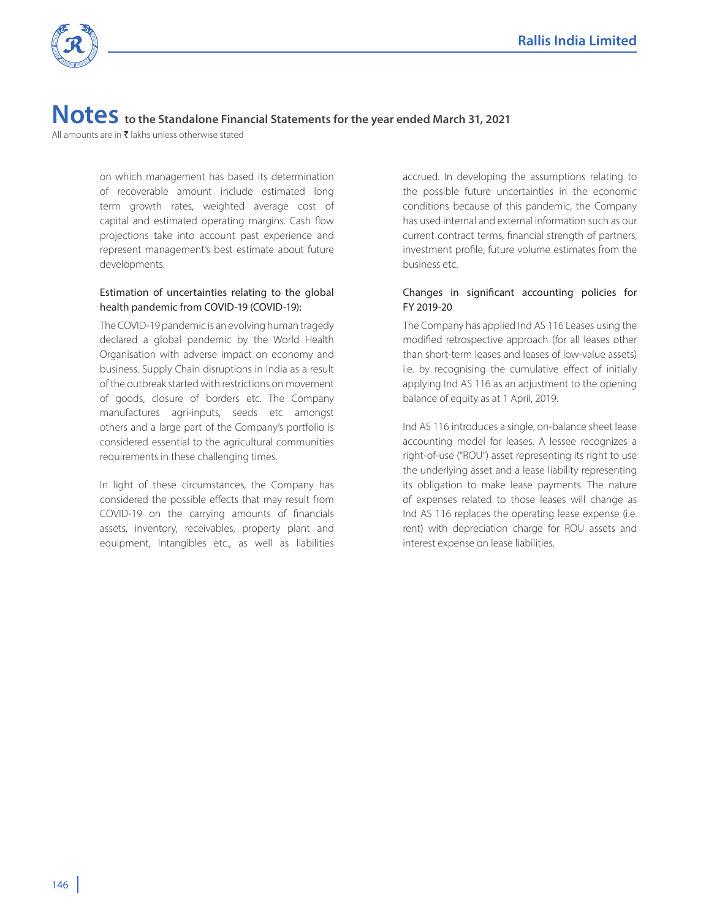on which management has based its determination of recoverable amount include estimated long term growth rates, weighted average cost of capital and estimated operating margins. Cash flow projections take into account past experience and represent management's best estimate about future developments.

### Estimation of uncertainties relating to the global health pandemic from COVID-19 (COVID-19):

The COVID-19 pandemic is an evolving human tragedy declared a global pandemic by the World Health Organisation with adverse impact on economy and business. Supply Chain disruptions in India as a result of the outbreak started with restrictions on movement of goods, closure of borders etc. The Company manufactures agri-inputs, seeds etc amongst others and a large part of the Company's portfolio is considered essential to the agricultural communities requirements in these challenging times.

In light of these circumstances, the Company has considered the possible effects that may result from COVID-19 on the carrying amounts of financials assets, inventory, receivables, property plant and equipment, Intangibles etc., as well as liabilities accrued. In developing the assumptions relating to the possible future uncertainties in the economic conditions because of this pandemic, the Company has used internal and external information such as our current contract terms, financial strength of partners, investment profile, future volume estimates from the business etc.

### Changes in significant accounting policies for FY 2019-20

The Company has applied Ind AS 116 Leases using the modified retrospective approach (for all leases other than short-term leases and leases of low-value assets) i.e. by recognising the cumulative effect of initially applying Ind AS 116 as an adjustment to the opening balance of equity as at 1 April, 2019.

Ind AS 116 introduces a single, on-balance sheet lease accounting model for leases. A lessee recognizes a right-of-use ("ROU") asset representing its right to use the underlying asset and a lease liability representing its obligation to make lease payments. The nature of expenses related to those leases will change as Ind AS 116 replaces the operating lease expense (i.e. rent) with depreciation charge for ROU assets and interest expense on lease liabilities.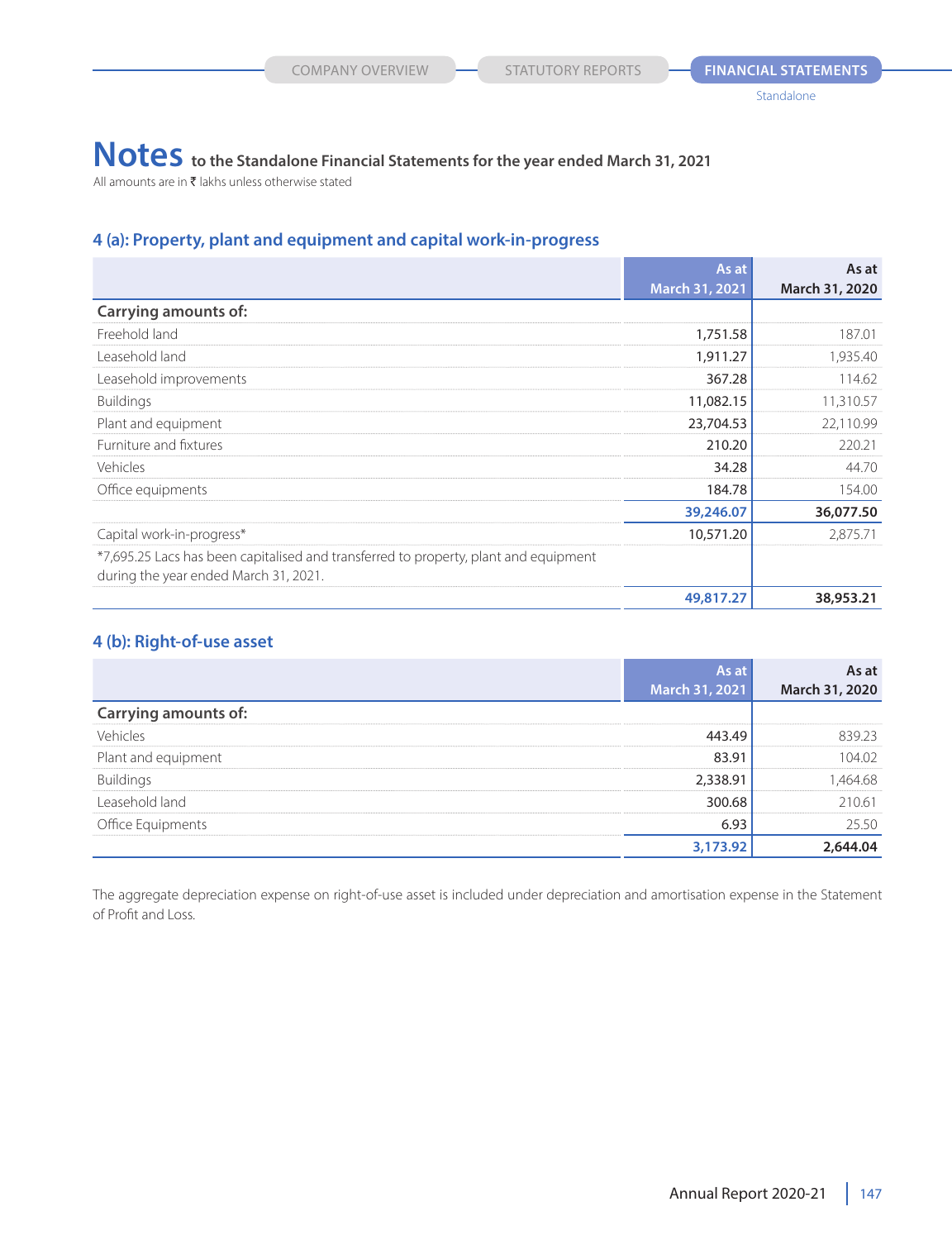# Notes to the Standalone Financial Statements for the year ended March 31, 2021

All amounts are in ₹ lakhs unless otherwise stated

## 4 (a): Property, plant and equipment and capital work-in-progress

| | As at March 31, 2021 | As at March 31, 2020 |
|---|---|---|
| **Carrying amounts of:** | | |
| Freehold land | 1,751.58 | 187.01 |
| Leasehold land | 1,911.27 | 1,935.40 |
| Leasehold improvements | 367.28 | 114.62 |
| Buildings | 11,082.15 | 11,310.57 |
| Plant and equipment | 23,704.53 | 22,110.99 |
| Furniture and fixtures | 210.20 | 220.21 |
| Vehicles | 34.28 | 44.70 |
| Office equipments | 184.78 | 154.00 |
| | **39,246.07** | **36,077.50** |
| Capital work-in-progress* | 10,571.20 | 2,875.71 |
| *7,695.25 Lacs has been capitalised and transferred to property, plant and equipment during the year ended March 31, 2021. | | |
| | **49,817.27** | **38,953.21** |

## 4 (b): Right-of-use asset

| | As at March 31, 2021 | As at March 31, 2020 |
|---|---|---|
| **Carrying amounts of:** | | |
| Vehicles | 443.49 | 839.23 |
| Plant and equipment | 83.91 | 104.02 |
| Buildings | 2,338.91 | 1,464.68 |
| Leasehold land | 300.68 | 210.61 |
| Office Equipments | 6.93 | 25.50 |
| | **3,173.92** | **2,644.04** |

The aggregate depreciation expense on right-of-use asset is included under depreciation and amortisation expense in the Statement of Profit and Loss.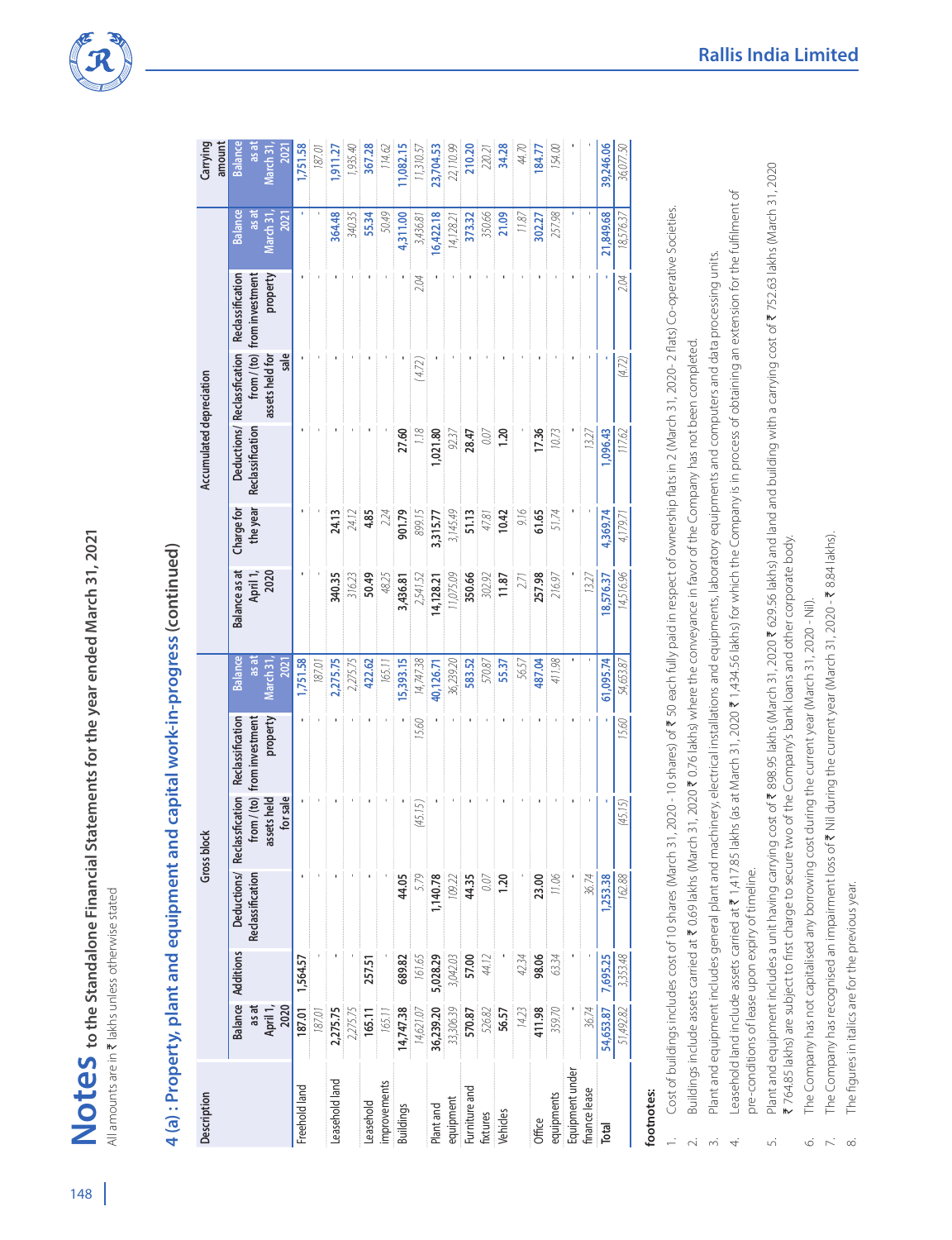# Notes to the Standalone Financial Statements for the year ended March 31, 2021

All amounts are in ₹ lakhs unless otherwise stated

## 4 (a) : Property, plant and equipment and capital work-in-progress (continued)

| Description | Gross block | | | | | | Accumulated depreciation | | | | | | Carrying amount |
|---|---|---|---|---|---|---|---|---|---|---|---|---|---|
| | Balance as at April 1, 2020 | Additions | Deductions/ Reclassification | Reclassification from / (to) assets held for sale | Reclassification from investment property | Balance as at March 31, 2021 | Balance as at April 1, 2020 | Charge for the year | Deductions/ Reclassification | Reclassification from / (to) assets held for sale | Reclassification from investment property | Balance as at March 31, 2021 | Balance as at March 31, 2021 |
| Freehold land | 187.01 | 1,564.57 | - | - | - | 1,751.58 | - | - | - | - | - | - | 1,751.58 |
| | *187.01* | *-* | *-* | *-* | *-* | *187.01* | *-* | *-* | *-* | *-* | *-* | *-* | *187.01* |
| Leasehold land | 2,275.75 | - | - | - | - | 2,275.75 | 340.35 | 24.13 | - | - | - | 364.48 | 1,911.27 |
| | *2,275.75* | *-* | *-* | *-* | *-* | *2,275.75* | *316.23* | *24.12* | *-* | *-* | *-* | *340.35* | *1,935.40* |
| Leasehold improvements | 165.11 | 257.51 | - | - | - | 422.62 | 50.49 | 4.85 | - | - | - | 55.34 | 367.28 |
| | *165.11* | *-* | *-* | *-* | *-* | *165.11* | *48.25* | *2.24* | *-* | *-* | *-* | *50.49* | *114.62* |
| Buildings | 14,747.38 | 689.82 | 44.05 | - | - | 15,393.15 | 3,436.81 | 901.79 | 27.60 | - | - | 4,311.00 | 11,082.15 |
| | *14,621.07* | *161.65* | *5.79* | *(45.15)* | *15.60* | *14,747.38* | *2,541.52* | *899.15* | *1.18* | *(4.72)* | *2.04* | *3,436.81* | *11,310.57* |
| Plant and equipment | 36,239.20 | 5,028.29 | 1,140.78 | - | - | 40,126.71 | 14,128.21 | 3,315.77 | 1,021.80 | - | - | 16,422.18 | 23,704.53 |
| | *33,306.39* | *3,042.03* | *109.22* | *-* | *-* | *36,239.20* | *11,075.09* | *3,145.49* | *92.37* | *-* | *-* | *14,128.21* | *22,110.99* |
| Furniture and fixtures | 570.87 | 57.00 | 44.35 | - | - | 583.52 | 350.66 | 51.13 | 28.47 | - | - | 373.32 | 210.20 |
| | *526.82* | *44.12* | *0.07* | *-* | *-* | *570.87* | *302.92* | *47.81* | *0.07* | *-* | *-* | *350.66* | *220.21* |
| Vehicles | 56.57 | - | 1.20 | - | - | 55.37 | 11.87 | 10.42 | 1.20 | - | - | 21.09 | 34.28 |
| | *14.23* | *42.34* | *-* | *-* | *-* | *56.57* | *2.71* | *9.16* | *-* | *-* | *-* | *11.87* | *44.70* |
| Office equipments | 411.98 | 98.06 | 23.00 | - | - | 487.04 | 257.98 | 61.65 | 17.36 | - | - | 302.27 | 184.77 |
| | *359.70* | *63.34* | *11.06* | *-* | *-* | *411.98* | *216.97* | *51.74* | *10.73* | *-* | *-* | *257.98* | *154.00* |
| Equipment under finance lease | - | - | - | - | - | - | - | - | - | - | - | - | - |
| | *36.74* | *-* | *36.74* | *-* | *-* | *-* | *13.27* | *-* | *13.27* | *-* | *-* | *-* | *-* |
| **Total** | **54,653.87** | **7,695.25** | **1,253.38** | **-** | **-** | **61,095.74** | **18,576.37** | **4,369.74** | **1,096.43** | **-** | **-** | **21,849.68** | **39,246.06** |
| | *51,492.82* | *3,353.48* | *162.88* | *(45.15)* | *15.60* | *54,653.87* | *14,516.96* | *4,179.71* | *117.62* | *(4.72)* | *2.04* | *18,576.37* | *36,077.50* |

**footnotes:**

1. Cost of buildings includes cost of 10 shares (March 31, 2020 - 10 shares) of ₹ 50 each fully paid in respect of ownership flats in 2 (March 31, 2020 - 2 flats) Co-operative Societies.
2. Buildings include assets carried at ₹ 0.69 lakhs (March 31, 2020 ₹ 0.76 lakhs) where the conveyance in favor of the Company has not been completed.
3. Plant and equipment includes general plant and machinery, electrical installations and equipments, laboratory equipments and computers and data processing units.
4. Leasehold land include assets carried at ₹ 1,417.85 lakhs (as at March 31, 2020 ₹ 1,434.56 lakhs) for which the Company is in process of obtaining an extension for the fulfilment of pre-conditions of lease upon expiry of timeline.
5. Plant and equipment includes a unit having carrying cost of ₹ 898.95 lakhs (March 31, 2020 ₹ 629.56 lakhs) and land and building with a carrying cost of ₹ 752.63 lakhs (March 31, 2020 ₹ 764.85 lakhs) are subject to first charge to secure two of the Company's bank loans and other corporate body.
6. The Company has not capitalised any borrowing cost during the current year (March 31, 2020 - Nil).
7. The Company has recognised an impairment loss of ₹ Nil during the current year (March 31, 2020 - ₹ 8.84 lakhs).
8. The figures in italics are for the previous year.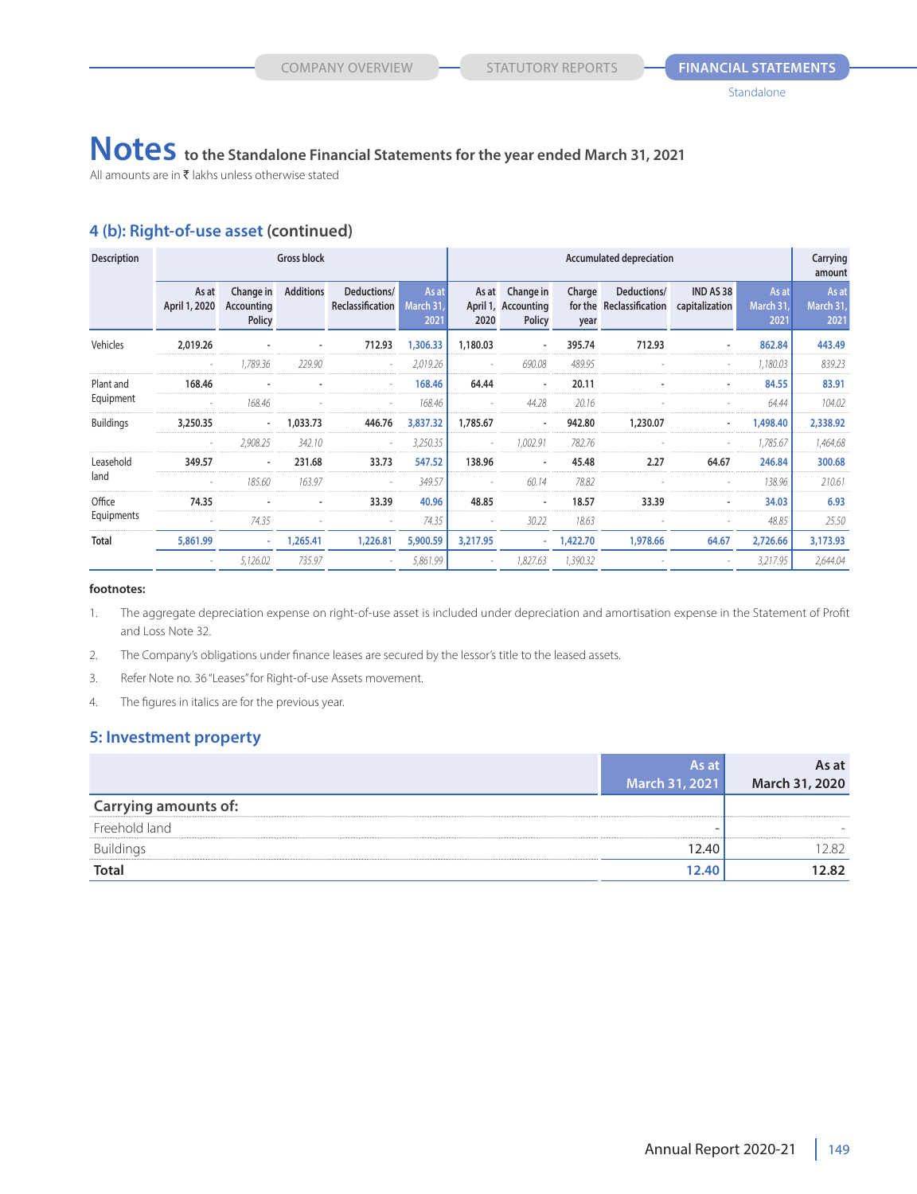# Notes to the Standalone Financial Statements for the year ended March 31, 2021

All amounts are in ₹ lakhs unless otherwise stated

## 4 (b): Right-of-use asset (continued)

| Description | Gross block | | | | | Accumulated depreciation | | | | | | Carrying amount |
|---|---|---|---|---|---|---|---|---|---|---|---|---|
| | As at April 1, 2020 | Change in Accounting Policy | Additions | Deductions/ Reclassification | As at March 31, 2021 | As at April 1, 2020 | Change in Accounting Policy | Charge for the year | Deductions/ Reclassification | IND AS 38 capitalization | As at March 31, 2021 | As at March 31, 2021 |
| Vehicles | 2,019.26 | - | - | 712.93 | 1,306.33 | 1,180.03 | - | 395.74 | 712.93 | - | 862.84 | 443.49 |
| | *-* | *1,789.36* | *229.90* | *-* | *2,019.26* | *-* | *690.08* | *489.95* | *-* | *-* | *1,180.03* | *839.23* |
| Plant and Equipment | 168.46 | - | - | - | 168.46 | 64.44 | - | 20.11 | - | - | 84.55 | 83.91 |
| | *-* | *168.46* | *-* | *-* | *168.46* | *-* | *44.28* | *20.16* | *-* | *-* | *64.44* | *104.02* |
| Buildings | 3,250.35 | - | 1,033.73 | 446.76 | 3,837.32 | 1,785.67 | - | 942.80 | 1,230.07 | - | 1,498.40 | 2,338.92 |
| | *-* | *2,908.25* | *342.10* | *-* | *3,250.35* | *-* | *1,002.91* | *782.76* | *-* | *-* | *1,785.67* | *1,464.68* |
| Leasehold land | 349.57 | - | 231.68 | 33.73 | 547.52 | 138.96 | - | 45.48 | 2.27 | 64.67 | 246.84 | 300.68 |
| | *-* | *185.60* | *163.97* | *-* | *349.57* | *-* | *60.14* | *78.82* | *-* | *-* | *138.96* | *210.61* |
| Office Equipments | 74.35 | - | - | 33.39 | 40.96 | 48.85 | - | 18.57 | 33.39 | - | 34.03 | 6.93 |
| | *-* | *74.35* | *-* | *-* | *74.35* | *-* | *30.22* | *18.63* | *-* | *-* | *48.85* | *25.50* |
| **Total** | 5,861.99 | - | 1,265.41 | 1,226.81 | 5,900.59 | 3,217.95 | - | 1,422.70 | 1,978.66 | 64.67 | 2,726.66 | 3,173.93 |
| | *-* | *5,126.02* | *735.97* | *-* | *5,861.99* | *-* | *1,827.63* | *1,390.32* | *-* | *-* | *3,217.95* | *2,644.04* |

**footnotes:**

1. The aggregate depreciation expense on right-of-use asset is included under depreciation and amortisation expense in the Statement of Profit and Loss Note 32.
2. The Company's obligations under finance leases are secured by the lessor's title to the leased assets.
3. Refer Note no. 36 "Leases" for Right-of-use Assets movement.
4. The figures in italics are for the previous year.

## 5: Investment property

| | As at March 31, 2021 | As at March 31, 2020 |
|---|---|---|
| **Carrying amounts of:** | | |
| Freehold land | - | - |
| Buildings | 12.40 | 12.82 |
| **Total** | **12.40** | **12.82** |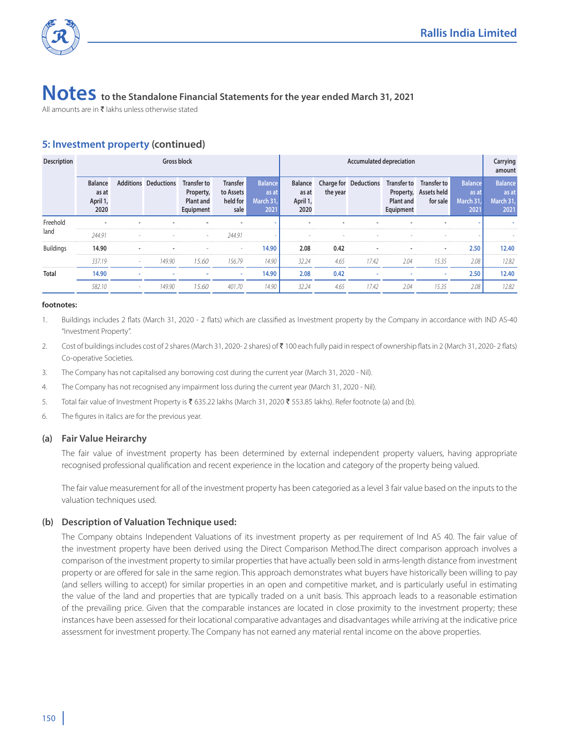# Notes to the Standalone Financial Statements for the year ended March 31, 2021

All amounts are in ₹ lakhs unless otherwise stated

## 5: Investment property (continued)

| Description | Gross block | | | | | | Accumulated depreciation | | | | | | Carrying amount |
|---|---|---|---|---|---|---|---|---|---|---|---|---|---|
| | Balance as at April 1, 2020 | Additions | Deductions | Transfer to Property, Plant and Equipment | Transfer to Assets held for sale | Balance as at March 31, 2021 | Balance as at April 1, 2020 | Charge for the year | Deductions | Transfer to Property, Plant and Equipment | Transfer to Assets held for sale | Balance as at March 31, 2021 | Balance as at March 31, 2021 |
| Freehold land | - | - | - | - | - | - | - | - | - | - | - | - | - |
| | *244.91* | - | - | - | *244.91* | - | - | - | - | - | - | - | - |
| Buildings | 14.90 | - | - | - | - | 14.90 | 2.08 | 0.42 | - | - | - | 2.50 | 12.40 |
| | *337.19* | - | *149.90* | *15.60* | *156.79* | *14.90* | *32.24* | *4.65* | *17.42* | *2.04* | *15.35* | *2.08* | *12.82* |
| **Total** | **14.90** | - | - | - | - | **14.90** | **2.08** | **0.42** | - | - | - | **2.50** | **12.40** |
| | *582.10* | - | *149.90* | *15.60* | *401.70* | *14.90* | *32.24* | *4.65* | *17.42* | *2.04* | *15.35* | *2.08* | *12.82* |

**footnotes:**

1. Buildings includes 2 flats (March 31, 2020 - 2 flats) which are classified as Investment property by the Company in accordance with IND AS-40 "Investment Property".
2. Cost of buildings includes cost of 2 shares (March 31, 2020- 2 shares) of ₹ 100 each fully paid in respect of ownership flats in 2 (March 31, 2020- 2 flats) Co-operative Societies.
3. The Company has not capitalised any borrowing cost during the current year (March 31, 2020 - Nil).
4. The Company has not recognised any impairment loss during the current year (March 31, 2020 - Nil).
5. Total fair value of Investment Property is ₹ 635.22 lakhs (March 31, 2020 ₹ 553.85 lakhs). Refer footnote (a) and (b).
6. The figures in italics are for the previous year.

### (a) Fair Value Heirarchy

The fair value of investment property has been determined by external independent property valuers, having appropriate recognised professional qualification and recent experience in the location and category of the property being valued.

The fair value measurement for all of the investment property has been categoried as a level 3 fair value based on the inputs to the valuation techniques used.

### (b) Description of Valuation Technique used:

The Company obtains Independent Valuations of its investment property as per requirement of Ind AS 40. The fair value of the investment property have been derived using the Direct Comparison Method.The direct comparison approach involves a comparison of the investment property to similar properties that have actually been sold in arms-length distance from investment property or are offered for sale in the same region. This approach demonstrates what buyers have historically been willing to pay (and sellers willing to accept) for similar properties in an open and competitive market, and is particularly useful in estimating the value of the land and properties that are typically traded on a unit basis. This approach leads to a reasonable estimation of the prevailing price. Given that the comparable instances are located in close proximity to the investment property; these instances have been assessed for their locational comparative advantages and disadvantages while arriving at the indicative price assessment for investment property. The Company has not earned any material rental income on the above properties.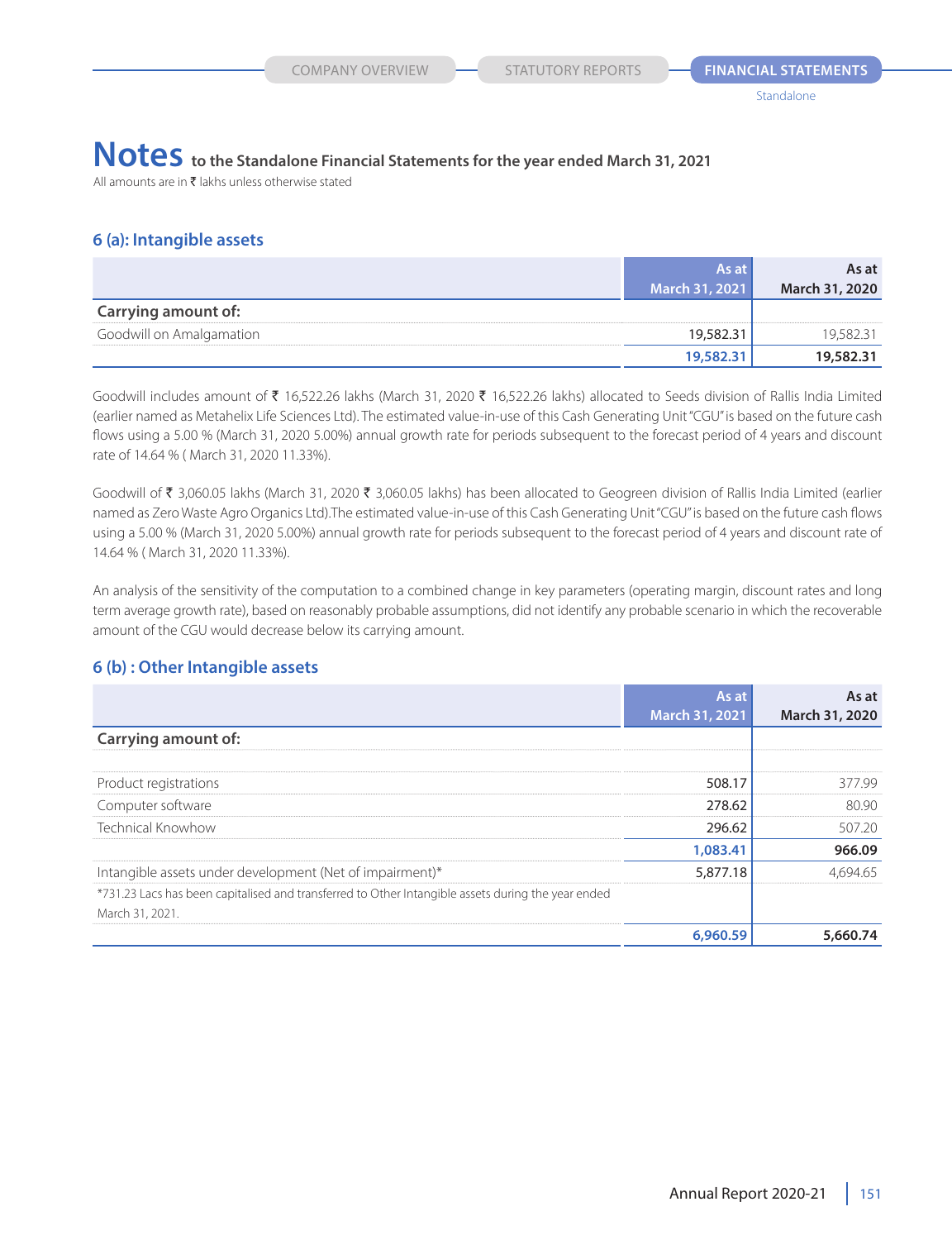# Notes to the Standalone Financial Statements for the year ended March 31, 2021

All amounts are in ₹ lakhs unless otherwise stated

## 6 (a): Intangible assets

| | As at March 31, 2021 | As at March 31, 2020 |
|---|---|---|
| **Carrying amount of:** | | |
| Goodwill on Amalgamation | 19,582.31 | 19,582.31 |
| | **19,582.31** | **19,582.31** |

Goodwill includes amount of ₹ 16,522.26 lakhs (March 31, 2020 ₹ 16,522.26 lakhs) allocated to Seeds division of Rallis India Limited (earlier named as Metahelix Life Sciences Ltd). The estimated value-in-use of this Cash Generating Unit "CGU" is based on the future cash flows using a 5.00 % (March 31, 2020 5.00%) annual growth rate for periods subsequent to the forecast period of 4 years and discount rate of 14.64 % ( March 31, 2020 11.33%).

Goodwill of ₹ 3,060.05 lakhs (March 31, 2020 ₹ 3,060.05 lakhs) has been allocated to Geogreen division of Rallis India Limited (earlier named as Zero Waste Agro Organics Ltd).The estimated value-in-use of this Cash Generating Unit "CGU" is based on the future cash flows using a 5.00 % (March 31, 2020 5.00%) annual growth rate for periods subsequent to the forecast period of 4 years and discount rate of 14.64 % ( March 31, 2020 11.33%).

An analysis of the sensitivity of the computation to a combined change in key parameters (operating margin, discount rates and long term average growth rate), based on reasonably probable assumptions, did not identify any probable scenario in which the recoverable amount of the CGU would decrease below its carrying amount.

## 6 (b) : Other Intangible assets

| | As at March 31, 2021 | As at March 31, 2020 |
|---|---|---|
| **Carrying amount of:** | | |
| Product registrations | 508.17 | 377.99 |
| Computer software | 278.62 | 80.90 |
| Technical Knowhow | 296.62 | 507.20 |
| | **1,083.41** | **966.09** |
| Intangible assets under development (Net of impairment)* | 5,877.18 | 4,694.65 |
| *731.23 Lacs has been capitalised and transferred to Other Intangible assets during the year ended March 31, 2021. | | |
| | **6,960.59** | **5,660.74** |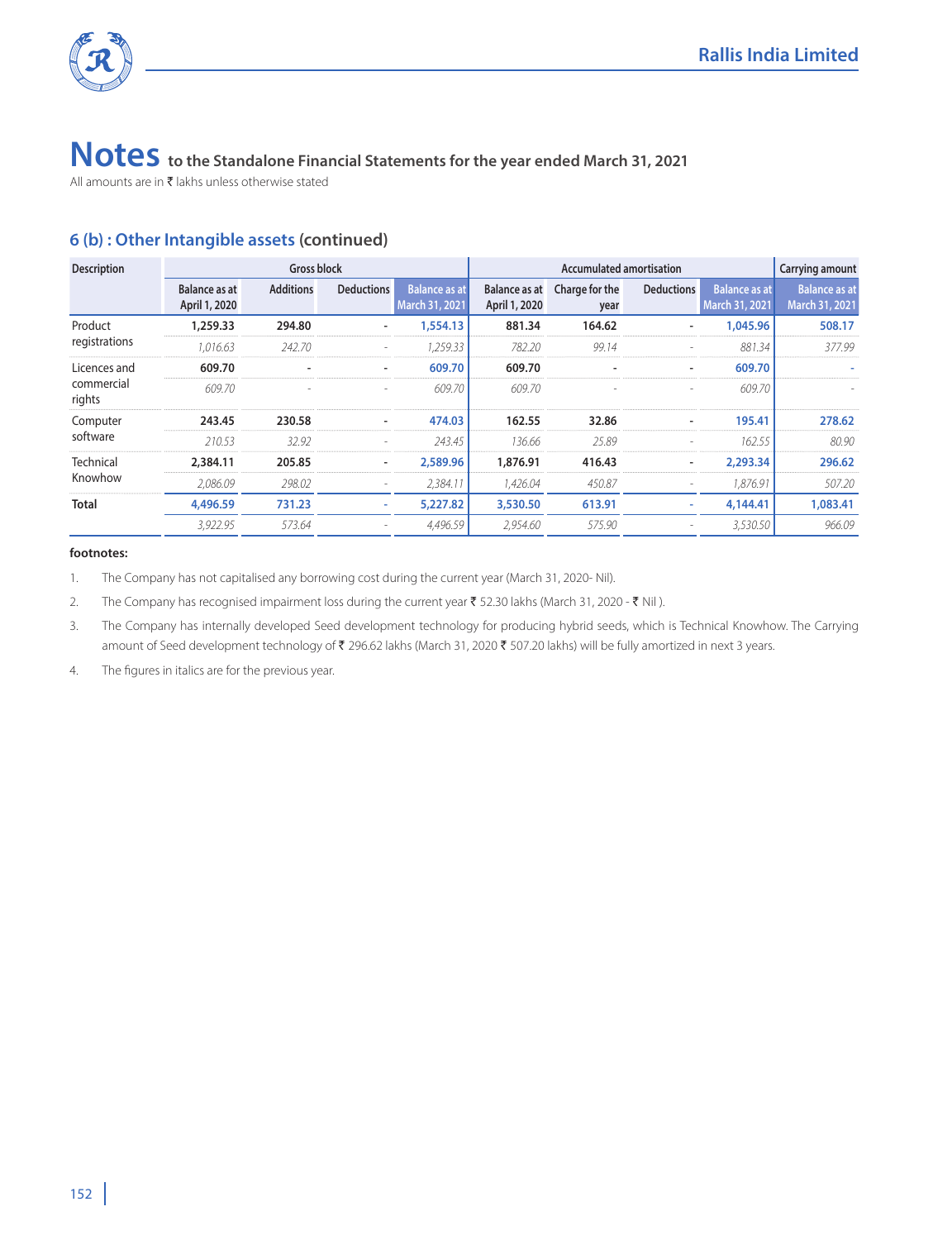# Notes to the Standalone Financial Statements for the year ended March 31, 2021

All amounts are in ₹ lakhs unless otherwise stated

## 6 (b) : Other Intangible assets (continued)

| Description | Gross block | | | | Accumulated amortisation | | | | Carrying amount |
|---|---|---|---|---|---|---|---|---|---|
| | Balance as at April 1, 2020 | Additions | Deductions | Balance as at March 31, 2021 | Balance as at April 1, 2020 | Charge for the year | Deductions | Balance as at March 31, 2021 | Balance as at March 31, 2021 |
| Product registrations | **1,259.33** | **294.80** | **-** | **1,554.13** | **881.34** | **164.62** | **-** | **1,045.96** | **508.17** |
| | *1,016.63* | *242.70* | *-* | *1,259.33* | *782.20* | *99.14* | *-* | *881.34* | *377.99* |
| Licences and commercial rights | **609.70** | **-** | **-** | **609.70** | **609.70** | **-** | **-** | **609.70** | **-** |
| | *609.70* | *-* | *-* | *609.70* | *609.70* | *-* | *-* | *609.70* | *-* |
| Computer software | **243.45** | **230.58** | **-** | **474.03** | **162.55** | **32.86** | **-** | **195.41** | **278.62** |
| | *210.53* | *32.92* | *-* | *243.45* | *136.66* | *25.89* | *-* | *162.55* | *80.90* |
| Technical Knowhow | **2,384.11** | **205.85** | **-** | **2,589.96** | **1,876.91** | **416.43** | **-** | **2,293.34** | **296.62** |
| | *2,086.09* | *298.02* | *-* | *2,384.11* | *1,426.04* | *450.87* | *-* | *1,876.91* | *507.20* |
| **Total** | **4,496.59** | **731.23** | **-** | **5,227.82** | **3,530.50** | **613.91** | **-** | **4,144.41** | **1,083.41** |
| | *3,922.95* | *573.64* | *-* | *4,496.59* | *2,954.60* | *575.90* | *-* | *3,530.50* | *966.09* |

**footnotes:**

1. The Company has not capitalised any borrowing cost during the current year (March 31, 2020- Nil).
2. The Company has recognised impairment loss during the current year ₹ 52.30 lakhs (March 31, 2020 - ₹ Nil ).
3. The Company has internally developed Seed development technology for producing hybrid seeds, which is Technical Knowhow. The Carrying amount of Seed development technology of ₹ 296.62 lakhs (March 31, 2020 ₹ 507.20 lakhs) will be fully amortized in next 3 years.
4. The figures in italics are for the previous year.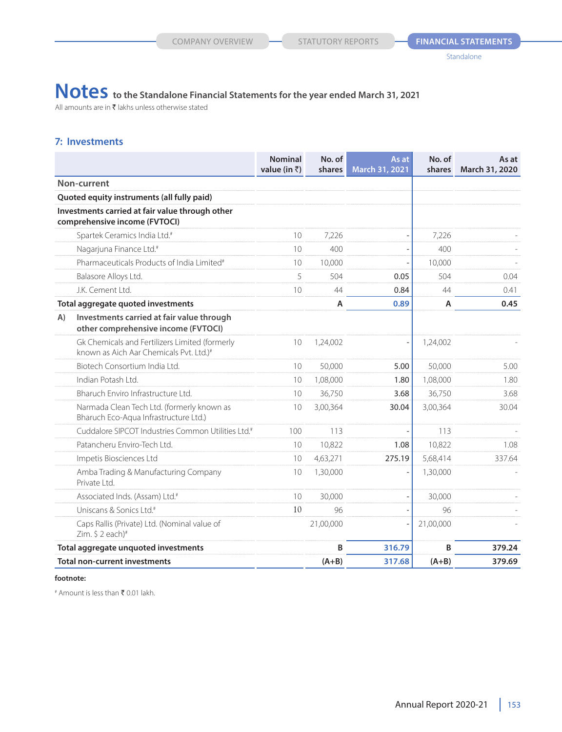# Notes to the Standalone Financial Statements for the year ended March 31, 2021

All amounts are in ₹ lakhs unless otherwise stated

## 7: Investments

| | Nominal value (in ₹) | No. of shares | As at March 31, 2021 | No. of shares | As at March 31, 2020 |
|---|---|---|---|---|---|
| **Non-current** | | | | | |
| **Quoted equity instruments (all fully paid)** | | | | | |
| **Investments carried at fair value through other comprehensive income (FVTOCI)** | | | | | |
| Spartek Ceramics India Ltd.[#] | 10 | 7,226 | - | 7,226 | - |
| Nagarjuna Finance Ltd.[#] | 10 | 400 | - | 400 | - |
| Pharmaceuticals Products of India Limited[#] | 10 | 10,000 | - | 10,000 | - |
| Balasore Alloys Ltd. | 5 | 504 | 0.05 | 504 | 0.04 |
| J.K. Cement Ltd. | 10 | 44 | 0.84 | 44 | 0.41 |
| **Total aggregate quoted investments** | | **A** | **0.89** | **A** | **0.45** |
| **A) Investments carried at fair value through other comprehensive income (FVTOCI)** | | | | | |
| Gk Chemicals and Fertilizers Limited (formerly known as Aich Aar Chemicals Pvt. Ltd.)[#] | 10 | 1,24,002 | - | 1,24,002 | - |
| Biotech Consortium India Ltd. | 10 | 50,000 | 5.00 | 50,000 | 5.00 |
| Indian Potash Ltd. | 10 | 1,08,000 | 1.80 | 1,08,000 | 1.80 |
| Bharuch Enviro Infrastructure Ltd. | 10 | 36,750 | 3.68 | 36,750 | 3.68 |
| Narmada Clean Tech Ltd. (formerly known as Bharuch Eco-Aqua Infrastructure Ltd.) | 10 | 3,00,364 | 30.04 | 3,00,364 | 30.04 |
| Cuddalore SIPCOT Industries Common Utilities Ltd.[#] | 100 | 113 | - | 113 | - |
| Patancheru Enviro-Tech Ltd. | 10 | 10,822 | 1.08 | 10,822 | 1.08 |
| Impetis Biosciences Ltd | 10 | 4,63,271 | 275.19 | 5,68,414 | 337.64 |
| Amba Trading & Manufacturing Company Private Ltd. | 10 | 1,30,000 | - | 1,30,000 | - |
| Associated Inds. (Assam) Ltd.[#] | 10 | 30,000 | - | 30,000 | - |
| Uniscans & Sonics Ltd.[#] | 10 | 96 | - | 96 | - |
| Caps Rallis (Private) Ltd. (Nominal value of Zim. $ 2 each)[#] | | 21,00,000 | - | 21,00,000 | - |
| **Total aggregate unquoted investments** | | **B** | **316.79** | **B** | **379.24** |
| **Total non-current investments** | | **(A+B)** | **317.68** | **(A+B)** | **379.69** |

**footnote:**

[#] Amount is less than ₹ 0.01 lakh.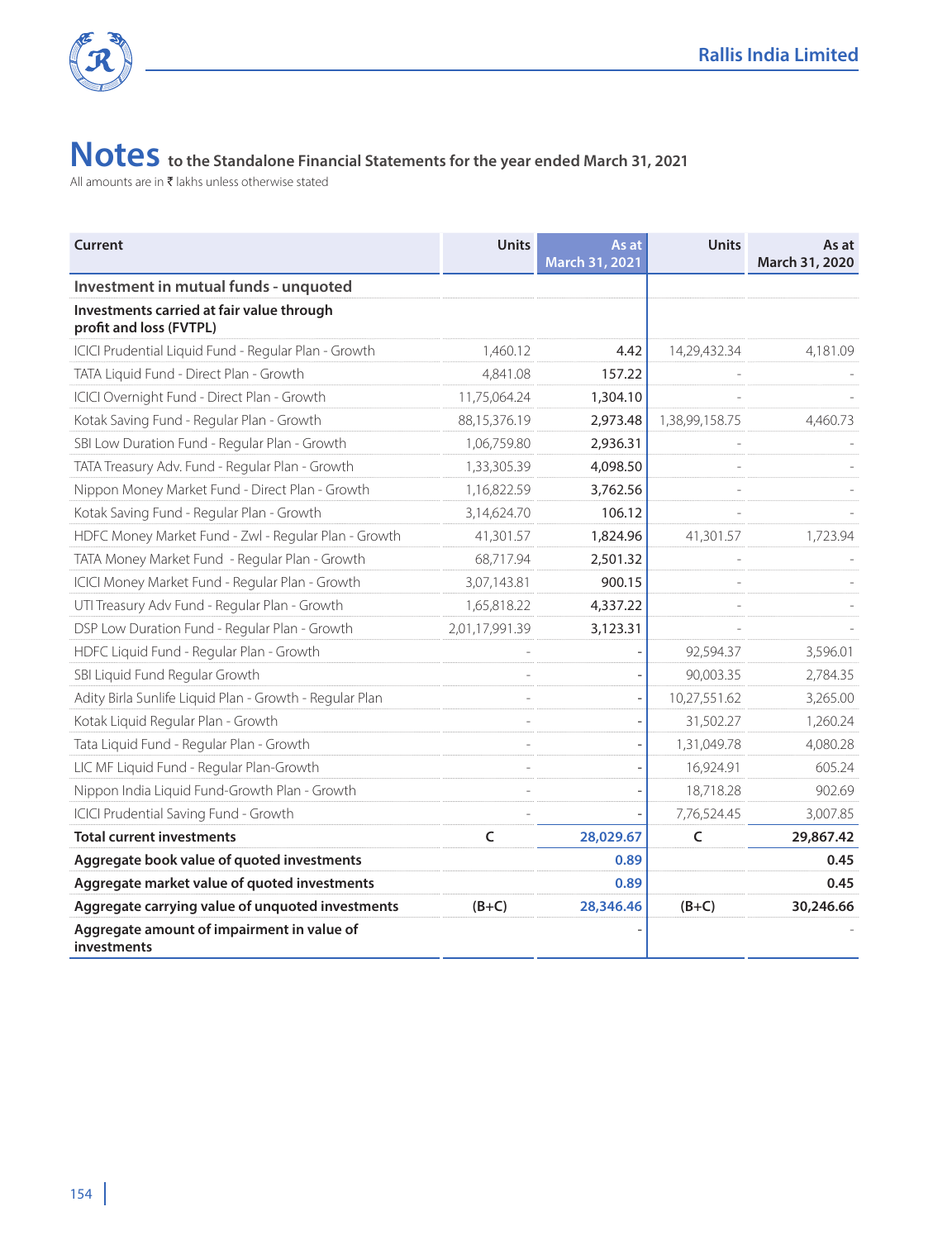# Notes to the Standalone Financial Statements for the year ended March 31, 2021

All amounts are in ₹ lakhs unless otherwise stated

| Current | Units | As at March 31, 2021 | Units | As at March 31, 2020 |
|---|---|---|---|---|
| **Investment in mutual funds - unquoted** | | | | |
| **Investments carried at fair value through profit and loss (FVTPL)** | | | | |
| ICICI Prudential Liquid Fund - Regular Plan - Growth | 1,460.12 | **4.42** | 14,29,432.34 | 4,181.09 |
| TATA Liquid Fund - Direct Plan - Growth | 4,841.08 | **157.22** | - | - |
| ICICI Overnight Fund - Direct Plan - Growth | 11,75,064.24 | **1,304.10** | - | - |
| Kotak Saving Fund - Regular Plan - Growth | 88,15,376.19 | **2,973.48** | 1,38,99,158.75 | 4,460.73 |
| SBI Low Duration Fund - Regular Plan - Growth | 1,06,759.80 | **2,936.31** | - | - |
| TATA Treasury Adv. Fund - Regular Plan - Growth | 1,33,305.39 | **4,098.50** | - | - |
| Nippon Money Market Fund - Direct Plan - Growth | 1,16,822.59 | **3,762.56** | - | - |
| Kotak Saving Fund - Regular Plan - Growth | 3,14,624.70 | **106.12** | - | - |
| HDFC Money Market Fund - Zwl - Regular Plan - Growth | 41,301.57 | **1,824.96** | 41,301.57 | 1,723.94 |
| TATA Money Market Fund - Regular Plan - Growth | 68,717.94 | **2,501.32** | - | - |
| ICICI Money Market Fund - Regular Plan - Growth | 3,07,143.81 | **900.15** | - | - |
| UTI Treasury Adv Fund - Regular Plan - Growth | 1,65,818.22 | **4,337.22** | - | - |
| DSP Low Duration Fund - Regular Plan - Growth | 2,01,17,991.39 | **3,123.31** | - | - |
| HDFC Liquid Fund - Regular Plan - Growth | - | - | 92,594.37 | 3,596.01 |
| SBI Liquid Fund Regular Growth | - | - | 90,003.35 | 2,784.35 |
| Adity Birla Sunlife Liquid Plan - Growth - Regular Plan | - | - | 10,27,551.62 | 3,265.00 |
| Kotak Liquid Regular Plan - Growth | - | - | 31,502.27 | 1,260.24 |
| Tata Liquid Fund - Regular Plan - Growth | - | - | 1,31,049.78 | 4,080.28 |
| LIC MF Liquid Fund - Regular Plan-Growth | - | - | 16,924.91 | 605.24 |
| Nippon India Liquid Fund-Growth Plan - Growth | - | - | 18,718.28 | 902.69 |
| ICICI Prudential Saving Fund - Growth | - | - | 7,76,524.45 | 3,007.85 |
| **Total current investments** | **C** | **28,029.67** | **C** | **29,867.42** |
| **Aggregate book value of quoted investments** | | **0.89** | | **0.45** |
| **Aggregate market value of quoted investments** | | **0.89** | | **0.45** |
| **Aggregate carrying value of unquoted investments** | **(B+C)** | **28,346.46** | **(B+C)** | **30,246.66** |
| **Aggregate amount of impairment in value of investments** | | - | | - |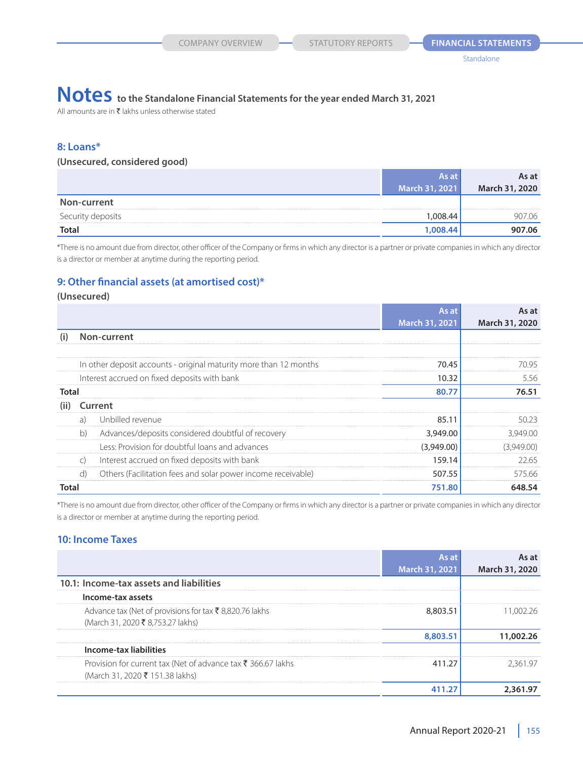# Notes to the Standalone Financial Statements for the year ended March 31, 2021

All amounts are in ₹ lakhs unless otherwise stated

## 8: Loans*

**(Unsecured, considered good)**

| | As at March 31, 2021 | As at March 31, 2020 |
|---|---|---|
| **Non-current** | | |
| Security deposits | 1,008.44 | 907.06 |
| **Total** | **1,008.44** | **907.06** |

*There is no amount due from director, other officer of the Company or firms in which any director is a partner or private companies in which any director is a director or member at anytime during the reporting period.

## 9: Other financial assets (at amortised cost)*

**(Unsecured)**

| | | As at March 31, 2021 | As at March 31, 2020 |
|---|---|---|---|
| **(i)** | **Non-current** | | |
| | In other deposit accounts - original maturity more than 12 months | 70.45 | 70.95 |
| | Interest accrued on fixed deposits with bank | 10.32 | 5.56 |
| **Total** | | **80.77** | **76.51** |
| **(ii)** | **Current** | | |
| | a) Unbilled revenue | 85.11 | 50.23 |
| | b) Advances/deposits considered doubtful of recovery | 3,949.00 | 3,949.00 |
| | Less: Provision for doubtful loans and advances | (3,949.00) | (3,949.00) |
| | c) Interest accrued on fixed deposits with bank | 159.14 | 22.65 |
| | d) Others (Facilitation fees and solar power income receivable) | 507.55 | 575.66 |
| **Total** | | **751.80** | **648.54** |

*There is no amount due from director, other officer of the Company or firms in which any director is a partner or private companies in which any director is a director or member at anytime during the reporting period.

## 10: Income Taxes

| | As at March 31, 2021 | As at March 31, 2020 |
|---|---|---|
| **10.1: Income-tax assets and liabilities** | | |
| **Income-tax assets** | | |
| Advance tax (Net of provisions for tax ₹ 8,820.76 lakhs (March 31, 2020 ₹ 8,753.27 lakhs) | 8,803.51 | 11,002.26 |
| | **8,803.51** | **11,002.26** |
| **Income-tax liabilities** | | |
| Provision for current tax (Net of advance tax ₹ 366.67 lakhs (March 31, 2020 ₹ 151.38 lakhs) | 411.27 | 2,361.97 |
| | **411.27** | **2,361.97** |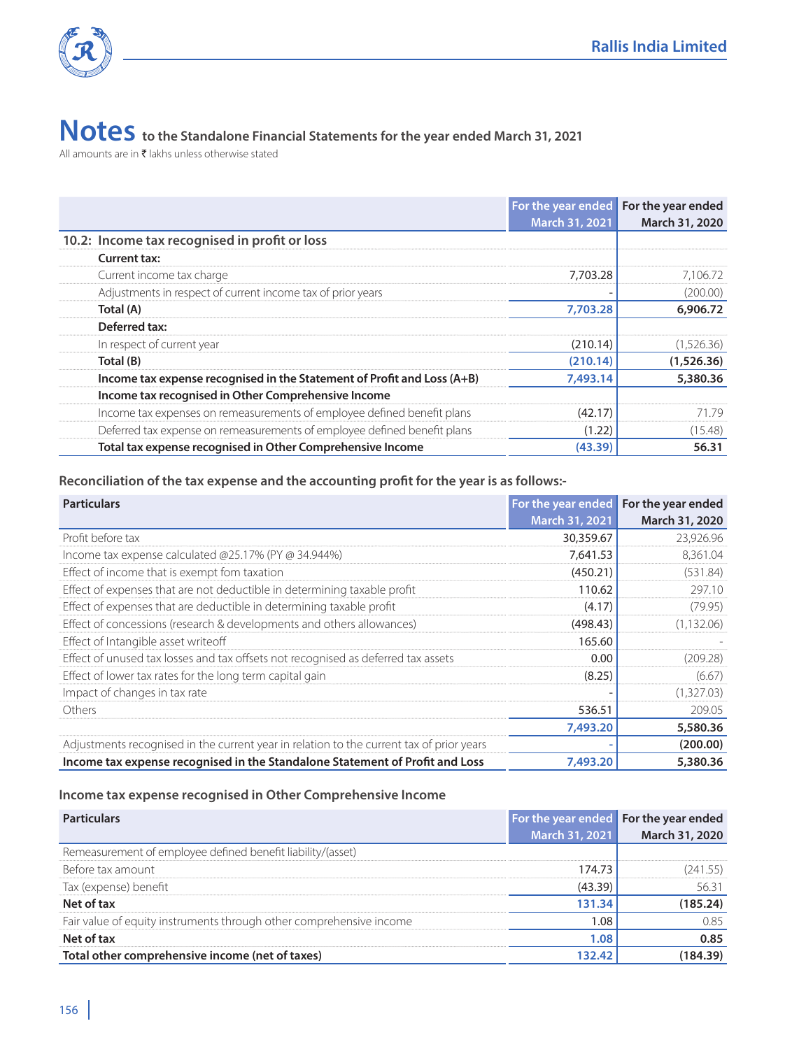# Notes to the Standalone Financial Statements for the year ended March 31, 2021

All amounts are in ₹ lakhs unless otherwise stated

| | For the year ended March 31, 2021 | For the year ended March 31, 2020 |
|---|---|---|
| **10.2: Income tax recognised in profit or loss** | | |
| **Current tax:** | | |
| Current income tax charge | 7,703.28 | 7,106.72 |
| Adjustments in respect of current income tax of prior years | - | (200.00) |
| **Total (A)** | **7,703.28** | **6,906.72** |
| **Deferred tax:** | | |
| In respect of current year | (210.14) | (1,526.36) |
| **Total (B)** | **(210.14)** | **(1,526.36)** |
| **Income tax expense recognised in the Statement of Profit and Loss (A+B)** | **7,493.14** | **5,380.36** |
| **Income tax recognised in Other Comprehensive Income** | | |
| Income tax expenses on remeasurements of employee defined benefit plans | (42.17) | 71.79 |
| Deferred tax expense on remeasurements of employee defined benefit plans | (1.22) | (15.48) |
| **Total tax expense recognised in Other Comprehensive Income** | **(43.39)** | **56.31** |

### Reconciliation of the tax expense and the accounting profit for the year is as follows:-

| Particulars | For the year ended March 31, 2021 | For the year ended March 31, 2020 |
|---|---|---|
| Profit before tax | 30,359.67 | 23,926.96 |
| Income tax expense calculated @25.17% (PY @ 34.944%) | 7,641.53 | 8,361.04 |
| Effect of income that is exempt fom taxation | (450.21) | (531.84) |
| Effect of expenses that are not deductible in determining taxable profit | 110.62 | 297.10 |
| Effect of expenses that are deductible in determining taxable profit | (4.17) | (79.95) |
| Effect of concessions (research & developments and others allowances) | (498.43) | (1,132.06) |
| Effect of Intangible asset writeoff | 165.60 | - |
| Effect of unused tax losses and tax offsets not recognised as deferred tax assets | 0.00 | (209.28) |
| Effect of lower tax rates for the long term capital gain | (8.25) | (6.67) |
| Impact of changes in tax rate | - | (1,327.03) |
| Others | 536.51 | 209.05 |
| | **7,493.20** | **5,580.36** |
| Adjustments recognised in the current year in relation to the current tax of prior years | - | **(200.00)** |
| **Income tax expense recognised in the Standalone Statement of Profit and Loss** | **7,493.20** | **5,380.36** |

### Income tax expense recognised in Other Comprehensive Income

| Particulars | For the year ended March 31, 2021 | For the year ended March 31, 2020 |
|---|---|---|
| Remeasurement of employee defined benefit liability/(asset) | | |
| Before tax amount | 174.73 | (241.55) |
| Tax (expense) benefit | (43.39) | 56.31 |
| **Net of tax** | **131.34** | **(185.24)** |
| Fair value of equity instruments through other comprehensive income | 1.08 | 0.85 |
| **Net of tax** | **1.08** | **0.85** |
| **Total other comprehensive income (net of taxes)** | **132.42** | **(184.39)** |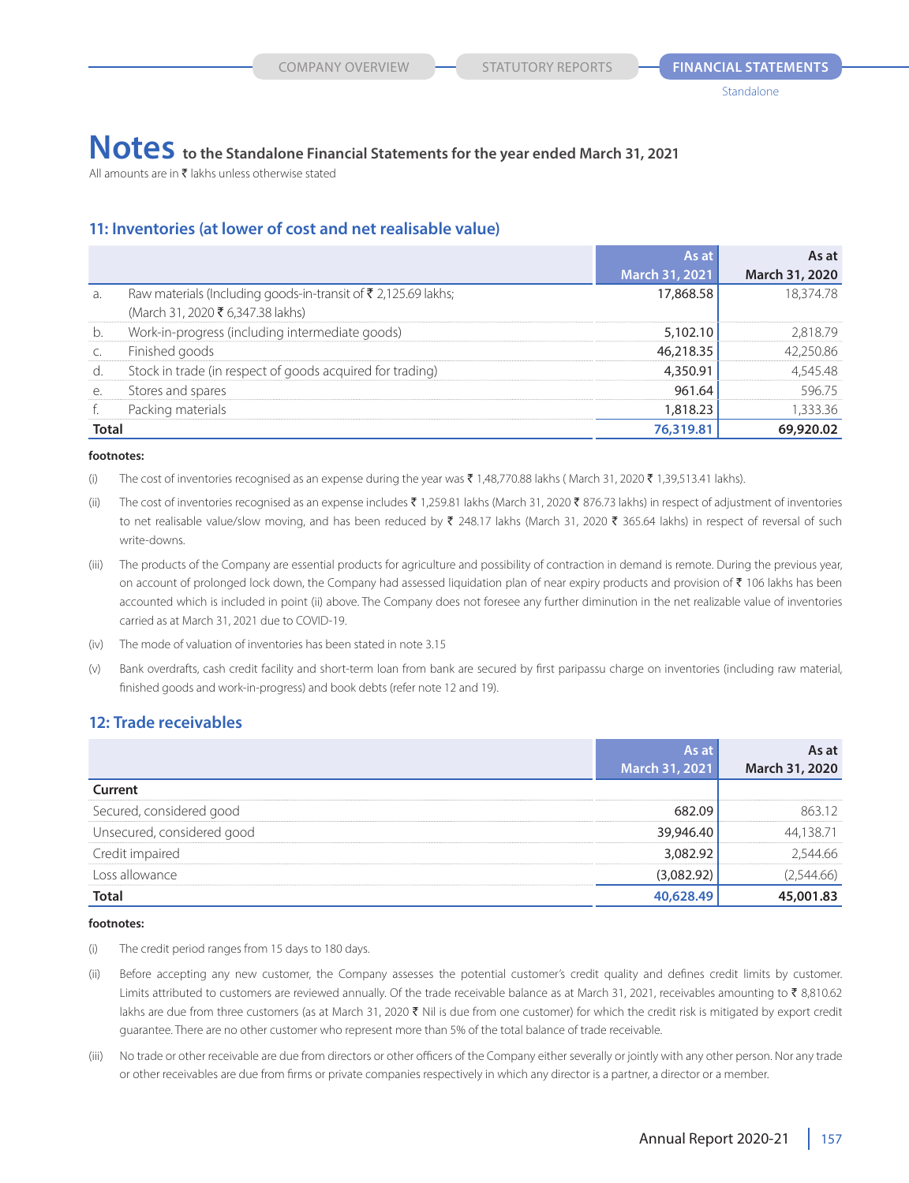# Notes to the Standalone Financial Statements for the year ended March 31, 2021

All amounts are in ₹ lakhs unless otherwise stated

## 11: Inventories (at lower of cost and net realisable value)

| | | As at March 31, 2021 | As at March 31, 2020 |
|---|---|---|---|
| a. | Raw materials (Including goods-in-transit of ₹ 2,125.69 lakhs; (March 31, 2020 ₹ 6,347.38 lakhs) | 17,868.58 | 18,374.78 |
| b. | Work-in-progress (including intermediate goods) | 5,102.10 | 2,818.79 |
| c. | Finished goods | 46,218.35 | 42,250.86 |
| d. | Stock in trade (in respect of goods acquired for trading) | 4,350.91 | 4,545.48 |
| e. | Stores and spares | 961.64 | 596.75 |
| f. | Packing materials | 1,818.23 | 1,333.36 |
| **Total** | | **76,319.81** | **69,920.02** |

**footnotes:**

(i) The cost of inventories recognised as an expense during the year was ₹ 1,48,770.88 lakhs ( March 31, 2020 ₹ 1,39,513.41 lakhs).

(ii) The cost of inventories recognised as an expense includes ₹ 1,259.81 lakhs (March 31, 2020 ₹ 876.73 lakhs) in respect of adjustment of inventories to net realisable value/slow moving, and has been reduced by ₹ 248.17 lakhs (March 31, 2020 ₹ 365.64 lakhs) in respect of reversal of such write-downs.

(iii) The products of the Company are essential products for agriculture and possibility of contraction in demand is remote. During the previous year, on account of prolonged lock down, the Company had assessed liquidation plan of near expiry products and provision of ₹ 106 lakhs has been accounted which is included in point (ii) above. The Company does not foresee any further diminution in the net realizable value of inventories carried as at March 31, 2021 due to COVID-19.

(iv) The mode of valuation of inventories has been stated in note 3.15

(v) Bank overdrafts, cash credit facility and short-term loan from bank are secured by first paripassu charge on inventories (including raw material, finished goods and work-in-progress) and book debts (refer note 12 and 19).

## 12: Trade receivables

| | As at March 31, 2021 | As at March 31, 2020 |
|---|---|---|
| **Current** | | |
| Secured, considered good | 682.09 | 863.12 |
| Unsecured, considered good | 39,946.40 | 44,138.71 |
| Credit impaired | 3,082.92 | 2,544.66 |
| Loss allowance | (3,082.92) | (2,544.66) |
| **Total** | **40,628.49** | **45,001.83** |

**footnotes:**

(i) The credit period ranges from 15 days to 180 days.

(ii) Before accepting any new customer, the Company assesses the potential customer's credit quality and defines credit limits by customer. Limits attributed to customers are reviewed annually. Of the trade receivable balance as at March 31, 2021, receivables amounting to ₹ 8,810.62 lakhs are due from three customers (as at March 31, 2020 ₹ Nil is due from one customer) for which the credit risk is mitigated by export credit guarantee. There are no other customer who represent more than 5% of the total balance of trade receivable.

(iii) No trade or other receivable are due from directors or other officers of the Company either severally or jointly with any other person. Nor any trade or other receivables are due from firms or private companies respectively in which any director is a partner, a director or a member.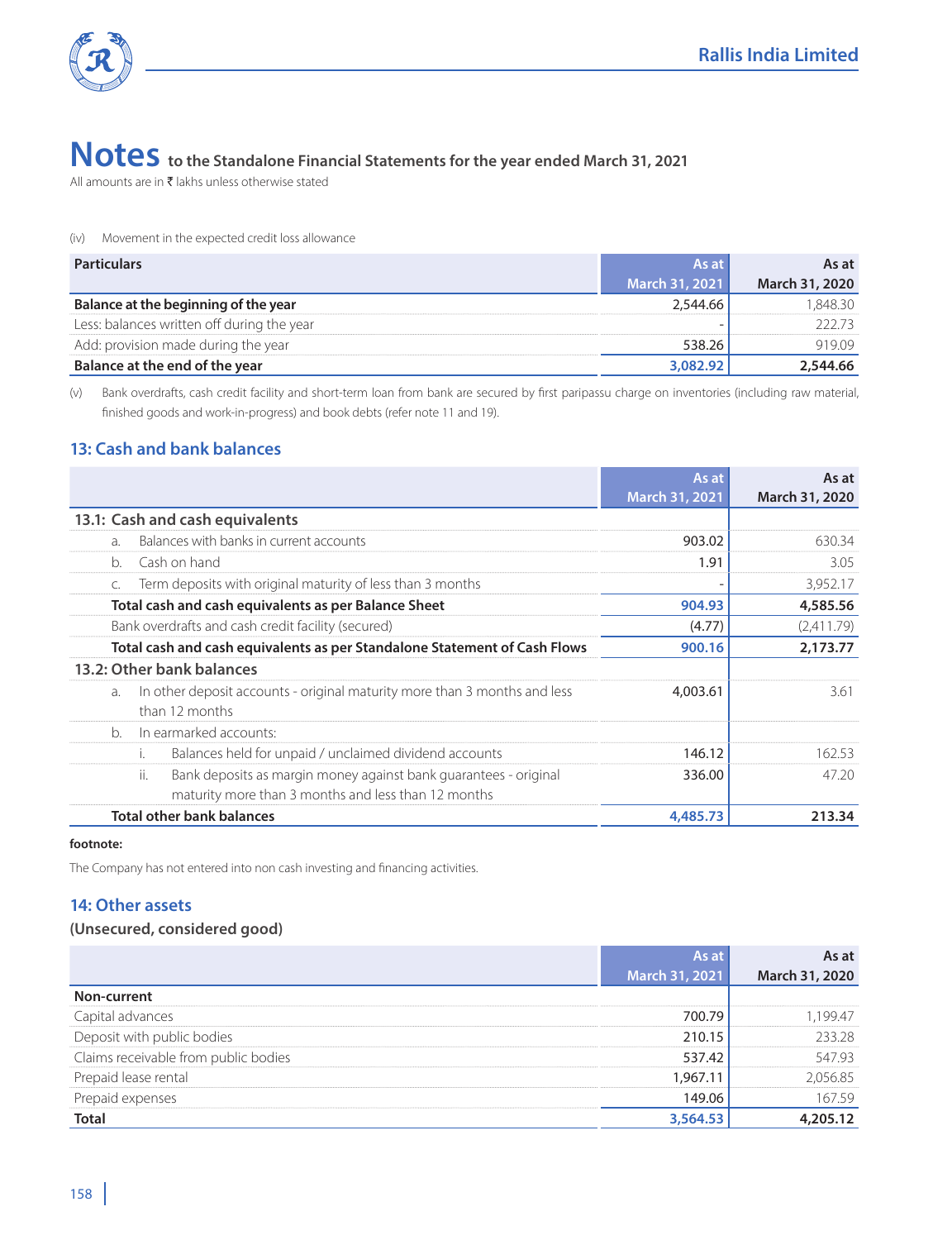# Notes to the Standalone Financial Statements for the year ended March 31, 2021

All amounts are in ₹ lakhs unless otherwise stated

(iv) Movement in the expected credit loss allowance

| Particulars | As at March 31, 2021 | As at March 31, 2020 |
|---|---|---|
| **Balance at the beginning of the year** | 2,544.66 | 1,848.30 |
| Less: balances written off during the year | - | 222.73 |
| Add: provision made during the year | 538.26 | 919.09 |
| **Balance at the end of the year** | **3,082.92** | **2,544.66** |

(v) Bank overdrafts, cash credit facility and short-term loan from bank are secured by first paripassu charge on inventories (including raw material, finished goods and work-in-progress) and book debts (refer note 11 and 19).

## 13: Cash and bank balances

| | As at March 31, 2021 | As at March 31, 2020 |
|---|---|---|
| **13.1: Cash and cash equivalents** | | |
| a. Balances with banks in current accounts | 903.02 | 630.34 |
| b. Cash on hand | 1.91 | 3.05 |
| c. Term deposits with original maturity of less than 3 months | - | 3,952.17 |
| **Total cash and cash equivalents as per Balance Sheet** | **904.93** | **4,585.56** |
| Bank overdrafts and cash credit facility (secured) | (4.77) | (2,411.79) |
| **Total cash and cash equivalents as per Standalone Statement of Cash Flows** | **900.16** | **2,173.77** |
| **13.2: Other bank balances** | | |
| a. In other deposit accounts - original maturity more than 3 months and less than 12 months | 4,003.61 | 3.61 |
| b. In earmarked accounts: | | |
| i. Balances held for unpaid / unclaimed dividend accounts | 146.12 | 162.53 |
| ii. Bank deposits as margin money against bank guarantees - original maturity more than 3 months and less than 12 months | 336.00 | 47.20 |
| **Total other bank balances** | **4,485.73** | **213.34** |

**footnote:**

The Company has not entered into non cash investing and financing activities.

## 14: Other assets

### (Unsecured, considered good)

| | As at March 31, 2021 | As at March 31, 2020 |
|---|---|---|
| **Non-current** | | |
| Capital advances | 700.79 | 1,199.47 |
| Deposit with public bodies | 210.15 | 233.28 |
| Claims receivable from public bodies | 537.42 | 547.93 |
| Prepaid lease rental | 1,967.11 | 2,056.85 |
| Prepaid expenses | 149.06 | 167.59 |
| **Total** | **3,564.53** | **4,205.12** |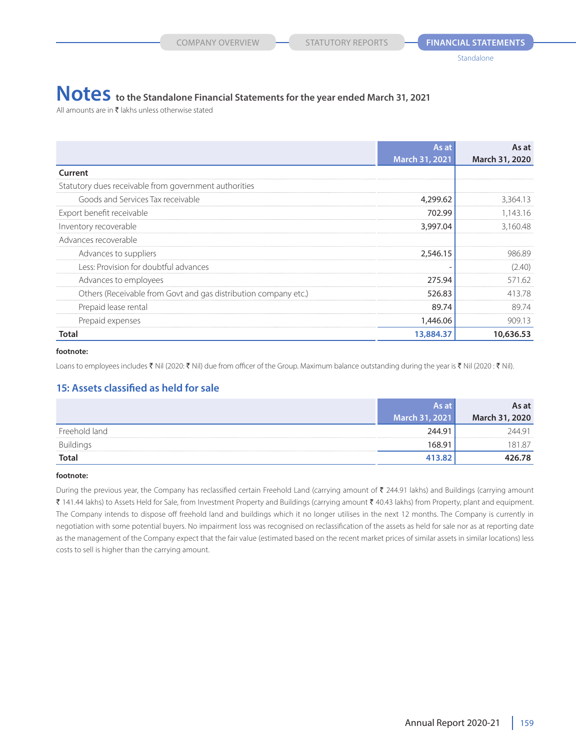# Notes to the Standalone Financial Statements for the year ended March 31, 2021

All amounts are in ₹ lakhs unless otherwise stated

| | As at March 31, 2021 | As at March 31, 2020 |
|---|---|---|
| **Current** | | |
| Statutory dues receivable from government authorities | | |
| Goods and Services Tax receivable | 4,299.62 | 3,364.13 |
| Export benefit receivable | 702.99 | 1,143.16 |
| Inventory recoverable | 3,997.04 | 3,160.48 |
| Advances recoverable | | |
| Advances to suppliers | 2,546.15 | 986.89 |
| Less: Provision for doubtful advances | - | (2.40) |
| Advances to employees | 275.94 | 571.62 |
| Others (Receivable from Govt and gas distribution company etc.) | 526.83 | 413.78 |
| Prepaid lease rental | 89.74 | 89.74 |
| Prepaid expenses | 1,446.06 | 909.13 |
| **Total** | **13,884.37** | **10,636.53** |

**footnote:**

Loans to employees includes ₹ Nil (2020: ₹ Nil) due from officer of the Group. Maximum balance outstanding during the year is ₹ Nil (2020 : ₹ Nil).

## 15: Assets classified as held for sale

| | As at March 31, 2021 | As at March 31, 2020 |
|---|---|---|
| Freehold land | 244.91 | 244.91 |
| Buildings | 168.91 | 181.87 |
| **Total** | **413.82** | **426.78** |

**footnote:**

During the previous year, the Company has reclassified certain Freehold Land (carrying amount of ₹ 244.91 lakhs) and Buildings (carrying amount ₹ 141.44 lakhs) to Assets Held for Sale, from Investment Property and Buildings (carrying amount ₹ 40.43 lakhs) from Property, plant and equipment. The Company intends to dispose off freehold land and buildings which it no longer utilises in the next 12 months. The Company is currently in negotiation with some potential buyers. No impairment loss was recognised on reclassification of the assets as held for sale nor as at reporting date as the management of the Company expect that the fair value (estimated based on the recent market prices of similar assets in similar locations) less costs to sell is higher than the carrying amount.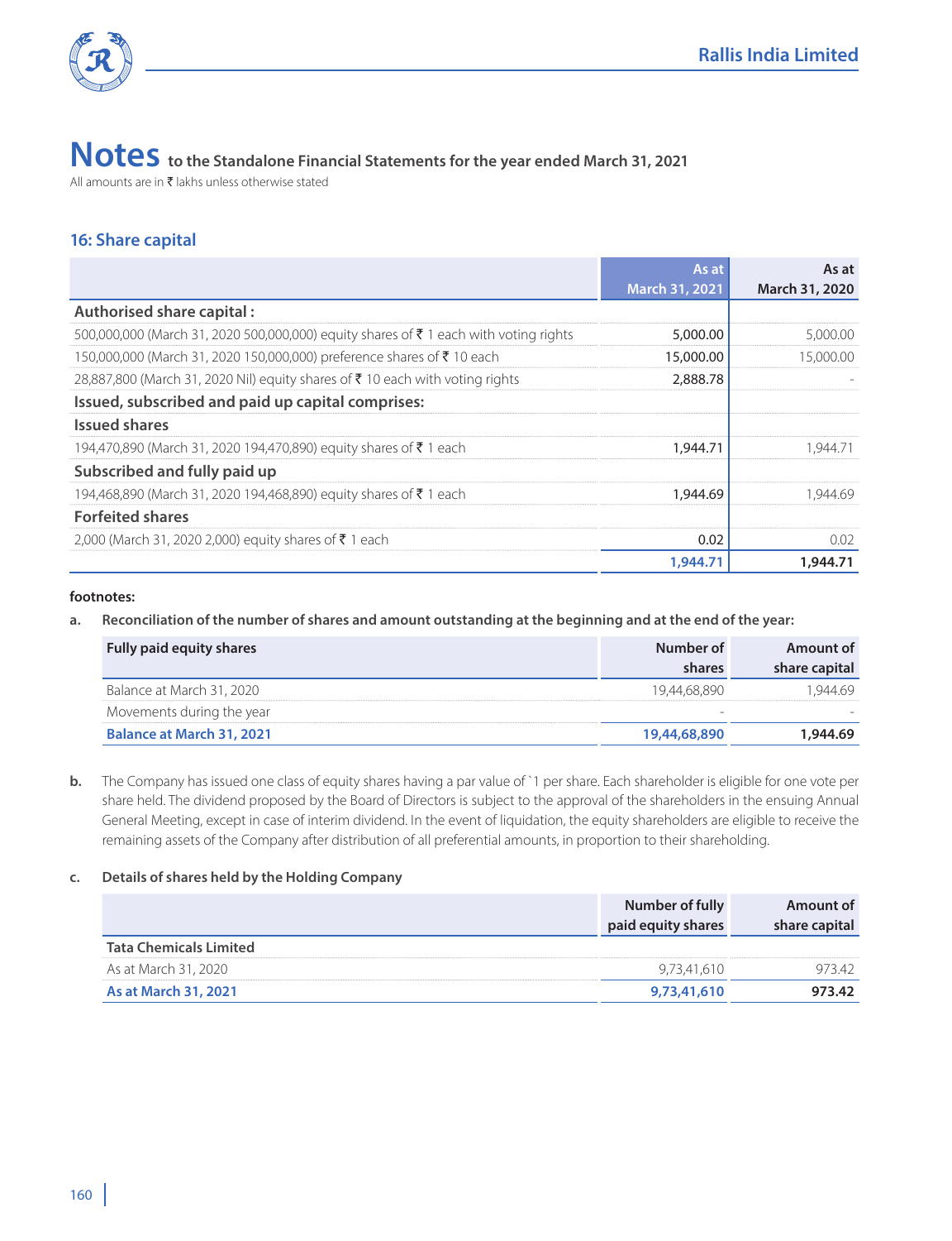# Notes to the Standalone Financial Statements for the year ended March 31, 2021

All amounts are in ₹ lakhs unless otherwise stated

## 16: Share capital

| | As at March 31, 2021 | As at March 31, 2020 |
|---|---|---|
| **Authorised share capital :** | | |
| 500,000,000 (March 31, 2020 500,000,000) equity shares of ₹ 1 each with voting rights | 5,000.00 | 5,000.00 |
| 150,000,000 (March 31, 2020 150,000,000) preference shares of ₹ 10 each | 15,000.00 | 15,000.00 |
| 28,887,800 (March 31, 2020 Nil) equity shares of ₹ 10 each with voting rights | 2,888.78 | - |
| **Issued, subscribed and paid up capital comprises:** | | |
| **Issued shares** | | |
| 194,470,890 (March 31, 2020 194,470,890) equity shares of ₹ 1 each | 1,944.71 | 1,944.71 |
| **Subscribed and fully paid up** | | |
| 194,468,890 (March 31, 2020 194,468,890) equity shares of ₹ 1 each | 1,944.69 | 1,944.69 |
| **Forfeited shares** | | |
| 2,000 (March 31, 2020 2,000) equity shares of ₹ 1 each | 0.02 | 0.02 |
| | **1,944.71** | **1,944.71** |

**footnotes:**

**a. Reconciliation of the number of shares and amount outstanding at the beginning and at the end of the year:**

| Fully paid equity shares | Number of shares | Amount of share capital |
|---|---|---|
| Balance at March 31, 2020 | 19,44,68,890 | 1,944.69 |
| Movements during the year | - | - |
| **Balance at March 31, 2021** | **19,44,68,890** | **1,944.69** |

**b.** The Company has issued one class of equity shares having a par value of `1 per share. Each shareholder is eligible for one vote per share held. The dividend proposed by the Board of Directors is subject to the approval of the shareholders in the ensuing Annual General Meeting, except in case of interim dividend. In the event of liquidation, the equity shareholders are eligible to receive the remaining assets of the Company after distribution of all preferential amounts, in proportion to their shareholding.

**c. Details of shares held by the Holding Company**

| | Number of fully paid equity shares | Amount of share capital |
|---|---|---|
| **Tata Chemicals Limited** | | |
| As at March 31, 2020 | 9,73,41,610 | 973.42 |
| **As at March 31, 2021** | **9,73,41,610** | **973.42** |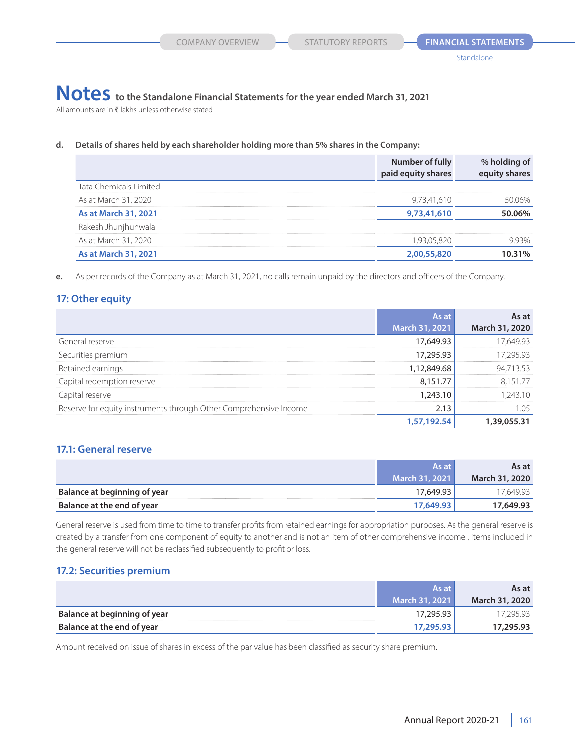# Notes to the Standalone Financial Statements for the year ended March 31, 2021

All amounts are in ₹ lakhs unless otherwise stated

**d. Details of shares held by each shareholder holding more than 5% shares in the Company:**

| | Number of fully paid equity shares | % holding of equity shares |
|---|---|---|
| Tata Chemicals Limited | | |
| As at March 31, 2020 | 9,73,41,610 | 50.06% |
| **As at March 31, 2021** | **9,73,41,610** | **50.06%** |
| Rakesh Jhunjhunwala | | |
| As at March 31, 2020 | 1,93,05,820 | 9.93% |
| **As at March 31, 2021** | **2,00,55,820** | **10.31%** |

**e.** As per records of the Company as at March 31, 2021, no calls remain unpaid by the directors and officers of the Company.

## 17: Other equity

| | As at March 31, 2021 | As at March 31, 2020 |
|---|---|---|
| General reserve | 17,649.93 | 17,649.93 |
| Securities premium | 17,295.93 | 17,295.93 |
| Retained earnings | 1,12,849.68 | 94,713.53 |
| Capital redemption reserve | 8,151.77 | 8,151.77 |
| Capital reserve | 1,243.10 | 1,243.10 |
| Reserve for equity instruments through Other Comprehensive Income | 2.13 | 1.05 |
| | **1,57,192.54** | **1,39,055.31** |

## 17.1: General reserve

| | As at March 31, 2021 | As at March 31, 2020 |
|---|---|---|
| **Balance at beginning of year** | 17,649.93 | 17,649.93 |
| **Balance at the end of year** | **17,649.93** | **17,649.93** |

General reserve is used from time to time to transfer profits from retained earnings for appropriation purposes. As the general reserve is created by a transfer from one component of equity to another and is not an item of other comprehensive income , items included in the general reserve will not be reclassified subsequently to profit or loss.

## 17.2: Securities premium

| | As at March 31, 2021 | As at March 31, 2020 |
|---|---|---|
| **Balance at beginning of year** | 17,295.93 | 17,295.93 |
| **Balance at the end of year** | **17,295.93** | **17,295.93** |

Amount received on issue of shares in excess of the par value has been classified as security share premium.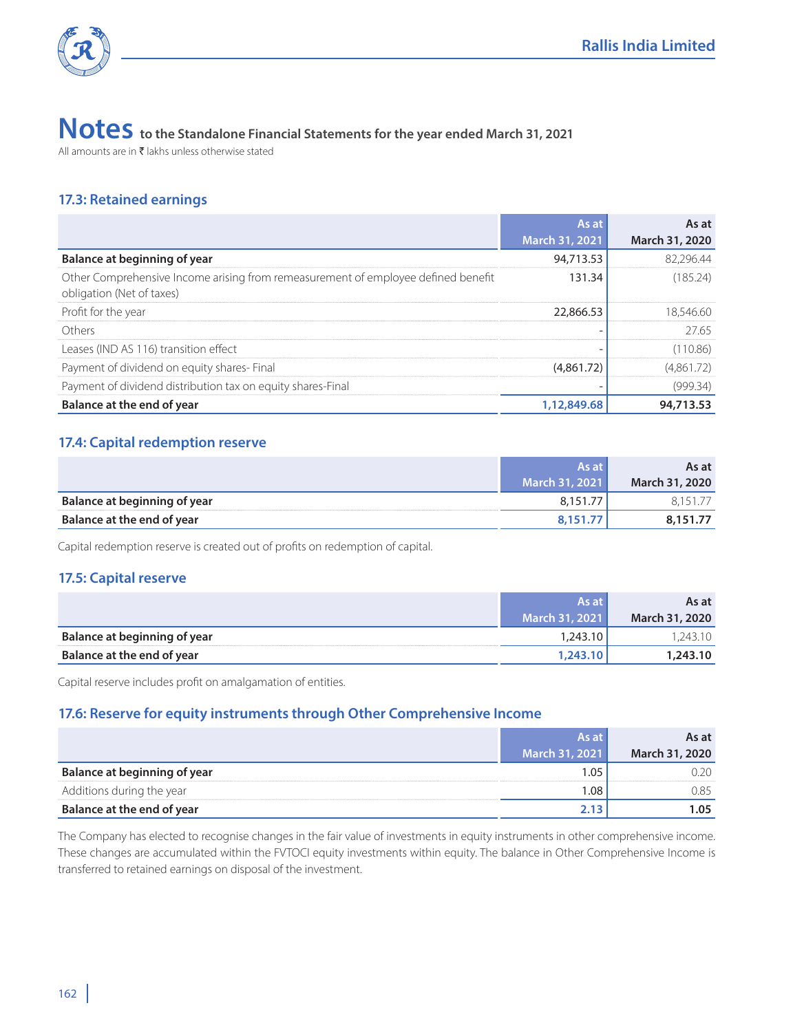# Notes to the Standalone Financial Statements for the year ended March 31, 2021

All amounts are in ₹ lakhs unless otherwise stated

## 17.3: Retained earnings

| | As at March 31, 2021 | As at March 31, 2020 |
|---|---|---|
| **Balance at beginning of year** | 94,713.53 | 82,296.44 |
| Other Comprehensive Income arising from remeasurement of employee defined benefit obligation (Net of taxes) | 131.34 | (185.24) |
| Profit for the year | 22,866.53 | 18,546.60 |
| Others | - | 27.65 |
| Leases (IND AS 116) transition effect | - | (110.86) |
| Payment of dividend on equity shares- Final | (4,861.72) | (4,861.72) |
| Payment of dividend distribution tax on equity shares-Final | - | (999.34) |
| **Balance at the end of year** | **1,12,849.68** | **94,713.53** |

## 17.4: Capital redemption reserve

| | As at March 31, 2021 | As at March 31, 2020 |
|---|---|---|
| **Balance at beginning of year** | 8,151.77 | 8,151.77 |
| **Balance at the end of year** | **8,151.77** | **8,151.77** |

Capital redemption reserve is created out of profits on redemption of capital.

## 17.5: Capital reserve

| | As at March 31, 2021 | As at March 31, 2020 |
|---|---|---|
| **Balance at beginning of year** | 1,243.10 | 1,243.10 |
| **Balance at the end of year** | **1,243.10** | **1,243.10** |

Capital reserve includes profit on amalgamation of entities.

## 17.6: Reserve for equity instruments through Other Comprehensive Income

| | As at March 31, 2021 | As at March 31, 2020 |
|---|---|---|
| **Balance at beginning of year** | 1.05 | 0.20 |
| Additions during the year | 1.08 | 0.85 |
| **Balance at the end of year** | **2.13** | **1.05** |

The Company has elected to recognise changes in the fair value of investments in equity instruments in other comprehensive income. These changes are accumulated within the FVTOCI equity investments within equity. The balance in Other Comprehensive Income is transferred to retained earnings on disposal of the investment.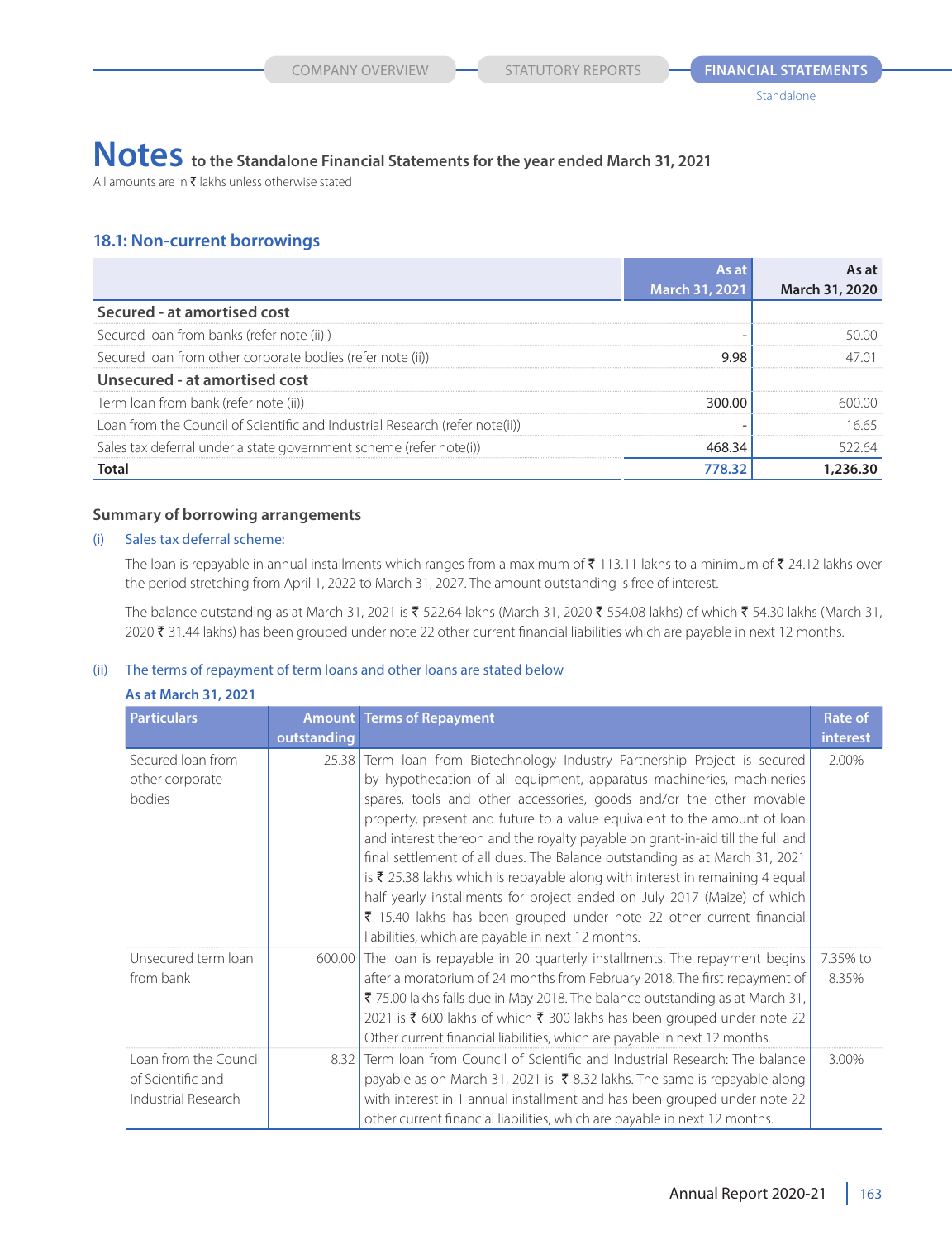# Notes to the Standalone Financial Statements for the year ended March 31, 2021

All amounts are in ₹ lakhs unless otherwise stated

## 18.1: Non-current borrowings

| | As at March 31, 2021 | As at March 31, 2020 |
|---|---|---|
| **Secured - at amortised cost** | | |
| Secured loan from banks (refer note (ii) ) | - | 50.00 |
| Secured loan from other corporate bodies (refer note (ii)) | 9.98 | 47.01 |
| **Unsecured - at amortised cost** | | |
| Term loan from bank (refer note (ii)) | 300.00 | 600.00 |
| Loan from the Council of Scientific and Industrial Research (refer note(ii)) | - | 16.65 |
| Sales tax deferral under a state government scheme (refer note(i)) | 468.34 | 522.64 |
| **Total** | **778.32** | **1,236.30** |

### Summary of borrowing arrangements

(i) Sales tax deferral scheme:

The loan is repayable in annual installments which ranges from a maximum of ₹ 113.11 lakhs to a minimum of ₹ 24.12 lakhs over the period stretching from April 1, 2022 to March 31, 2027. The amount outstanding is free of interest.

The balance outstanding as at March 31, 2021 is ₹ 522.64 lakhs (March 31, 2020 ₹ 554.08 lakhs) of which ₹ 54.30 lakhs (March 31, 2020 ₹ 31.44 lakhs) has been grouped under note 22 other current financial liabilities which are payable in next 12 months.

(ii) The terms of repayment of term loans and other loans are stated below

**As at March 31, 2021**

| Particulars | Amount outstanding | Terms of Repayment | Rate of interest |
|---|---|---|---|
| Secured loan from other corporate bodies | 25.38 | Term loan from Biotechnology Industry Partnership Project is secured by hypothecation of all equipment, apparatus machineries, machineries spares, tools and other accessories, goods and/or the other movable property, present and future to a value equivalent to the amount of loan and interest thereon and the royalty payable on grant-in-aid till the full and final settlement of all dues. The Balance outstanding as at March 31, 2021 is ₹ 25.38 lakhs which is repayable along with interest in remaining 4 equal half yearly installments for project ended on July 2017 (Maize) of which ₹ 15.40 lakhs has been grouped under note 22 other current financial liabilities, which are payable in next 12 months. | 2.00% |
| Unsecured term loan from bank | 600.00 | The loan is repayable in 20 quarterly installments. The repayment begins after a moratorium of 24 months from February 2018. The first repayment of ₹ 75.00 lakhs falls due in May 2018. The balance outstanding as at March 31, 2021 is ₹ 600 lakhs of which ₹ 300 lakhs has been grouped under note 22 Other current financial liabilities, which are payable in next 12 months. | 7.35% to 8.35% |
| Loan from the Council of Scientific and Industrial Research | 8.32 | Term loan from Council of Scientific and Industrial Research: The balance payable as on March 31, 2021 is ₹ 8.32 lakhs. The same is repayable along with interest in 1 annual installment and has been grouped under note 22 other current financial liabilities, which are payable in next 12 months. | 3.00% |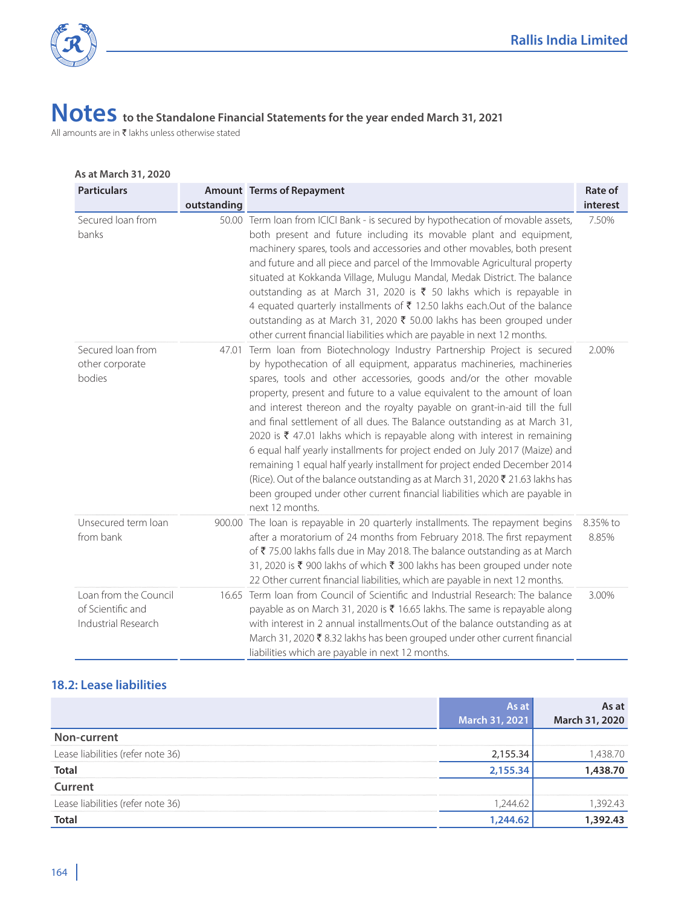# Notes to the Standalone Financial Statements for the year ended March 31, 2021

All amounts are in ₹ lakhs unless otherwise stated

**As at March 31, 2020**

| Particulars | Amount outstanding | Terms of Repayment | Rate of interest |
|---|---|---|---|
| Secured loan from banks | 50.00 | Term loan from ICICI Bank - is secured by hypothecation of movable assets, both present and future including its movable plant and equipment, machinery spares, tools and accessories and other movables, both present and future and all piece and parcel of the Immovable Agricultural property situated at Kokkanda Village, Mulugu Mandal, Medak District. The balance outstanding as at March 31, 2020 is ₹ 50 lakhs which is repayable in 4 equated quarterly installments of ₹ 12.50 lakhs each.Out of the balance outstanding as at March 31, 2020 ₹ 50.00 lakhs has been grouped under other current financial liabilities which are payable in next 12 months. | 7.50% |
| Secured loan from other corporate bodies | 47.01 | Term loan from Biotechnology Industry Partnership Project is secured by hypothecation of all equipment, apparatus machineries, machineries spares, tools and other accessories, goods and/or the other movable property, present and future to a value equivalent to the amount of loan and interest thereon and the royalty payable on grant-in-aid till the full and final settlement of all dues. The Balance outstanding as at March 31, 2020 is ₹ 47.01 lakhs which is repayable along with interest in remaining 6 equal half yearly installments for project ended on July 2017 (Maize) and remaining 1 equal half yearly installment for project ended December 2014 (Rice). Out of the balance outstanding as at March 31, 2020 ₹ 21.63 lakhs has been grouped under other current financial liabilities which are payable in next 12 months. | 2.00% |
| Unsecured term loan from bank | 900.00 | The loan is repayable in 20 quarterly installments. The repayment begins after a moratorium of 24 months from February 2018. The first repayment of ₹ 75.00 lakhs falls due in May 2018. The balance outstanding as at March 31, 2020 is ₹ 900 lakhs of which ₹ 300 lakhs has been grouped under note 22 Other current financial liabilities, which are payable in next 12 months. | 8.35% to 8.85% |
| Loan from the Council of Scientific and Industrial Research | 16.65 | Term loan from Council of Scientific and Industrial Research: The balance payable as on March 31, 2020 is ₹ 16.65 lakhs. The same is repayable along with interest in 2 annual installments.Out of the balance outstanding as at March 31, 2020 ₹ 8.32 lakhs has been grouped under other current financial liabilities which are payable in next 12 months. | 3.00% |

## 18.2: Lease liabilities

| | As at March 31, 2021 | As at March 31, 2020 |
|---|---|---|
| **Non-current** | | |
| Lease liabilities (refer note 36) | 2,155.34 | 1,438.70 |
| **Total** | **2,155.34** | **1,438.70** |
| **Current** | | |
| Lease liabilities (refer note 36) | 1,244.62 | 1,392.43 |
| **Total** | **1,244.62** | **1,392.43** |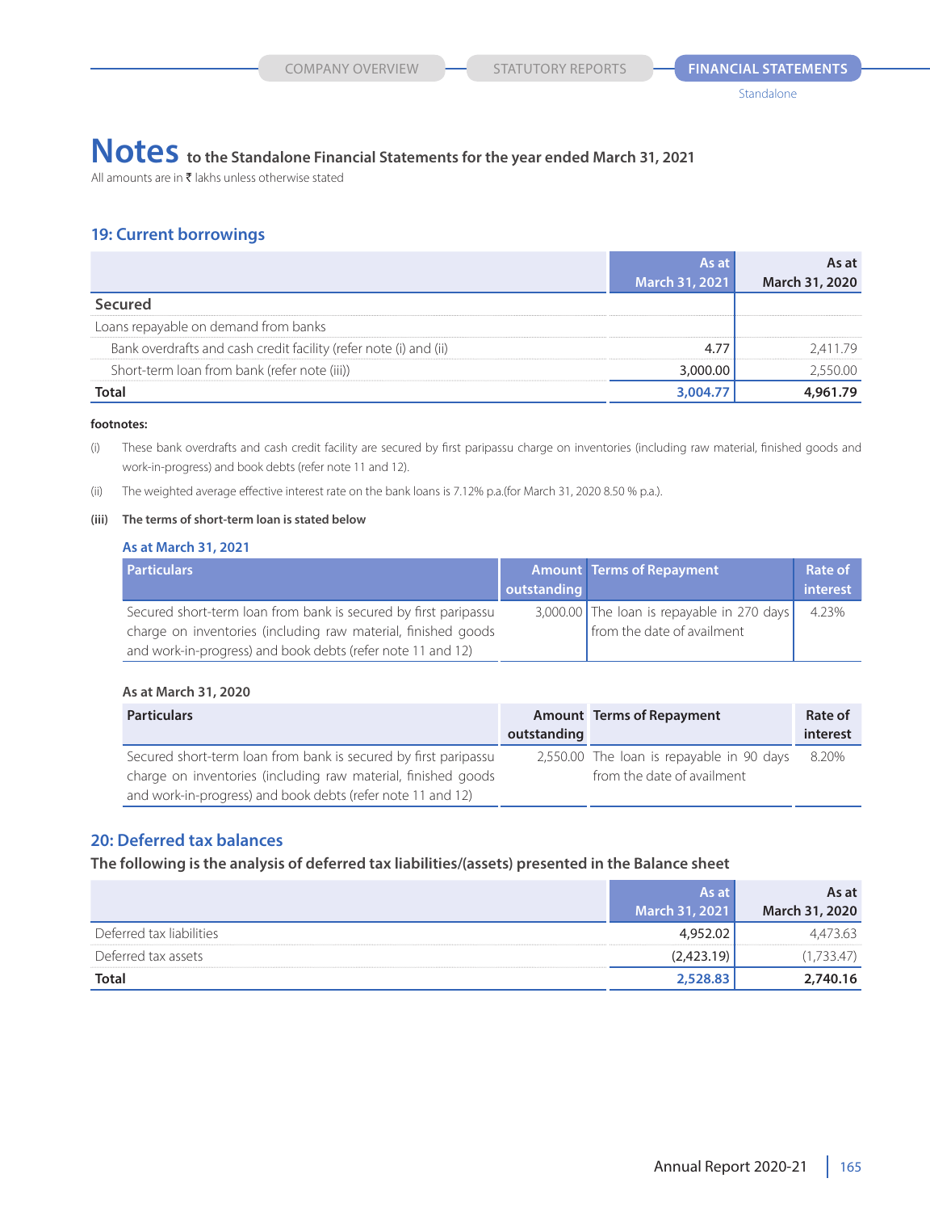# Notes to the Standalone Financial Statements for the year ended March 31, 2021

All amounts are in ₹ lakhs unless otherwise stated

## 19: Current borrowings

| | As at March 31, 2021 | As at March 31, 2020 |
|---|---|---|
| **Secured** | | |
| Loans repayable on demand from banks | | |
| Bank overdrafts and cash credit facility (refer note (i) and (ii) | 4.77 | 2,411.79 |
| Short-term loan from bank (refer note (iii)) | 3,000.00 | 2,550.00 |
| **Total** | **3,004.77** | **4,961.79** |

**footnotes:**

(i) These bank overdrafts and cash credit facility are secured by first paripassu charge on inventories (including raw material, finished goods and work-in-progress) and book debts (refer note 11 and 12).

(ii) The weighted average effective interest rate on the bank loans is 7.12% p.a.(for March 31, 2020 8.50 % p.a.).

**(iii) The terms of short-term loan is stated below**

**As at March 31, 2021**

| Particulars | Amount outstanding | Terms of Repayment | Rate of interest |
|---|---|---|---|
| Secured short-term loan from bank is secured by first paripassu charge on inventories (including raw material, finished goods and work-in-progress) and book debts (refer note 11 and 12) | 3,000.00 | The loan is repayable in 270 days from the date of availment | 4.23% |

**As at March 31, 2020**

| Particulars | Amount outstanding | Terms of Repayment | Rate of interest |
|---|---|---|---|
| Secured short-term loan from bank is secured by first paripassu charge on inventories (including raw material, finished goods and work-in-progress) and book debts (refer note 11 and 12) | 2,550.00 | The loan is repayable in 90 days from the date of availment | 8.20% |

## 20: Deferred tax balances

### The following is the analysis of deferred tax liabilities/(assets) presented in the Balance sheet

| | As at March 31, 2021 | As at March 31, 2020 |
|---|---|---|
| Deferred tax liabilities | 4,952.02 | 4,473.63 |
| Deferred tax assets | (2,423.19) | (1,733.47) |
| **Total** | **2,528.83** | **2,740.16** |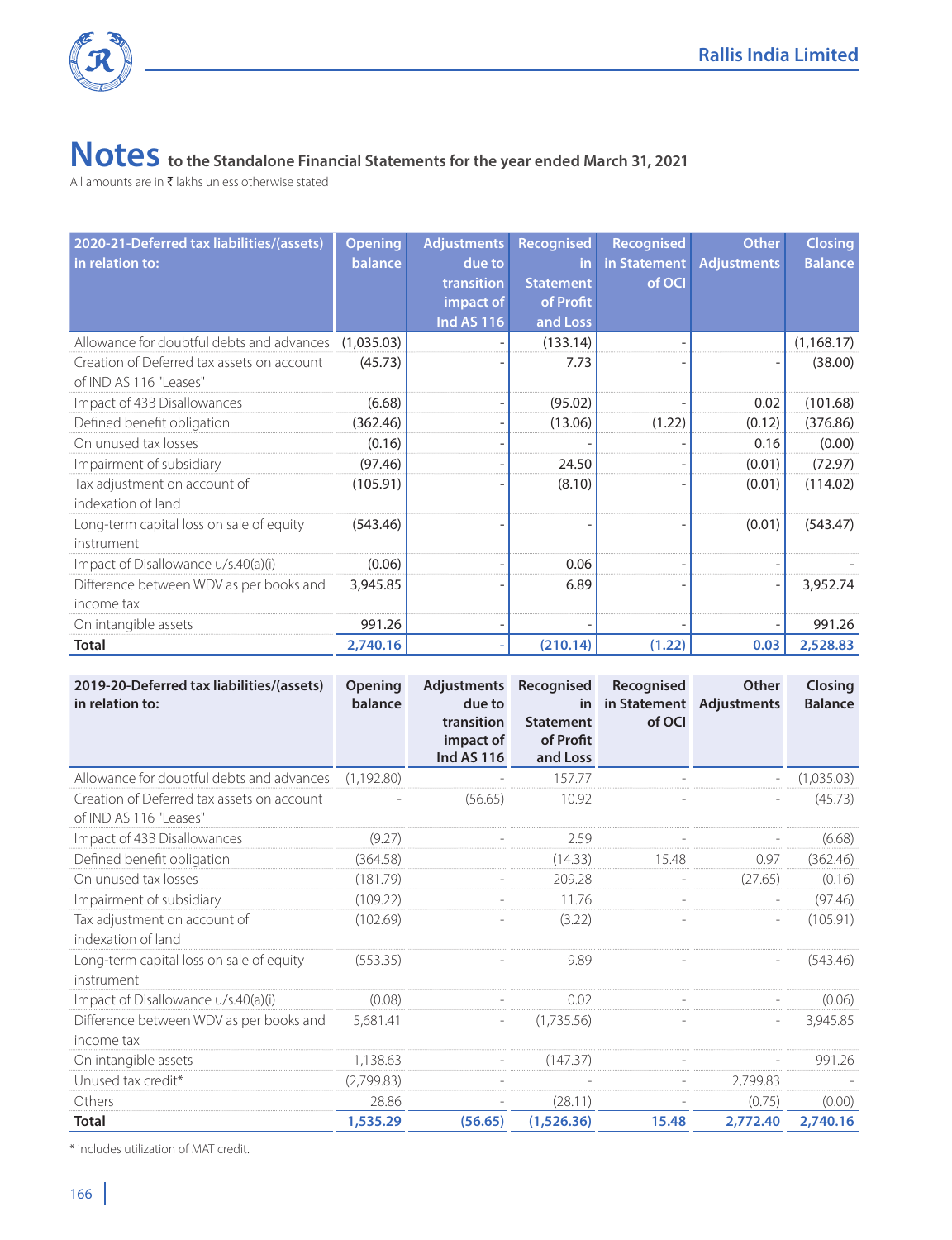# Notes to the Standalone Financial Statements for the year ended March 31, 2021

All amounts are in ₹ lakhs unless otherwise stated

| 2020-21-Deferred tax liabilities/(assets) in relation to: | Opening balance | Adjustments due to transition impact of Ind AS 116 | Recognised in Statement of Profit and Loss | Recognised in Statement of OCI | Other Adjustments | Closing Balance |
|---|---|---|---|---|---|---|
| Allowance for doubtful debts and advances | (1,035.03) | - | (133.14) | - | | (1,168.17) |
| Creation of Deferred tax assets on account of IND AS 116 "Leases" | (45.73) | - | 7.73 | - | - | (38.00) |
| Impact of 43B Disallowances | (6.68) | - | (95.02) | - | 0.02 | (101.68) |
| Defined benefit obligation | (362.46) | - | (13.06) | (1.22) | (0.12) | (376.86) |
| On unused tax losses | (0.16) | - | - | - | 0.16 | (0.00) |
| Impairment of subsidiary | (97.46) | - | 24.50 | - | (0.01) | (72.97) |
| Tax adjustment on account of indexation of land | (105.91) | - | (8.10) | - | (0.01) | (114.02) |
| Long-term capital loss on sale of equity instrument | (543.46) | - | - | - | (0.01) | (543.47) |
| Impact of Disallowance u/s.40(a)(i) | (0.06) | - | 0.06 | - | - | - |
| Difference between WDV as per books and income tax | 3,945.85 | - | 6.89 | - | - | 3,952.74 |
| On intangible assets | 991.26 | - | - | - | - | 991.26 |
| **Total** | **2,740.16** | **-** | **(210.14)** | **(1.22)** | **0.03** | **2,528.83** |

| 2019-20-Deferred tax liabilities/(assets) in relation to: | Opening balance | Adjustments due to transition impact of Ind AS 116 | Recognised in Statement of Profit and Loss | Recognised in Statement of OCI | Other Adjustments | Closing Balance |
|---|---|---|---|---|---|---|
| Allowance for doubtful debts and advances | (1,192.80) | - | 157.77 | - | - | (1,035.03) |
| Creation of Deferred tax assets on account of IND AS 116 "Leases" | - | (56.65) | 10.92 | - | - | (45.73) |
| Impact of 43B Disallowances | (9.27) | - | 2.59 | - | - | (6.68) |
| Defined benefit obligation | (364.58) | | (14.33) | 15.48 | 0.97 | (362.46) |
| On unused tax losses | (181.79) | - | 209.28 | - | (27.65) | (0.16) |
| Impairment of subsidiary | (109.22) | - | 11.76 | - | - | (97.46) |
| Tax adjustment on account of indexation of land | (102.69) | - | (3.22) | - | - | (105.91) |
| Long-term capital loss on sale of equity instrument | (553.35) | - | 9.89 | - | - | (543.46) |
| Impact of Disallowance u/s.40(a)(i) | (0.08) | - | 0.02 | - | - | (0.06) |
| Difference between WDV as per books and income tax | 5,681.41 | - | (1,735.56) | - | - | 3,945.85 |
| On intangible assets | 1,138.63 | - | (147.37) | - | - | 991.26 |
| Unused tax credit* | (2,799.83) | - | - | - | 2,799.83 | - |
| Others | 28.86 | - | (28.11) | - | (0.75) | (0.00) |
| **Total** | **1,535.29** | **(56.65)** | **(1,526.36)** | **15.48** | **2,772.40** | **2,740.16** |

* includes utilization of MAT credit.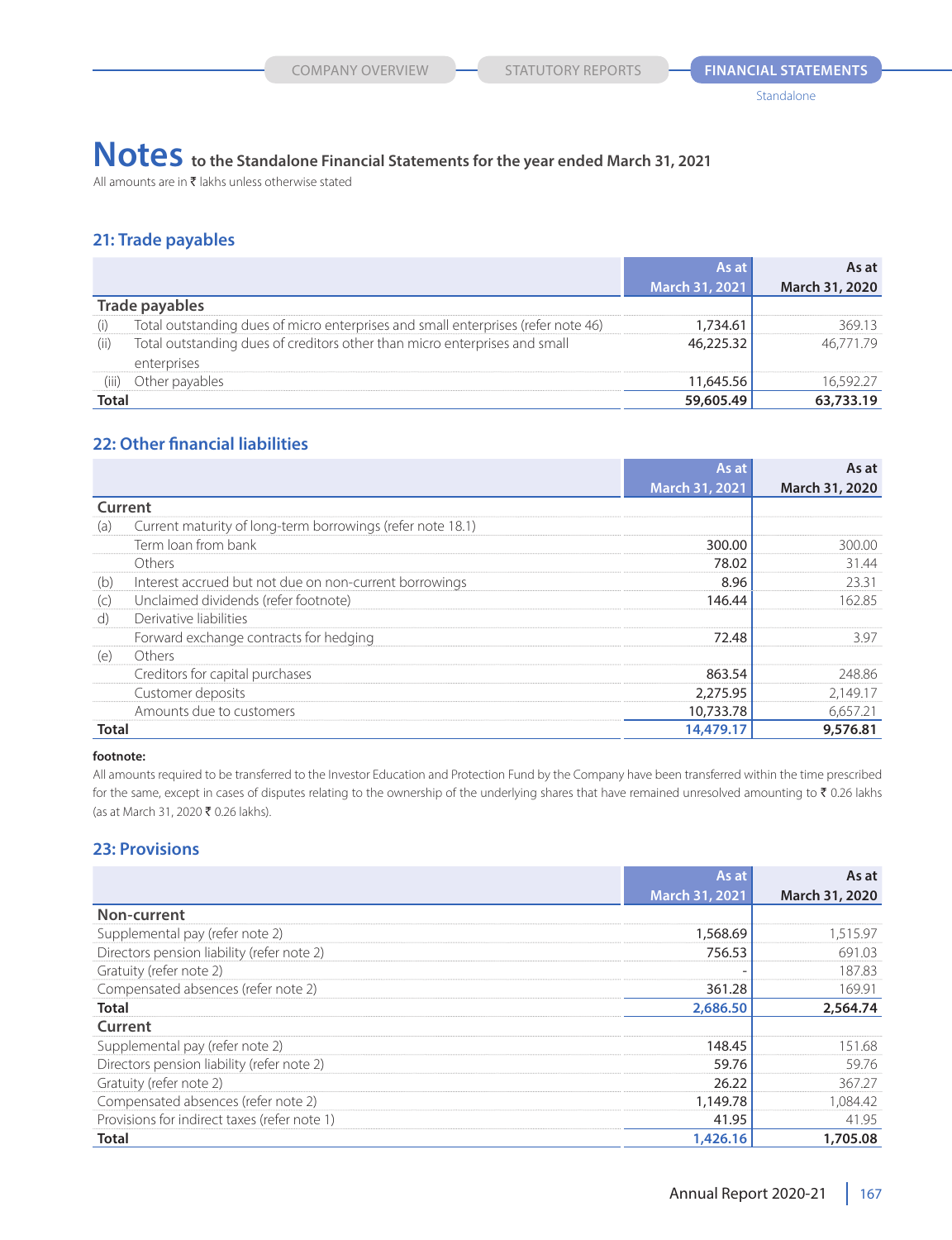# Notes to the Standalone Financial Statements for the year ended March 31, 2021

All amounts are in ₹ lakhs unless otherwise stated

## 21: Trade payables

| | | As at March 31, 2021 | As at March 31, 2020 |
|---|---|---|---|
| **Trade payables** | | | |
| (i) | Total outstanding dues of micro enterprises and small enterprises (refer note 46) | 1,734.61 | 369.13 |
| (ii) | Total outstanding dues of creditors other than micro enterprises and small enterprises | 46,225.32 | 46,771.79 |
| (iii) | Other payables | 11,645.56 | 16,592.27 |
| **Total** | | **59,605.49** | **63,733.19** |

## 22: Other financial liabilities

| | | As at March 31, 2021 | As at March 31, 2020 |
|---|---|---|---|
| **Current** | | | |
| (a) | Current maturity of long-term borrowings (refer note 18.1) | | |
| | Term loan from bank | 300.00 | 300.00 |
| | Others | 78.02 | 31.44 |
| (b) | Interest accrued but not due on non-current borrowings | 8.96 | 23.31 |
| (c) | Unclaimed dividends (refer footnote) | 146.44 | 162.85 |
| d) | Derivative liabilities | | |
| | Forward exchange contracts for hedging | 72.48 | 3.97 |
| (e) | Others | | |
| | Creditors for capital purchases | 863.54 | 248.86 |
| | Customer deposits | 2,275.95 | 2,149.17 |
| | Amounts due to customers | 10,733.78 | 6,657.21 |
| **Total** | | **14,479.17** | **9,576.81** |

**footnote:**

All amounts required to be transferred to the Investor Education and Protection Fund by the Company have been transferred within the time prescribed for the same, except in cases of disputes relating to the ownership of the underlying shares that have remained unresolved amounting to ₹ 0.26 lakhs (as at March 31, 2020 ₹ 0.26 lakhs).

## 23: Provisions

| | As at March 31, 2021 | As at March 31, 2020 |
|---|---|---|
| **Non-current** | | |
| Supplemental pay (refer note 2) | 1,568.69 | 1,515.97 |
| Directors pension liability (refer note 2) | 756.53 | 691.03 |
| Gratuity (refer note 2) | - | 187.83 |
| Compensated absences (refer note 2) | 361.28 | 169.91 |
| **Total** | **2,686.50** | **2,564.74** |
| **Current** | | |
| Supplemental pay (refer note 2) | 148.45 | 151.68 |
| Directors pension liability (refer note 2) | 59.76 | 59.76 |
| Gratuity (refer note 2) | 26.22 | 367.27 |
| Compensated absences (refer note 2) | 1,149.78 | 1,084.42 |
| Provisions for indirect taxes (refer note 1) | 41.95 | 41.95 |
| **Total** | **1,426.16** | **1,705.08** |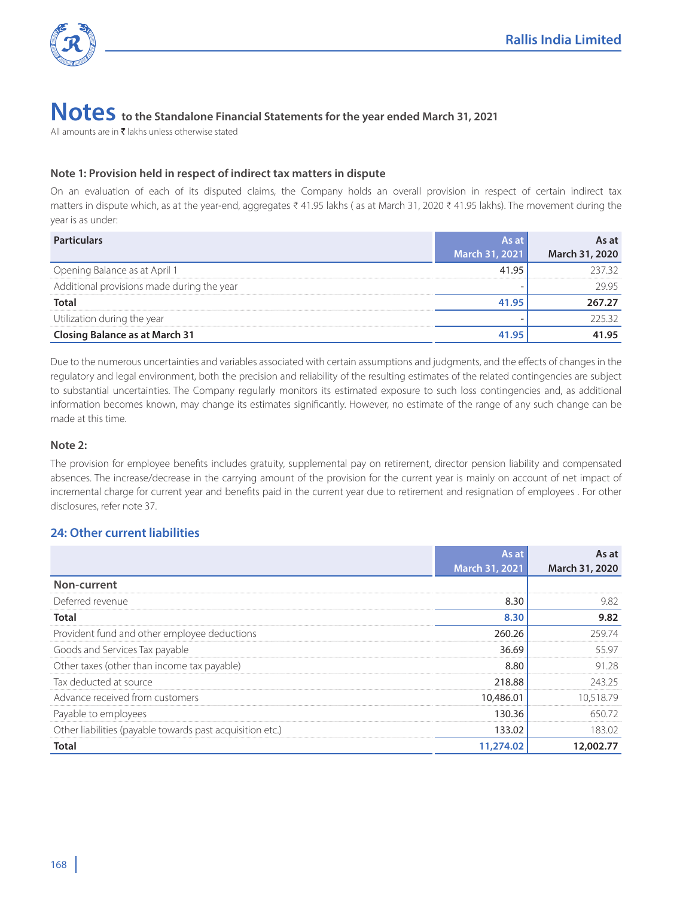# Notes to the Standalone Financial Statements for the year ended March 31, 2021

All amounts are in ₹ lakhs unless otherwise stated

### Note 1: Provision held in respect of indirect tax matters in dispute

On an evaluation of each of its disputed claims, the Company holds an overall provision in respect of certain indirect tax matters in dispute which, as at the year-end, aggregates ₹ 41.95 lakhs ( as at March 31, 2020 ₹ 41.95 lakhs). The movement during the year is as under:

| Particulars | As at March 31, 2021 | As at March 31, 2020 |
|---|---|---|
| Opening Balance as at April 1 | 41.95 | 237.32 |
| Additional provisions made during the year | - | 29.95 |
| **Total** | **41.95** | **267.27** |
| Utilization during the year | - | 225.32 |
| **Closing Balance as at March 31** | **41.95** | **41.95** |

Due to the numerous uncertainties and variables associated with certain assumptions and judgments, and the effects of changes in the regulatory and legal environment, both the precision and reliability of the resulting estimates of the related contingencies are subject to substantial uncertainties. The Company regularly monitors its estimated exposure to such loss contingencies and, as additional information becomes known, may change its estimates significantly. However, no estimate of the range of any such change can be made at this time.

### Note 2:

The provision for employee benefits includes gratuity, supplemental pay on retirement, director pension liability and compensated absences. The increase/decrease in the carrying amount of the provision for the current year is mainly on account of net impact of incremental charge for current year and benefits paid in the current year due to retirement and resignation of employees . For other disclosures, refer note 37.

## 24: Other current liabilities

| | As at March 31, 2021 | As at March 31, 2020 |
|---|---|---|
| **Non-current** | | |
| Deferred revenue | 8.30 | 9.82 |
| **Total** | **8.30** | **9.82** |
| Provident fund and other employee deductions | 260.26 | 259.74 |
| Goods and Services Tax payable | 36.69 | 55.97 |
| Other taxes (other than income tax payable) | 8.80 | 91.28 |
| Tax deducted at source | 218.88 | 243.25 |
| Advance received from customers | 10,486.01 | 10,518.79 |
| Payable to employees | 130.36 | 650.72 |
| Other liabilities (payable towards past acquisition etc.) | 133.02 | 183.02 |
| **Total** | **11,274.02** | **12,002.77** |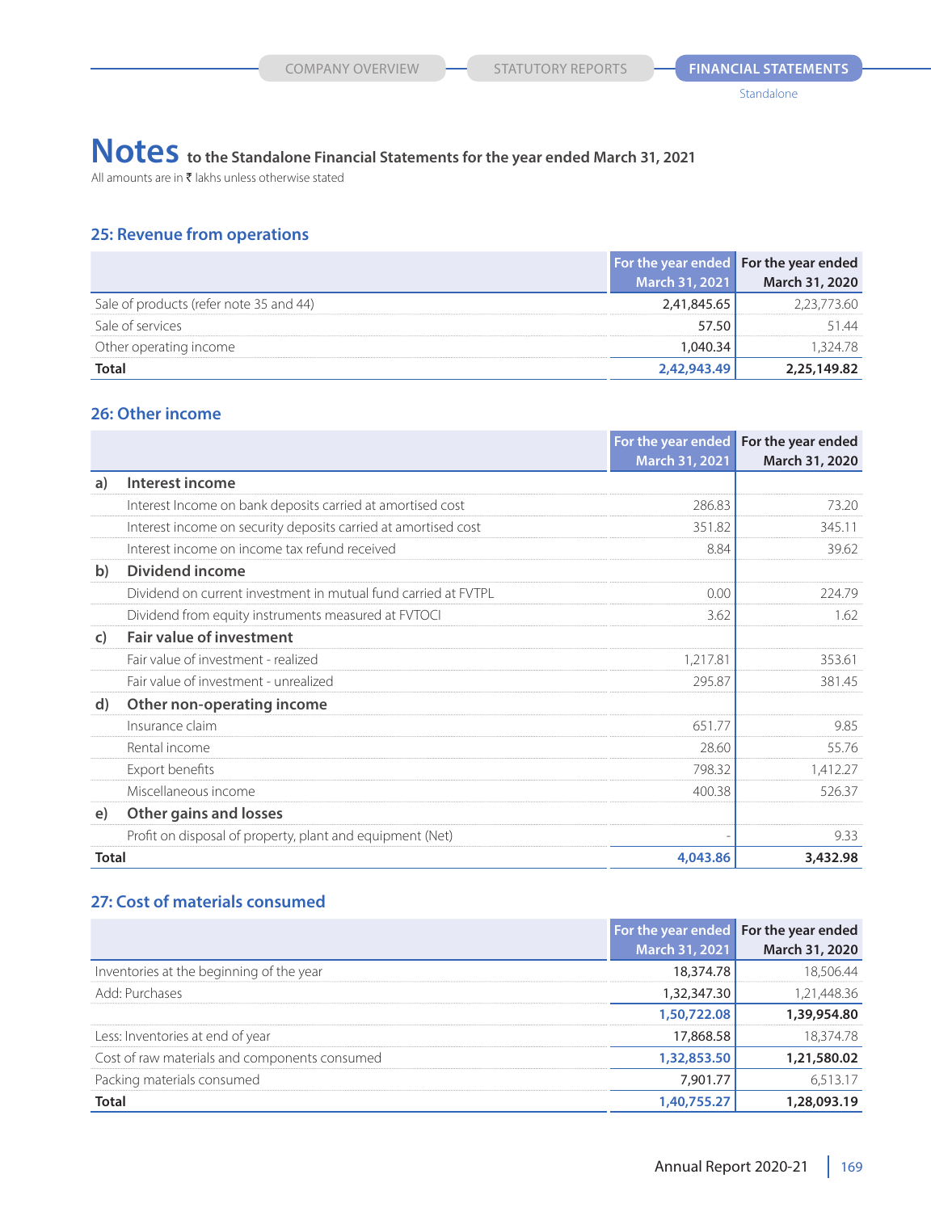# Notes to the Standalone Financial Statements for the year ended March 31, 2021

All amounts are in ₹ lakhs unless otherwise stated

## 25: Revenue from operations

| | For the year ended March 31, 2021 | For the year ended March 31, 2020 |
|---|---|---|
| Sale of products (refer note 35 and 44) | 2,41,845.65 | 2,23,773.60 |
| Sale of services | 57.50 | 51.44 |
| Other operating income | 1,040.34 | 1,324.78 |
| **Total** | **2,42,943.49** | **2,25,149.82** |

## 26: Other income

| | | For the year ended March 31, 2021 | For the year ended March 31, 2020 |
|---|---|---|---|
| **a)** | **Interest income** | | |
| | Interest Income on bank deposits carried at amortised cost | 286.83 | 73.20 |
| | Interest income on security deposits carried at amortised cost | 351.82 | 345.11 |
| | Interest income on income tax refund received | 8.84 | 39.62 |
| **b)** | **Dividend income** | | |
| | Dividend on current investment in mutual fund carried at FVTPL | 0.00 | 224.79 |
| | Dividend from equity instruments measured at FVTOCI | 3.62 | 1.62 |
| **c)** | **Fair value of investment** | | |
| | Fair value of investment - realized | 1,217.81 | 353.61 |
| | Fair value of investment - unrealized | 295.87 | 381.45 |
| **d)** | **Other non-operating income** | | |
| | Insurance claim | 651.77 | 9.85 |
| | Rental income | 28.60 | 55.76 |
| | Export benefits | 798.32 | 1,412.27 |
| | Miscellaneous income | 400.38 | 526.37 |
| **e)** | **Other gains and losses** | | |
| | Profit on disposal of property, plant and equipment (Net) | - | 9.33 |
| **Total** | | **4,043.86** | **3,432.98** |

## 27: Cost of materials consumed

| | For the year ended March 31, 2021 | For the year ended March 31, 2020 |
|---|---|---|
| Inventories at the beginning of the year | 18,374.78 | 18,506.44 |
| Add: Purchases | 1,32,347.30 | 1,21,448.36 |
| | **1,50,722.08** | **1,39,954.80** |
| Less: Inventories at end of year | 17,868.58 | 18,374.78 |
| Cost of raw materials and components consumed | **1,32,853.50** | **1,21,580.02** |
| Packing materials consumed | 7,901.77 | 6,513.17 |
| **Total** | **1,40,755.27** | **1,28,093.19** |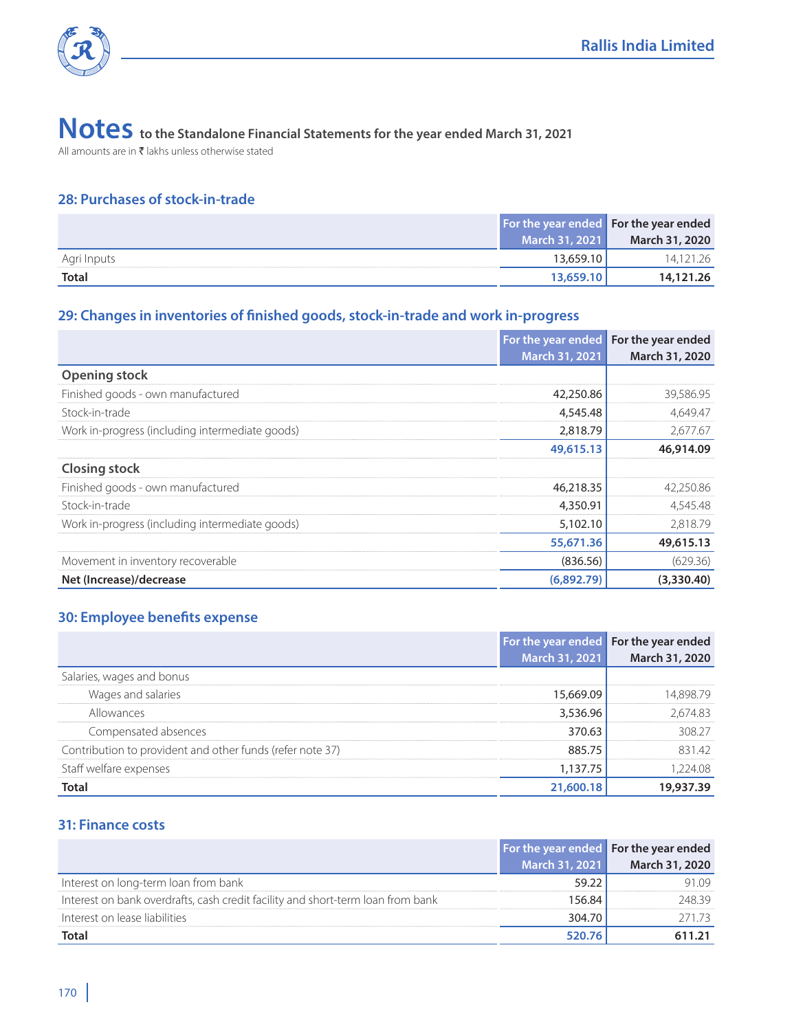# Notes to the Standalone Financial Statements for the year ended March 31, 2021

All amounts are in ₹ lakhs unless otherwise stated

## 28: Purchases of stock-in-trade

| | For the year ended March 31, 2021 | For the year ended March 31, 2020 |
|---|---|---|
| Agri Inputs | 13,659.10 | 14,121.26 |
| **Total** | **13,659.10** | **14,121.26** |

## 29: Changes in inventories of finished goods, stock-in-trade and work in-progress

| | For the year ended March 31, 2021 | For the year ended March 31, 2020 |
|---|---|---|
| **Opening stock** | | |
| Finished goods - own manufactured | 42,250.86 | 39,586.95 |
| Stock-in-trade | 4,545.48 | 4,649.47 |
| Work in-progress (including intermediate goods) | 2,818.79 | 2,677.67 |
| | **49,615.13** | **46,914.09** |
| **Closing stock** | | |
| Finished goods - own manufactured | 46,218.35 | 42,250.86 |
| Stock-in-trade | 4,350.91 | 4,545.48 |
| Work in-progress (including intermediate goods) | 5,102.10 | 2,818.79 |
| | **55,671.36** | **49,615.13** |
| Movement in inventory recoverable | (836.56) | (629.36) |
| **Net (Increase)/decrease** | **(6,892.79)** | **(3,330.40)** |

## 30: Employee benefits expense

| | For the year ended March 31, 2021 | For the year ended March 31, 2020 |
|---|---|---|
| Salaries, wages and bonus | | |
| Wages and salaries | 15,669.09 | 14,898.79 |
| Allowances | 3,536.96 | 2,674.83 |
| Compensated absences | 370.63 | 308.27 |
| Contribution to provident and other funds (refer note 37) | 885.75 | 831.42 |
| Staff welfare expenses | 1,137.75 | 1,224.08 |
| **Total** | **21,600.18** | **19,937.39** |

## 31: Finance costs

| | For the year ended March 31, 2021 | For the year ended March 31, 2020 |
|---|---|---|
| Interest on long-term loan from bank | 59.22 | 91.09 |
| Interest on bank overdrafts, cash credit facility and short-term loan from bank | 156.84 | 248.39 |
| Interest on lease liabilities | 304.70 | 271.73 |
| **Total** | **520.76** | **611.21** |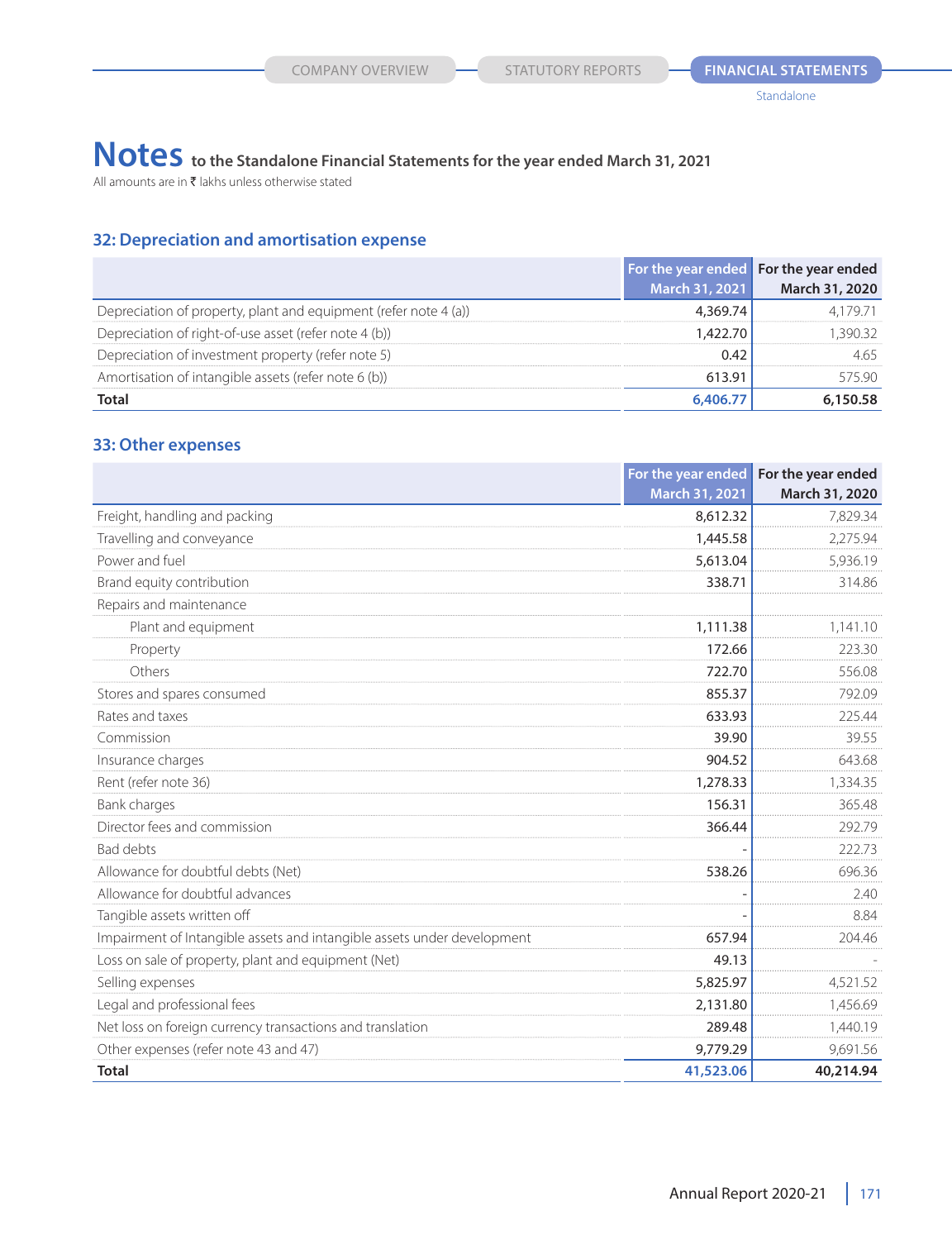# Notes to the Standalone Financial Statements for the year ended March 31, 2021

All amounts are in ₹ lakhs unless otherwise stated

## 32: Depreciation and amortisation expense

| | For the year ended March 31, 2021 | For the year ended March 31, 2020 |
|---|---|---|
| Depreciation of property, plant and equipment (refer note 4 (a)) | 4,369.74 | 4,179.71 |
| Depreciation of right-of-use asset (refer note 4 (b)) | 1,422.70 | 1,390.32 |
| Depreciation of investment property (refer note 5) | 0.42 | 4.65 |
| Amortisation of intangible assets (refer note 6 (b)) | 613.91 | 575.90 |
| **Total** | **6,406.77** | **6,150.58** |

## 33: Other expenses

| | For the year ended March 31, 2021 | For the year ended March 31, 2020 |
|---|---|---|
| Freight, handling and packing | 8,612.32 | 7,829.34 |
| Travelling and conveyance | 1,445.58 | 2,275.94 |
| Power and fuel | 5,613.04 | 5,936.19 |
| Brand equity contribution | 338.71 | 314.86 |
| Repairs and maintenance | | |
| Plant and equipment | 1,111.38 | 1,141.10 |
| Property | 172.66 | 223.30 |
| Others | 722.70 | 556.08 |
| Stores and spares consumed | 855.37 | 792.09 |
| Rates and taxes | 633.93 | 225.44 |
| Commission | 39.90 | 39.55 |
| Insurance charges | 904.52 | 643.68 |
| Rent (refer note 36) | 1,278.33 | 1,334.35 |
| Bank charges | 156.31 | 365.48 |
| Director fees and commission | 366.44 | 292.79 |
| Bad debts | - | 222.73 |
| Allowance for doubtful debts (Net) | 538.26 | 696.36 |
| Allowance for doubtful advances | - | 2.40 |
| Tangible assets written off | - | 8.84 |
| Impairment of Intangible assets and intangible assets under development | 657.94 | 204.46 |
| Loss on sale of property, plant and equipment (Net) | 49.13 | - |
| Selling expenses | 5,825.97 | 4,521.52 |
| Legal and professional fees | 2,131.80 | 1,456.69 |
| Net loss on foreign currency transactions and translation | 289.48 | 1,440.19 |
| Other expenses (refer note 43 and 47) | 9,779.29 | 9,691.56 |
| **Total** | **41,523.06** | **40,214.94** |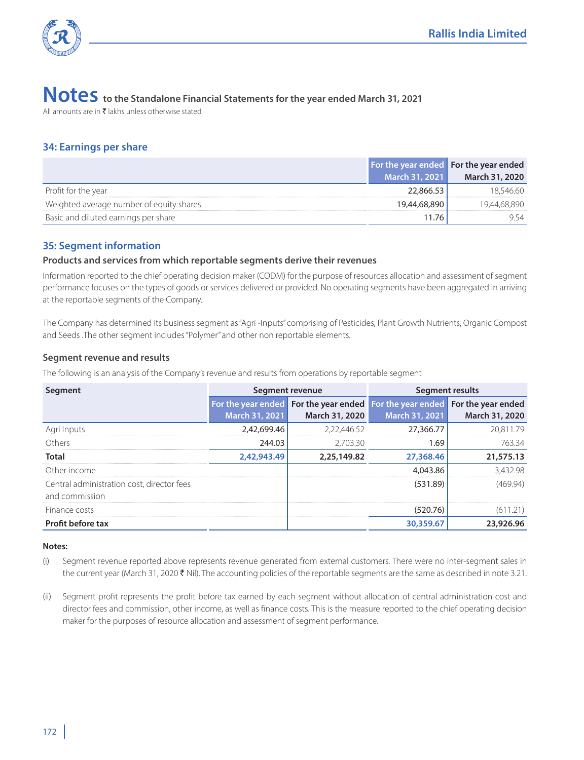# Notes to the Standalone Financial Statements for the year ended March 31, 2021

All amounts are in ₹ lakhs unless otherwise stated

## 34: Earnings per share

| | For the year ended March 31, 2021 | For the year ended March 31, 2020 |
|---|---|---|
| Profit for the year | 22,866.53 | 18,546.60 |
| Weighted average number of equity shares | 19,44,68,890 | 19,44,68,890 |
| Basic and diluted earnings per share | 11.76 | 9.54 |

## 35: Segment information

### Products and services from which reportable segments derive their revenues

Information reported to the chief operating decision maker (CODM) for the purpose of resources allocation and assessment of segment performance focuses on the types of goods or services delivered or provided. No operating segments have been aggregated in arriving at the reportable segments of the Company.

The Company has determined its business segment as "Agri -Inputs" comprising of Pesticides, Plant Growth Nutrients, Organic Compost and Seeds .The other segment includes "Polymer" and other non reportable elements.

### Segment revenue and results

The following is an analysis of the Company's revenue and results from operations by reportable segment

| Segment | Segment revenue | | Segment results | |
|---|---|---|---|---|
| | For the year ended March 31, 2021 | For the year ended March 31, 2020 | For the year ended March 31, 2021 | For the year ended March 31, 2020 |
| Agri Inputs | 2,42,699.46 | 2,22,446.52 | 27,366.77 | 20,811.79 |
| Others | 244.03 | 2,703.30 | 1.69 | 763.34 |
| **Total** | **2,42,943.49** | **2,25,149.82** | **27,368.46** | **21,575.13** |
| Other income | | | 4,043.86 | 3,432.98 |
| Central administration cost, director fees and commission | | | (531.89) | (469.94) |
| Finance costs | | | (520.76) | (611.21) |
| **Profit before tax** | | | **30,359.67** | **23,926.96** |

**Notes:**

(i) Segment revenue reported above represents revenue generated from external customers. There were no inter-segment sales in the current year (March 31, 2020 ₹ Nil). The accounting policies of the reportable segments are the same as described in note 3.21.

(ii) Segment profit represents the profit before tax earned by each segment without allocation of central administration cost and director fees and commission, other income, as well as finance costs. This is the measure reported to the chief operating decision maker for the purposes of resource allocation and assessment of segment performance.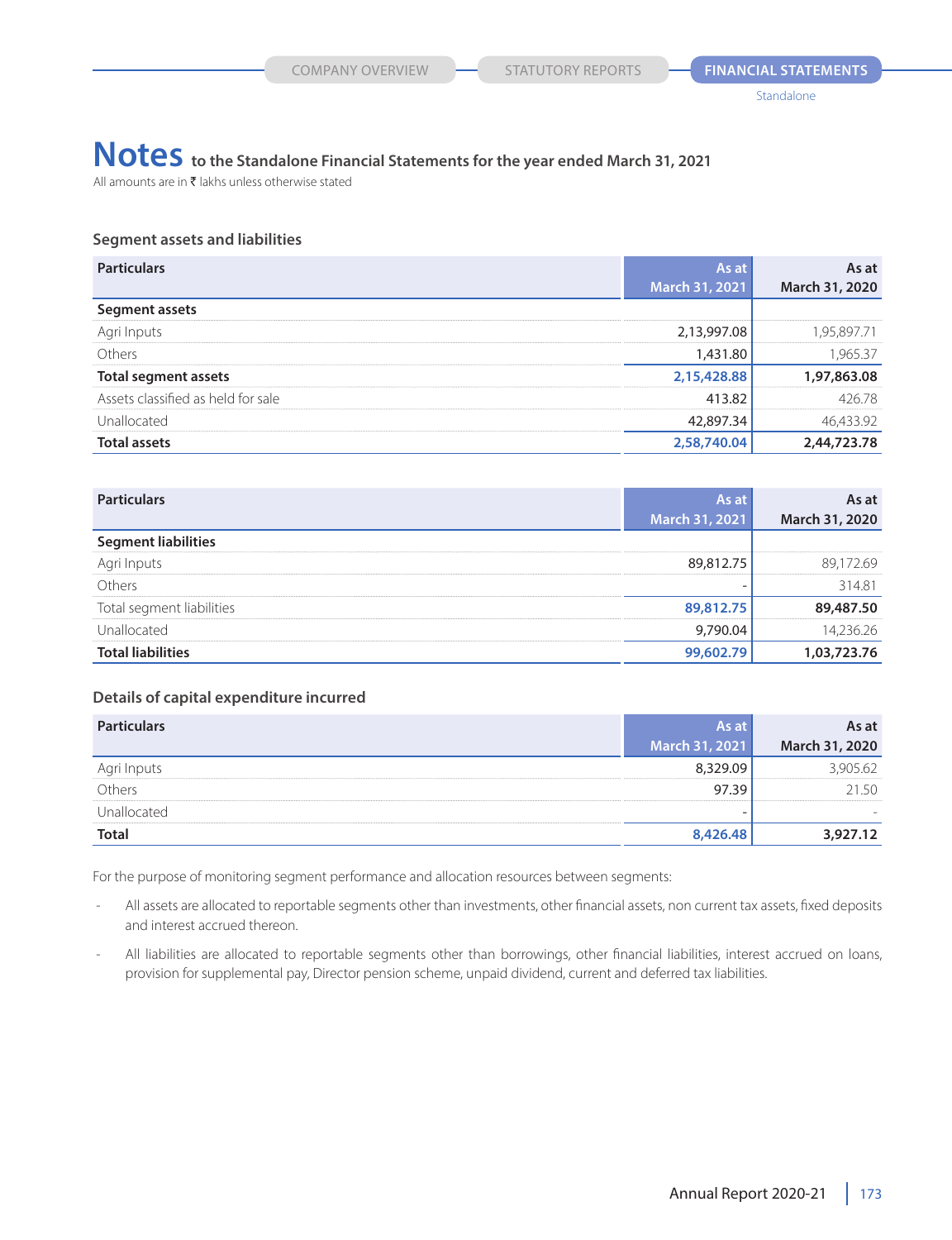# Notes to the Standalone Financial Statements for the year ended March 31, 2021

All amounts are in ₹ lakhs unless otherwise stated

### Segment assets and liabilities

| Particulars | As at March 31, 2021 | As at March 31, 2020 |
|---|---|---|
| **Segment assets** | | |
| Agri Inputs | 2,13,997.08 | 1,95,897.71 |
| Others | 1,431.80 | 1,965.37 |
| **Total segment assets** | **2,15,428.88** | **1,97,863.08** |
| Assets classified as held for sale | 413.82 | 426.78 |
| Unallocated | 42,897.34 | 46,433.92 |
| **Total assets** | **2,58,740.04** | **2,44,723.78** |

| Particulars | As at March 31, 2021 | As at March 31, 2020 |
|---|---|---|
| **Segment liabilities** | | |
| Agri Inputs | 89,812.75 | 89,172.69 |
| Others | - | 314.81 |
| Total segment liabilities | **89,812.75** | **89,487.50** |
| Unallocated | 9,790.04 | 14,236.26 |
| **Total liabilities** | **99,602.79** | **1,03,723.76** |

### Details of capital expenditure incurred

| Particulars | As at March 31, 2021 | As at March 31, 2020 |
|---|---|---|
| Agri Inputs | 8,329.09 | 3,905.62 |
| Others | 97.39 | 21.50 |
| Unallocated | - | - |
| **Total** | **8,426.48** | **3,927.12** |

For the purpose of monitoring segment performance and allocation resources between segments:

- All assets are allocated to reportable segments other than investments, other financial assets, non current tax assets, fixed deposits and interest accrued thereon.
- All liabilities are allocated to reportable segments other than borrowings, other financial liabilities, interest accrued on loans, provision for supplemental pay, Director pension scheme, unpaid dividend, current and deferred tax liabilities.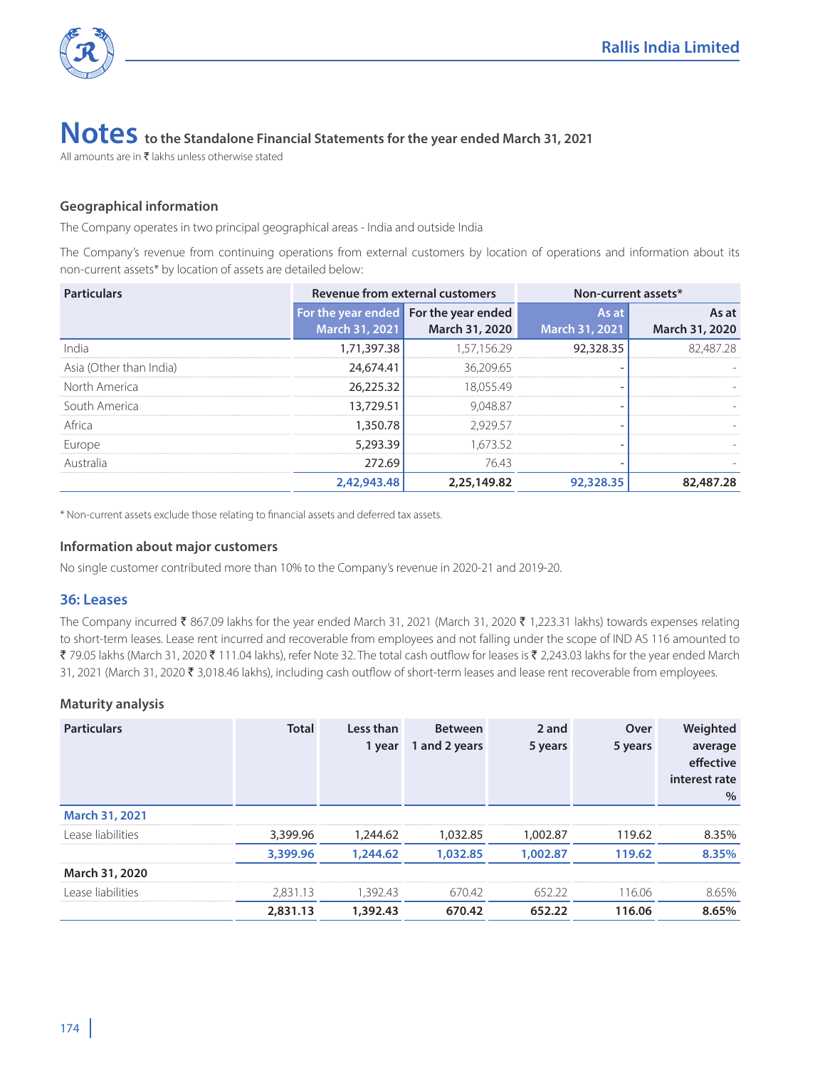# Notes to the Standalone Financial Statements for the year ended March 31, 2021

All amounts are in ₹ lakhs unless otherwise stated

### Geographical information

The Company operates in two principal geographical areas - India and outside India

The Company's revenue from continuing operations from external customers by location of operations and information about its non-current assets* by location of assets are detailed below:

| Particulars | Revenue from external customers | | Non-current assets* | |
|---|---|---|---|---|
| | For the year ended March 31, 2021 | For the year ended March 31, 2020 | As at March 31, 2021 | As at March 31, 2020 |
| India | 1,71,397.38 | 1,57,156.29 | 92,328.35 | 82,487.28 |
| Asia (Other than India) | 24,674.41 | 36,209.65 | - | - |
| North America | 26,225.32 | 18,055.49 | - | - |
| South America | 13,729.51 | 9,048.87 | - | - |
| Africa | 1,350.78 | 2,929.57 | - | - |
| Europe | 5,293.39 | 1,673.52 | - | - |
| Australia | 272.69 | 76.43 | - | - |
| | **2,42,943.48** | **2,25,149.82** | **92,328.35** | **82,487.28** |

\* Non-current assets exclude those relating to financial assets and deferred tax assets.

### Information about major customers

No single customer contributed more than 10% to the Company's revenue in 2020-21 and 2019-20.

## 36: Leases

The Company incurred ₹ 867.09 lakhs for the year ended March 31, 2021 (March 31, 2020 ₹ 1,223.31 lakhs) towards expenses relating to short-term leases. Lease rent incurred and recoverable from employees and not falling under the scope of IND AS 116 amounted to ₹ 79.05 lakhs (March 31, 2020 ₹ 111.04 lakhs), refer Note 32. The total cash outflow for leases is ₹ 2,243.03 lakhs for the year ended March 31, 2021 (March 31, 2020 ₹ 3,018.46 lakhs), including cash outflow of short-term leases and lease rent recoverable from employees.

### Maturity analysis

| Particulars | Total | Less than 1 year | Between 1 and 2 years | 2 and 5 years | Over 5 years | Weighted average effective interest rate % |
|---|---|---|---|---|---|---|
| **March 31, 2021** | | | | | | |
| Lease liabilities | 3,399.96 | 1,244.62 | 1,032.85 | 1,002.87 | 119.62 | 8.35% |
| | **3,399.96** | **1,244.62** | **1,032.85** | **1,002.87** | **119.62** | **8.35%** |
| **March 31, 2020** | | | | | | |
| Lease liabilities | 2,831.13 | 1,392.43 | 670.42 | 652.22 | 116.06 | 8.65% |
| | **2,831.13** | **1,392.43** | **670.42** | **652.22** | **116.06** | **8.65%** |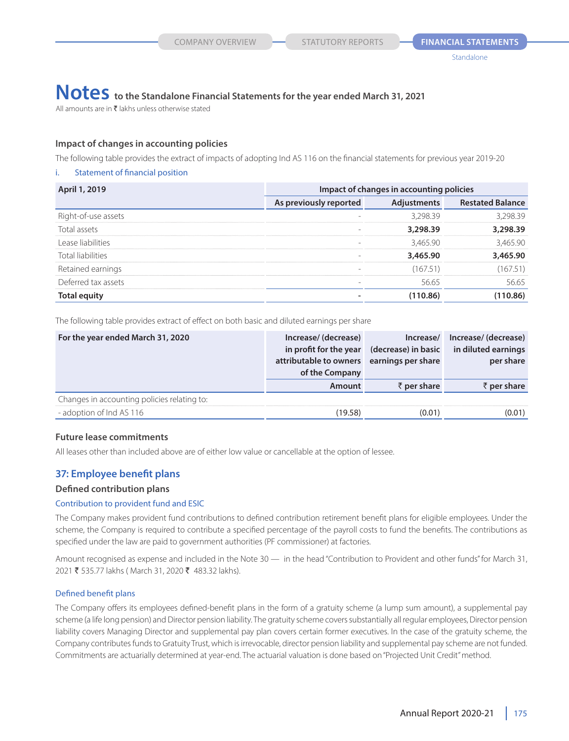# Notes to the Standalone Financial Statements for the year ended March 31, 2021

All amounts are in ₹ lakhs unless otherwise stated

### Impact of changes in accounting policies

The following table provides the extract of impacts of adopting Ind AS 116 on the financial statements for previous year 2019-20

i. Statement of financial position

| April 1, 2019 | Impact of changes in accounting policies | | |
|---|---|---|---|
| | As previously reported | Adjustments | Restated Balance |
| Right-of-use assets | - | 3,298.39 | 3,298.39 |
| Total assets | - | **3,298.39** | **3,298.39** |
| Lease liabilities | - | 3,465.90 | 3,465.90 |
| Total liabilities | - | **3,465.90** | **3,465.90** |
| Retained earnings | - | (167.51) | (167.51) |
| Deferred tax assets | - | 56.65 | 56.65 |
| **Total equity** | **-** | **(110.86)** | **(110.86)** |

The following table provides extract of effect on both basic and diluted earnings per share

| For the year ended March 31, 2020 | Increase/ (decrease) in profit for the year attributable to owners of the Company | Increase/ (decrease) in basic earnings per share | Increase/ (decrease) in diluted earnings per share |
|---|---|---|---|
| | Amount | ₹ per share | ₹ per share |
| Changes in accounting policies relating to: | | | |
| - adoption of Ind AS 116 | (19.58) | (0.01) | (0.01) |

### Future lease commitments

All leases other than included above are of either low value or cancellable at the option of lessee.

## 37: Employee benefit plans

### Defined contribution plans

#### Contribution to provident fund and ESIC

The Company makes provident fund contributions to defined contribution retirement benefit plans for eligible employees. Under the scheme, the Company is required to contribute a specified percentage of the payroll costs to fund the benefits. The contributions as specified under the law are paid to government authorities (PF commissioner) at factories.

Amount recognised as expense and included in the Note 30 — in the head "Contribution to Provident and other funds" for March 31, 2021 ₹ 535.77 lakhs ( March 31, 2020 ₹ 483.32 lakhs).

#### Defined benefit plans

The Company offers its employees defined-benefit plans in the form of a gratuity scheme (a lump sum amount), a supplemental pay scheme (a life long pension) and Director pension liability. The gratuity scheme covers substantially all regular employees, Director pension liability covers Managing Director and supplemental pay plan covers certain former executives. In the case of the gratuity scheme, the Company contributes funds to Gratuity Trust, which is irrevocable, director pension liability and supplemental pay scheme are not funded. Commitments are actuarially determined at year-end. The actuarial valuation is done based on "Projected Unit Credit" method.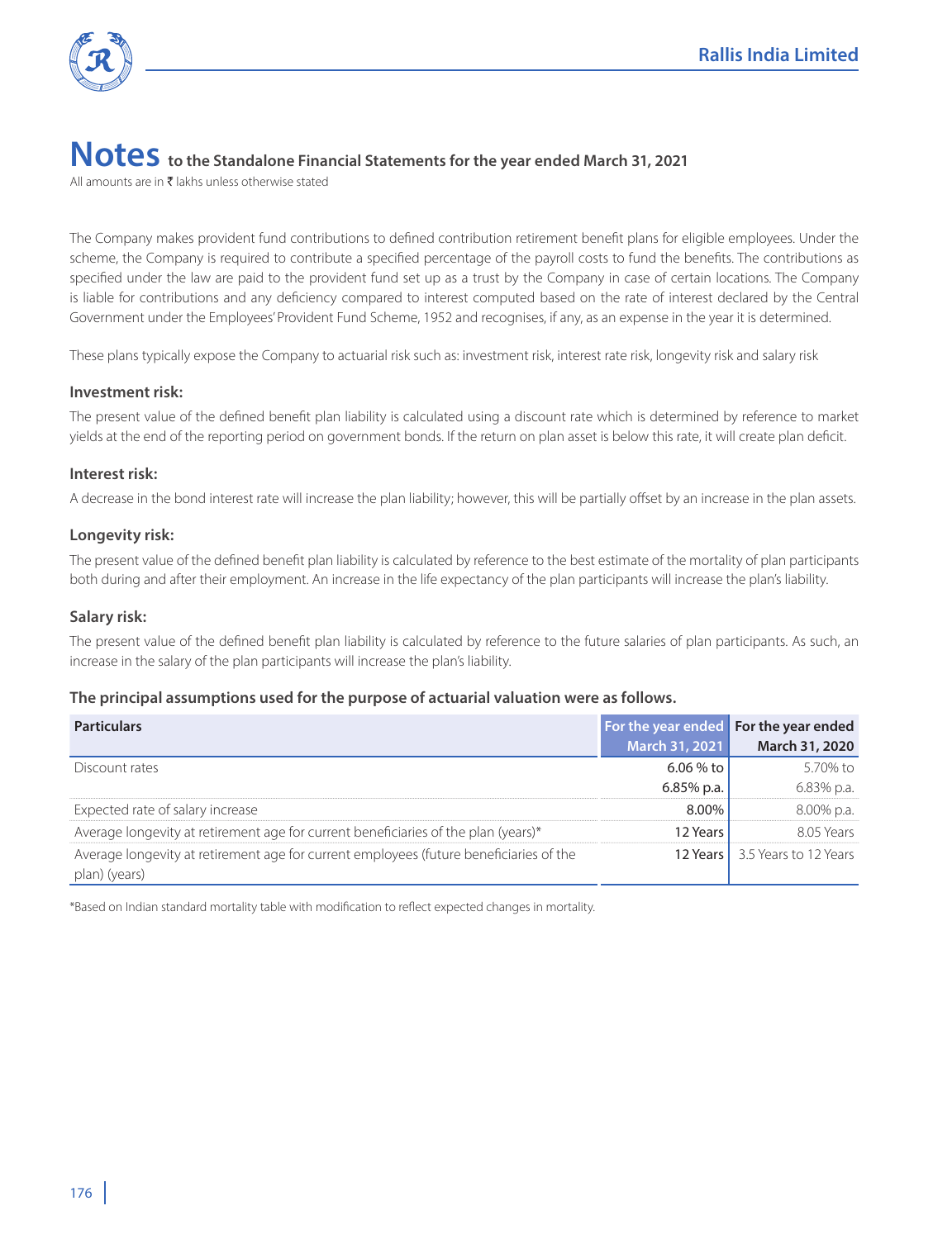# Notes to the Standalone Financial Statements for the year ended March 31, 2021

All amounts are in ₹ lakhs unless otherwise stated

The Company makes provident fund contributions to defined contribution retirement benefit plans for eligible employees. Under the scheme, the Company is required to contribute a specified percentage of the payroll costs to fund the benefits. The contributions as specified under the law are paid to the provident fund set up as a trust by the Company in case of certain locations. The Company is liable for contributions and any deficiency compared to interest computed based on the rate of interest declared by the Central Government under the Employees' Provident Fund Scheme, 1952 and recognises, if any, as an expense in the year it is determined.

These plans typically expose the Company to actuarial risk such as: investment risk, interest rate risk, longevity risk and salary risk

### Investment risk:

The present value of the defined benefit plan liability is calculated using a discount rate which is determined by reference to market yields at the end of the reporting period on government bonds. If the return on plan asset is below this rate, it will create plan deficit.

### Interest risk:

A decrease in the bond interest rate will increase the plan liability; however, this will be partially offset by an increase in the plan assets.

### Longevity risk:

The present value of the defined benefit plan liability is calculated by reference to the best estimate of the mortality of plan participants both during and after their employment. An increase in the life expectancy of the plan participants will increase the plan's liability.

### Salary risk:

The present value of the defined benefit plan liability is calculated by reference to the future salaries of plan participants. As such, an increase in the salary of the plan participants will increase the plan's liability.

### The principal assumptions used for the purpose of actuarial valuation were as follows.

| Particulars | For the year ended March 31, 2021 | For the year ended March 31, 2020 |
|---|---|---|
| Discount rates | 6.06 % to 6.85% p.a. | 5.70% to 6.83% p.a. |
| Expected rate of salary increase | 8.00% | 8.00% p.a. |
| Average longevity at retirement age for current beneficiaries of the plan (years)* | 12 Years | 8.05 Years |
| Average longevity at retirement age for current employees (future beneficiaries of the plan) (years) | 12 Years | 3.5 Years to 12 Years |

*Based on Indian standard mortality table with modification to reflect expected changes in mortality.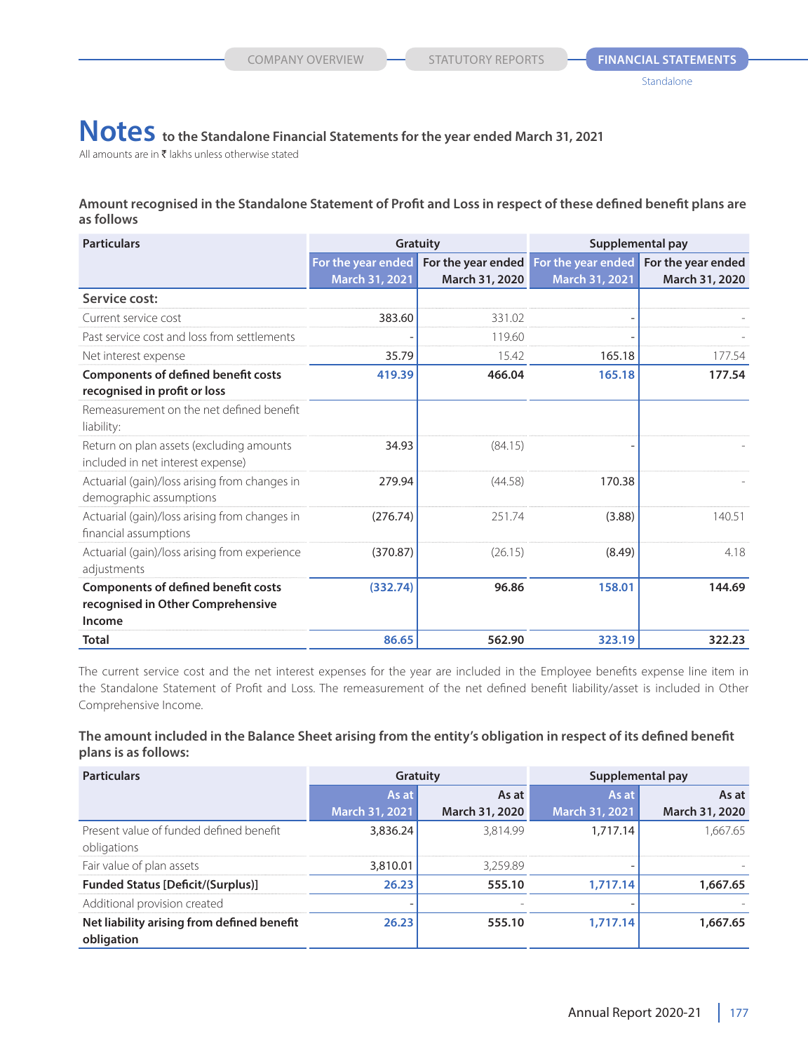# Notes to the Standalone Financial Statements for the year ended March 31, 2021

All amounts are in ₹ lakhs unless otherwise stated

**Amount recognised in the Standalone Statement of Profit and Loss in respect of these defined benefit plans are as follows**

| Particulars | Gratuity | | Supplemental pay | |
|---|---|---|---|---|
| | For the year ended March 31, 2021 | For the year ended March 31, 2020 | For the year ended March 31, 2021 | For the year ended March 31, 2020 |
| **Service cost:** | | | | |
| Current service cost | 383.60 | 331.02 | - | - |
| Past service cost and loss from settlements | - | 119.60 | - | - |
| Net interest expense | 35.79 | 15.42 | 165.18 | 177.54 |
| **Components of defined benefit costs recognised in profit or loss** | **419.39** | **466.04** | **165.18** | **177.54** |
| Remeasurement on the net defined benefit liability: | | | | |
| Return on plan assets (excluding amounts included in net interest expense) | 34.93 | (84.15) | - | - |
| Actuarial (gain)/loss arising from changes in demographic assumptions | 279.94 | (44.58) | 170.38 | - |
| Actuarial (gain)/loss arising from changes in financial assumptions | (276.74) | 251.74 | (3.88) | 140.51 |
| Actuarial (gain)/loss arising from experience adjustments | (370.87) | (26.15) | (8.49) | 4.18 |
| **Components of defined benefit costs recognised in Other Comprehensive Income** | **(332.74)** | **96.86** | **158.01** | **144.69** |
| **Total** | **86.65** | **562.90** | **323.19** | **322.23** |

The current service cost and the net interest expenses for the year are included in the Employee benefits expense line item in the Standalone Statement of Profit and Loss. The remeasurement of the net defined benefit liability/asset is included in Other Comprehensive Income.

**The amount included in the Balance Sheet arising from the entity's obligation in respect of its defined benefit plans is as follows:**

| Particulars | Gratuity | | Supplemental pay | |
|---|---|---|---|---|
| | As at March 31, 2021 | As at March 31, 2020 | As at March 31, 2021 | As at March 31, 2020 |
| Present value of funded defined benefit obligations | 3,836.24 | 3,814.99 | 1,717.14 | 1,667.65 |
| Fair value of plan assets | 3,810.01 | 3,259.89 | - | - |
| **Funded Status [Deficit/(Surplus)]** | **26.23** | **555.10** | **1,717.14** | **1,667.65** |
| Additional provision created | - | - | - | - |
| **Net liability arising from defined benefit obligation** | **26.23** | **555.10** | **1,717.14** | **1,667.65** |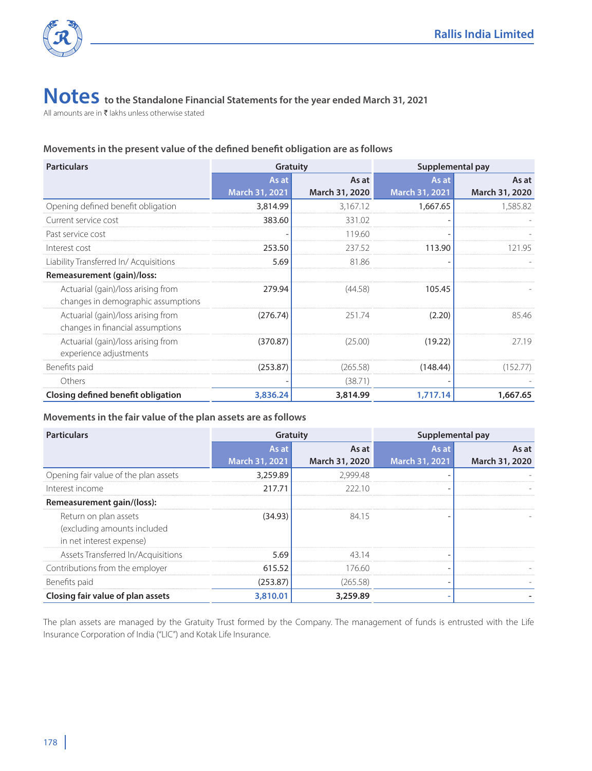# Notes to the Standalone Financial Statements for the year ended March 31, 2021

All amounts are in ₹ lakhs unless otherwise stated

### Movements in the present value of the defined benefit obligation are as follows

| Particulars | Gratuity | | Supplemental pay | |
|---|---|---|---|---|
| | As at March 31, 2021 | As at March 31, 2020 | As at March 31, 2021 | As at March 31, 2020 |
| Opening defined benefit obligation | 3,814.99 | 3,167.12 | 1,667.65 | 1,585.82 |
| Current service cost | 383.60 | 331.02 | - | - |
| Past service cost | - | 119.60 | - | - |
| Interest cost | 253.50 | 237.52 | 113.90 | 121.95 |
| Liability Transferred In/ Acquisitions | 5.69 | 81.86 | - | - |
| **Remeasurement (gain)/loss:** | | | | |
| Actuarial (gain)/loss arising from changes in demographic assumptions | 279.94 | (44.58) | 105.45 | - |
| Actuarial (gain)/loss arising from changes in financial assumptions | (276.74) | 251.74 | (2.20) | 85.46 |
| Actuarial (gain)/loss arising from experience adjustments | (370.87) | (25.00) | (19.22) | 27.19 |
| Benefits paid | (253.87) | (265.58) | (148.44) | (152.77) |
| Others | - | (38.71) | - | - |
| **Closing defined benefit obligation** | **3,836.24** | **3,814.99** | **1,717.14** | **1,667.65** |

### Movements in the fair value of the plan assets are as follows

| Particulars | Gratuity | | Supplemental pay | |
|---|---|---|---|---|
| | As at March 31, 2021 | As at March 31, 2020 | As at March 31, 2021 | As at March 31, 2020 |
| Opening fair value of the plan assets | 3,259.89 | 2,999.48 | - | - |
| Interest income | 217.71 | 222.10 | - | - |
| **Remeasurement gain/(loss):** | | | | |
| Return on plan assets (excluding amounts included in net interest expense) | (34.93) | 84.15 | - | - |
| Assets Transferred In/Acquisitions | 5.69 | 43.14 | - | |
| Contributions from the employer | 615.52 | 176.60 | - | - |
| Benefits paid | (253.87) | (265.58) | - | - |
| **Closing fair value of plan assets** | **3,810.01** | **3,259.89** | **-** | **-** |

The plan assets are managed by the Gratuity Trust formed by the Company. The management of funds is entrusted with the Life Insurance Corporation of India ("LIC") and Kotak Life Insurance.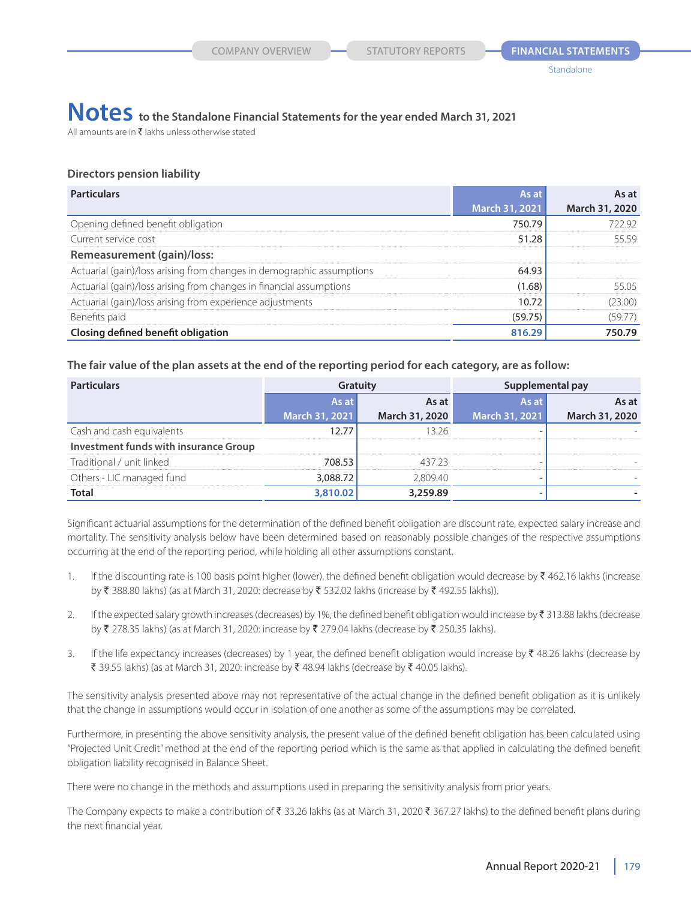# Notes to the Standalone Financial Statements for the year ended March 31, 2021

All amounts are in ₹ lakhs unless otherwise stated

### Directors pension liability

| Particulars | As at March 31, 2021 | As at March 31, 2020 |
|---|---|---|
| Opening defined benefit obligation | 750.79 | 722.92 |
| Current service cost | 51.28 | 55.59 |
| **Remeasurement (gain)/loss:** | | |
| Actuarial (gain)/loss arising from changes in demographic assumptions | 64.93 | |
| Actuarial (gain)/loss arising from changes in financial assumptions | (1.68) | 55.05 |
| Actuarial (gain)/loss arising from experience adjustments | 10.72 | (23.00) |
| Benefits paid | (59.75) | (59.77) |
| **Closing defined benefit obligation** | **816.29** | **750.79** |

### The fair value of the plan assets at the end of the reporting period for each category, are as follow:

| Particulars | Gratuity | | Supplemental pay | |
|---|---|---|---|---|
| | As at March 31, 2021 | As at March 31, 2020 | As at March 31, 2021 | As at March 31, 2020 |
| Cash and cash equivalents | 12.77 | 13.26 | - | - |
| **Investment funds with insurance Group** | | | | |
| Traditional / unit linked | 708.53 | 437.23 | - | - |
| Others - LIC managed fund | 3,088.72 | 2,809.40 | - | - |
| **Total** | **3,810.02** | **3,259.89** | **-** | **-** |

Significant actuarial assumptions for the determination of the defined benefit obligation are discount rate, expected salary increase and mortality. The sensitivity analysis below have been determined based on reasonably possible changes of the respective assumptions occurring at the end of the reporting period, while holding all other assumptions constant.

1. If the discounting rate is 100 basis point higher (lower), the defined benefit obligation would decrease by ₹ 462.16 lakhs (increase by ₹ 388.80 lakhs) (as at March 31, 2020: decrease by ₹ 532.02 lakhs (increase by ₹ 492.55 lakhs)).

2. If the expected salary growth increases (decreases) by 1%, the defined benefit obligation would increase by ₹ 313.88 lakhs (decrease by ₹ 278.35 lakhs) (as at March 31, 2020: increase by ₹ 279.04 lakhs (decrease by ₹ 250.35 lakhs).

3. If the life expectancy increases (decreases) by 1 year, the defined benefit obligation would increase by ₹ 48.26 lakhs (decrease by ₹ 39.55 lakhs) (as at March 31, 2020: increase by ₹ 48.94 lakhs (decrease by ₹ 40.05 lakhs).

The sensitivity analysis presented above may not representative of the actual change in the defined benefit obligation as it is unlikely that the change in assumptions would occur in isolation of one another as some of the assumptions may be correlated.

Furthermore, in presenting the above sensitivity analysis, the present value of the defined benefit obligation has been calculated using "Projected Unit Credit" method at the end of the reporting period which is the same as that applied in calculating the defined benefit obligation liability recognised in Balance Sheet.

There were no change in the methods and assumptions used in preparing the sensitivity analysis from prior years.

The Company expects to make a contribution of ₹ 33.26 lakhs (as at March 31, 2020 ₹ 367.27 lakhs) to the defined benefit plans during the next financial year.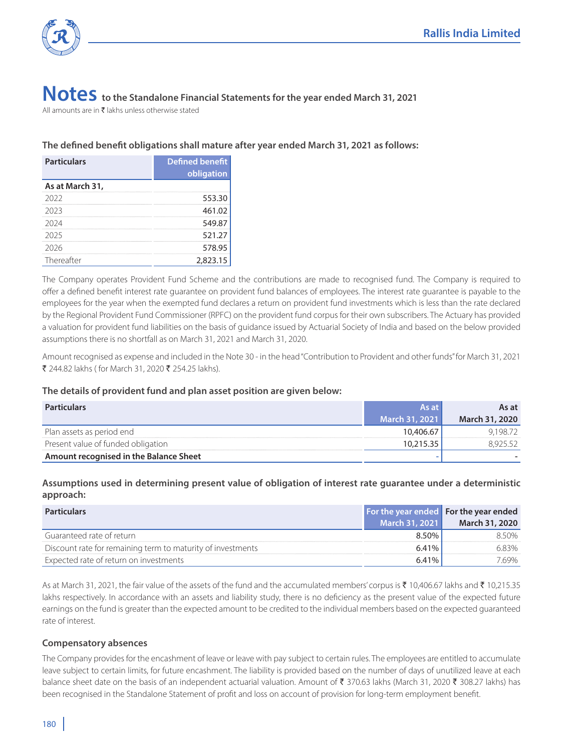# Notes to the Standalone Financial Statements for the year ended March 31, 2021

All amounts are in ₹ lakhs unless otherwise stated

**The defined benefit obligations shall mature after year ended March 31, 2021 as follows:**

| Particulars | Defined benefit obligation |
|---|---|
| **As at March 31,** | |
| 2022 | 553.30 |
| 2023 | 461.02 |
| 2024 | 549.87 |
| 2025 | 521.27 |
| 2026 | 578.95 |
| Thereafter | 2,823.15 |

The Company operates Provident Fund Scheme and the contributions are made to recognised fund. The Company is required to offer a defined benefit interest rate guarantee on provident fund balances of employees. The interest rate guarantee is payable to the employees for the year when the exempted fund declares a return on provident fund investments which is less than the rate declared by the Regional Provident Fund Commissioner (RPFC) on the provident fund corpus for their own subscribers. The Actuary has provided a valuation for provident fund liabilities on the basis of guidance issued by Actuarial Society of India and based on the below provided assumptions there is no shortfall as on March 31, 2021 and March 31, 2020.

Amount recognised as expense and included in the Note 30 - in the head "Contribution to Provident and other funds" for March 31, 2021 ₹ 244.82 lakhs ( for March 31, 2020 ₹ 254.25 lakhs).

**The details of provident fund and plan asset position are given below:**

| Particulars | As at March 31, 2021 | As at March 31, 2020 |
|---|---|---|
| Plan assets as period end | 10,406.67 | 9,198.72 |
| Present value of funded obligation | 10,215.35 | 8,925.52 |
| **Amount recognised in the Balance Sheet** | - | - |

**Assumptions used in determining present value of obligation of interest rate guarantee under a deterministic approach:**

| Particulars | For the year ended March 31, 2021 | For the year ended March 31, 2020 |
|---|---|---|
| Guaranteed rate of return | 8.50% | 8.50% |
| Discount rate for remaining term to maturity of investments | 6.41% | 6.83% |
| Expected rate of return on investments | 6.41% | 7.69% |

As at March 31, 2021, the fair value of the assets of the fund and the accumulated members' corpus is ₹ 10,406.67 lakhs and ₹ 10,215.35 lakhs respectively. In accordance with an assets and liability study, there is no deficiency as the present value of the expected future earnings on the fund is greater than the expected amount to be credited to the individual members based on the expected guaranteed rate of interest.

### Compensatory absences

The Company provides for the encashment of leave or leave with pay subject to certain rules. The employees are entitled to accumulate leave subject to certain limits, for future encashment. The liability is provided based on the number of days of unutilized leave at each balance sheet date on the basis of an independent actuarial valuation. Amount of ₹ 370.63 lakhs (March 31, 2020 ₹ 308.27 lakhs) has been recognised in the Standalone Statement of profit and loss on account of provision for long-term employment benefit.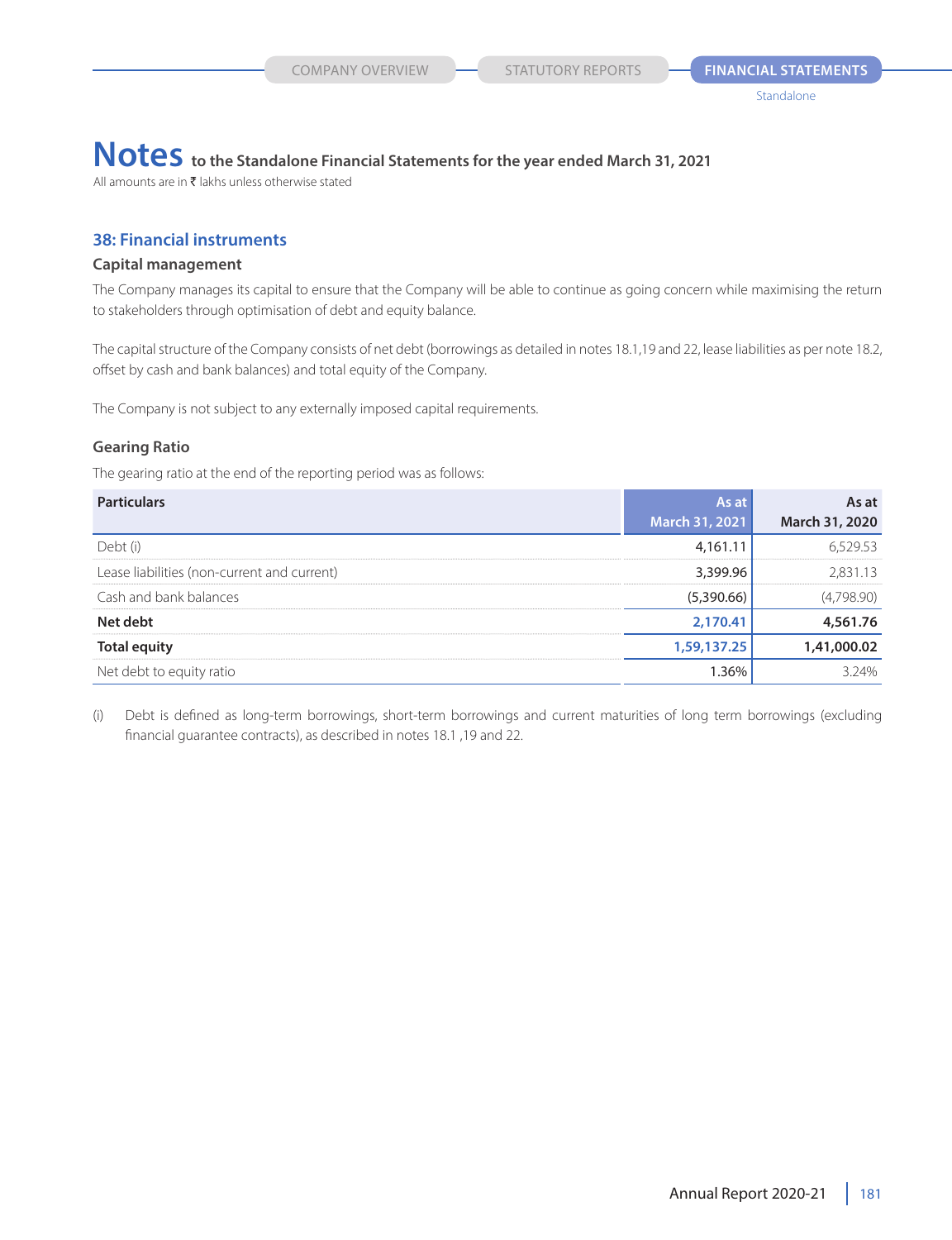# Notes to the Standalone Financial Statements for the year ended March 31, 2021

All amounts are in ₹ lakhs unless otherwise stated

## 38: Financial instruments

### Capital management

The Company manages its capital to ensure that the Company will be able to continue as going concern while maximising the return to stakeholders through optimisation of debt and equity balance.

The capital structure of the Company consists of net debt (borrowings as detailed in notes 18.1,19 and 22, lease liabilities as per note 18.2, offset by cash and bank balances) and total equity of the Company.

The Company is not subject to any externally imposed capital requirements.

### Gearing Ratio

The gearing ratio at the end of the reporting period was as follows:

| Particulars | As at March 31, 2021 | As at March 31, 2020 |
|---|---|---|
| Debt (i) | 4,161.11 | 6,529.53 |
| Lease liabilities (non-current and current) | 3,399.96 | 2,831.13 |
| Cash and bank balances | (5,390.66) | (4,798.90) |
| **Net debt** | **2,170.41** | **4,561.76** |
| **Total equity** | **1,59,137.25** | **1,41,000.02** |
| Net debt to equity ratio | 1.36% | 3.24% |

(i) Debt is defined as long-term borrowings, short-term borrowings and current maturities of long term borrowings (excluding financial guarantee contracts), as described in notes 18.1 ,19 and 22.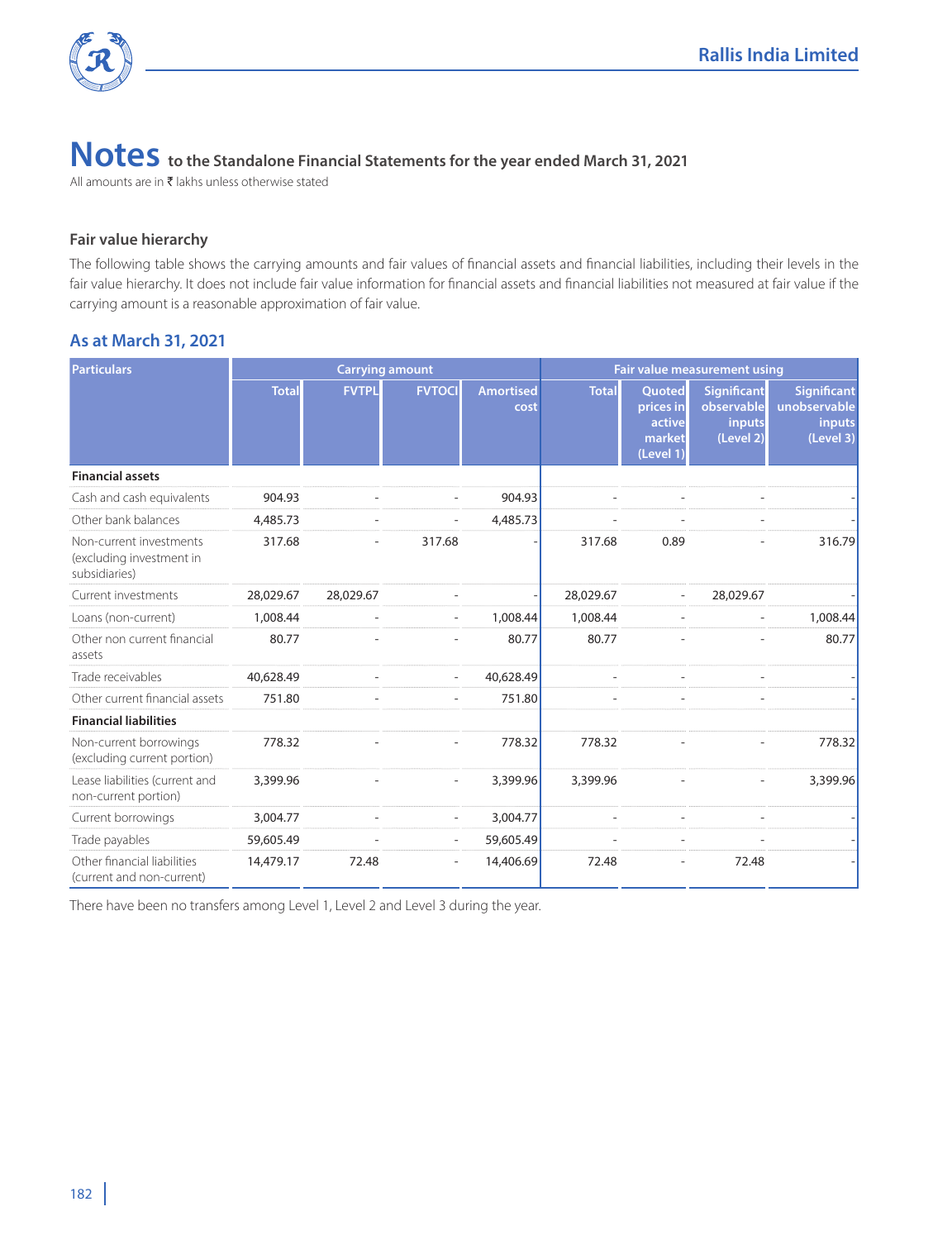# Notes to the Standalone Financial Statements for the year ended March 31, 2021

All amounts are in ₹ lakhs unless otherwise stated

### Fair value hierarchy

The following table shows the carrying amounts and fair values of financial assets and financial liabilities, including their levels in the fair value hierarchy. It does not include fair value information for financial assets and financial liabilities not measured at fair value if the carrying amount is a reasonable approximation of fair value.

## As at March 31, 2021

| Particulars | Carrying amount | | | | Fair value measurement using | | | |
|---|---|---|---|---|---|---|---|---|
| | Total | FVTPL | FVTOCI | Amortised cost | Total | Quoted prices in active market (Level 1) | Significant observable inputs (Level 2) | Significant unobservable inputs (Level 3) |
| **Financial assets** | | | | | | | | |
| Cash and cash equivalents | 904.93 | - | - | 904.93 | - | - | - | - |
| Other bank balances | 4,485.73 | - | - | 4,485.73 | - | - | - | - |
| Non-current investments (excluding investment in subsidiaries) | 317.68 | - | 317.68 | - | 317.68 | 0.89 | - | 316.79 |
| Current investments | 28,029.67 | 28,029.67 | - | - | 28,029.67 | - | 28,029.67 | - |
| Loans (non-current) | 1,008.44 | - | - | 1,008.44 | 1,008.44 | - | - | 1,008.44 |
| Other non current financial assets | 80.77 | - | - | 80.77 | 80.77 | - | - | 80.77 |
| Trade receivables | 40,628.49 | - | - | 40,628.49 | - | - | - | - |
| Other current financial assets | 751.80 | - | - | 751.80 | - | - | - | - |
| **Financial liabilities** | | | | | | | | |
| Non-current borrowings (excluding current portion) | 778.32 | - | - | 778.32 | 778.32 | - | - | 778.32 |
| Lease liabilities (current and non-current portion) | 3,399.96 | - | - | 3,399.96 | 3,399.96 | - | - | 3,399.96 |
| Current borrowings | 3,004.77 | - | - | 3,004.77 | - | - | - | - |
| Trade payables | 59,605.49 | - | - | 59,605.49 | - | - | - | - |
| Other financial liabilities (current and non-current) | 14,479.17 | 72.48 | - | 14,406.69 | 72.48 | - | 72.48 | - |

There have been no transfers among Level 1, Level 2 and Level 3 during the year.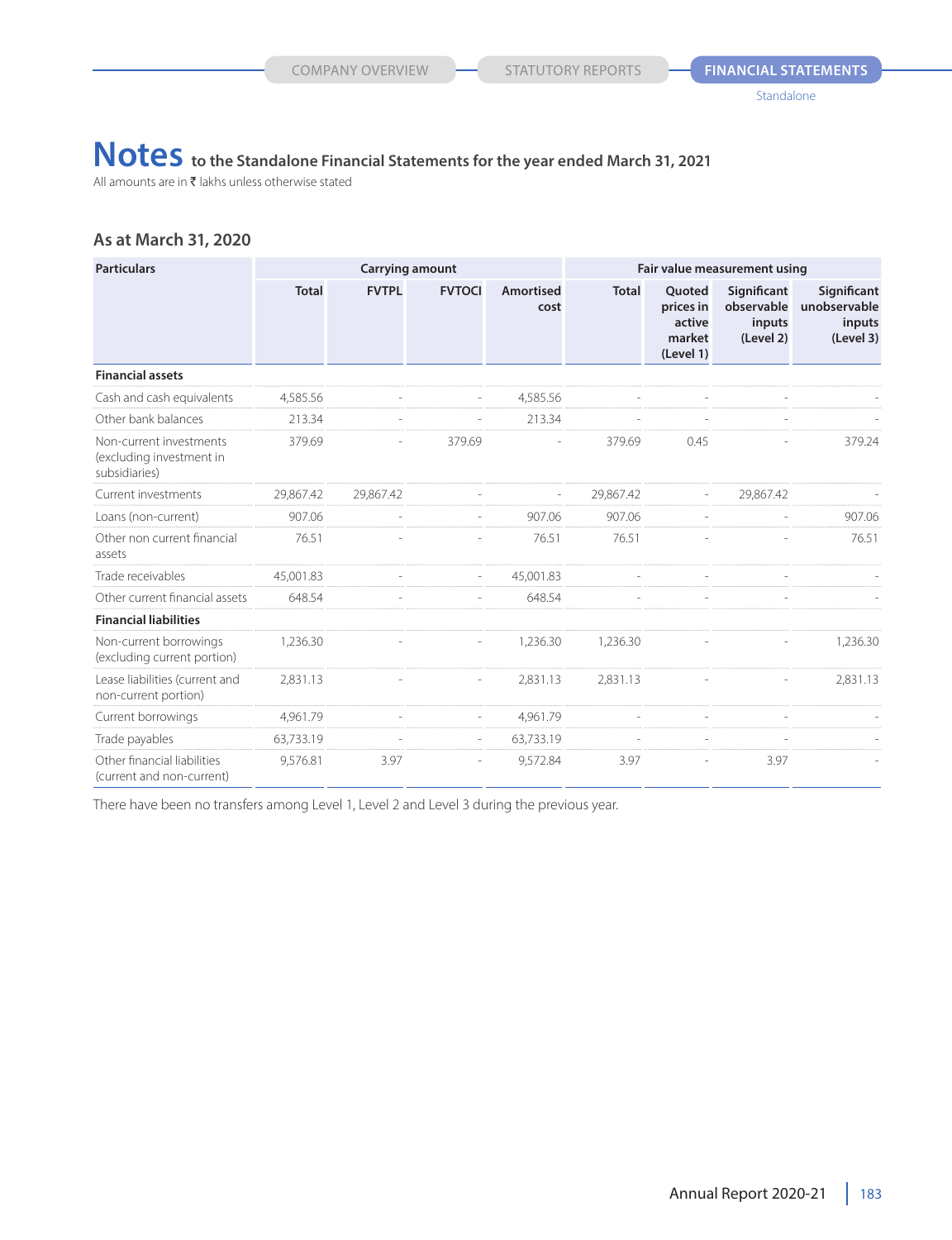# Notes to the Standalone Financial Statements for the year ended March 31, 2021

All amounts are in ₹ lakhs unless otherwise stated

## As at March 31, 2020

| Particulars | Carrying amount | | | | Fair value measurement using | | | |
|---|---|---|---|---|---|---|---|---|
| | Total | FVTPL | FVTOCI | Amortised cost | Total | Quoted prices in active market (Level 1) | Significant observable inputs (Level 2) | Significant unobservable inputs (Level 3) |
| **Financial assets** | | | | | | | | |
| Cash and cash equivalents | 4,585.56 | - | - | 4,585.56 | - | - | - | - |
| Other bank balances | 213.34 | - | - | 213.34 | - | - | - | - |
| Non-current investments (excluding investment in subsidiaries) | 379.69 | - | 379.69 | - | 379.69 | 0.45 | - | 379.24 |
| Current investments | 29,867.42 | 29,867.42 | - | - | 29,867.42 | - | 29,867.42 | - |
| Loans (non-current) | 907.06 | - | - | 907.06 | 907.06 | - | - | 907.06 |
| Other non current financial assets | 76.51 | - | - | 76.51 | 76.51 | - | - | 76.51 |
| Trade receivables | 45,001.83 | - | - | 45,001.83 | - | - | - | - |
| Other current financial assets | 648.54 | - | - | 648.54 | - | - | - | - |
| **Financial liabilities** | | | | | | | | |
| Non-current borrowings (excluding current portion) | 1,236.30 | - | - | 1,236.30 | 1,236.30 | - | - | 1,236.30 |
| Lease liabilities (current and non-current portion) | 2,831.13 | - | - | 2,831.13 | 2,831.13 | - | - | 2,831.13 |
| Current borrowings | 4,961.79 | - | - | 4,961.79 | - | - | - | - |
| Trade payables | 63,733.19 | - | - | 63,733.19 | - | - | - | - |
| Other financial liabilities (current and non-current) | 9,576.81 | 3.97 | - | 9,572.84 | 3.97 | - | 3.97 | - |

There have been no transfers among Level 1, Level 2 and Level 3 during the previous year.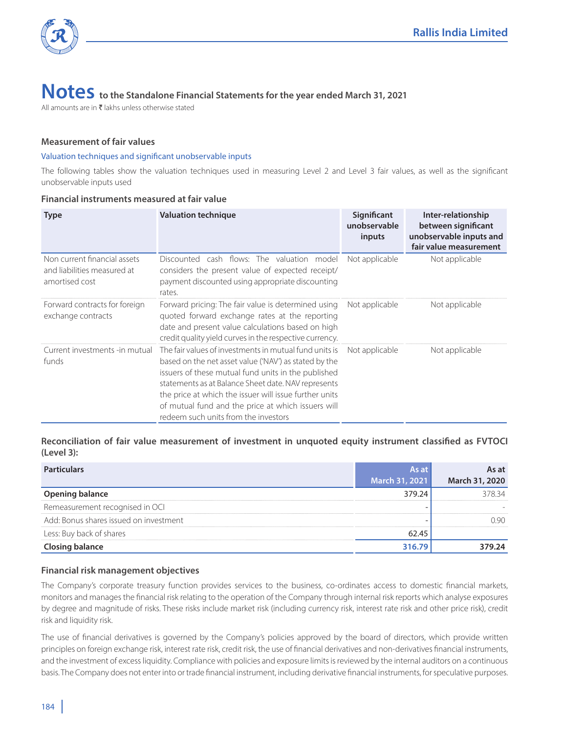# Notes to the Standalone Financial Statements for the year ended March 31, 2021

All amounts are in ₹ lakhs unless otherwise stated

### Measurement of fair values

Valuation techniques and significant unobservable inputs

The following tables show the valuation techniques used in measuring Level 2 and Level 3 fair values, as well as the significant unobservable inputs used

#### Financial instruments measured at fair value

| Type | Valuation technique | Significant unobservable inputs | Inter-relationship between significant unobservable inputs and fair value measurement |
|---|---|---|---|
| Non current financial assets and liabilities measured at amortised cost | Discounted cash flows: The valuation model considers the present value of expected receipt/ payment discounted using appropriate discounting rates. | Not applicable | Not applicable |
| Forward contracts for foreign exchange contracts | Forward pricing: The fair value is determined using quoted forward exchange rates at the reporting date and present value calculations based on high credit quality yield curves in the respective currency. | Not applicable | Not applicable |
| Current investments -in mutual funds | The fair values of investments in mutual fund units is based on the net asset value ('NAV') as stated by the issuers of these mutual fund units in the published statements as at Balance Sheet date. NAV represents the price at which the issuer will issue further units of mutual fund and the price at which issuers will redeem such units from the investors | Not applicable | Not applicable |

#### Reconciliation of fair value measurement of investment in unquoted equity instrument classified as FVTOCI (Level 3):

| Particulars | As at March 31, 2021 | As at March 31, 2020 |
|---|---|---|
| **Opening balance** | 379.24 | 378.34 |
| Remeasurement recognised in OCI | - | - |
| Add: Bonus shares issued on investment | - | 0.90 |
| Less: Buy back of shares | 62.45 | |
| **Closing balance** | **316.79** | **379.24** |

### Financial risk management objectives

The Company's corporate treasury function provides services to the business, co-ordinates access to domestic financial markets, monitors and manages the financial risk relating to the operation of the Company through internal risk reports which analyse exposures by degree and magnitude of risks. These risks include market risk (including currency risk, interest rate risk and other price risk), credit risk and liquidity risk.

The use of financial derivatives is governed by the Company's policies approved by the board of directors, which provide written principles on foreign exchange risk, interest rate risk, credit risk, the use of financial derivatives and non-derivatives financial instruments, and the investment of excess liquidity. Compliance with policies and exposure limits is reviewed by the internal auditors on a continuous basis. The Company does not enter into or trade financial instrument, including derivative financial instruments, for speculative purposes.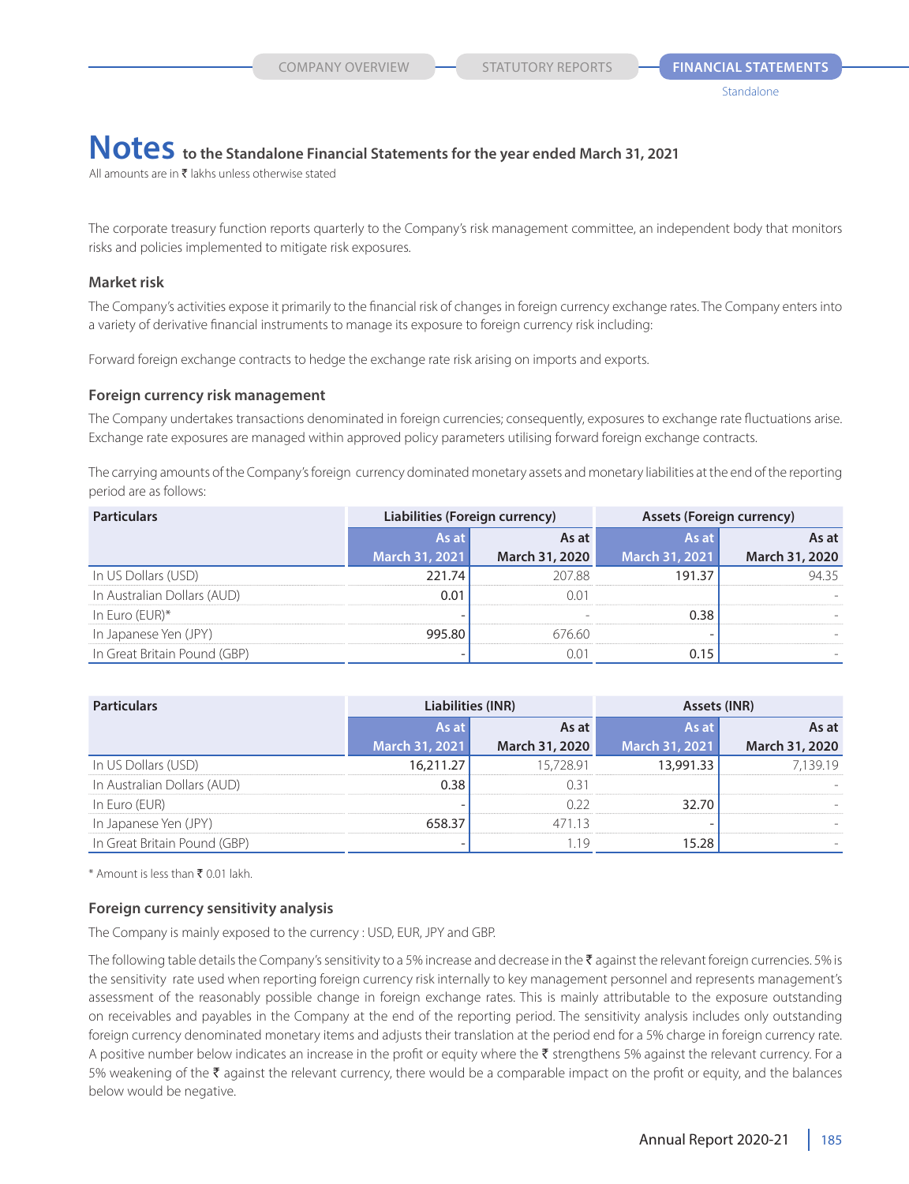# Notes to the Standalone Financial Statements for the year ended March 31, 2021

All amounts are in ₹ lakhs unless otherwise stated

The corporate treasury function reports quarterly to the Company's risk management committee, an independent body that monitors risks and policies implemented to mitigate risk exposures.

### Market risk

The Company's activities expose it primarily to the financial risk of changes in foreign currency exchange rates. The Company enters into a variety of derivative financial instruments to manage its exposure to foreign currency risk including:

Forward foreign exchange contracts to hedge the exchange rate risk arising on imports and exports.

### Foreign currency risk management

The Company undertakes transactions denominated in foreign currencies; consequently, exposures to exchange rate fluctuations arise. Exchange rate exposures are managed within approved policy parameters utilising forward foreign exchange contracts.

The carrying amounts of the Company's foreign currency dominated monetary assets and monetary liabilities at the end of the reporting period are as follows:

| Particulars | Liabilities (Foreign currency) | | Assets (Foreign currency) | |
|---|---|---|---|---|
| | As at March 31, 2021 | As at March 31, 2020 | As at March 31, 2021 | As at March 31, 2020 |
| In US Dollars (USD) | 221.74 | 207.88 | 191.37 | 94.35 |
| In Australian Dollars (AUD) | 0.01 | 0.01 | | - |
| In Euro (EUR)* | - | - | 0.38 | - |
| In Japanese Yen (JPY) | 995.80 | 676.60 | - | - |
| In Great Britain Pound (GBP) | - | 0.01 | 0.15 | - |

| Particulars | Liabilities (INR) | | Assets (INR) | |
|---|---|---|---|---|
| | As at March 31, 2021 | As at March 31, 2020 | As at March 31, 2021 | As at March 31, 2020 |
| In US Dollars (USD) | 16,211.27 | 15,728.91 | 13,991.33 | 7,139.19 |
| In Australian Dollars (AUD) | 0.38 | 0.31 | | - |
| In Euro (EUR) | - | 0.22 | 32.70 | - |
| In Japanese Yen (JPY) | 658.37 | 471.13 | - | - |
| In Great Britain Pound (GBP) | - | 1.19 | 15.28 | - |

\* Amount is less than ₹ 0.01 lakh.

### Foreign currency sensitivity analysis

The Company is mainly exposed to the currency : USD, EUR, JPY and GBP.

The following table details the Company's sensitivity to a 5% increase and decrease in the ₹ against the relevant foreign currencies. 5% is the sensitivity rate used when reporting foreign currency risk internally to key management personnel and represents management's assessment of the reasonably possible change in foreign exchange rates. This is mainly attributable to the exposure outstanding on receivables and payables in the Company at the end of the reporting period. The sensitivity analysis includes only outstanding foreign currency denominated monetary items and adjusts their translation at the period end for a 5% charge in foreign currency rate. A positive number below indicates an increase in the profit or equity where the ₹ strengthens 5% against the relevant currency. For a 5% weakening of the ₹ against the relevant currency, there would be a comparable impact on the profit or equity, and the balances below would be negative.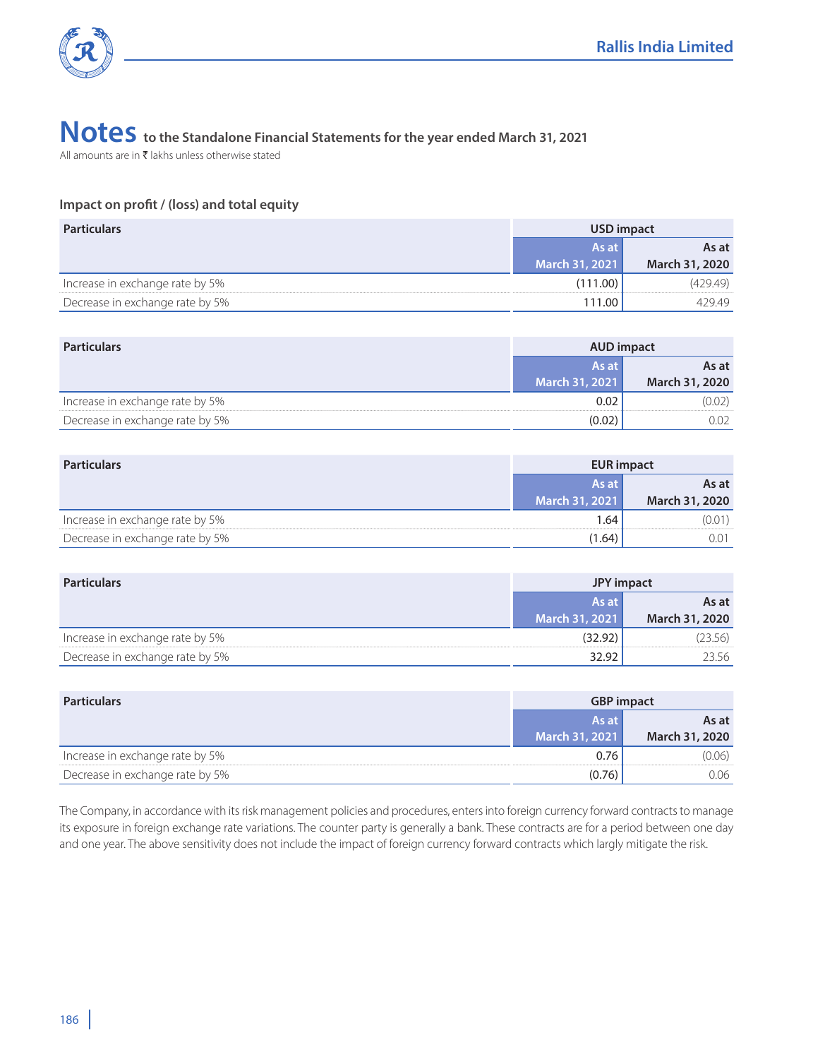# Notes to the Standalone Financial Statements for the year ended March 31, 2021

All amounts are in ₹ lakhs unless otherwise stated

### Impact on profit / (loss) and total equity

| Particulars | USD impact | |
|---|---|---|
| | As at March 31, 2021 | As at March 31, 2020 |
| Increase in exchange rate by 5% | (111.00) | (429.49) |
| Decrease in exchange rate by 5% | 111.00 | 429.49 |

| Particulars | AUD impact | |
|---|---|---|
| | As at March 31, 2021 | As at March 31, 2020 |
| Increase in exchange rate by 5% | 0.02 | (0.02) |
| Decrease in exchange rate by 5% | (0.02) | 0.02 |

| Particulars | EUR impact | |
|---|---|---|
| | As at March 31, 2021 | As at March 31, 2020 |
| Increase in exchange rate by 5% | 1.64 | (0.01) |
| Decrease in exchange rate by 5% | (1.64) | 0.01 |

| Particulars | JPY impact | |
|---|---|---|
| | As at March 31, 2021 | As at March 31, 2020 |
| Increase in exchange rate by 5% | (32.92) | (23.56) |
| Decrease in exchange rate by 5% | 32.92 | 23.56 |

| Particulars | GBP impact | |
|---|---|---|
| | As at March 31, 2021 | As at March 31, 2020 |
| Increase in exchange rate by 5% | 0.76 | (0.06) |
| Decrease in exchange rate by 5% | (0.76) | 0.06 |

The Company, in accordance with its risk management policies and procedures, enters into foreign currency forward contracts to manage its exposure in foreign exchange rate variations. The counter party is generally a bank. These contracts are for a period between one day and one year. The above sensitivity does not include the impact of foreign currency forward contracts which largly mitigate the risk.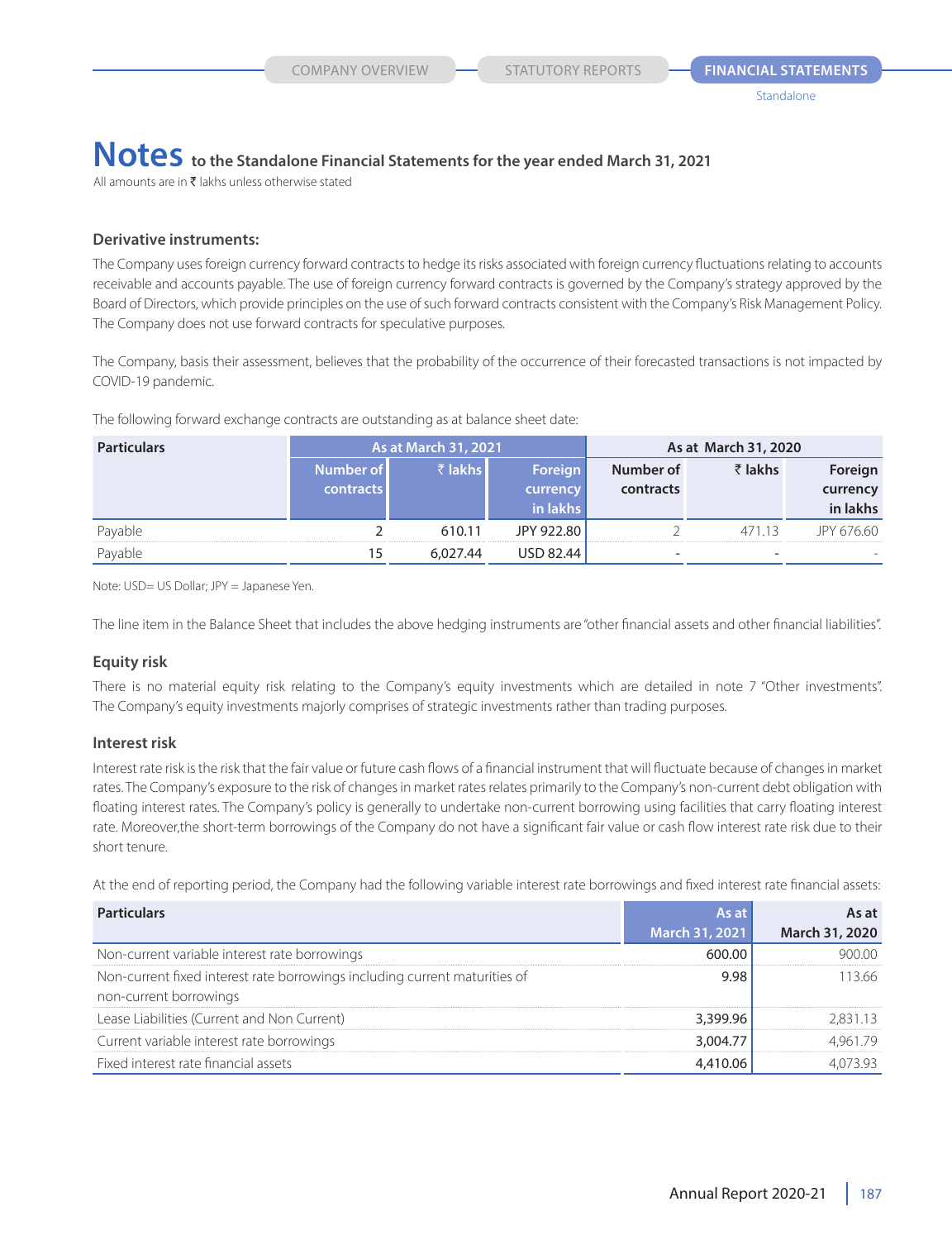# Notes to the Standalone Financial Statements for the year ended March 31, 2021

All amounts are in ₹ lakhs unless otherwise stated

### Derivative instruments:

The Company uses foreign currency forward contracts to hedge its risks associated with foreign currency fluctuations relating to accounts receivable and accounts payable. The use of foreign currency forward contracts is governed by the Company's strategy approved by the Board of Directors, which provide principles on the use of such forward contracts consistent with the Company's Risk Management Policy. The Company does not use forward contracts for speculative purposes.

The Company, basis their assessment, believes that the probability of the occurrence of their forecasted transactions is not impacted by COVID-19 pandemic.

The following forward exchange contracts are outstanding as at balance sheet date:

| Particulars | As at March 31, 2021 | | | As at March 31, 2020 | | |
|---|---|---|---|---|---|---|
| | Number of contracts | ₹ lakhs | Foreign currency in lakhs | Number of contracts | ₹ lakhs | Foreign currency in lakhs |
| Payable | 2 | 610.11 | JPY 922.80 | 2 | 471.13 | JPY 676.60 |
| Payable | 15 | 6,027.44 | USD 82.44 | - | - | - |

Note: USD= US Dollar; JPY = Japanese Yen.

The line item in the Balance Sheet that includes the above hedging instruments are "other financial assets and other financial liabilities".

### Equity risk

There is no material equity risk relating to the Company's equity investments which are detailed in note 7 "Other investments". The Company's equity investments majorly comprises of strategic investments rather than trading purposes.

### Interest risk

Interest rate risk is the risk that the fair value or future cash flows of a financial instrument that will fluctuate because of changes in market rates. The Company's exposure to the risk of changes in market rates relates primarily to the Company's non-current debt obligation with floating interest rates. The Company's policy is generally to undertake non-current borrowing using facilities that carry floating interest rate. Moreover,the short-term borrowings of the Company do not have a significant fair value or cash flow interest rate risk due to their short tenure.

At the end of reporting period, the Company had the following variable interest rate borrowings and fixed interest rate financial assets:

| Particulars | As at March 31, 2021 | As at March 31, 2020 |
|---|---|---|
| Non-current variable interest rate borrowings | 600.00 | 900.00 |
| Non-current fixed interest rate borrowings including current maturities of non-current borrowings | 9.98 | 113.66 |
| Lease Liabilities (Current and Non Current) | 3,399.96 | 2,831.13 |
| Current variable interest rate borrowings | 3,004.77 | 4,961.79 |
| Fixed interest rate financial assets | 4,410.06 | 4,073.93 |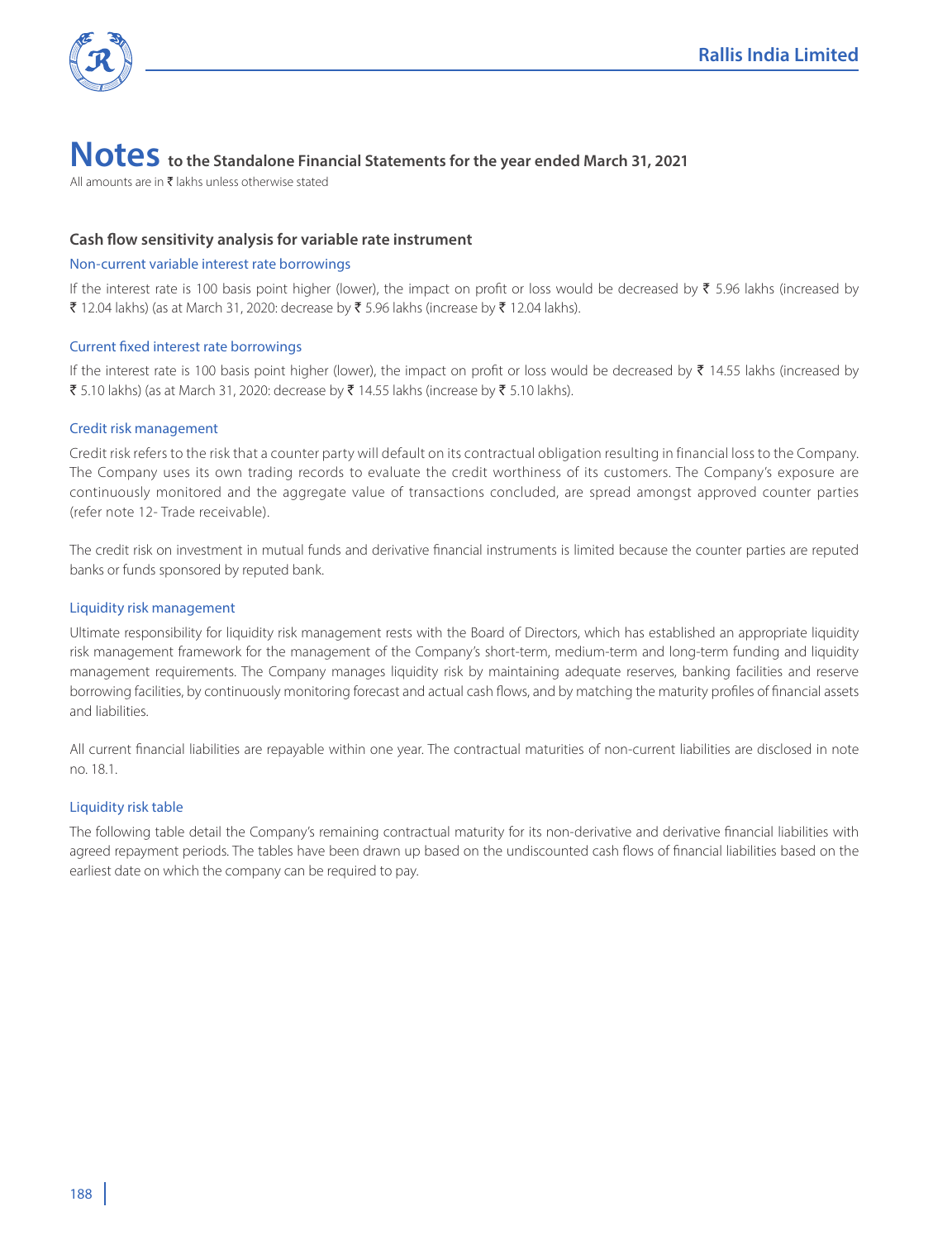# Notes to the Standalone Financial Statements for the year ended March 31, 2021

All amounts are in ₹ lakhs unless otherwise stated

### Cash flow sensitivity analysis for variable rate instrument

#### Non-current variable interest rate borrowings

If the interest rate is 100 basis point higher (lower), the impact on profit or loss would be decreased by ₹ 5.96 lakhs (increased by ₹ 12.04 lakhs) (as at March 31, 2020: decrease by ₹ 5.96 lakhs (increase by ₹ 12.04 lakhs).

#### Current fixed interest rate borrowings

If the interest rate is 100 basis point higher (lower), the impact on profit or loss would be decreased by ₹ 14.55 lakhs (increased by ₹ 5.10 lakhs) (as at March 31, 2020: decrease by ₹ 14.55 lakhs (increase by ₹ 5.10 lakhs).

#### Credit risk management

Credit risk refers to the risk that a counter party will default on its contractual obligation resulting in financial loss to the Company. The Company uses its own trading records to evaluate the credit worthiness of its customers. The Company's exposure are continuously monitored and the aggregate value of transactions concluded, are spread amongst approved counter parties (refer note 12- Trade receivable).

The credit risk on investment in mutual funds and derivative financial instruments is limited because the counter parties are reputed banks or funds sponsored by reputed bank.

#### Liquidity risk management

Ultimate responsibility for liquidity risk management rests with the Board of Directors, which has established an appropriate liquidity risk management framework for the management of the Company's short-term, medium-term and long-term funding and liquidity management requirements. The Company manages liquidity risk by maintaining adequate reserves, banking facilities and reserve borrowing facilities, by continuously monitoring forecast and actual cash flows, and by matching the maturity profiles of financial assets and liabilities.

All current financial liabilities are repayable within one year. The contractual maturities of non-current liabilities are disclosed in note no. 18.1.

#### Liquidity risk table

The following table detail the Company's remaining contractual maturity for its non-derivative and derivative financial liabilities with agreed repayment periods. The tables have been drawn up based on the undiscounted cash flows of financial liabilities based on the earliest date on which the company can be required to pay.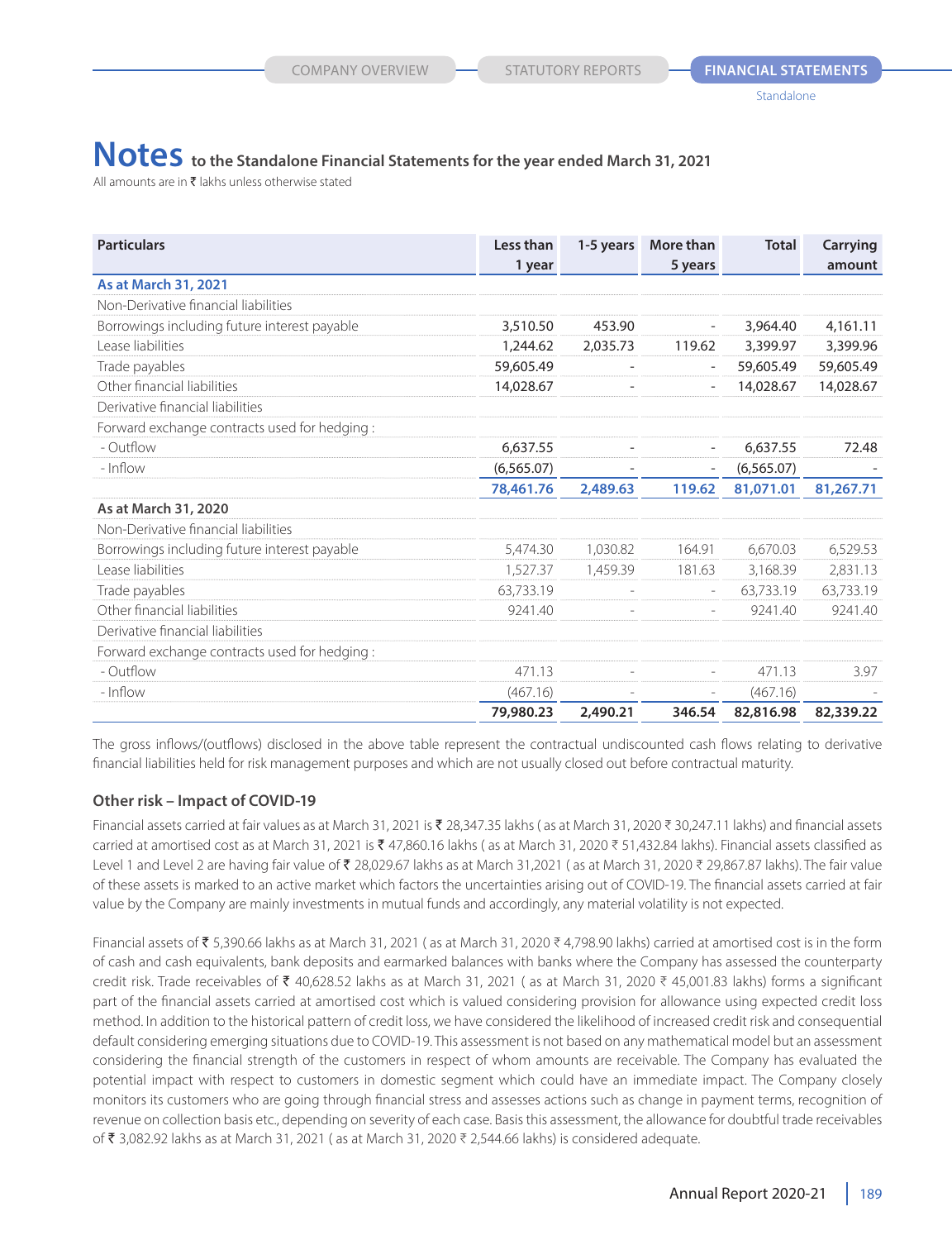# Notes to the Standalone Financial Statements for the year ended March 31, 2021

All amounts are in ₹ lakhs unless otherwise stated

| Particulars | Less than 1 year | 1-5 years | More than 5 years | Total | Carrying amount |
|---|---|---|---|---|---|
| **As at March 31, 2021** | | | | | |
| Non-Derivative financial liabilities | | | | | |
| Borrowings including future interest payable | 3,510.50 | 453.90 | - | 3,964.40 | 4,161.11 |
| Lease liabilities | 1,244.62 | 2,035.73 | 119.62 | 3,399.97 | 3,399.96 |
| Trade payables | 59,605.49 | - | - | 59,605.49 | 59,605.49 |
| Other financial liabilities | 14,028.67 | - | - | 14,028.67 | 14,028.67 |
| Derivative financial liabilities | | | | | |
| Forward exchange contracts used for hedging : | | | | | |
| - Outflow | 6,637.55 | - | - | 6,637.55 | 72.48 |
| - Inflow | (6,565.07) | - | - | (6,565.07) | - |
| | **78,461.76** | **2,489.63** | **119.62** | **81,071.01** | **81,267.71** |
| **As at March 31, 2020** | | | | | |
| Non-Derivative financial liabilities | | | | | |
| Borrowings including future interest payable | 5,474.30 | 1,030.82 | 164.91 | 6,670.03 | 6,529.53 |
| Lease liabilities | 1,527.37 | 1,459.39 | 181.63 | 3,168.39 | 2,831.13 |
| Trade payables | 63,733.19 | - | - | 63,733.19 | 63,733.19 |
| Other financial liabilities | 9241.40 | - | - | 9241.40 | 9241.40 |
| Derivative financial liabilities | | | | | |
| Forward exchange contracts used for hedging : | | | | | |
| - Outflow | 471.13 | - | - | 471.13 | 3.97 |
| - Inflow | (467.16) | - | - | (467.16) | - |
| | **79,980.23** | **2,490.21** | **346.54** | **82,816.98** | **82,339.22** |

The gross inflows/(outflows) disclosed in the above table represent the contractual undiscounted cash flows relating to derivative financial liabilities held for risk management purposes and which are not usually closed out before contractual maturity.

### Other risk – Impact of COVID-19

Financial assets carried at fair values as at March 31, 2021 is ₹ 28,347.35 lakhs ( as at March 31, 2020 ₹ 30,247.11 lakhs) and financial assets carried at amortised cost as at March 31, 2021 is ₹ 47,860.16 lakhs ( as at March 31, 2020 ₹ 51,432.84 lakhs). Financial assets classified as Level 1 and Level 2 are having fair value of ₹ 28,029.67 lakhs as at March 31,2021 ( as at March 31, 2020 ₹ 29,867.87 lakhs). The fair value of these assets is marked to an active market which factors the uncertainties arising out of COVID-19. The financial assets carried at fair value by the Company are mainly investments in mutual funds and accordingly, any material volatility is not expected.

Financial assets of ₹ 5,390.66 lakhs as at March 31, 2021 ( as at March 31, 2020 ₹ 4,798.90 lakhs) carried at amortised cost is in the form of cash and cash equivalents, bank deposits and earmarked balances with banks where the Company has assessed the counterparty credit risk. Trade receivables of ₹ 40,628.52 lakhs as at March 31, 2021 ( as at March 31, 2020 ₹ 45,001.83 lakhs) forms a significant part of the financial assets carried at amortised cost which is valued considering provision for allowance using expected credit loss method. In addition to the historical pattern of credit loss, we have considered the likelihood of increased credit risk and consequential default considering emerging situations due to COVID-19. This assessment is not based on any mathematical model but an assessment considering the financial strength of the customers in respect of whom amounts are receivable. The Company has evaluated the potential impact with respect to customers in domestic segment which could have an immediate impact. The Company closely monitors its customers who are going through financial stress and assesses actions such as change in payment terms, recognition of revenue on collection basis etc., depending on severity of each case. Basis this assessment, the allowance for doubtful trade receivables of ₹ 3,082.92 lakhs as at March 31, 2021 ( as at March 31, 2020 ₹ 2,544.66 lakhs) is considered adequate.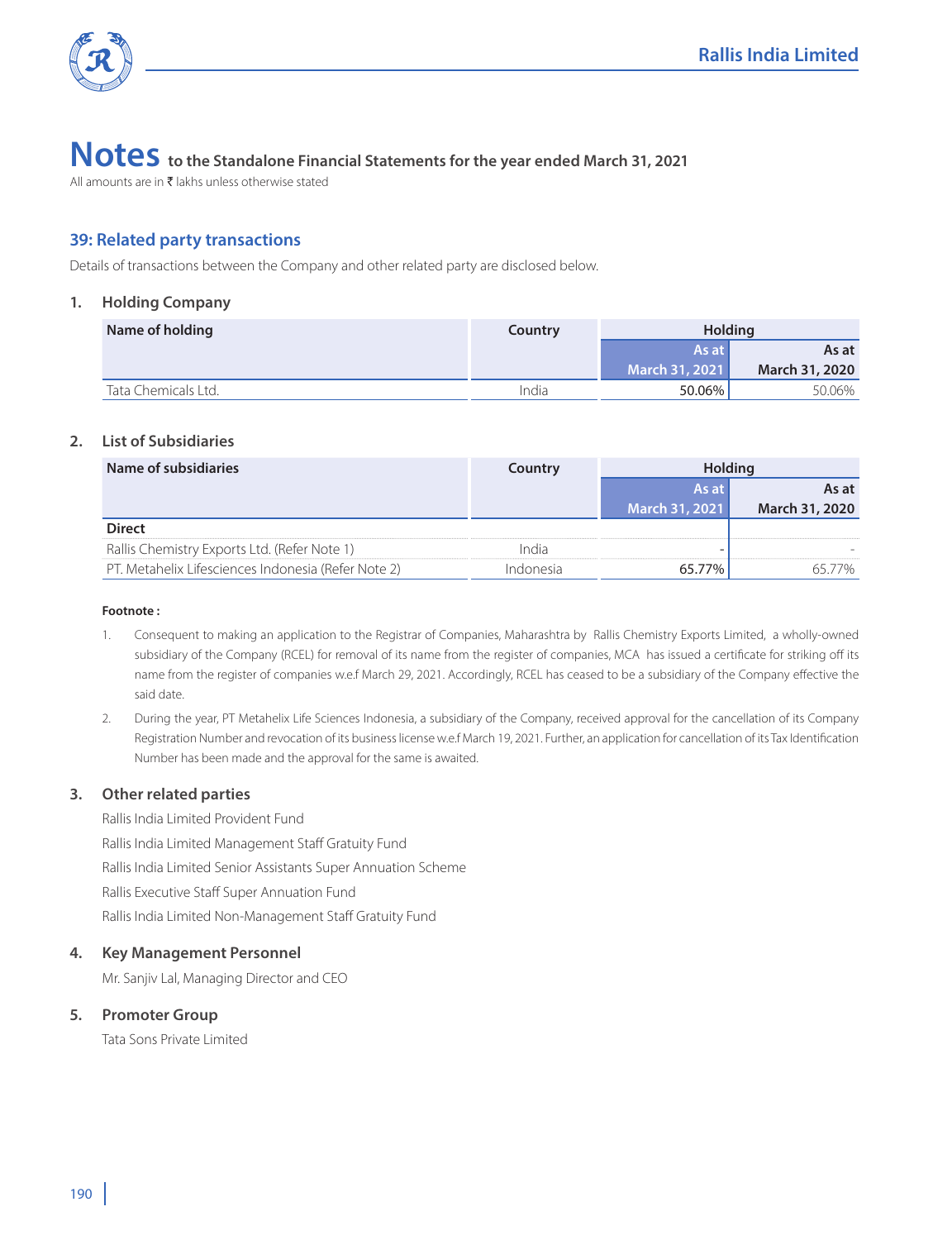# Notes to the Standalone Financial Statements for the year ended March 31, 2021

All amounts are in ₹ lakhs unless otherwise stated

## 39: Related party transactions

Details of transactions between the Company and other related party are disclosed below.

### 1. Holding Company

| Name of holding | Country | Holding | |
|---|---|---|---|
| | | As at March 31, 2021 | As at March 31, 2020 |
| Tata Chemicals Ltd. | India | 50.06% | 50.06% |

### 2. List of Subsidiaries

| Name of subsidiaries | Country | Holding | |
|---|---|---|---|
| | | As at March 31, 2021 | As at March 31, 2020 |
| **Direct** | | | |
| Rallis Chemistry Exports Ltd. (Refer Note 1) | India | - | - |
| PT. Metahelix Lifesciences Indonesia (Refer Note 2) | Indonesia | 65.77% | 65.77% |

**Footnote :**

1. Consequent to making an application to the Registrar of Companies, Maharashtra by Rallis Chemistry Exports Limited, a wholly-owned subsidiary of the Company (RCEL) for removal of its name from the register of companies, MCA has issued a certificate for striking off its name from the register of companies w.e.f March 29, 2021. Accordingly, RCEL has ceased to be a subsidiary of the Company effective the said date.
2. During the year, PT Metahelix Life Sciences Indonesia, a subsidiary of the Company, received approval for the cancellation of its Company Registration Number and revocation of its business license w.e.f March 19, 2021. Further, an application for cancellation of its Tax Identification Number has been made and the approval for the same is awaited.

### 3. Other related parties

Rallis India Limited Provident Fund

Rallis India Limited Management Staff Gratuity Fund

Rallis India Limited Senior Assistants Super Annuation Scheme

Rallis Executive Staff Super Annuation Fund

Rallis India Limited Non-Management Staff Gratuity Fund

### 4. Key Management Personnel

Mr. Sanjiv Lal, Managing Director and CEO

### 5. Promoter Group

Tata Sons Private Limited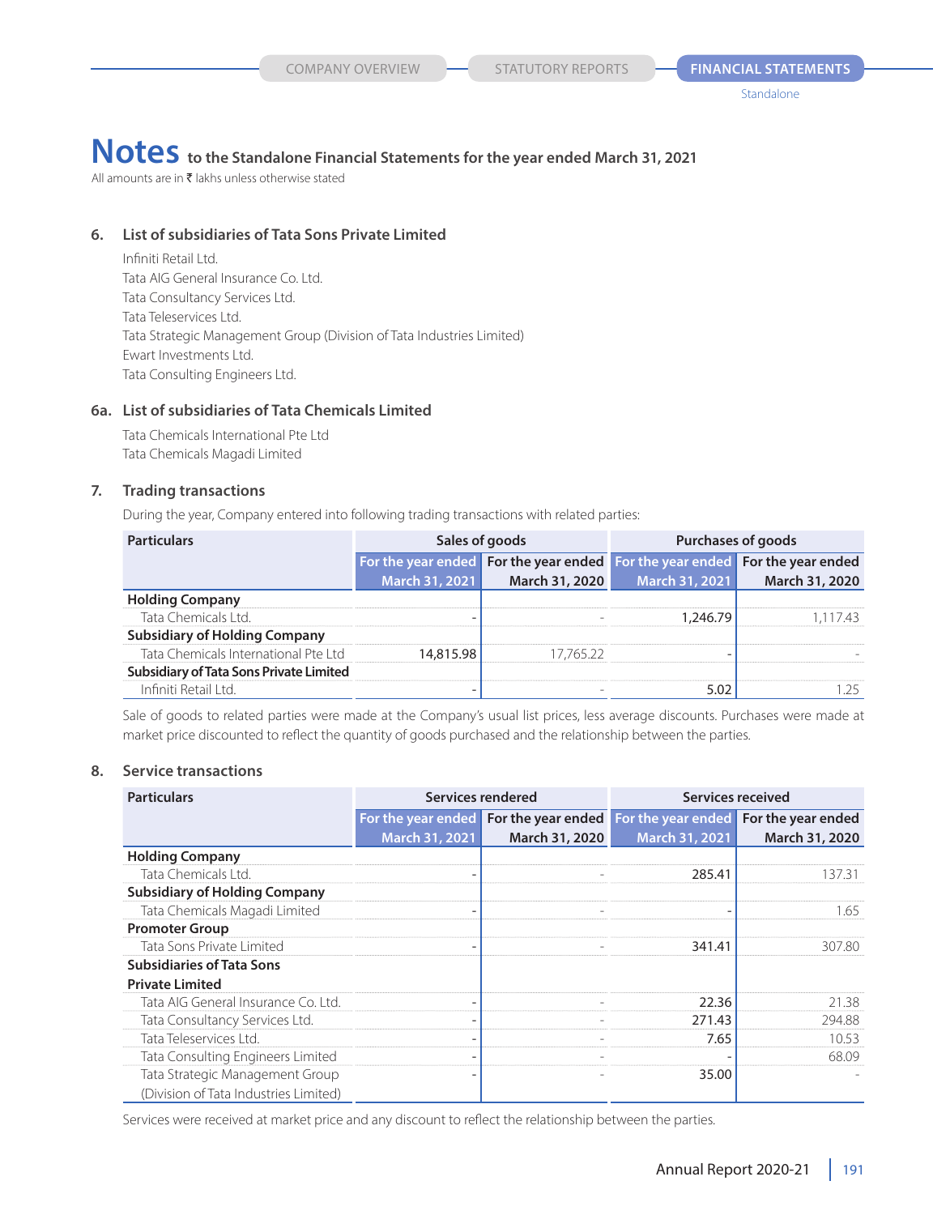# Notes to the Standalone Financial Statements for the year ended March 31, 2021

All amounts are in ₹ lakhs unless otherwise stated

## 6. List of subsidiaries of Tata Sons Private Limited

Infiniti Retail Ltd.
Tata AIG General Insurance Co. Ltd.
Tata Consultancy Services Ltd.
Tata Teleservices Ltd.
Tata Strategic Management Group (Division of Tata Industries Limited)
Ewart Investments Ltd.
Tata Consulting Engineers Ltd.

## 6a. List of subsidiaries of Tata Chemicals Limited

Tata Chemicals International Pte Ltd
Tata Chemicals Magadi Limited

## 7. Trading transactions

During the year, Company entered into following trading transactions with related parties:

| Particulars | Sales of goods | | Purchases of goods | |
|---|---|---|---|---|
| | For the year ended March 31, 2021 | For the year ended March 31, 2020 | For the year ended March 31, 2021 | For the year ended March 31, 2020 |
| **Holding Company** | | | | |
| Tata Chemicals Ltd. | - | - | 1,246.79 | 1,117.43 |
| **Subsidiary of Holding Company** | | | | |
| Tata Chemicals International Pte Ltd | 14,815.98 | 17,765.22 | - | - |
| **Subsidiary of Tata Sons Private Limited** | | | | |
| Infiniti Retail Ltd. | - | - | 5.02 | 1.25 |

Sale of goods to related parties were made at the Company's usual list prices, less average discounts. Purchases were made at market price discounted to reflect the quantity of goods purchased and the relationship between the parties.

## 8. Service transactions

| Particulars | Services rendered | | Services received | |
|---|---|---|---|---|
| | For the year ended March 31, 2021 | For the year ended March 31, 2020 | For the year ended March 31, 2021 | For the year ended March 31, 2020 |
| **Holding Company** | | | | |
| Tata Chemicals Ltd. | - | - | 285.41 | 137.31 |
| **Subsidiary of Holding Company** | | | | |
| Tata Chemicals Magadi Limited | - | - | - | 1.65 |
| **Promoter Group** | | | | |
| Tata Sons Private Limited | - | - | 341.41 | 307.80 |
| **Subsidiaries of Tata Sons Private Limited** | | | | |
| Tata AIG General Insurance Co. Ltd. | - | - | 22.36 | 21.38 |
| Tata Consultancy Services Ltd. | - | - | 271.43 | 294.88 |
| Tata Teleservices Ltd. | - | - | 7.65 | 10.53 |
| Tata Consulting Engineers Limited | - | - | - | 68.09 |
| Tata Strategic Management Group (Division of Tata Industries Limited) | - | - | 35.00 | - |

Services were received at market price and any discount to reflect the relationship between the parties.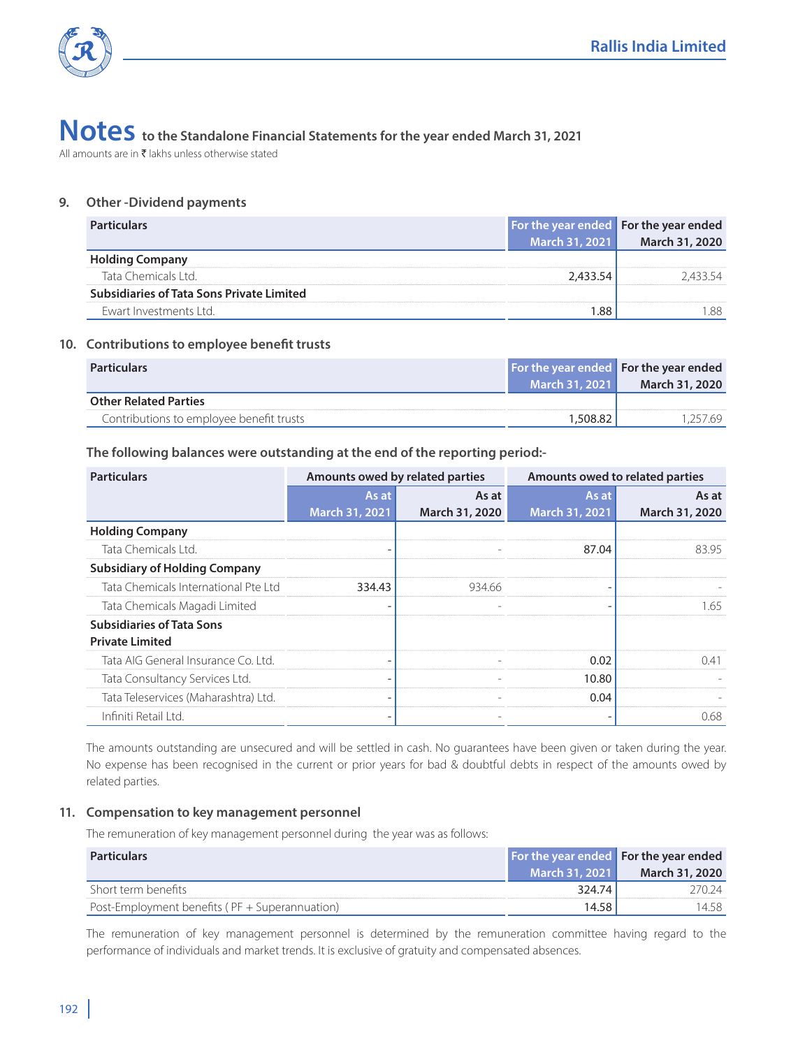# Notes to the Standalone Financial Statements for the year ended March 31, 2021

All amounts are in ₹ lakhs unless otherwise stated

## 9. Other -Dividend payments

| Particulars | For the year ended March 31, 2021 | For the year ended March 31, 2020 |
|---|---|---|
| **Holding Company** | | |
| Tata Chemicals Ltd. | 2,433.54 | 2,433.54 |
| **Subsidiaries of Tata Sons Private Limited** | | |
| Ewart Investments Ltd. | 1.88 | 1.88 |

## 10. Contributions to employee benefit trusts

| Particulars | For the year ended March 31, 2021 | For the year ended March 31, 2020 |
|---|---|---|
| **Other Related Parties** | | |
| Contributions to employee benefit trusts | 1,508.82 | 1,257.69 |

**The following balances were outstanding at the end of the reporting period:-**

| Particulars | Amounts owed by related parties | | Amounts owed to related parties | |
|---|---|---|---|---|
| | As at March 31, 2021 | As at March 31, 2020 | As at March 31, 2021 | As at March 31, 2020 |
| **Holding Company** | | | | |
| Tata Chemicals Ltd. | - | - | 87.04 | 83.95 |
| **Subsidiary of Holding Company** | | | | |
| Tata Chemicals International Pte Ltd | 334.43 | 934.66 | - | - |
| Tata Chemicals Magadi Limited | - | - | - | 1.65 |
| **Subsidiaries of Tata Sons Private Limited** | | | | |
| Tata AIG General Insurance Co. Ltd. | - | - | 0.02 | 0.41 |
| Tata Consultancy Services Ltd. | - | - | 10.80 | - |
| Tata Teleservices (Maharashtra) Ltd. | - | - | 0.04 | - |
| Infiniti Retail Ltd. | - | - | - | 0.68 |

The amounts outstanding are unsecured and will be settled in cash. No guarantees have been given or taken during the year. No expense has been recognised in the current or prior years for bad & doubtful debts in respect of the amounts owed by related parties.

## 11. Compensation to key management personnel

The remuneration of key management personnel during the year was as follows:

| Particulars | For the year ended March 31, 2021 | For the year ended March 31, 2020 |
|---|---|---|
| Short term benefits | 324.74 | 270.24 |
| Post-Employment benefits ( PF + Superannuation) | 14.58 | 14.58 |

The remuneration of key management personnel is determined by the remuneration committee having regard to the performance of individuals and market trends. It is exclusive of gratuity and compensated absences.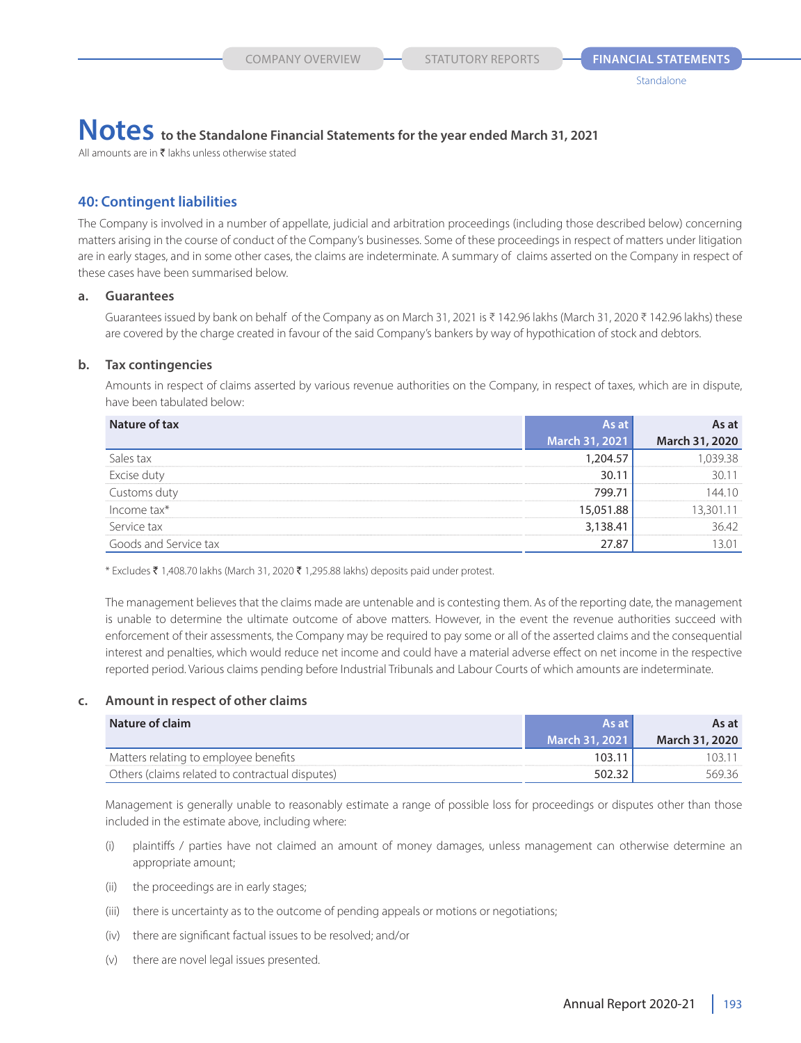# Notes to the Standalone Financial Statements for the year ended March 31, 2021

All amounts are in ₹ lakhs unless otherwise stated

## 40: Contingent liabilities

The Company is involved in a number of appellate, judicial and arbitration proceedings (including those described below) concerning matters arising in the course of conduct of the Company's businesses. Some of these proceedings in respect of matters under litigation are in early stages, and in some other cases, the claims are indeterminate. A summary of claims asserted on the Company in respect of these cases have been summarised below.

### a. Guarantees

Guarantees issued by bank on behalf of the Company as on March 31, 2021 is ₹ 142.96 lakhs (March 31, 2020 ₹ 142.96 lakhs) these are covered by the charge created in favour of the said Company's bankers by way of hypothication of stock and debtors.

### b. Tax contingencies

Amounts in respect of claims asserted by various revenue authorities on the Company, in respect of taxes, which are in dispute, have been tabulated below:

| Nature of tax | As at March 31, 2021 | As at March 31, 2020 |
|---|---|---|
| Sales tax | 1,204.57 | 1,039.38 |
| Excise duty | 30.11 | 30.11 |
| Customs duty | 799.71 | 144.10 |
| Income tax* | 15,051.88 | 13,301.11 |
| Service tax | 3,138.41 | 36.42 |
| Goods and Service tax | 27.87 | 13.01 |

* Excludes ₹ 1,408.70 lakhs (March 31, 2020 ₹ 1,295.88 lakhs) deposits paid under protest.

The management believes that the claims made are untenable and is contesting them. As of the reporting date, the management is unable to determine the ultimate outcome of above matters. However, in the event the revenue authorities succeed with enforcement of their assessments, the Company may be required to pay some or all of the asserted claims and the consequential interest and penalties, which would reduce net income and could have a material adverse effect on net income in the respective reported period. Various claims pending before Industrial Tribunals and Labour Courts of which amounts are indeterminate.

### c. Amount in respect of other claims

| Nature of claim | As at March 31, 2021 | As at March 31, 2020 |
|---|---|---|
| Matters relating to employee benefits | 103.11 | 103.11 |
| Others (claims related to contractual disputes) | 502.32 | 569.36 |

Management is generally unable to reasonably estimate a range of possible loss for proceedings or disputes other than those included in the estimate above, including where:

(i) plaintiffs / parties have not claimed an amount of money damages, unless management can otherwise determine an appropriate amount;

(ii) the proceedings are in early stages;

(iii) there is uncertainty as to the outcome of pending appeals or motions or negotiations;

(iv) there are significant factual issues to be resolved; and/or

(v) there are novel legal issues presented.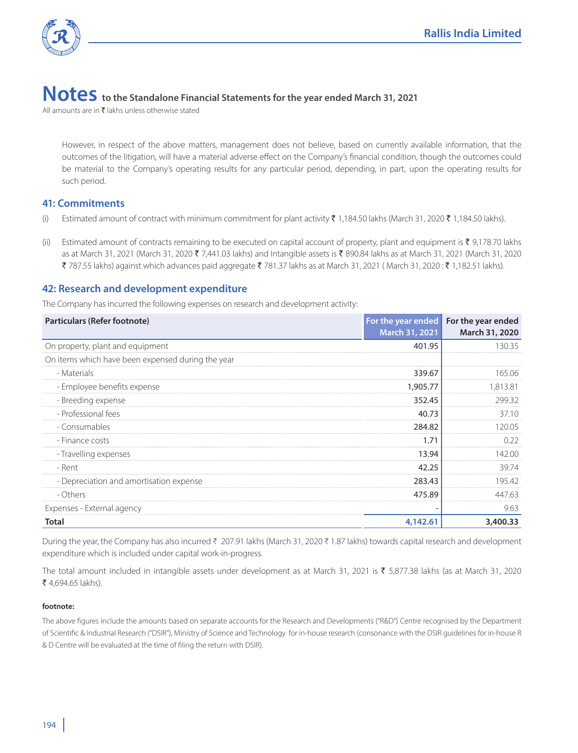# Notes to the Standalone Financial Statements for the year ended March 31, 2021

All amounts are in ₹ lakhs unless otherwise stated

However, in respect of the above matters, management does not believe, based on currently available information, that the outcomes of the litigation, will have a material adverse effect on the Company's financial condition, though the outcomes could be material to the Company's operating results for any particular period, depending, in part, upon the operating results for such period.

## 41: Commitments

(i) Estimated amount of contract with minimum commitment for plant activity ₹ 1,184.50 lakhs (March 31, 2020 ₹ 1,184.50 lakhs).

(ii) Estimated amount of contracts remaining to be executed on capital account of property, plant and equipment is ₹ 9,178.70 lakhs as at March 31, 2021 (March 31, 2020 ₹ 7,441.03 lakhs) and Intangible assets is ₹ 890.84 lakhs as at March 31, 2021 (March 31, 2020 ₹ 787.55 lakhs) against which advances paid aggregate ₹ 781.37 lakhs as at March 31, 2021 ( March 31, 2020 : ₹ 1,182.51 lakhs).

## 42: Research and development expenditure

The Company has incurred the following expenses on research and development activity:

| Particulars (Refer footnote) | For the year ended March 31, 2021 | For the year ended March 31, 2020 |
|---|---|---|
| On property, plant and equipment | 401.95 | 130.35 |
| On items which have been expensed during the year | | |
| - Materials | 339.67 | 165.06 |
| - Employee benefits expense | 1,905.77 | 1,813.81 |
| - Breeding expense | 352.45 | 299.32 |
| - Professional fees | 40.73 | 37.10 |
| - Consumables | 284.82 | 120.05 |
| - Finance costs | 1.71 | 0.22 |
| - Travelling expenses | 13.94 | 142.00 |
| - Rent | 42.25 | 39.74 |
| - Depreciation and amortisation expense | 283.43 | 195.42 |
| - Others | 475.89 | 447.63 |
| Expenses - External agency | - | 9.63 |
| **Total** | **4,142.61** | **3,400.33** |

During the year, the Company has also incurred ₹ 207.91 lakhs (March 31, 2020 ₹ 1.87 lakhs) towards capital research and development expenditure which is included under capital work-in-progress.

The total amount included in intangible assets under development as at March 31, 2021 is ₹ 5,877.38 lakhs (as at March 31, 2020 ₹ 4,694.65 lakhs).

**footnote:**

The above figures include the amounts based on separate accounts for the Research and Developments ("R&D") Centre recognised by the Department of Scientific & Industrial Research ("DSIR"), Ministry of Science and Technology for in-house research (consonance with the DSIR guidelines for in-house R & D Centre will be evaluated at the time of filing the return with DSIR).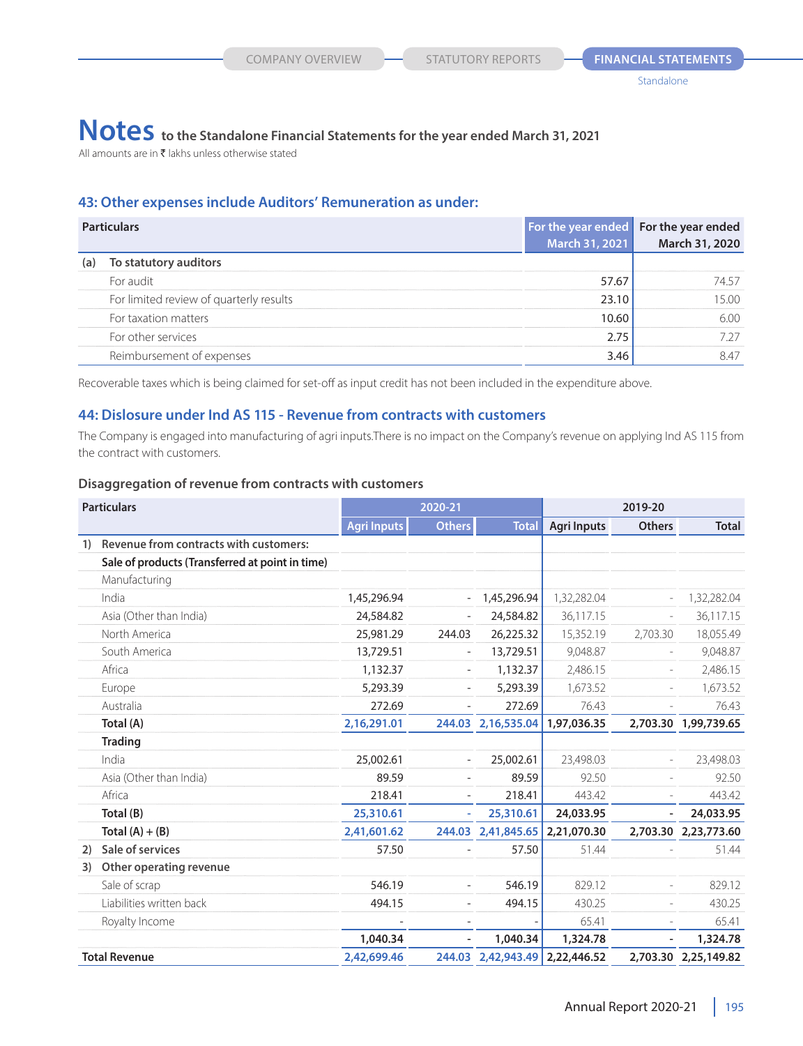# Notes to the Standalone Financial Statements for the year ended March 31, 2021

All amounts are in ₹ lakhs unless otherwise stated

## 43: Other expenses include Auditors' Remuneration as under:

| Particulars | | For the year ended March 31, 2021 | For the year ended March 31, 2020 |
|---|---|---|---|
| (a) | **To statutory auditors** | | |
| | For audit | 57.67 | 74.57 |
| | For limited review of quarterly results | 23.10 | 15.00 |
| | For taxation matters | 10.60 | 6.00 |
| | For other services | 2.75 | 7.27 |
| | Reimbursement of expenses | 3.46 | 8.47 |

Recoverable taxes which is being claimed for set-off as input credit has not been included in the expenditure above.

## 44: Dislosure under Ind AS 115 - Revenue from contracts with customers

The Company is engaged into manufacturing of agri inputs.There is no impact on the Company's revenue on applying Ind AS 115 from the contract with customers.

### Disaggregation of revenue from contracts with customers

| Particulars | 2020-21 | | | 2019-20 | | |
|---|---|---|---|---|---|---|
| | Agri Inputs | Others | Total | Agri Inputs | Others | Total |
| **1) Revenue from contracts with customers:** | | | | | | |
| **Sale of products (Transferred at point in time)** | | | | | | |
| Manufacturing | | | | | | |
| India | 1,45,296.94 | - | 1,45,296.94 | 1,32,282.04 | - | 1,32,282.04 |
| Asia (Other than India) | 24,584.82 | - | 24,584.82 | 36,117.15 | - | 36,117.15 |
| North America | 25,981.29 | 244.03 | 26,225.32 | 15,352.19 | 2,703.30 | 18,055.49 |
| South America | 13,729.51 | - | 13,729.51 | 9,048.87 | - | 9,048.87 |
| Africa | 1,132.37 | - | 1,132.37 | 2,486.15 | - | 2,486.15 |
| Europe | 5,293.39 | - | 5,293.39 | 1,673.52 | - | 1,673.52 |
| Australia | 272.69 | - | 272.69 | 76.43 | - | 76.43 |
| **Total (A)** | **2,16,291.01** | **244.03** | **2,16,535.04** | **1,97,036.35** | **2,703.30** | **1,99,739.65** |
| **Trading** | | | | | | |
| India | 25,002.61 | - | 25,002.61 | 23,498.03 | - | 23,498.03 |
| Asia (Other than India) | 89.59 | - | 89.59 | 92.50 | - | 92.50 |
| Africa | 218.41 | - | 218.41 | 443.42 | - | 443.42 |
| **Total (B)** | **25,310.61** | **-** | **25,310.61** | **24,033.95** | **-** | **24,033.95** |
| **Total (A) + (B)** | **2,41,601.62** | **244.03** | **2,41,845.65** | **2,21,070.30** | **2,703.30** | **2,23,773.60** |
| **2) Sale of services** | 57.50 | - | 57.50 | 51.44 | - | 51.44 |
| **3) Other operating revenue** | | | | | | |
| Sale of scrap | 546.19 | - | 546.19 | 829.12 | - | 829.12 |
| Liabilities written back | 494.15 | - | 494.15 | 430.25 | - | 430.25 |
| Royalty Income | - | - | - | 65.41 | - | 65.41 |
| | **1,040.34** | **-** | **1,040.34** | **1,324.78** | **-** | **1,324.78** |
| **Total Revenue** | **2,42,699.46** | **244.03** | **2,42,943.49** | **2,22,446.52** | **2,703.30** | **2,25,149.82** |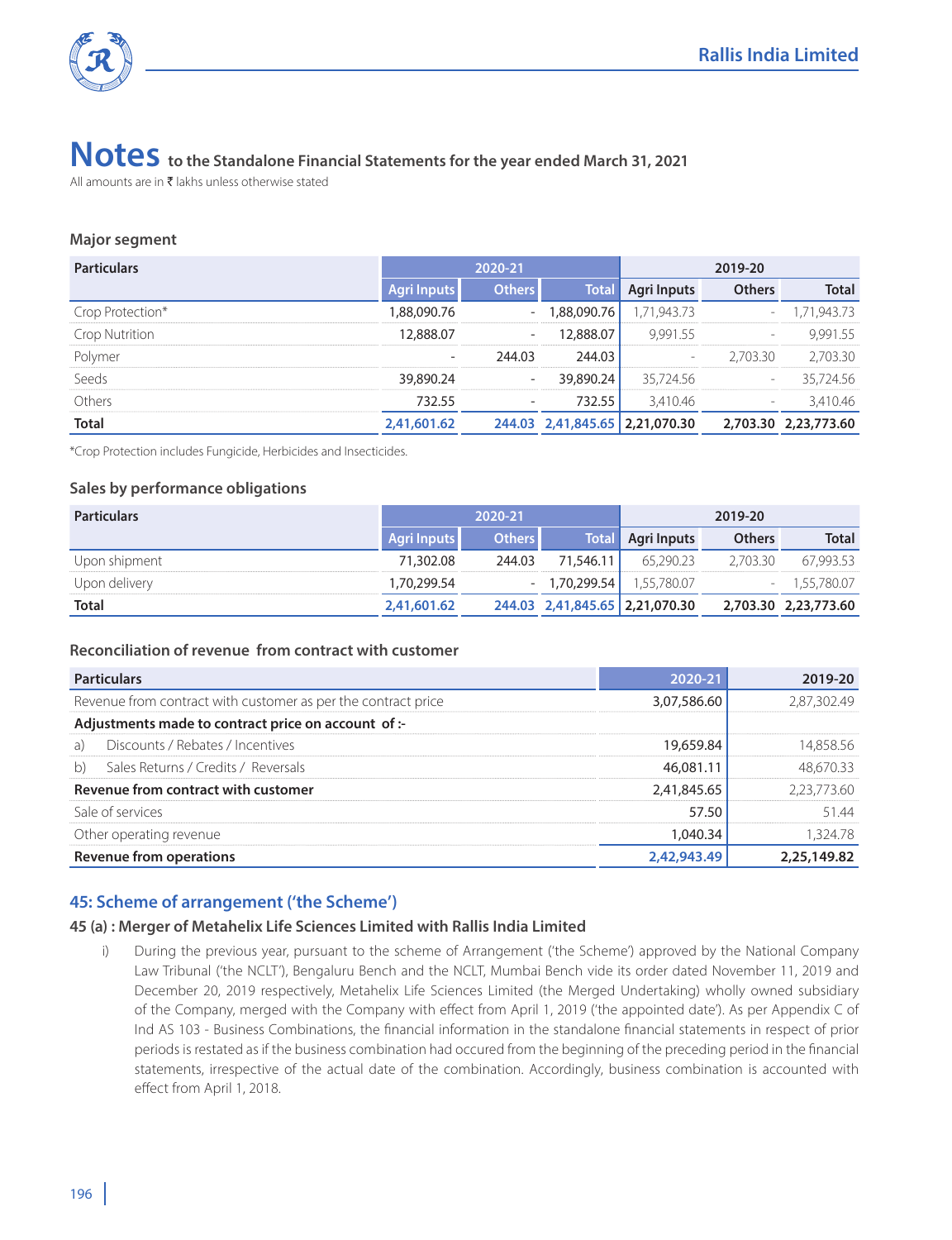# Notes to the Standalone Financial Statements for the year ended March 31, 2021

All amounts are in ₹ lakhs unless otherwise stated

### Major segment

| Particulars | 2020-21 | | | 2019-20 | | |
|---|---|---|---|---|---|---|
| | Agri Inputs | Others | Total | Agri Inputs | Others | Total |
| Crop Protection* | 1,88,090.76 | - | 1,88,090.76 | 1,71,943.73 | - | 1,71,943.73 |
| Crop Nutrition | 12,888.07 | - | 12,888.07 | 9,991.55 | - | 9,991.55 |
| Polymer | - | 244.03 | 244.03 | - | 2,703.30 | 2,703.30 |
| Seeds | 39,890.24 | - | 39,890.24 | 35,724.56 | - | 35,724.56 |
| Others | 732.55 | - | 732.55 | 3,410.46 | - | 3,410.46 |
| **Total** | **2,41,601.62** | **244.03** | **2,41,845.65** | **2,21,070.30** | **2,703.30** | **2,23,773.60** |

*Crop Protection includes Fungicide, Herbicides and Insecticides.

### Sales by performance obligations

| Particulars | 2020-21 | | | 2019-20 | | |
|---|---|---|---|---|---|---|
| | Agri Inputs | Others | Total | Agri Inputs | Others | Total |
| Upon shipment | 71,302.08 | 244.03 | 71,546.11 | 65,290.23 | 2,703.30 | 67,993.53 |
| Upon delivery | 1,70,299.54 | - | 1,70,299.54 | 1,55,780.07 | - | 1,55,780.07 |
| **Total** | **2,41,601.62** | **244.03** | **2,41,845.65** | **2,21,070.30** | **2,703.30** | **2,23,773.60** |

### Reconciliation of revenue from contract with customer

| Particulars | 2020-21 | 2019-20 |
|---|---|---|
| Revenue from contract with customer as per the contract price | 3,07,586.60 | 2,87,302.49 |
| **Adjustments made to contract price on account of :-** | | |
| a) Discounts / Rebates / Incentives | 19,659.84 | 14,858.56 |
| b) Sales Returns / Credits / Reversals | 46,081.11 | 48,670.33 |
| **Revenue from contract with customer** | 2,41,845.65 | 2,23,773.60 |
| Sale of services | 57.50 | 51.44 |
| Other operating revenue | 1,040.34 | 1,324.78 |
| **Revenue from operations** | **2,42,943.49** | **2,25,149.82** |

## 45: Scheme of arrangement ('the Scheme')

### 45 (a) : Merger of Metahelix Life Sciences Limited with Rallis India Limited

i) During the previous year, pursuant to the scheme of Arrangement ('the Scheme') approved by the National Company Law Tribunal ('the NCLT'), Bengaluru Bench and the NCLT, Mumbai Bench vide its order dated November 11, 2019 and December 20, 2019 respectively, Metahelix Life Sciences Limited (the Merged Undertaking) wholly owned subsidiary of the Company, merged with the Company with effect from April 1, 2019 ('the appointed date'). As per Appendix C of Ind AS 103 - Business Combinations, the financial information in the standalone financial statements in respect of prior periods is restated as if the business combination had occured from the beginning of the preceding period in the financial statements, irrespective of the actual date of the combination. Accordingly, business combination is accounted with effect from April 1, 2018.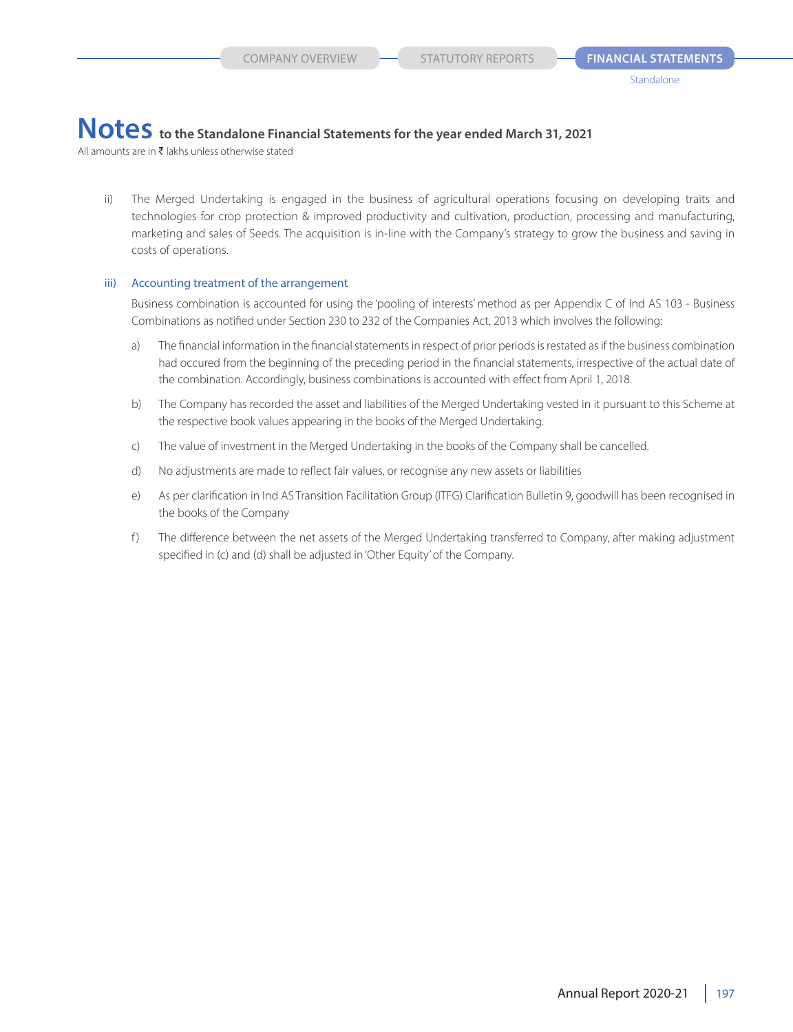ii) The Merged Undertaking is engaged in the business of agricultural operations focusing on developing traits and technologies for crop protection & improved productivity and cultivation, production, processing and manufacturing, marketing and sales of Seeds. The acquisition is in-line with the Company's strategy to grow the business and saving in costs of operations.

iii) Accounting treatment of the arrangement

Business combination is accounted for using the 'pooling of interests' method as per Appendix C of Ind AS 103 - Business Combinations as notified under Section 230 to 232 of the Companies Act, 2013 which involves the following:

a) The financial information in the financial statements in respect of prior periods is restated as if the business combination had occured from the beginning of the preceding period in the financial statements, irrespective of the actual date of the combination. Accordingly, business combinations is accounted with effect from April 1, 2018.

b) The Company has recorded the asset and liabilities of the Merged Undertaking vested in it pursuant to this Scheme at the respective book values appearing in the books of the Merged Undertaking.

c) The value of investment in the Merged Undertaking in the books of the Company shall be cancelled.

d) No adjustments are made to reflect fair values, or recognise any new assets or liabilities

e) As per clarification in Ind AS Transition Facilitation Group (ITFG) Clarification Bulletin 9, goodwill has been recognised in the books of the Company

f) The difference between the net assets of the Merged Undertaking transferred to Company, after making adjustment specified in (c) and (d) shall be adjusted in 'Other Equity' of the Company.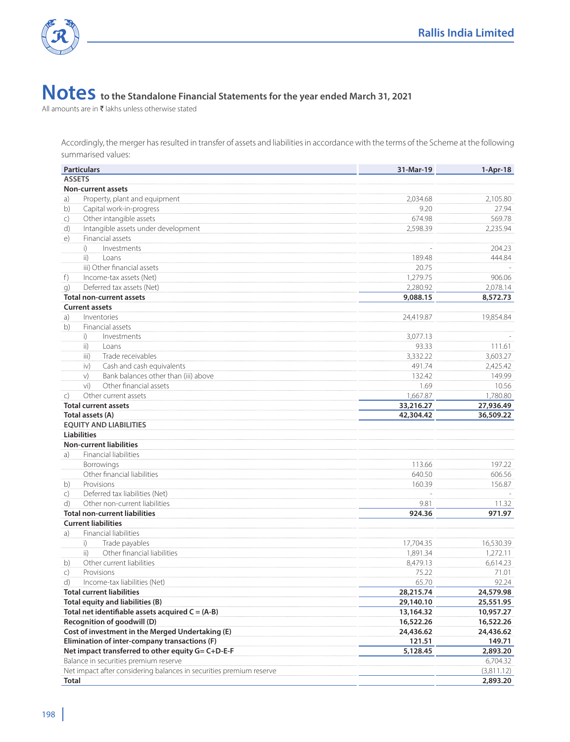# Notes to the Standalone Financial Statements for the year ended March 31, 2021

All amounts are in ₹ lakhs unless otherwise stated

Accordingly, the merger has resulted in transfer of assets and liabilities in accordance with the terms of the Scheme at the following summarised values:

| Particulars | 31-Mar-19 | 1-Apr-18 |
|---|---|---|
| **ASSETS** | | |
| **Non-current assets** | | |
| a) Property, plant and equipment | 2,034.68 | 2,105.80 |
| b) Capital work-in-progress | 9.20 | 27.94 |
| c) Other intangible assets | 674.98 | 569.78 |
| d) Intangible assets under development | 2,598.39 | 2,235.94 |
| e) Financial assets | | |
| i) Investments | - | 204.23 |
| ii) Loans | 189.48 | 444.84 |
| iii) Other financial assets | 20.75 | - |
| f) Income-tax assets (Net) | 1,279.75 | 906.06 |
| g) Deferred tax assets (Net) | 2,280.92 | 2,078.14 |
| **Total non-current assets** | **9,088.15** | **8,572.73** |
| **Current assets** | | |
| a) Inventories | 24,419.87 | 19,854.84 |
| b) Financial assets | | |
| i) Investments | 3,077.13 | - |
| ii) Loans | 93.33 | 111.61 |
| iii) Trade receivables | 3,332.22 | 3,603.27 |
| iv) Cash and cash equivalents | 491.74 | 2,425.42 |
| v) Bank balances other than (iii) above | 132.42 | 149.99 |
| vi) Other financial assets | 1.69 | 10.56 |
| c) Other current assets | 1,667.87 | 1,780.80 |
| **Total current assets** | **33,216.27** | **27,936.49** |
| **Total assets (A)** | **42,304.42** | **36,509.22** |
| **EQUITY AND LIABILITIES** | | |
| **Liabilities** | | |
| **Non-current liabilities** | | |
| a) Financial liabilities | | |
| Borrowings | 113.66 | 197.22 |
| Other financial liabilities | 640.50 | 606.56 |
| b) Provisions | 160.39 | 156.87 |
| c) Deferred tax liabilities (Net) | - | - |
| d) Other non-current liabilities | 9.81 | 11.32 |
| **Total non-current liabilities** | **924.36** | **971.97** |
| **Current liabilities** | | |
| a) Financial liabilities | | |
| i) Trade payables | 17,704.35 | 16,530.39 |
| ii) Other financial liabilities | 1,891.34 | 1,272.11 |
| b) Other current liabilities | 8,479.13 | 6,614.23 |
| c) Provisions | 75.22 | 71.01 |
| d) Income-tax liabilities (Net) | 65.70 | 92.24 |
| **Total current liabilities** | **28,215.74** | **24,579.98** |
| **Total equity and liabilities (B)** | **29,140.10** | **25,551.95** |
| **Total net identifiable assets acquired C = (A-B)** | **13,164.32** | **10,957.27** |
| **Recognition of goodwill (D)** | **16,522.26** | **16,522.26** |
| **Cost of investment in the Merged Undertaking (E)** | **24,436.62** | **24,436.62** |
| **Elimination of inter-company transactions (F)** | **121.51** | **149.71** |
| **Net impact transferred to other equity G= C+D-E-F** | **5,128.45** | **2,893.20** |
| Balance in securities premium reserve | | 6,704.32 |
| Net impact after considering balances in securities premium reserve | | (3,811.12) |
| **Total** | | **2,893.20** |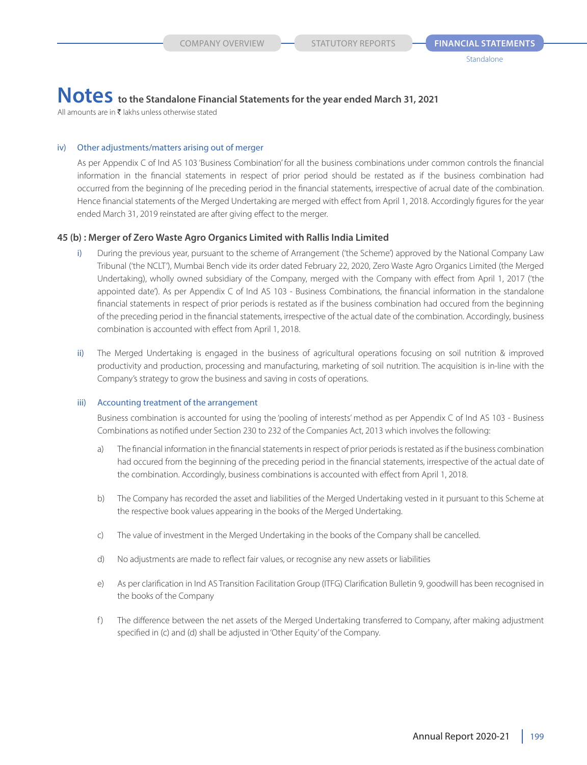# Notes to the Standalone Financial Statements for the year ended March 31, 2021

All amounts are in ₹ lakhs unless otherwise stated

iv) Other adjustments/matters arising out of merger

As per Appendix C of Ind AS 103 'Business Combination' for all the business combinations under common controls the financial information in the financial statements in respect of prior period should be restated as if the business combination had occurred from the beginning of Ihe preceding period in the financial statements, irrespective of acrual date of the combination. Hence financial statements of the Merged Undertaking are merged with effect from April 1, 2018. Accordingly figures for the year ended March 31, 2019 reinstated are after giving effect to the merger.

## 45 (b) : Merger of Zero Waste Agro Organics Limited with Rallis India Limited

i) During the previous year, pursuant to the scheme of Arrangement ('the Scheme') approved by the National Company Law Tribunal ('the NCLT'), Mumbai Bench vide its order dated February 22, 2020, Zero Waste Agro Organics Limited (the Merged Undertaking), wholly owned subsidiary of the Company, merged with the Company with effect from April 1, 2017 ('the appointed date'). As per Appendix C of Ind AS 103 - Business Combinations, the financial information in the standalone financial statements in respect of prior periods is restated as if the business combination had occured from the beginning of the preceding period in the financial statements, irrespective of the actual date of the combination. Accordingly, business combination is accounted with effect from April 1, 2018.

ii) The Merged Undertaking is engaged in the business of agricultural operations focusing on soil nutrition & improved productivity and production, processing and manufacturing, marketing of soil nutrition. The acquisition is in-line with the Company's strategy to grow the business and saving in costs of operations.

iii) Accounting treatment of the arrangement

Business combination is accounted for using the 'pooling of interests' method as per Appendix C of Ind AS 103 - Business Combinations as notified under Section 230 to 232 of the Companies Act, 2013 which involves the following:

a) The financial information in the financial statements in respect of prior periods is restated as if the business combination had occured from the beginning of the preceding period in the financial statements, irrespective of the actual date of the combination. Accordingly, business combinations is accounted with effect from April 1, 2018.

b) The Company has recorded the asset and liabilities of the Merged Undertaking vested in it pursuant to this Scheme at the respective book values appearing in the books of the Merged Undertaking.

c) The value of investment in the Merged Undertaking in the books of the Company shall be cancelled.

d) No adjustments are made to reflect fair values, or recognise any new assets or liabilities

e) As per clarification in Ind AS Transition Facilitation Group (ITFG) Clarification Bulletin 9, goodwill has been recognised in the books of the Company

f) The difference between the net assets of the Merged Undertaking transferred to Company, after making adjustment specified in (c) and (d) shall be adjusted in 'Other Equity' of the Company.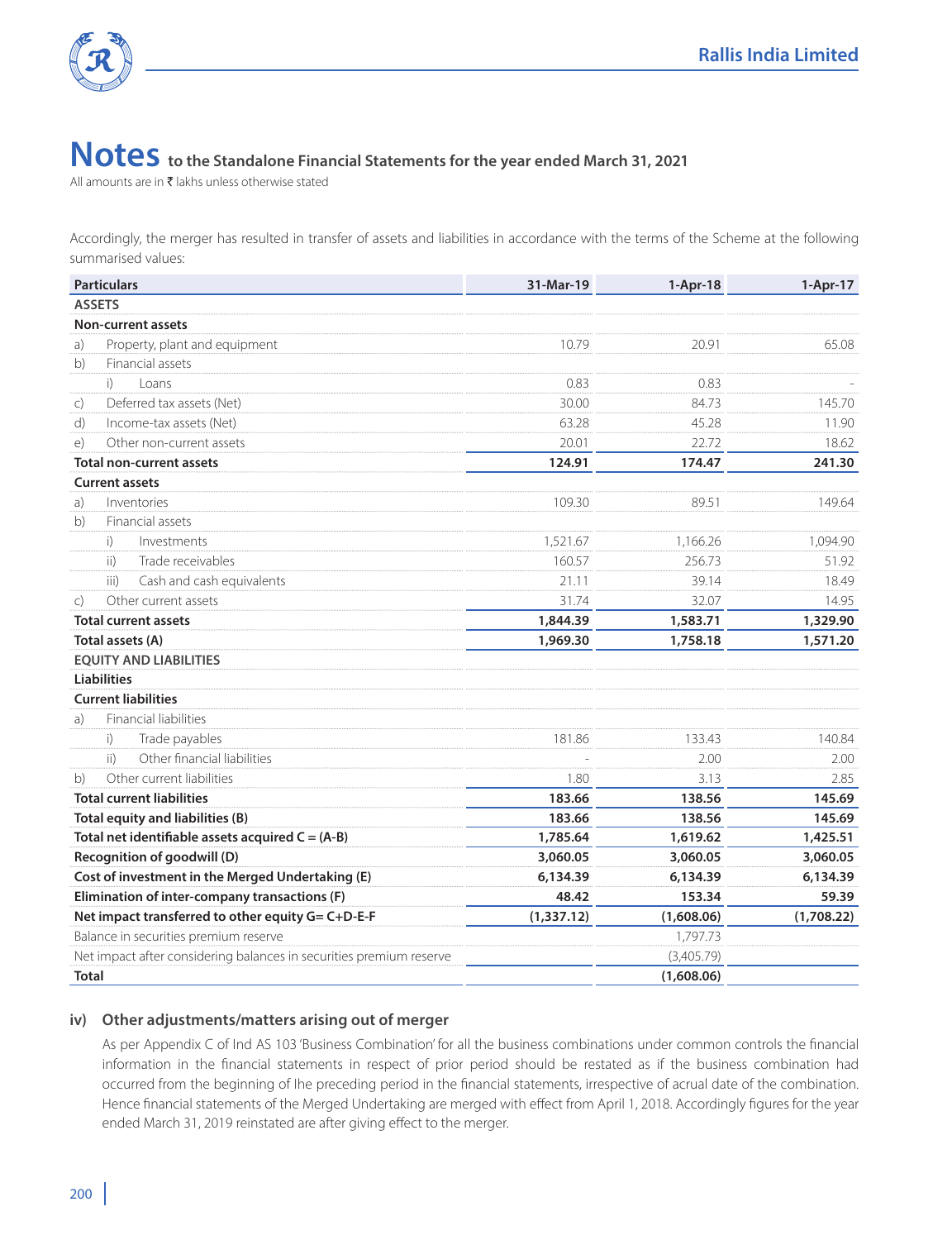# Notes to the Standalone Financial Statements for the year ended March 31, 2021

All amounts are in ₹ lakhs unless otherwise stated

Accordingly, the merger has resulted in transfer of assets and liabilities in accordance with the terms of the Scheme at the following summarised values:

| Particulars | 31-Mar-19 | 1-Apr-18 | 1-Apr-17 |
|---|---|---|---|
| **ASSETS** | | | |
| **Non-current assets** | | | |
| a) Property, plant and equipment | 10.79 | 20.91 | 65.08 |
| b) Financial assets | | | |
| i) Loans | 0.83 | 0.83 | - |
| c) Deferred tax assets (Net) | 30.00 | 84.73 | 145.70 |
| d) Income-tax assets (Net) | 63.28 | 45.28 | 11.90 |
| e) Other non-current assets | 20.01 | 22.72 | 18.62 |
| **Total non-current assets** | **124.91** | **174.47** | **241.30** |
| **Current assets** | | | |
| a) Inventories | 109.30 | 89.51 | 149.64 |
| b) Financial assets | | | |
| i) Investments | 1,521.67 | 1,166.26 | 1,094.90 |
| ii) Trade receivables | 160.57 | 256.73 | 51.92 |
| iii) Cash and cash equivalents | 21.11 | 39.14 | 18.49 |
| c) Other current assets | 31.74 | 32.07 | 14.95 |
| **Total current assets** | **1,844.39** | **1,583.71** | **1,329.90** |
| **Total assets (A)** | **1,969.30** | **1,758.18** | **1,571.20** |
| **EQUITY AND LIABILITIES** | | | |
| **Liabilities** | | | |
| **Current liabilities** | | | |
| a) Financial liabilities | | | |
| i) Trade payables | 181.86 | 133.43 | 140.84 |
| ii) Other financial liabilities | - | 2.00 | 2.00 |
| b) Other current liabilities | 1.80 | 3.13 | 2.85 |
| **Total current liabilities** | **183.66** | **138.56** | **145.69** |
| **Total equity and liabilities (B)** | **183.66** | **138.56** | **145.69** |
| **Total net identifiable assets acquired C = (A-B)** | **1,785.64** | **1,619.62** | **1,425.51** |
| **Recognition of goodwill (D)** | **3,060.05** | **3,060.05** | **3,060.05** |
| **Cost of investment in the Merged Undertaking (E)** | **6,134.39** | **6,134.39** | **6,134.39** |
| **Elimination of inter-company transactions (F)** | **48.42** | **153.34** | **59.39** |
| **Net impact transferred to other equity G= C+D-E-F** | **(1,337.12)** | **(1,608.06)** | **(1,708.22)** |
| Balance in securities premium reserve | | 1,797.73 | |
| Net impact after considering balances in securities premium reserve | | (3,405.79) | |
| **Total** | | **(1,608.06)** | |

### iv) Other adjustments/matters arising out of merger

As per Appendix C of Ind AS 103 'Business Combination' for all the business combinations under common controls the financial information in the financial statements in respect of prior period should be restated as if the business combination had occurred from the beginning of Ihe preceding period in the financial statements, irrespective of acrual date of the combination. Hence financial statements of the Merged Undertaking are merged with effect from April 1, 2018. Accordingly figures for the year ended March 31, 2019 reinstated are after giving effect to the merger.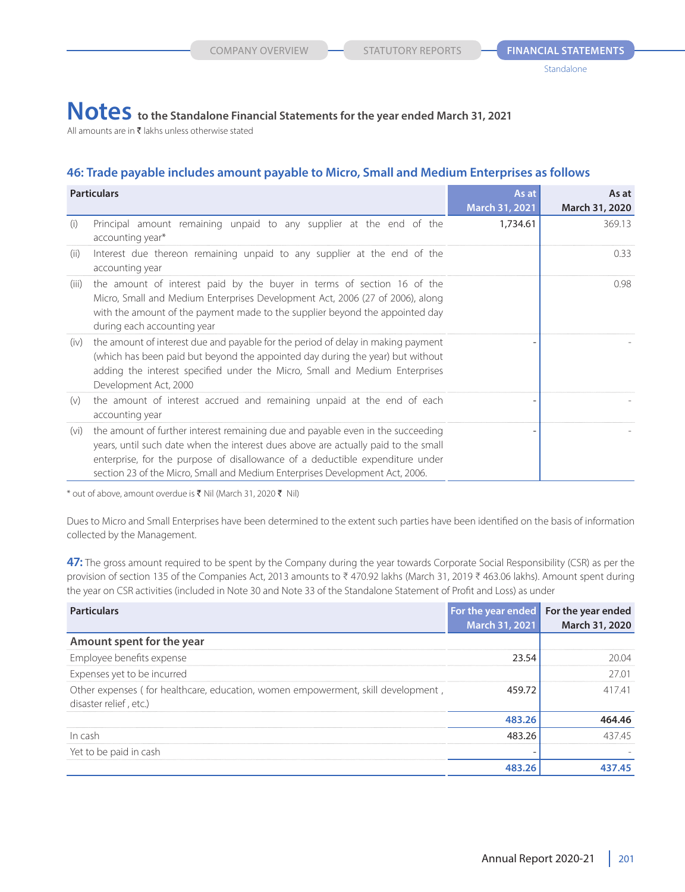# Notes to the Standalone Financial Statements for the year ended March 31, 2021

All amounts are in ₹ lakhs unless otherwise stated

## 46: Trade payable includes amount payable to Micro, Small and Medium Enterprises as follows

| | Particulars | As at March 31, 2021 | As at March 31, 2020 |
|---|---|---|---|
| (i) | Principal amount remaining unpaid to any supplier at the end of the accounting year* | 1,734.61 | 369.13 |
| (ii) | Interest due thereon remaining unpaid to any supplier at the end of the accounting year | | 0.33 |
| (iii) | the amount of interest paid by the buyer in terms of section 16 of the Micro, Small and Medium Enterprises Development Act, 2006 (27 of 2006), along with the amount of the payment made to the supplier beyond the appointed day during each accounting year | | 0.98 |
| (iv) | the amount of interest due and payable for the period of delay in making payment (which has been paid but beyond the appointed day during the year) but without adding the interest specified under the Micro, Small and Medium Enterprises Development Act, 2000 | - | - |
| (v) | the amount of interest accrued and remaining unpaid at the end of each accounting year | - | - |
| (vi) | the amount of further interest remaining due and payable even in the succeeding years, until such date when the interest dues above are actually paid to the small enterprise, for the purpose of disallowance of a deductible expenditure under section 23 of the Micro, Small and Medium Enterprises Development Act, 2006. | - | - |

\* out of above, amount overdue is ₹ Nil (March 31, 2020 ₹ Nil)

Dues to Micro and Small Enterprises have been determined to the extent such parties have been identified on the basis of information collected by the Management.

**47:** The gross amount required to be spent by the Company during the year towards Corporate Social Responsibility (CSR) as per the provision of section 135 of the Companies Act, 2013 amounts to ₹ 470.92 lakhs (March 31, 2019 ₹ 463.06 lakhs). Amount spent during the year on CSR activities (included in Note 30 and Note 33 of the Standalone Statement of Profit and Loss) as under

| Particulars | For the year ended March 31, 2021 | For the year ended March 31, 2020 |
|---|---|---|
| **Amount spent for the year** | | |
| Employee benefits expense | 23.54 | 20.04 |
| Expenses yet to be incurred | | 27.01 |
| Other expenses ( for healthcare, education, women empowerment, skill development , disaster relief , etc.) | 459.72 | 417.41 |
| | **483.26** | **464.46** |
| In cash | 483.26 | 437.45 |
| Yet to be paid in cash | - | - |
| | **483.26** | **437.45** |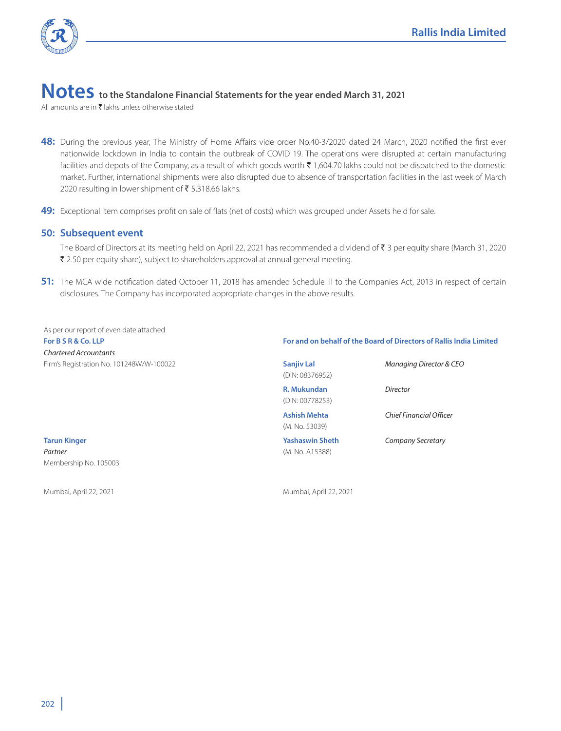# Notes to the Standalone Financial Statements for the year ended March 31, 2021

All amounts are in ₹ lakhs unless otherwise stated

**48:** During the previous year, The Ministry of Home Affairs vide order No.40-3/2020 dated 24 March, 2020 notified the first ever nationwide lockdown in India to contain the outbreak of COVID 19. The operations were disrupted at certain manufacturing facilities and depots of the Company, as a result of which goods worth ₹ 1,604.70 lakhs could not be dispatched to the domestic market. Further, international shipments were also disrupted due to absence of transportation facilities in the last week of March 2020 resulting in lower shipment of ₹ 5,318.66 lakhs.

**49:** Exceptional item comprises profit on sale of flats (net of costs) which was grouped under Assets held for sale.

## 50: Subsequent event

The Board of Directors at its meeting held on April 22, 2021 has recommended a dividend of ₹ 3 per equity share (March 31, 2020 ₹ 2.50 per equity share), subject to shareholders approval at annual general meeting.

**51:** The MCA wide notification dated October 11, 2018 has amended Schedule III to the Companies Act, 2013 in respect of certain disclosures. The Company has incorporated appropriate changes in the above results.

As per our report of even date attached

**For B S R & Co. LLP**
*Chartered Accountants*
Firm's Registration No. 101248W/W-100022

**Tarun Kinger**
*Partner*
Membership No. 105003

Mumbai, April 22, 2021

**For and on behalf of the Board of Directors of Rallis India Limited**

**Sanjiv Lal** (DIN: 08376952) — *Managing Director & CEO*

**R. Mukundan** (DIN: 00778253) — *Director*

**Ashish Mehta** (M. No. 53039) — *Chief Financial Officer*

**Yashaswin Sheth** (M. No. A15388) — *Company Secretary*

Mumbai, April 22, 2021